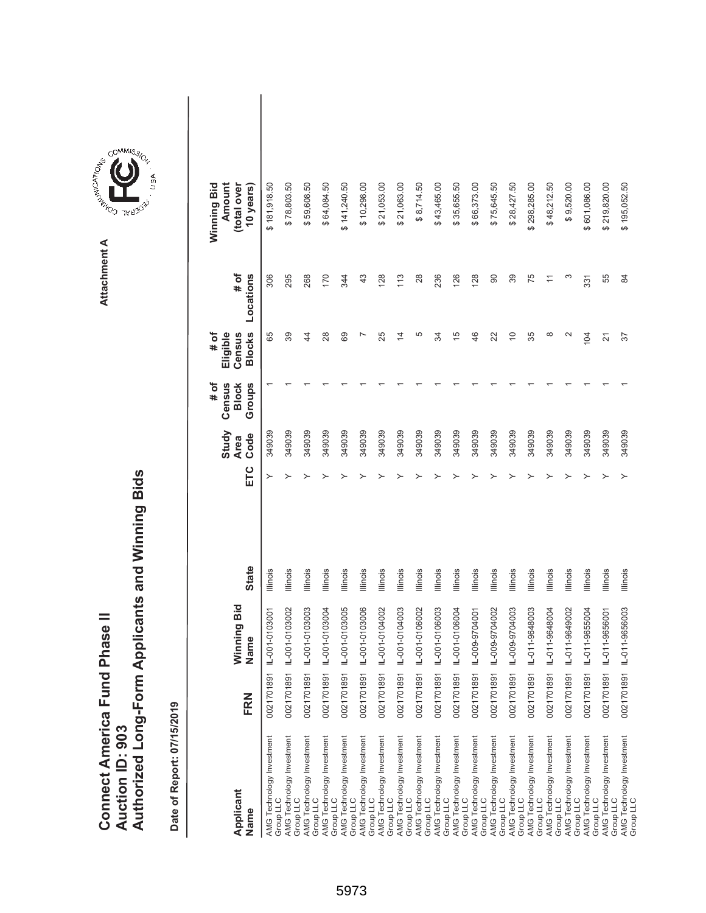# Connect America Fund Phase II
# Auction ID: 903
# Authorized Long-Form Applicants and Winning Bids

Attachment A

Date of Report: 07/15/2019

| Applicant Name | FRN | Winning Bid Name | State | ETC | Study Area Code | # of Census Block Groups | # of Eligible Census Blocks | # of Locations | Winning Bid Amount (total over 10 years) |
|---|---|---|---|---|---|---|---|---|---|
| AMG Technology Investment Group LLC | 0021701891 | IL-001-0103001 | Illinois | Y | 349039 | 1 | 65 | 306 | $ 181,918.50 |
| AMG Technology Investment Group LLC | 0021701891 | IL-001-0103002 | Illinois | Y | 349039 | 1 | 39 | 295 | $ 78,803.50 |
| AMG Technology Investment Group LLC | 0021701891 | IL-001-0103003 | Illinois | Y | 349039 | 1 | 44 | 268 | $ 59,608.50 |
| AMG Technology Investment Group LLC | 0021701891 | IL-001-0103004 | Illinois | Y | 349039 | 1 | 28 | 170 | $ 64,084.50 |
| AMG Technology Investment Group LLC | 0021701891 | IL-001-0103005 | Illinois | Y | 349039 | 1 | 69 | 344 | $ 141,240.50 |
| AMG Technology Investment Group LLC | 0021701891 | IL-001-0103006 | Illinois | Y | 349039 | 1 | 7 | 43 | $ 10,298.00 |
| AMG Technology Investment Group LLC | 0021701891 | IL-001-0104002 | Illinois | Y | 349039 | 1 | 25 | 128 | $ 21,053.00 |
| AMG Technology Investment Group LLC | 0021701891 | IL-001-0104003 | Illinois | Y | 349039 | 1 | 14 | 113 | $ 21,063.00 |
| AMG Technology Investment Group LLC | 0021701891 | IL-001-0106002 | Illinois | Y | 349039 | 1 | 5 | 28 | $ 8,714.50 |
| AMG Technology Investment Group LLC | 0021701891 | IL-001-0106003 | Illinois | Y | 349039 | 1 | 34 | 236 | $ 43,465.00 |
| AMG Technology Investment Group LLC | 0021701891 | IL-001-0106004 | Illinois | Y | 349039 | 1 | 15 | 126 | $ 35,655.50 |
| AMG Technology Investment Group LLC | 0021701891 | IL-009-9704001 | Illinois | Y | 349039 | 1 | 46 | 128 | $ 66,373.00 |
| AMG Technology Investment Group LLC | 0021701891 | IL-009-9704002 | Illinois | Y | 349039 | 1 | 22 | 90 | $ 75,645.50 |
| AMG Technology Investment Group LLC | 0021701891 | IL-009-9704003 | Illinois | Y | 349039 | 1 | 10 | 39 | $ 28,427.50 |
| AMG Technology Investment Group LLC | 0021701891 | IL-011-9648003 | Illinois | Y | 349039 | 1 | 35 | 75 | $ 298,285.00 |
| AMG Technology Investment Group LLC | 0021701891 | IL-011-9648004 | Illinois | Y | 349039 | 1 | 8 | 11 | $ 48,212.50 |
| AMG Technology Investment Group LLC | 0021701891 | IL-011-9649002 | Illinois | Y | 349039 | 1 | 2 | 3 | $ 9,520.00 |
| AMG Technology Investment Group LLC | 0021701891 | IL-011-9655004 | Illinois | Y | 349039 | 1 | 104 | 331 | $ 601,086.00 |
| AMG Technology Investment Group LLC | 0021701891 | IL-011-9656001 | Illinois | Y | 349039 | 1 | 21 | 55 | $ 219,820.00 |
| AMG Technology Investment Group LLC | 0021701891 | IL-011-9656003 | Illinois | Y | 349039 | 1 | 37 | 84 | $ 195,052.50 |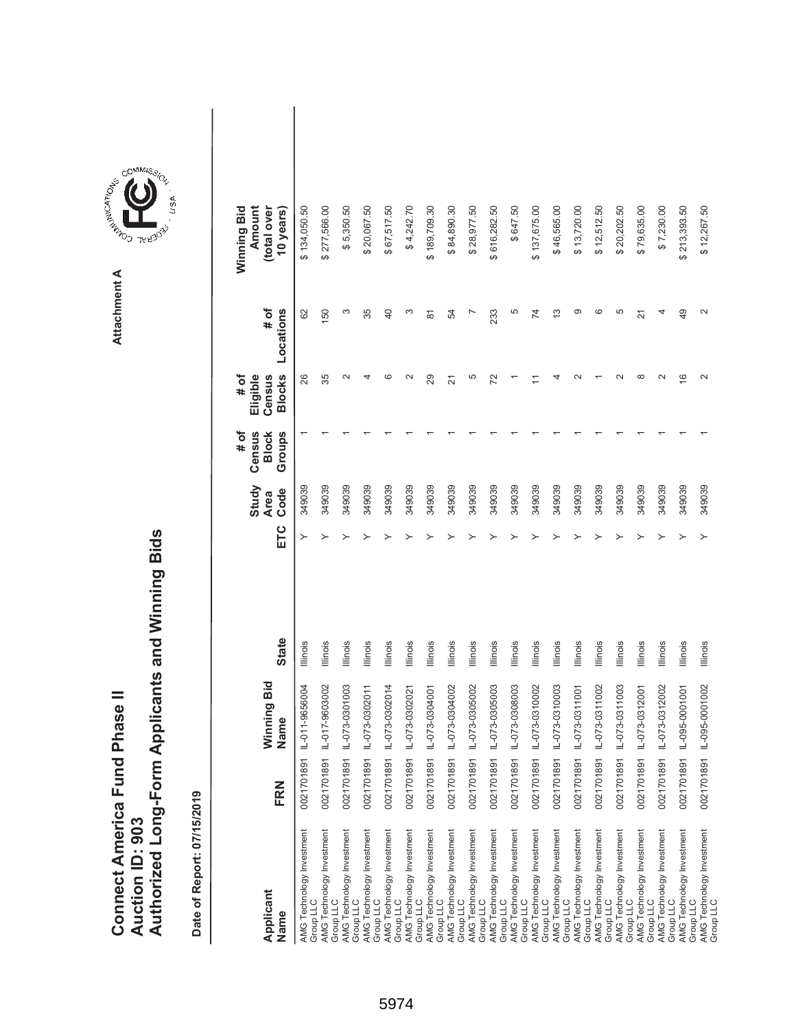# Connect America Fund Phase II
# Auction ID: 903
# Authorized Long-Form Applicants and Winning Bids

Attachment A

**Date of Report: 07/15/2019**

| Applicant Name | FRN | Winning Bid Name | State | ETC | Study Area Code | # of Census Block Groups | # of Eligible Census Blocks | # of Locations | Winning Bid Amount (total over 10 years) |
|---|---|---|---|---|---|---|---|---|---|
| AMG Technology Investment Group LLC | 0021701891 | IL-011-9656004 | Illinois | Y | 349039 | 1 | 26 | 62 | $ 134,050.50 |
| AMG Technology Investment Group LLC | 0021701891 | IL-017-9603002 | Illinois | Y | 349039 | 1 | 35 | 150 | $ 277,566.00 |
| AMG Technology Investment Group LLC | 0021701891 | IL-073-0301003 | Illinois | Y | 349039 | 1 | 2 | 3 | $ 5,350.50 |
| AMG Technology Investment Group LLC | 0021701891 | IL-073-0302011 | Illinois | Y | 349039 | 1 | 4 | 35 | $ 20,067.50 |
| AMG Technology Investment Group LLC | 0021701891 | IL-073-0302014 | Illinois | Y | 349039 | 1 | 6 | 40 | $ 67,517.50 |
| AMG Technology Investment Group LLC | 0021701891 | IL-073-0302021 | Illinois | Y | 349039 | 1 | 2 | 3 | $ 4,242.70 |
| AMG Technology Investment Group LLC | 0021701891 | IL-073-0304001 | Illinois | Y | 349039 | 1 | 29 | 81 | $ 189,709.30 |
| AMG Technology Investment Group LLC | 0021701891 | IL-073-0304002 | Illinois | Y | 349039 | 1 | 21 | 54 | $ 84,890.30 |
| AMG Technology Investment Group LLC | 0021701891 | IL-073-0305002 | Illinois | Y | 349039 | 1 | 5 | 7 | $ 28,977.50 |
| AMG Technology Investment Group LLC | 0021701891 | IL-073-0305003 | Illinois | Y | 349039 | 1 | 72 | 233 | $ 616,282.50 |
| AMG Technology Investment Group LLC | 0021701891 | IL-073-0308003 | Illinois | Y | 349039 | 1 | 1 | 5 | $ 647.50 |
| AMG Technology Investment Group LLC | 0021701891 | IL-073-0310002 | Illinois | Y | 349039 | 1 | 11 | 74 | $ 137,675.00 |
| AMG Technology Investment Group LLC | 0021701891 | IL-073-0310003 | Illinois | Y | 349039 | 1 | 4 | 13 | $ 46,565.00 |
| AMG Technology Investment Group LLC | 0021701891 | IL-073-0311001 | Illinois | Y | 349039 | 1 | 2 | 9 | $ 13,720.00 |
| AMG Technology Investment Group LLC | 0021701891 | IL-073-0311002 | Illinois | Y | 349039 | 1 | 1 | 6 | $ 12,512.50 |
| AMG Technology Investment Group LLC | 0021701891 | IL-073-0311003 | Illinois | Y | 349039 | 1 | 2 | 5 | $ 20,202.50 |
| AMG Technology Investment Group LLC | 0021701891 | IL-073-0312001 | Illinois | Y | 349039 | 1 | 8 | 21 | $ 79,635.00 |
| AMG Technology Investment Group LLC | 0021701891 | IL-073-0312002 | Illinois | Y | 349039 | 1 | 2 | 4 | $ 7,230.00 |
| AMG Technology Investment Group LLC | 0021701891 | IL-095-0001001 | Illinois | Y | 349039 | 1 | 16 | 49 | $ 213,393.50 |
| AMG Technology Investment Group LLC | 0021701891 | IL-095-0001002 | Illinois | Y | 349039 | 1 | 2 | 2 | $ 12,267.50 |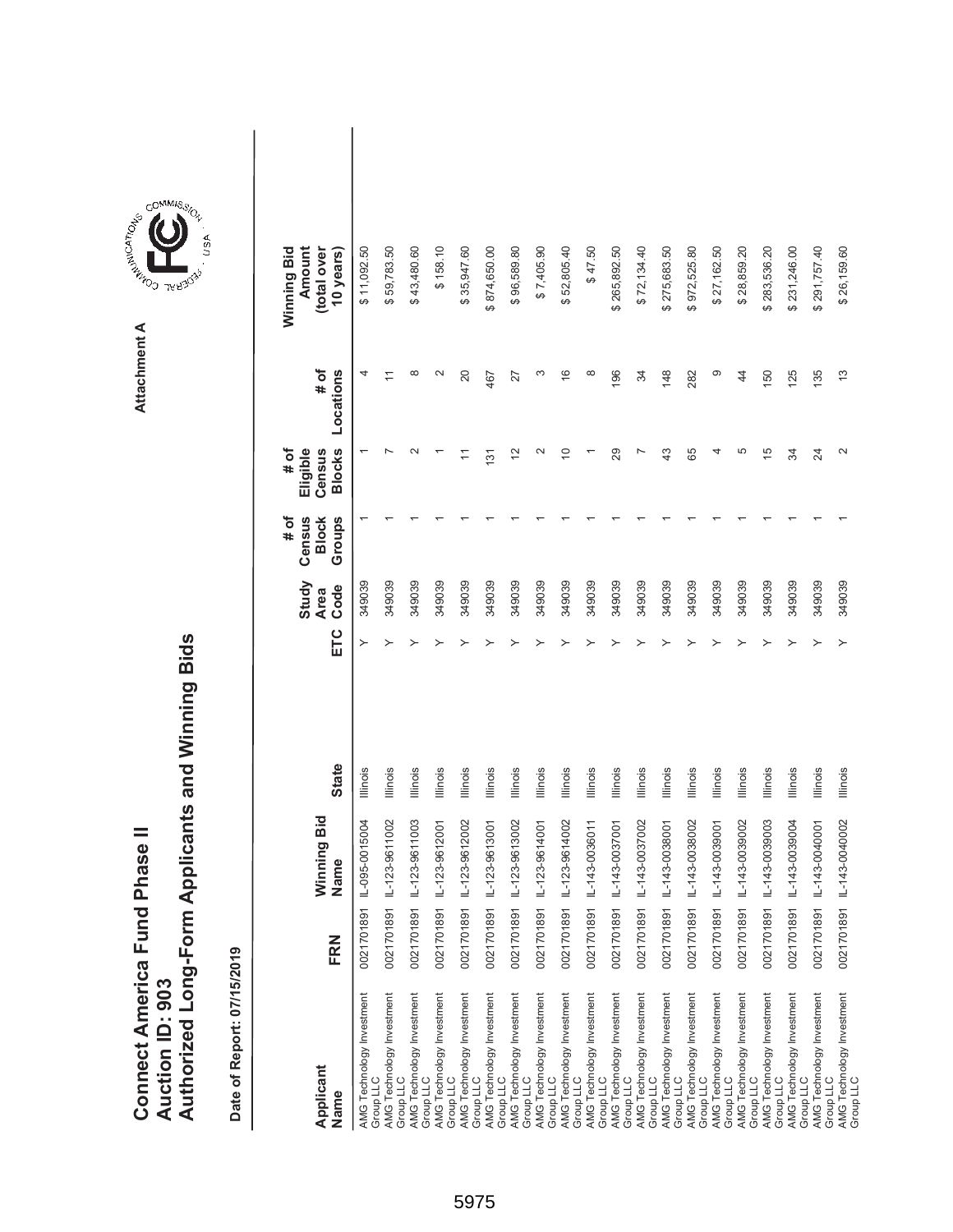# Connect America Fund Phase II
# Auction ID: 903
# Authorized Long-Form Applicants and Winning Bids

Attachment A

**Date of Report: 07/15/2019**

| Applicant Name | FRN | Winning Bid Name | State | ETC | Study Area Code | # of Census Block Groups | # of Eligible Census Blocks | # of Locations | Winning Bid Amount (total over 10 years) |
|---|---|---|---|---|---|---|---|---|---|
| AMG Technology Investment Group LLC | 0021701891 | IL-095-0015004 | Illinois | Y | 349039 | 1 | 1 | 4 | $ 11,092.50 |
| AMG Technology Investment Group LLC | 0021701891 | IL-123-9611002 | Illinois | Y | 349039 | 1 | 7 | 11 | $ 59,783.50 |
| AMG Technology Investment Group LLC | 0021701891 | IL-123-9611003 | Illinois | Y | 349039 | 1 | 2 | 8 | $ 43,480.60 |
| AMG Technology Investment Group LLC | 0021701891 | IL-123-9612001 | Illinois | Y | 349039 | 1 | 1 | 2 | $ 158.10 |
| AMG Technology Investment Group LLC | 0021701891 | IL-123-9612002 | Illinois | Y | 349039 | 1 | 11 | 20 | $ 35,947.60 |
| AMG Technology Investment Group LLC | 0021701891 | IL-123-9613001 | Illinois | Y | 349039 | 1 | 131 | 467 | $ 874,650.00 |
| AMG Technology Investment Group LLC | 0021701891 | IL-123-9613002 | Illinois | Y | 349039 | 1 | 12 | 27 | $ 96,589.80 |
| AMG Technology Investment Group LLC | 0021701891 | IL-123-9614001 | Illinois | Y | 349039 | 1 | 2 | 3 | $ 7,405.90 |
| AMG Technology Investment Group LLC | 0021701891 | IL-123-9614002 | Illinois | Y | 349039 | 1 | 10 | 16 | $ 52,805.40 |
| AMG Technology Investment Group LLC | 0021701891 | IL-143-0036011 | Illinois | Y | 349039 | 1 | 1 | 8 | $ 47.50 |
| AMG Technology Investment Group LLC | 0021701891 | IL-143-0037001 | Illinois | Y | 349039 | 1 | 29 | 196 | $ 265,892.50 |
| AMG Technology Investment Group LLC | 0021701891 | IL-143-0037002 | Illinois | Y | 349039 | 1 | 7 | 34 | $ 72,134.40 |
| AMG Technology Investment Group LLC | 0021701891 | IL-143-0038001 | Illinois | Y | 349039 | 1 | 43 | 148 | $ 275,683.50 |
| AMG Technology Investment Group LLC | 0021701891 | IL-143-0038002 | Illinois | Y | 349039 | 1 | 65 | 282 | $ 972,525.80 |
| AMG Technology Investment Group LLC | 0021701891 | IL-143-0039001 | Illinois | Y | 349039 | 1 | 4 | 9 | $ 27,162.50 |
| AMG Technology Investment Group LLC | 0021701891 | IL-143-0039002 | Illinois | Y | 349039 | 1 | 5 | 44 | $ 28,859.20 |
| AMG Technology Investment Group LLC | 0021701891 | IL-143-0039003 | Illinois | Y | 349039 | 1 | 15 | 150 | $ 283,536.20 |
| AMG Technology Investment Group LLC | 0021701891 | IL-143-0039004 | Illinois | Y | 349039 | 1 | 34 | 125 | $ 231,246.00 |
| AMG Technology Investment Group LLC | 0021701891 | IL-143-0040001 | Illinois | Y | 349039 | 1 | 24 | 135 | $ 291,757.40 |
| AMG Technology Investment Group LLC | 0021701891 | IL-143-0040002 | Illinois | Y | 349039 | 1 | 2 | 13 | $ 26,159.60 |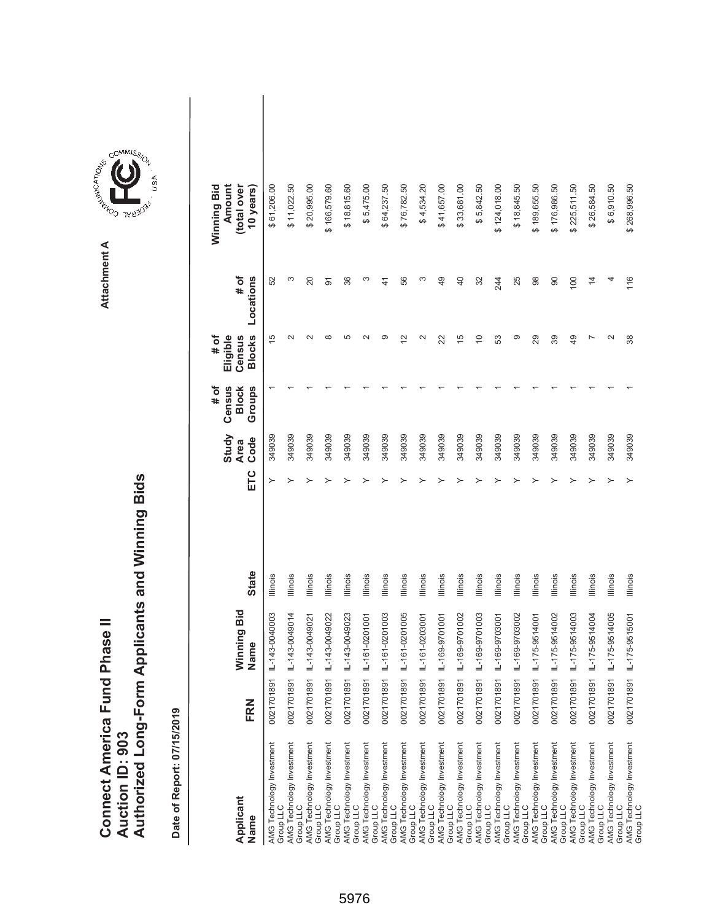# Connect America Fund Phase II
# Auction ID: 903
# Authorized Long-Form Applicants and Winning Bids

Attachment A

**Date of Report: 07/15/2019**

| Applicant Name | FRN | Winning Bid Name | State | ETC | Study Area Code | # of Census Block Groups | # of Eligible Census Blocks | # of Locations | Winning Bid Amount (total over 10 years) |
|---|---|---|---|---|---|---|---|---|---|
| AMG Technology Investment Group LLC | 0021701891 | IL-143-0040003 | Illinois | Y | 349039 | 1 | 15 | 52 | $ 61,206.00 |
| AMG Technology Investment Group LLC | 0021701891 | IL-143-0049014 | Illinois | Y | 349039 | 1 | 2 | 3 | $ 11,022.50 |
| AMG Technology Investment Group LLC | 0021701891 | IL-143-0049021 | Illinois | Y | 349039 | 1 | 2 | 20 | $ 20,995.00 |
| AMG Technology Investment Group LLC | 0021701891 | IL-143-0049022 | Illinois | Y | 349039 | 1 | 8 | 91 | $ 166,579.60 |
| AMG Technology Investment Group LLC | 0021701891 | IL-143-0049023 | Illinois | Y | 349039 | 1 | 5 | 36 | $ 18,815.60 |
| AMG Technology Investment Group LLC | 0021701891 | IL-161-0201001 | Illinois | Y | 349039 | 1 | 2 | 3 | $ 5,475.00 |
| AMG Technology Investment Group LLC | 0021701891 | IL-161-0201003 | Illinois | Y | 349039 | 1 | 9 | 41 | $ 64,237.50 |
| AMG Technology Investment Group LLC | 0021701891 | IL-161-0201005 | Illinois | Y | 349039 | 1 | 12 | 56 | $ 76,782.50 |
| AMG Technology Investment Group LLC | 0021701891 | IL-161-0203001 | Illinois | Y | 349039 | 1 | 2 | 3 | $ 4,534.20 |
| AMG Technology Investment Group LLC | 0021701891 | IL-169-9701001 | Illinois | Y | 349039 | 1 | 22 | 49 | $ 41,657.00 |
| AMG Technology Investment Group LLC | 0021701891 | IL-169-9701002 | Illinois | Y | 349039 | 1 | 15 | 40 | $ 33,681.00 |
| AMG Technology Investment Group LLC | 0021701891 | IL-169-9701003 | Illinois | Y | 349039 | 1 | 10 | 32 | $ 5,842.50 |
| AMG Technology Investment Group LLC | 0021701891 | IL-169-9703001 | Illinois | Y | 349039 | 1 | 53 | 244 | $ 124,018.00 |
| AMG Technology Investment Group LLC | 0021701891 | IL-169-9703002 | Illinois | Y | 349039 | 1 | 9 | 25 | $ 18,845.50 |
| AMG Technology Investment Group LLC | 0021701891 | IL-175-9514001 | Illinois | Y | 349039 | 1 | 29 | 98 | $ 189,655.50 |
| AMG Technology Investment Group LLC | 0021701891 | IL-175-9514002 | Illinois | Y | 349039 | 1 | 39 | 90 | $ 176,986.50 |
| AMG Technology Investment Group LLC | 0021701891 | IL-175-9514003 | Illinois | Y | 349039 | 1 | 49 | 100 | $ 225,511.50 |
| AMG Technology Investment Group LLC | 0021701891 | IL-175-9514004 | Illinois | Y | 349039 | 1 | 7 | 14 | $ 26,584.50 |
| AMG Technology Investment Group LLC | 0021701891 | IL-175-9514005 | Illinois | Y | 349039 | 1 | 2 | 4 | $ 6,910.50 |
| AMG Technology Investment Group LLC | 0021701891 | IL-175-9515001 | Illinois | Y | 349039 | 1 | 38 | 116 | $ 268,996.50 |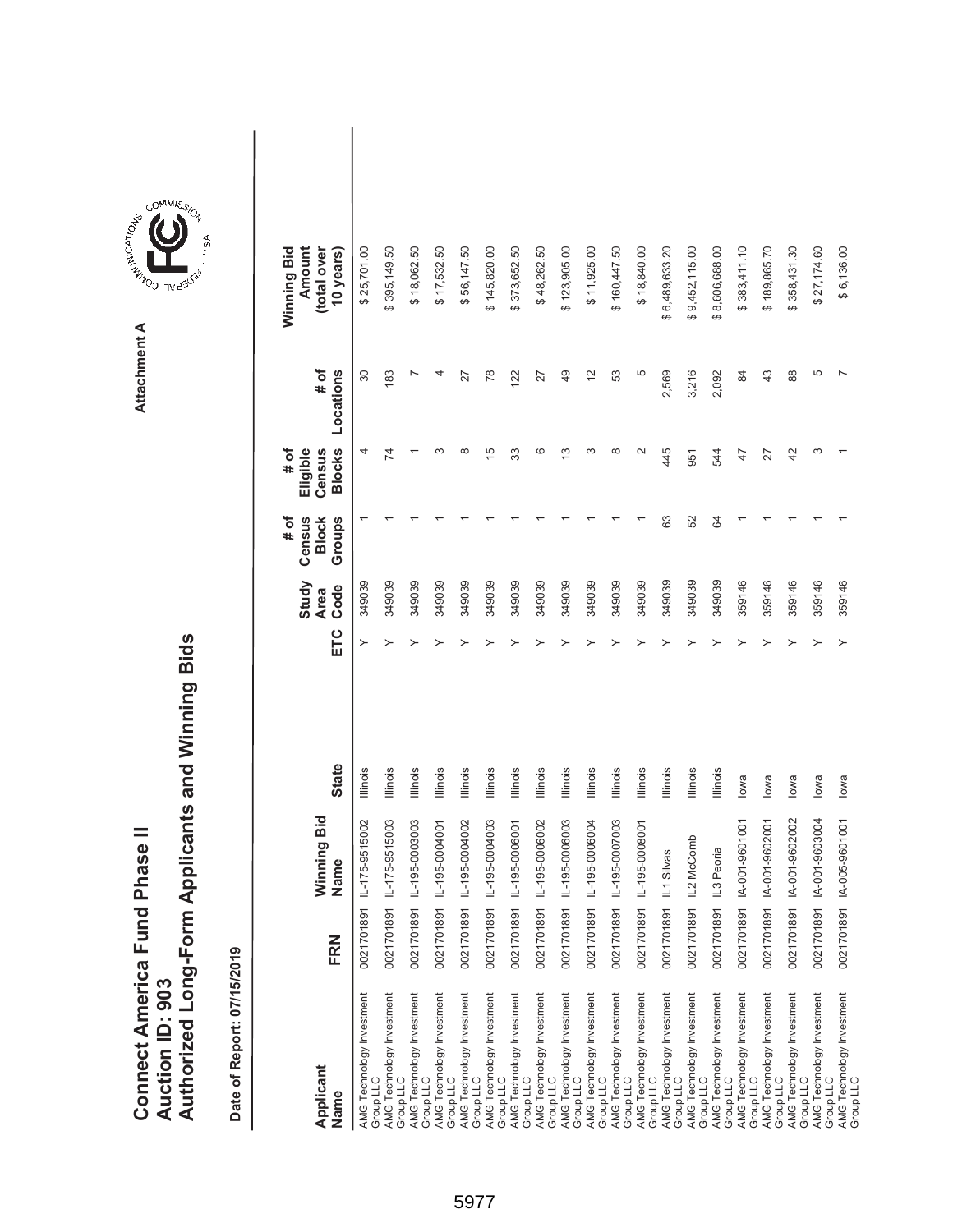# Connect America Fund Phase II
# Auction ID: 903
# Authorized Long-Form Applicants and Winning Bids

Attachment A

**Date of Report: 07/15/2019**

| Applicant Name | FRN | Winning Bid Name | State | ETC | Study Area Code | # of Census Block Groups | # of Eligible Census Blocks | # of Locations | Winning Bid Amount (total over 10 years) |
|---|---|---|---|---|---|---|---|---|---|
| AMG Technology Investment Group LLC | 0021701891 | IL-175-9515002 | Illinois | Y | 349039 | 1 | 4 | 30 | $ 25,701.00 |
| AMG Technology Investment Group LLC | 0021701891 | IL-175-9515003 | Illinois | Y | 349039 | 1 | 74 | 183 | $ 395,149.50 |
| AMG Technology Investment Group LLC | 0021701891 | IL-195-0003003 | Illinois | Y | 349039 | 1 | 1 | 7 | $ 18,062.50 |
| AMG Technology Investment Group LLC | 0021701891 | IL-195-0004001 | Illinois | Y | 349039 | 1 | 3 | 4 | $ 17,532.50 |
| AMG Technology Investment Group LLC | 0021701891 | IL-195-0004002 | Illinois | Y | 349039 | 1 | 8 | 27 | $ 56,147.50 |
| AMG Technology Investment Group LLC | 0021701891 | IL-195-0004003 | Illinois | Y | 349039 | 1 | 15 | 78 | $ 145,820.00 |
| AMG Technology Investment Group LLC | 0021701891 | IL-195-0006001 | Illinois | Y | 349039 | 1 | 33 | 122 | $ 373,652.50 |
| AMG Technology Investment Group LLC | 0021701891 | IL-195-0006002 | Illinois | Y | 349039 | 1 | 6 | 27 | $ 48,262.50 |
| AMG Technology Investment Group LLC | 0021701891 | IL-195-0006003 | Illinois | Y | 349039 | 1 | 13 | 49 | $ 123,905.00 |
| AMG Technology Investment Group LLC | 0021701891 | IL-195-0006004 | Illinois | Y | 349039 | 1 | 3 | 12 | $ 11,925.00 |
| AMG Technology Investment Group LLC | 0021701891 | IL-195-0007003 | Illinois | Y | 349039 | 1 | 8 | 53 | $ 160,447.50 |
| AMG Technology Investment Group LLC | 0021701891 | IL-195-0008001 | Illinois | Y | 349039 | 1 | 2 | 5 | $ 18,840.00 |
| AMG Technology Investment Group LLC | 0021701891 | IL1 Silvas | Illinois | Y | 349039 | 63 | 445 | 2,569 | $ 6,489,633.20 |
| AMG Technology Investment Group LLC | 0021701891 | IL2 McComb | Illinois | Y | 349039 | 52 | 951 | 3,216 | $ 9,452,115.00 |
| AMG Technology Investment Group LLC | 0021701891 | IL3 Peoria | Illinois | Y | 349039 | 64 | 544 | 2,092 | $ 8,606,688.00 |
| AMG Technology Investment Group LLC | 0021701891 | IA-001-9601001 | Iowa | Y | 359146 | 1 | 47 | 84 | $ 383,411.10 |
| AMG Technology Investment Group LLC | 0021701891 | IA-001-9602001 | Iowa | Y | 359146 | 1 | 27 | 43 | $ 189,865.70 |
| AMG Technology Investment Group LLC | 0021701891 | IA-001-9602002 | Iowa | Y | 359146 | 1 | 42 | 88 | $ 358,431.30 |
| AMG Technology Investment Group LLC | 0021701891 | IA-001-9603004 | Iowa | Y | 359146 | 1 | 3 | 5 | $ 27,174.60 |
| AMG Technology Investment Group LLC | 0021701891 | IA-005-9601001 | Iowa | Y | 359146 | 1 | 1 | 7 | $ 6,136.00 |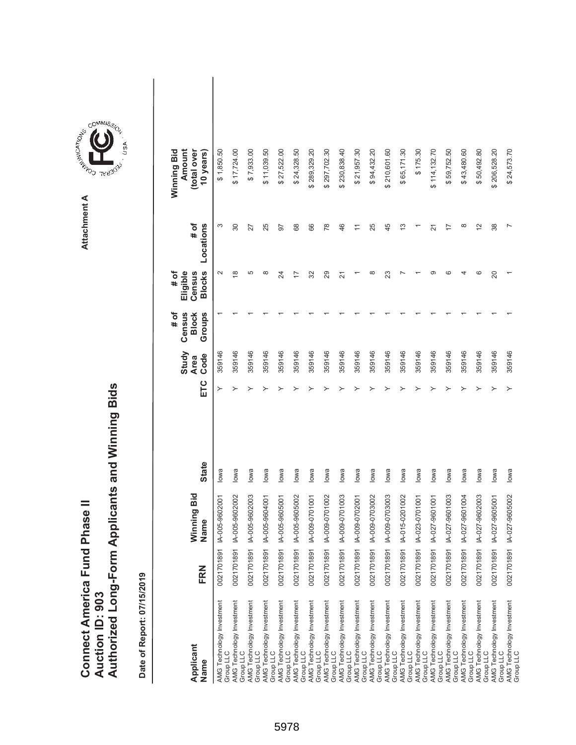# Connect America Fund Phase II
# Auction ID: 903
# Authorized Long-Form Applicants and Winning Bids

Attachment A

**Date of Report: 07/15/2019**

| Applicant Name | FRN | Winning Bid Name | State | ETC | Study Area Code | # of Census Block Groups | # of Eligible Census Blocks | # of Locations | Winning Bid Amount (total over 10 years) |
|---|---|---|---|---|---|---|---|---|---|
| AMG Technology Investment Group LLC | 0021701891 | IA-005-9602001 | Iowa | Y | 359146 | 1 | 2 | 3 | $ 1,850.50 |
| AMG Technology Investment Group LLC | 0021701891 | IA-005-9602002 | Iowa | Y | 359146 | 1 | 18 | 30 | $ 17,724.00 |
| AMG Technology Investment Group LLC | 0021701891 | IA-005-9602003 | Iowa | Y | 359146 | 1 | 5 | 27 | $ 7,933.00 |
| AMG Technology Investment Group LLC | 0021701891 | IA-005-9604001 | Iowa | Y | 359146 | 1 | 8 | 25 | $ 11,039.50 |
| AMG Technology Investment Group LLC | 0021701891 | IA-005-9605001 | Iowa | Y | 359146 | 1 | 24 | 97 | $ 27,522.00 |
| AMG Technology Investment Group LLC | 0021701891 | IA-005-9605002 | Iowa | Y | 359146 | 1 | 17 | 68 | $ 24,328.50 |
| AMG Technology Investment Group LLC | 0021701891 | IA-009-0701001 | Iowa | Y | 359146 | 1 | 32 | 66 | $ 289,329.20 |
| AMG Technology Investment Group LLC | 0021701891 | IA-009-0701002 | Iowa | Y | 359146 | 1 | 29 | 78 | $ 297,702.30 |
| AMG Technology Investment Group LLC | 0021701891 | IA-009-0701003 | Iowa | Y | 359146 | 1 | 21 | 46 | $ 230,838.40 |
| AMG Technology Investment Group LLC | 0021701891 | IA-009-0702001 | Iowa | Y | 359146 | 1 | 1 | 11 | $ 21,957.30 |
| AMG Technology Investment Group LLC | 0021701891 | IA-009-0703002 | Iowa | Y | 359146 | 1 | 8 | 25 | $ 94,432.20 |
| AMG Technology Investment Group LLC | 0021701891 | IA-009-0703003 | Iowa | Y | 359146 | 1 | 23 | 45 | $ 210,601.60 |
| AMG Technology Investment Group LLC | 0021701891 | IA-015-0201002 | Iowa | Y | 359146 | 1 | 7 | 13 | $ 65,171.30 |
| AMG Technology Investment Group LLC | 0021701891 | IA-023-0701001 | Iowa | Y | 359146 | 1 | 1 | 1 | $ 175.30 |
| AMG Technology Investment Group LLC | 0021701891 | IA-027-9601001 | Iowa | Y | 359146 | 1 | 9 | 21 | $ 114,132.70 |
| AMG Technology Investment Group LLC | 0021701891 | IA-027-9601003 | Iowa | Y | 359146 | 1 | 6 | 17 | $ 59,752.50 |
| AMG Technology Investment Group LLC | 0021701891 | IA-027-9601004 | Iowa | Y | 359146 | 1 | 4 | 8 | $ 43,480.60 |
| AMG Technology Investment Group LLC | 0021701891 | IA-027-9602003 | Iowa | Y | 359146 | 1 | 6 | 12 | $ 50,492.80 |
| AMG Technology Investment Group LLC | 0021701891 | IA-027-9605001 | Iowa | Y | 359146 | 1 | 20 | 38 | $ 206,528.20 |
| AMG Technology Investment Group LLC | 0021701891 | IA-027-9605002 | Iowa | Y | 359146 | 1 | 1 | 7 | $ 24,573.70 |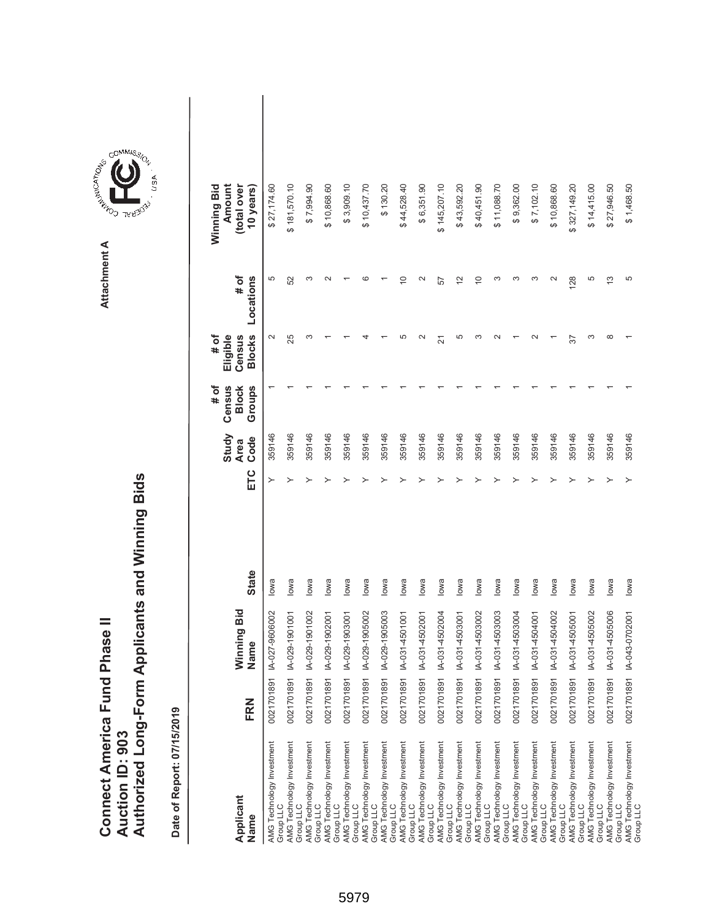# Connect America Fund Phase II
# Auction ID: 903
# Authorized Long-Form Applicants and Winning Bids

Attachment A

**Date of Report: 07/15/2019**

| Applicant Name | FRN | Winning Bid Name | State | ETC | Study Area Code | # of Census Block Groups | # of Eligible Census Blocks | # of Locations | Winning Bid Amount (total over 10 years) |
|---|---|---|---|---|---|---|---|---|---|
| AMG Technology Investment Group LLC | 0021701891 | IA-027-9606002 | Iowa | Y | 359146 | 1 | 2 | 5 | $ 27,174.60 |
| AMG Technology Investment Group LLC | 0021701891 | IA-029-1901001 | Iowa | Y | 359146 | 1 | 25 | 52 | $ 181,570.10 |
| AMG Technology Investment Group LLC | 0021701891 | IA-029-1901002 | Iowa | Y | 359146 | 1 | 3 | 3 | $ 7,994.90 |
| AMG Technology Investment Group LLC | 0021701891 | IA-029-1902001 | Iowa | Y | 359146 | 1 | 1 | 2 | $ 10,868.60 |
| AMG Technology Investment Group LLC | 0021701891 | IA-029-1903001 | Iowa | Y | 359146 | 1 | 1 | 1 | $ 3,909.10 |
| AMG Technology Investment Group LLC | 0021701891 | IA-029-1905002 | Iowa | Y | 359146 | 1 | 4 | 6 | $ 10,437.70 |
| AMG Technology Investment Group LLC | 0021701891 | IA-029-1905003 | Iowa | Y | 359146 | 1 | 1 | 1 | $ 130.20 |
| AMG Technology Investment Group LLC | 0021701891 | IA-031-4501001 | Iowa | Y | 359146 | 1 | 5 | 10 | $ 44,528.40 |
| AMG Technology Investment Group LLC | 0021701891 | IA-031-4502001 | Iowa | Y | 359146 | 1 | 2 | 2 | $ 6,351.90 |
| AMG Technology Investment Group LLC | 0021701891 | IA-031-4502004 | Iowa | Y | 359146 | 1 | 21 | 57 | $ 145,207.10 |
| AMG Technology Investment Group LLC | 0021701891 | IA-031-4503001 | Iowa | Y | 359146 | 1 | 5 | 12 | $ 43,592.20 |
| AMG Technology Investment Group LLC | 0021701891 | IA-031-4503002 | Iowa | Y | 359146 | 1 | 3 | 10 | $ 40,451.90 |
| AMG Technology Investment Group LLC | 0021701891 | IA-031-4503003 | Iowa | Y | 359146 | 1 | 2 | 3 | $ 11,088.70 |
| AMG Technology Investment Group LLC | 0021701891 | IA-031-4503004 | Iowa | Y | 359146 | 1 | 1 | 3 | $ 9,362.00 |
| AMG Technology Investment Group LLC | 0021701891 | IA-031-4504001 | Iowa | Y | 359146 | 1 | 2 | 3 | $ 7,102.10 |
| AMG Technology Investment Group LLC | 0021701891 | IA-031-4504002 | Iowa | Y | 359146 | 1 | 1 | 2 | $ 10,868.60 |
| AMG Technology Investment Group LLC | 0021701891 | IA-031-4505001 | Iowa | Y | 359146 | 1 | 37 | 128 | $ 327,149.20 |
| AMG Technology Investment Group LLC | 0021701891 | IA-031-4505002 | Iowa | Y | 359146 | 1 | 3 | 5 | $ 14,415.00 |
| AMG Technology Investment Group LLC | 0021701891 | IA-031-4505006 | Iowa | Y | 359146 | 1 | 8 | 13 | $ 27,946.50 |
| AMG Technology Investment Group LLC | 0021701891 | IA-043-0702001 | Iowa | Y | 359146 | 1 | 1 | 5 | $ 1,468.50 |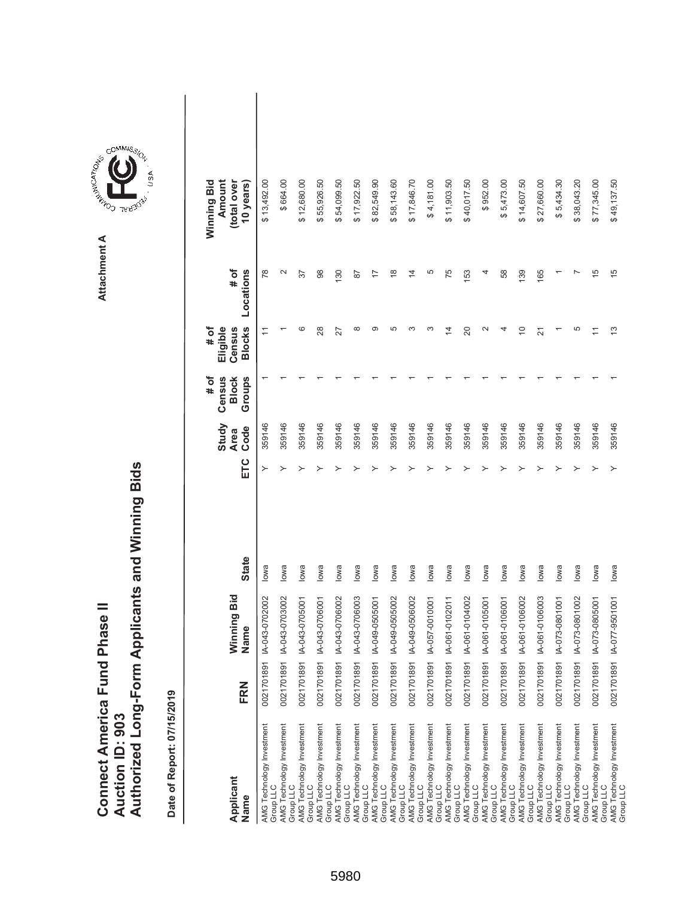# Connect America Fund Phase II
## Auction ID: 903
## Authorized Long-Form Applicants and Winning Bids

Attachment A

**Date of Report: 07/15/2019**

| Applicant Name | FRN | Winning Bid Name | State | ETC | Study Area Code | # of Census Block Groups | # of Eligible Census Blocks | # of Locations | Winning Bid Amount (total over 10 years) |
|---|---|---|---|---|---|---|---|---|---|
| AMG Technology Investment Group LLC | 0021701891 | IA-043-0702002 | Iowa | Y | 359146 | 1 | 11 | 78 | $ 13,492.00 |
| AMG Technology Investment Group LLC | 0021701891 | IA-043-0703002 | Iowa | Y | 359146 | 1 | 1 | 2 | $ 664.00 |
| AMG Technology Investment Group LLC | 0021701891 | IA-043-0705001 | Iowa | Y | 359146 | 1 | 6 | 37 | $ 12,680.00 |
| AMG Technology Investment Group LLC | 0021701891 | IA-043-0706001 | Iowa | Y | 359146 | 1 | 28 | 98 | $ 55,926.50 |
| AMG Technology Investment Group LLC | 0021701891 | IA-043-0706002 | Iowa | Y | 359146 | 1 | 27 | 130 | $ 54,099.50 |
| AMG Technology Investment Group LLC | 0021701891 | IA-043-0706003 | Iowa | Y | 359146 | 1 | 8 | 87 | $ 17,922.50 |
| AMG Technology Investment Group LLC | 0021701891 | IA-049-0505001 | Iowa | Y | 359146 | 1 | 9 | 17 | $ 82,549.90 |
| AMG Technology Investment Group LLC | 0021701891 | IA-049-0505002 | Iowa | Y | 359146 | 1 | 5 | 18 | $ 58,143.60 |
| AMG Technology Investment Group LLC | 0021701891 | IA-049-0506002 | Iowa | Y | 359146 | 1 | 3 | 14 | $ 17,846.70 |
| AMG Technology Investment Group LLC | 0021701891 | IA-057-0010001 | Iowa | Y | 359146 | 1 | 3 | 5 | $ 4,181.00 |
| AMG Technology Investment Group LLC | 0021701891 | IA-061-0102011 | Iowa | Y | 359146 | 1 | 14 | 75 | $ 11,903.50 |
| AMG Technology Investment Group LLC | 0021701891 | IA-061-0104002 | Iowa | Y | 359146 | 1 | 20 | 153 | $ 40,017.50 |
| AMG Technology Investment Group LLC | 0021701891 | IA-061-0105001 | Iowa | Y | 359146 | 1 | 2 | 4 | $ 952.00 |
| AMG Technology Investment Group LLC | 0021701891 | IA-061-0106001 | Iowa | Y | 359146 | 1 | 4 | 58 | $ 5,473.00 |
| AMG Technology Investment Group LLC | 0021701891 | IA-061-0106002 | Iowa | Y | 359146 | 1 | 10 | 139 | $ 14,607.50 |
| AMG Technology Investment Group LLC | 0021701891 | IA-061-0106003 | Iowa | Y | 359146 | 1 | 21 | 165 | $ 27,660.00 |
| AMG Technology Investment Group LLC | 0021701891 | IA-073-0801001 | Iowa | Y | 359146 | 1 | 1 | 1 | $ 5,434.30 |
| AMG Technology Investment Group LLC | 0021701891 | IA-073-0801002 | Iowa | Y | 359146 | 1 | 5 | 7 | $ 38,043.20 |
| AMG Technology Investment Group LLC | 0021701891 | IA-073-0805001 | Iowa | Y | 359146 | 1 | 11 | 15 | $ 77,345.00 |
| AMG Technology Investment Group LLC | 0021701891 | IA-077-9501001 | Iowa | Y | 359146 | 1 | 13 | 15 | $ 49,137.50 |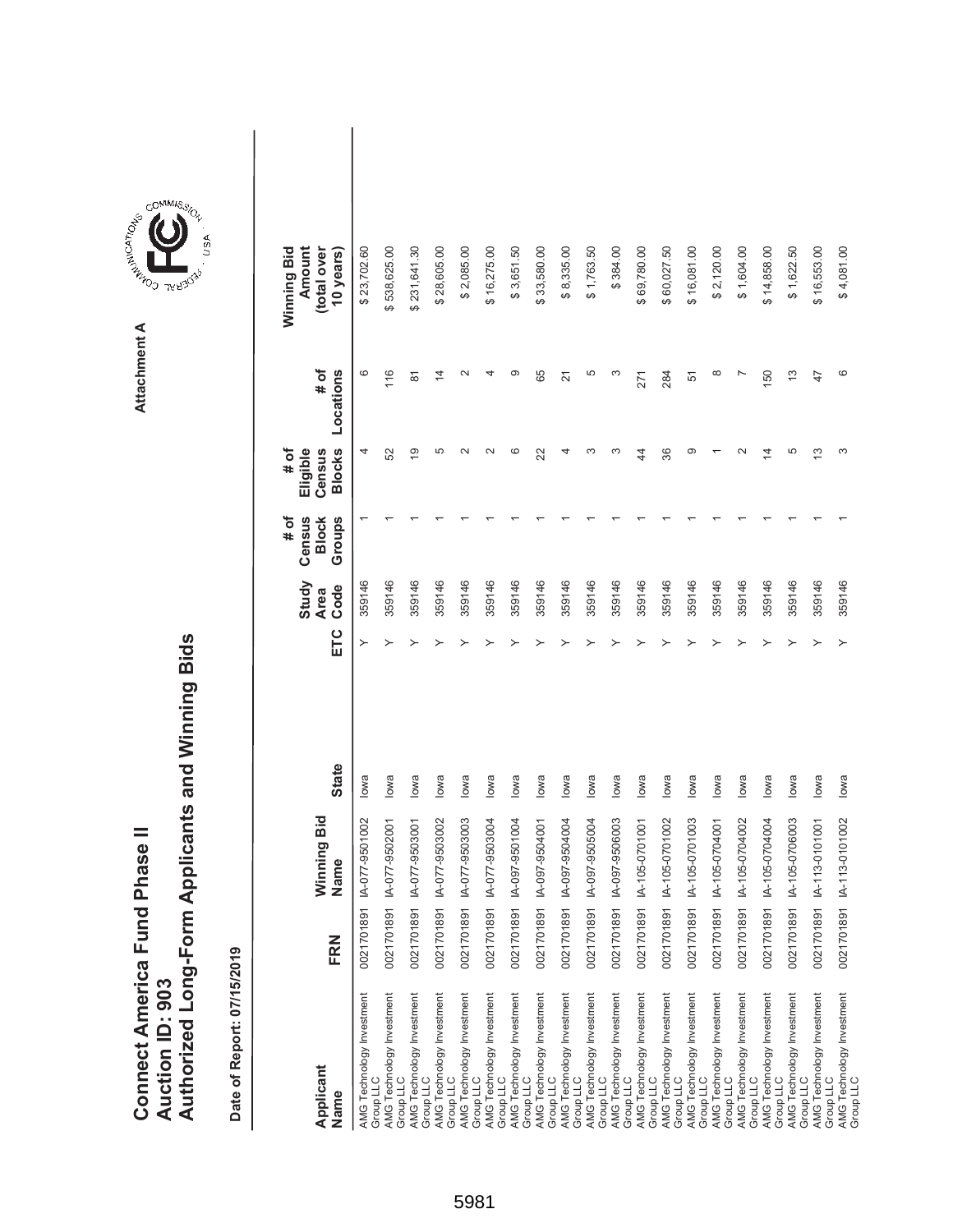# Connect America Fund Phase II
# Auction ID: 903
# Authorized Long-Form Applicants and Winning Bids

Attachment A

**Date of Report: 07/15/2019**

| Applicant Name | FRN | Winning Bid Name | State | ETC | Study Area Code | # of Census Block Groups | # of Eligible Census Blocks | # of Locations | Winning Bid Amount (total over 10 years) |
|---|---|---|---|---|---|---|---|---|---|
| AMG Technology Investment Group LLC | 0021701891 | IA-077-9501002 | Iowa | Y | 359146 | 1 | 4 | 6 | $ 23,702.60 |
| AMG Technology Investment Group LLC | 0021701891 | IA-077-9502001 | Iowa | Y | 359146 | 1 | 52 | 116 | $ 538,625.00 |
| AMG Technology Investment Group LLC | 0021701891 | IA-077-9503001 | Iowa | Y | 359146 | 1 | 19 | 81 | $ 231,641.30 |
| AMG Technology Investment Group LLC | 0021701891 | IA-077-9503002 | Iowa | Y | 359146 | 1 | 5 | 14 | $ 28,605.00 |
| AMG Technology Investment Group LLC | 0021701891 | IA-077-9503003 | Iowa | Y | 359146 | 1 | 2 | 2 | $ 2,085.00 |
| AMG Technology Investment Group LLC | 0021701891 | IA-077-9503004 | Iowa | Y | 359146 | 1 | 2 | 4 | $ 16,275.00 |
| AMG Technology Investment Group LLC | 0021701891 | IA-097-9501004 | Iowa | Y | 359146 | 1 | 6 | 9 | $ 3,651.50 |
| AMG Technology Investment Group LLC | 0021701891 | IA-097-9504001 | Iowa | Y | 359146 | 1 | 22 | 65 | $ 33,580.00 |
| AMG Technology Investment Group LLC | 0021701891 | IA-097-9504004 | Iowa | Y | 359146 | 1 | 4 | 21 | $ 8,335.00 |
| AMG Technology Investment Group LLC | 0021701891 | IA-097-9505004 | Iowa | Y | 359146 | 1 | 3 | 5 | $ 1,763.50 |
| AMG Technology Investment Group LLC | 0021701891 | IA-097-9506003 | Iowa | Y | 359146 | 1 | 3 | 3 | $ 384.00 |
| AMG Technology Investment Group LLC | 0021701891 | IA-105-0701001 | Iowa | Y | 359146 | 1 | 44 | 271 | $ 69,780.00 |
| AMG Technology Investment Group LLC | 0021701891 | IA-105-0701002 | Iowa | Y | 359146 | 1 | 36 | 284 | $ 60,027.50 |
| AMG Technology Investment Group LLC | 0021701891 | IA-105-0701003 | Iowa | Y | 359146 | 1 | 9 | 51 | $ 16,081.00 |
| AMG Technology Investment Group LLC | 0021701891 | IA-105-0704001 | Iowa | Y | 359146 | 1 | 1 | 8 | $ 2,120.00 |
| AMG Technology Investment Group LLC | 0021701891 | IA-105-0704002 | Iowa | Y | 359146 | 1 | 2 | 7 | $ 1,604.00 |
| AMG Technology Investment Group LLC | 0021701891 | IA-105-0704004 | Iowa | Y | 359146 | 1 | 14 | 150 | $ 14,858.00 |
| AMG Technology Investment Group LLC | 0021701891 | IA-105-0706003 | Iowa | Y | 359146 | 1 | 5 | 13 | $ 1,622.50 |
| AMG Technology Investment Group LLC | 0021701891 | IA-113-0101001 | Iowa | Y | 359146 | 1 | 13 | 47 | $ 16,553.00 |
| AMG Technology Investment Group LLC | 0021701891 | IA-113-0101002 | Iowa | Y | 359146 | 1 | 3 | 6 | $ 4,081.00 |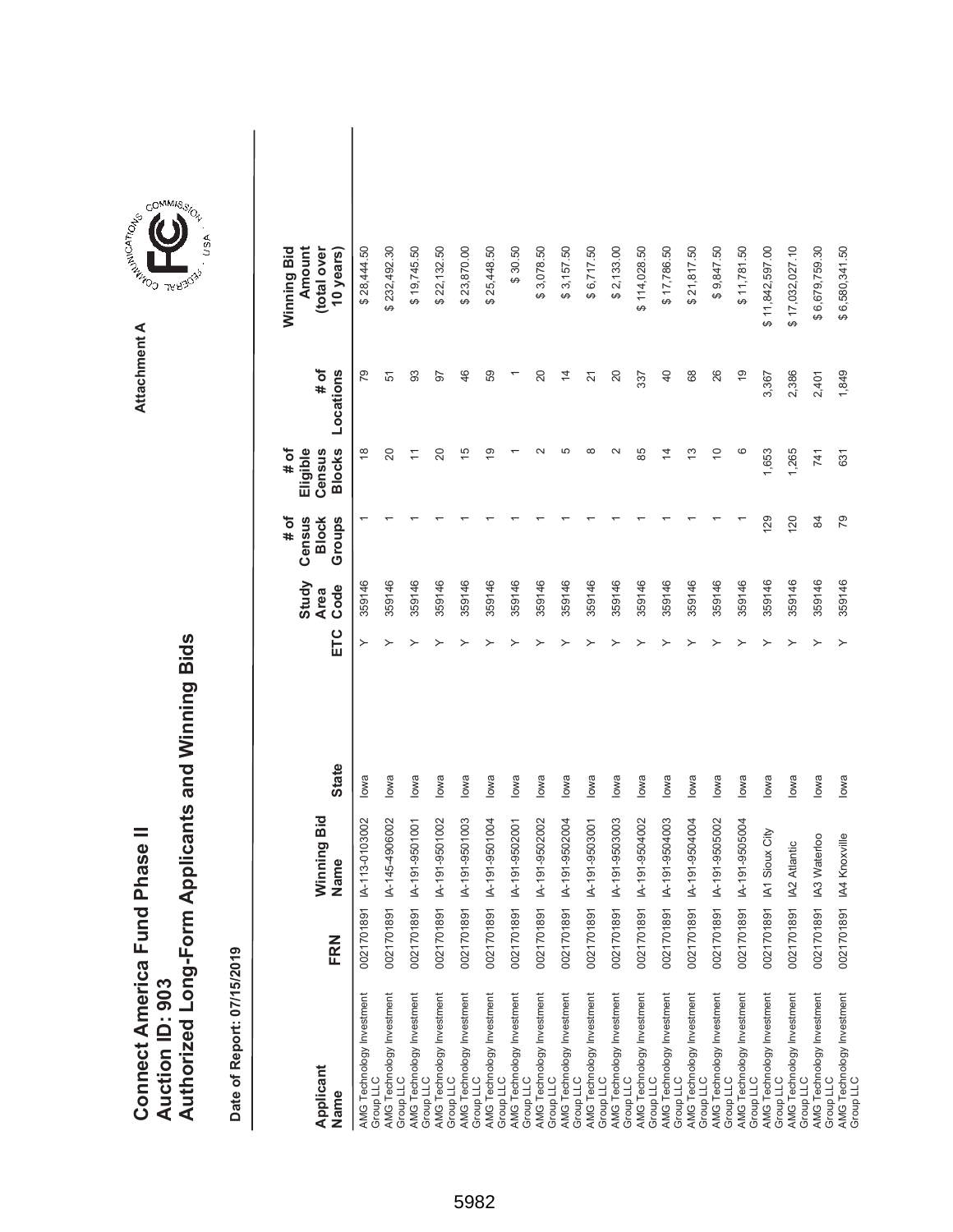# Connect America Fund Phase II
## Auction ID: 903
## Authorized Long-Form Applicants and Winning Bids

Attachment A

**Date of Report: 07/15/2019**

| Applicant Name | FRN | Winning Bid Name | State | ETC | Study Area Code | # of Census Block Groups | # of Eligible Census Blocks | # of Locations | Winning Bid Amount (total over 10 years) |
|---|---|---|---|---|---|---|---|---|---|
| AMG Technology Investment Group LLC | 0021701891 | IA-113-0103002 | Iowa | Y | 359146 | 1 | 18 | 79 | $ 28,444.50 |
| AMG Technology Investment Group LLC | 0021701891 | IA-145-4906002 | Iowa | Y | 359146 | 1 | 20 | 51 | $ 232,492.30 |
| AMG Technology Investment Group LLC | 0021701891 | IA-191-9501001 | Iowa | Y | 359146 | 1 | 11 | 93 | $ 19,745.50 |
| AMG Technology Investment Group LLC | 0021701891 | IA-191-9501002 | Iowa | Y | 359146 | 1 | 20 | 97 | $ 22,132.50 |
| AMG Technology Investment Group LLC | 0021701891 | IA-191-9501003 | Iowa | Y | 359146 | 1 | 15 | 46 | $ 23,870.00 |
| AMG Technology Investment Group LLC | 0021701891 | IA-191-9501004 | Iowa | Y | 359146 | 1 | 19 | 59 | $ 25,448.50 |
| AMG Technology Investment Group LLC | 0021701891 | IA-191-9502001 | Iowa | Y | 359146 | 1 | 1 | 1 | $ 30.50 |
| AMG Technology Investment Group LLC | 0021701891 | IA-191-9502002 | Iowa | Y | 359146 | 1 | 2 | 20 | $ 3,078.50 |
| AMG Technology Investment Group LLC | 0021701891 | IA-191-9502004 | Iowa | Y | 359146 | 1 | 5 | 14 | $ 3,157.50 |
| AMG Technology Investment Group LLC | 0021701891 | IA-191-9503001 | Iowa | Y | 359146 | 1 | 8 | 21 | $ 6,717.50 |
| AMG Technology Investment Group LLC | 0021701891 | IA-191-9503003 | Iowa | Y | 359146 | 1 | 2 | 20 | $ 2,133.00 |
| AMG Technology Investment Group LLC | 0021701891 | IA-191-9504002 | Iowa | Y | 359146 | 1 | 85 | 337 | $ 114,028.50 |
| AMG Technology Investment Group LLC | 0021701891 | IA-191-9504003 | Iowa | Y | 359146 | 1 | 14 | 40 | $ 17,786.50 |
| AMG Technology Investment Group LLC | 0021701891 | IA-191-9504004 | Iowa | Y | 359146 | 1 | 13 | 68 | $ 21,817.50 |
| AMG Technology Investment Group LLC | 0021701891 | IA-191-9505002 | Iowa | Y | 359146 | 1 | 10 | 26 | $ 9,847.50 |
| AMG Technology Investment Group LLC | 0021701891 | IA-191-9505004 | Iowa | Y | 359146 | 1 | 6 | 19 | $ 11,781.50 |
| AMG Technology Investment Group LLC | 0021701891 | IA1 Sioux City | Iowa | Y | 359146 | 129 | 1,653 | 3,367 | $ 11,842,597.00 |
| AMG Technology Investment Group LLC | 0021701891 | IA2 Atlantic | Iowa | Y | 359146 | 120 | 1,265 | 2,386 | $ 17,032,027.10 |
| AMG Technology Investment Group LLC | 0021701891 | IA3 Waterloo | Iowa | Y | 359146 | 84 | 741 | 2,401 | $ 6,679,759.30 |
| AMG Technology Investment Group LLC | 0021701891 | IA4 Knoxville | Iowa | Y | 359146 | 79 | 631 | 1,849 | $ 6,580,341.50 |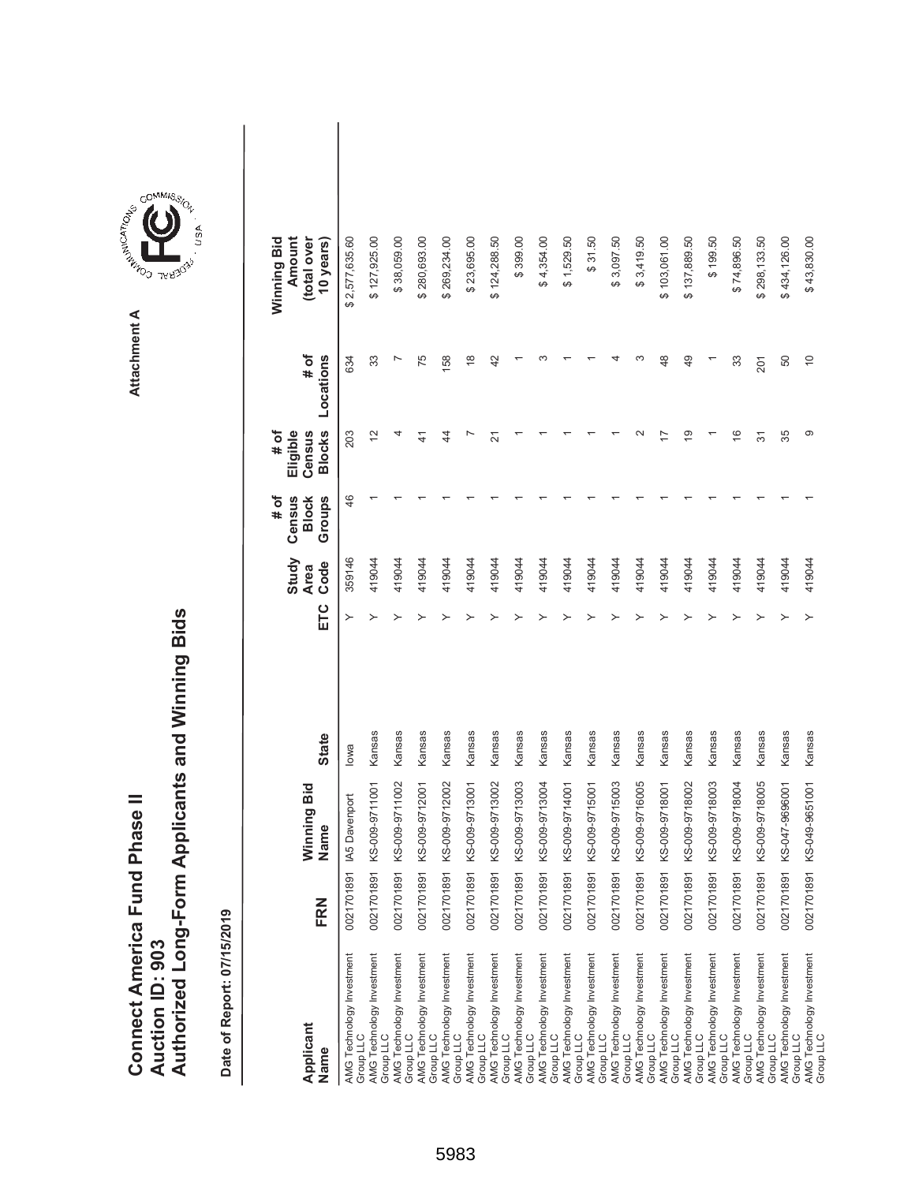# Connect America Fund Phase II
# Auction ID: 903
# Authorized Long-Form Applicants and Winning Bids

Attachment A

**Date of Report: 07/15/2019**

| Applicant Name | FRN | Winning Bid Name | State | ETC | Study Area Code | # of Census Block Groups | # of Eligible Census Blocks | # of Locations | Winning Bid Amount (total over 10 years) |
|---|---|---|---|---|---|---|---|---|---|
| AMG Technology Investment Group LLC | 0021701891 | IA5 Davenport | Iowa | Y | 359146 | 46 | 203 | 634 | $ 2,577,635.60 |
| AMG Technology Investment Group LLC | 0021701891 | KS-009-9711001 | Kansas | Y | 419044 | 1 | 12 | 33 | $ 127,925.00 |
| AMG Technology Investment Group LLC | 0021701891 | KS-009-9711002 | Kansas | Y | 419044 | 1 | 4 | 7 | $ 38,059.00 |
| AMG Technology Investment Group LLC | 0021701891 | KS-009-9712001 | Kansas | Y | 419044 | 1 | 41 | 75 | $ 280,693.00 |
| AMG Technology Investment Group LLC | 0021701891 | KS-009-9712002 | Kansas | Y | 419044 | 1 | 44 | 158 | $ 269,234.00 |
| AMG Technology Investment Group LLC | 0021701891 | KS-009-9713001 | Kansas | Y | 419044 | 1 | 7 | 18 | $ 23,695.00 |
| AMG Technology Investment Group LLC | 0021701891 | KS-009-9713002 | Kansas | Y | 419044 | 1 | 21 | 42 | $ 124,288.50 |
| AMG Technology Investment Group LLC | 0021701891 | KS-009-9713003 | Kansas | Y | 419044 | 1 | 1 | 1 | $ 399.00 |
| AMG Technology Investment Group LLC | 0021701891 | KS-009-9713004 | Kansas | Y | 419044 | 1 | 1 | 3 | $ 4,354.00 |
| AMG Technology Investment Group LLC | 0021701891 | KS-009-9714001 | Kansas | Y | 419044 | 1 | 1 | 1 | $ 1,529.50 |
| AMG Technology Investment Group LLC | 0021701891 | KS-009-9715001 | Kansas | Y | 419044 | 1 | 1 | 1 | $ 31.50 |
| AMG Technology Investment Group LLC | 0021701891 | KS-009-9715003 | Kansas | Y | 419044 | 1 | 1 | 4 | $ 3,097.50 |
| AMG Technology Investment Group LLC | 0021701891 | KS-009-9716005 | Kansas | Y | 419044 | 1 | 2 | 3 | $ 3,419.50 |
| AMG Technology Investment Group LLC | 0021701891 | KS-009-9718001 | Kansas | Y | 419044 | 1 | 17 | 48 | $ 103,061.00 |
| AMG Technology Investment Group LLC | 0021701891 | KS-009-9718002 | Kansas | Y | 419044 | 1 | 19 | 49 | $ 137,889.50 |
| AMG Technology Investment Group LLC | 0021701891 | KS-009-9718003 | Kansas | Y | 419044 | 1 | 1 | 1 | $ 199.50 |
| AMG Technology Investment Group LLC | 0021701891 | KS-009-9718004 | Kansas | Y | 419044 | 1 | 16 | 33 | $ 74,896.50 |
| AMG Technology Investment Group LLC | 0021701891 | KS-009-9718005 | Kansas | Y | 419044 | 1 | 31 | 201 | $ 298,133.50 |
| AMG Technology Investment Group LLC | 0021701891 | KS-047-9696001 | Kansas | Y | 419044 | 1 | 35 | 50 | $ 434,126.00 |
| AMG Technology Investment Group LLC | 0021701891 | KS-049-9651001 | Kansas | Y | 419044 | 1 | 9 | 10 | $ 43,830.00 |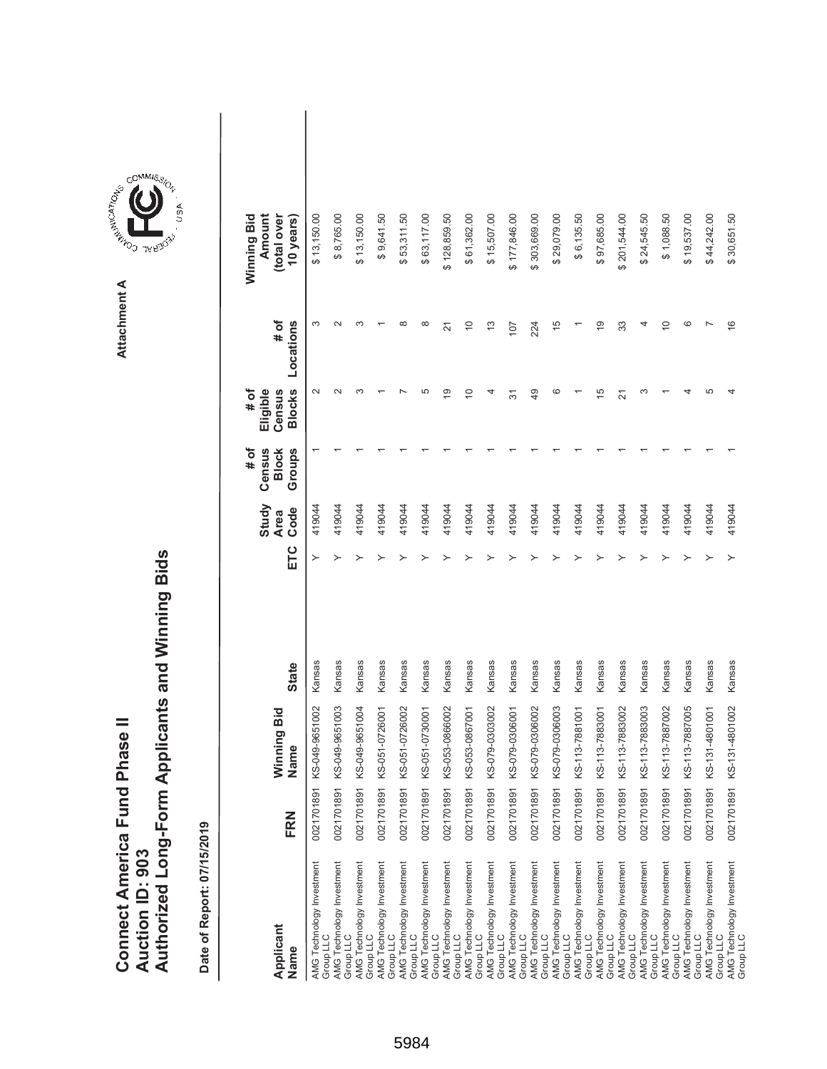# Connect America Fund Phase II
# Auction ID: 903
# Authorized Long-Form Applicants and Winning Bids

Attachment A

**Date of Report: 07/15/2019**

| Applicant Name | FRN | Winning Bid Name | State | ETC | Study Area Code | # of Census Block Groups | # of Eligible Census Blocks | # of Locations | Winning Bid Amount (total over 10 years) |
|---|---|---|---|---|---|---|---|---|---|
| AMG Technology Investment Group LLC | 0021701891 | KS-049-9651002 | Kansas | Y | 419044 | 1 | 2 | 3 | $ 13,150.00 |
| AMG Technology Investment Group LLC | 0021701891 | KS-049-9651003 | Kansas | Y | 419044 | 1 | 2 | 2 | $ 8,765.00 |
| AMG Technology Investment Group LLC | 0021701891 | KS-049-9651004 | Kansas | Y | 419044 | 1 | 3 | 3 | $ 13,150.00 |
| AMG Technology Investment Group LLC | 0021701891 | KS-051-0726001 | Kansas | Y | 419044 | 1 | 1 | 1 | $ 9,641.50 |
| AMG Technology Investment Group LLC | 0021701891 | KS-051-0726002 | Kansas | Y | 419044 | 1 | 7 | 8 | $ 53,311.50 |
| AMG Technology Investment Group LLC | 0021701891 | KS-051-0730001 | Kansas | Y | 419044 | 1 | 5 | 8 | $ 63,117.00 |
| AMG Technology Investment Group LLC | 0021701891 | KS-053-0866002 | Kansas | Y | 419044 | 1 | 19 | 21 | $ 128,859.50 |
| AMG Technology Investment Group LLC | 0021701891 | KS-053-0867001 | Kansas | Y | 419044 | 1 | 10 | 10 | $ 61,362.00 |
| AMG Technology Investment Group LLC | 0021701891 | KS-079-0303002 | Kansas | Y | 419044 | 1 | 4 | 13 | $ 15,507.00 |
| AMG Technology Investment Group LLC | 0021701891 | KS-079-0306001 | Kansas | Y | 419044 | 1 | 31 | 107 | $ 177,846.00 |
| AMG Technology Investment Group LLC | 0021701891 | KS-079-0306002 | Kansas | Y | 419044 | 1 | 49 | 224 | $ 303,669.00 |
| AMG Technology Investment Group LLC | 0021701891 | KS-079-0306003 | Kansas | Y | 419044 | 1 | 6 | 15 | $ 29,079.00 |
| AMG Technology Investment Group LLC | 0021701891 | KS-113-7881001 | Kansas | Y | 419044 | 1 | 1 | 1 | $ 6,135.50 |
| AMG Technology Investment Group LLC | 0021701891 | KS-113-7883001 | Kansas | Y | 419044 | 1 | 15 | 19 | $ 97,685.00 |
| AMG Technology Investment Group LLC | 0021701891 | KS-113-7883002 | Kansas | Y | 419044 | 1 | 21 | 33 | $ 201,544.00 |
| AMG Technology Investment Group LLC | 0021701891 | KS-113-7883003 | Kansas | Y | 419044 | 1 | 3 | 4 | $ 24,545.50 |
| AMG Technology Investment Group LLC | 0021701891 | KS-113-7887002 | Kansas | Y | 419044 | 1 | 1 | 10 | $ 1,088.50 |
| AMG Technology Investment Group LLC | 0021701891 | KS-113-7887005 | Kansas | Y | 419044 | 1 | 4 | 6 | $ 19,537.00 |
| AMG Technology Investment Group LLC | 0021701891 | KS-131-4801001 | Kansas | Y | 419044 | 1 | 5 | 7 | $ 44,242.00 |
| AMG Technology Investment Group LLC | 0021701891 | KS-131-4801002 | Kansas | Y | 419044 | 1 | 4 | 16 | $ 30,651.50 |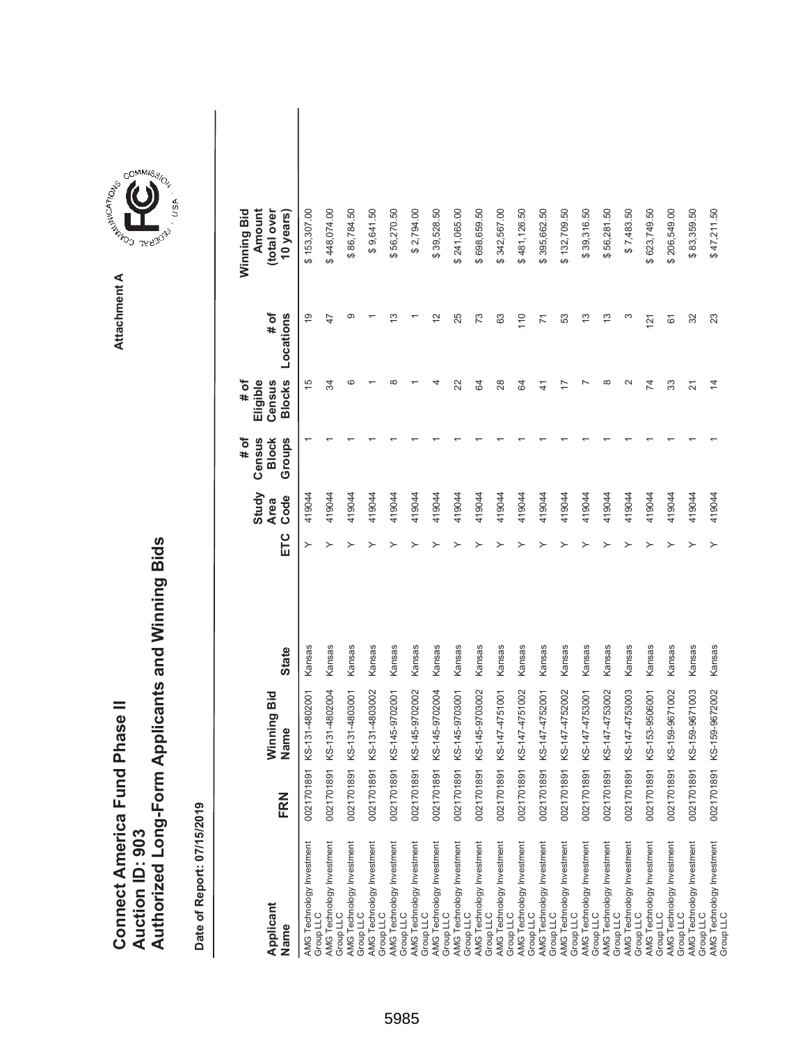# Connect America Fund Phase II
# Auction ID: 903
# Authorized Long-Form Applicants and Winning Bids

Attachment A

**Date of Report: 07/15/2019**

| Applicant Name | FRN | Winning Bid Name | State | ETC | Study Area Code | # of Census Block Groups | # of Eligible Census Blocks | # of Locations | Winning Bid Amount (total over 10 years) |
|---|---|---|---|---|---|---|---|---|---|
| AMG Technology Investment Group LLC | 0021701891 | KS-131-4802001 | Kansas | Y | 419044 | 1 | 15 | 19 | $ 153,307.00 |
| AMG Technology Investment Group LLC | 0021701891 | KS-131-4802004 | Kansas | Y | 419044 | 1 | 34 | 47 | $ 448,074.00 |
| AMG Technology Investment Group LLC | 0021701891 | KS-131-4803001 | Kansas | Y | 419044 | 1 | 6 | 9 | $ 86,784.50 |
| AMG Technology Investment Group LLC | 0021701891 | KS-131-4803002 | Kansas | Y | 419044 | 1 | 1 | 1 | $ 9,641.50 |
| AMG Technology Investment Group LLC | 0021701891 | KS-145-9702001 | Kansas | Y | 419044 | 1 | 8 | 13 | $ 56,270.50 |
| AMG Technology Investment Group LLC | 0021701891 | KS-145-9702002 | Kansas | Y | 419044 | 1 | 1 | 1 | $ 2,794.00 |
| AMG Technology Investment Group LLC | 0021701891 | KS-145-9702004 | Kansas | Y | 419044 | 1 | 4 | 12 | $ 39,528.50 |
| AMG Technology Investment Group LLC | 0021701891 | KS-145-9703001 | Kansas | Y | 419044 | 1 | 22 | 25 | $ 241,065.00 |
| AMG Technology Investment Group LLC | 0021701891 | KS-145-9703002 | Kansas | Y | 419044 | 1 | 64 | 73 | $ 698,659.50 |
| AMG Technology Investment Group LLC | 0021701891 | KS-147-4751001 | Kansas | Y | 419044 | 1 | 28 | 63 | $ 342,567.00 |
| AMG Technology Investment Group LLC | 0021701891 | KS-147-4751002 | Kansas | Y | 419044 | 1 | 64 | 110 | $ 481,126.50 |
| AMG Technology Investment Group LLC | 0021701891 | KS-147-4752001 | Kansas | Y | 419044 | 1 | 41 | 71 | $ 395,662.50 |
| AMG Technology Investment Group LLC | 0021701891 | KS-147-4752002 | Kansas | Y | 419044 | 1 | 17 | 53 | $ 132,709.50 |
| AMG Technology Investment Group LLC | 0021701891 | KS-147-4753001 | Kansas | Y | 419044 | 1 | 7 | 13 | $ 39,316.50 |
| AMG Technology Investment Group LLC | 0021701891 | KS-147-4753002 | Kansas | Y | 419044 | 1 | 8 | 13 | $ 56,281.50 |
| AMG Technology Investment Group LLC | 0021701891 | KS-147-4753003 | Kansas | Y | 419044 | 1 | 2 | 3 | $ 7,483.50 |
| AMG Technology Investment Group LLC | 0021701891 | KS-153-9506001 | Kansas | Y | 419044 | 1 | 74 | 121 | $ 623,749.50 |
| AMG Technology Investment Group LLC | 0021701891 | KS-159-9671002 | Kansas | Y | 419044 | 1 | 33 | 61 | $ 206,549.00 |
| AMG Technology Investment Group LLC | 0021701891 | KS-159-9671003 | Kansas | Y | 419044 | 1 | 21 | 32 | $ 83,359.50 |
| AMG Technology Investment Group LLC | 0021701891 | KS-159-9672002 | Kansas | Y | 419044 | 1 | 14 | 23 | $ 47,211.50 |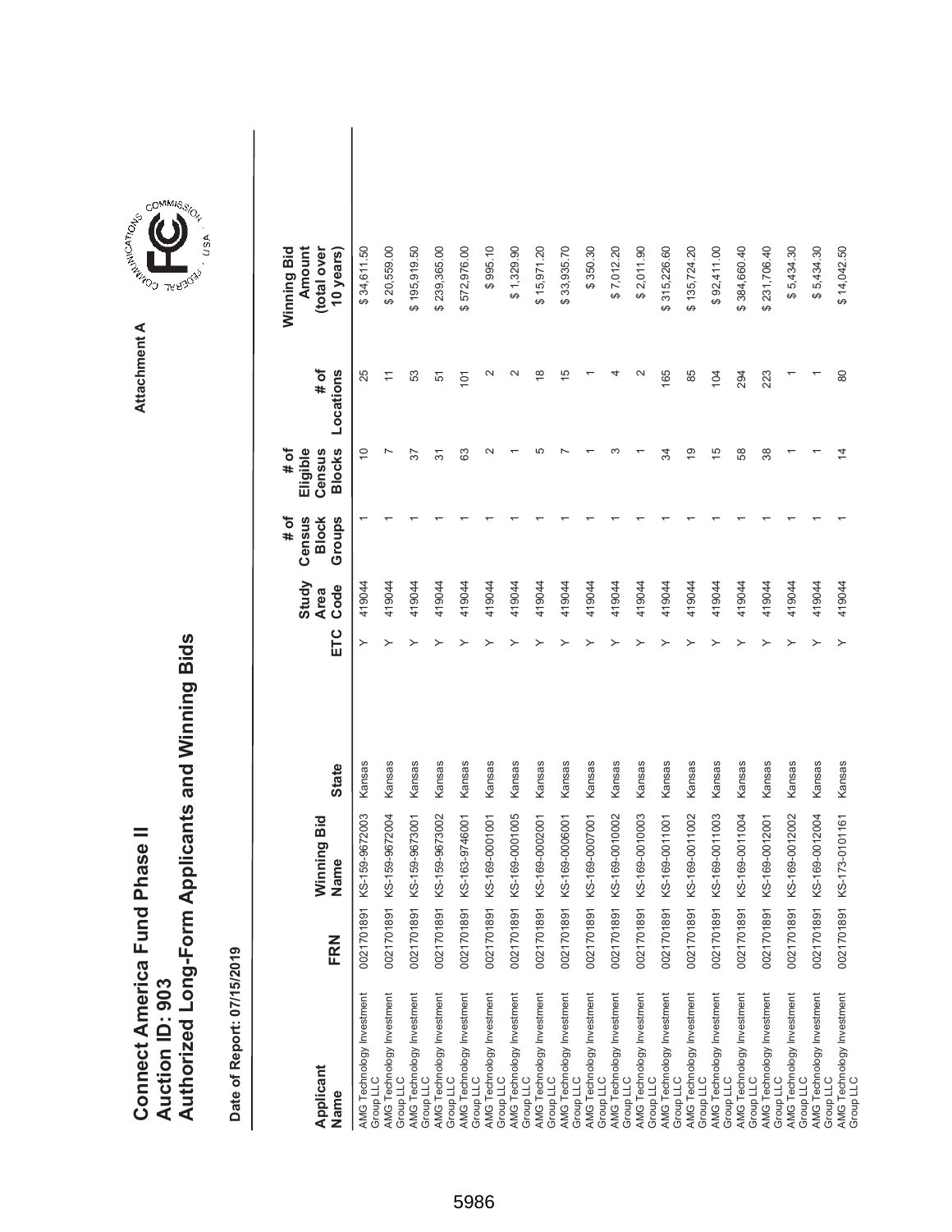# Connect America Fund Phase II
# Auction ID: 903
# Authorized Long-Form Applicants and Winning Bids

Attachment A

**Date of Report: 07/15/2019**

| Applicant Name | FRN | Winning Bid Name | State | ETC | Study Area Code | # of Census Block Groups | # of Eligible Census Blocks | # of Locations | Winning Bid Amount (total over 10 years) |
|---|---|---|---|---|---|---|---|---|---|
| AMG Technology Investment Group LLC | 0021701891 | KS-159-9672003 | Kansas | Y | 419044 | 1 | 10 | 25 | $ 34,611.50 |
| AMG Technology Investment Group LLC | 0021701891 | KS-159-9672004 | Kansas | Y | 419044 | 1 | 7 | 11 | $ 20,559.00 |
| AMG Technology Investment Group LLC | 0021701891 | KS-159-9673001 | Kansas | Y | 419044 | 1 | 37 | 53 | $ 195,919.50 |
| AMG Technology Investment Group LLC | 0021701891 | KS-159-9673002 | Kansas | Y | 419044 | 1 | 31 | 51 | $ 239,365.00 |
| AMG Technology Investment Group LLC | 0021701891 | KS-163-9746001 | Kansas | Y | 419044 | 1 | 63 | 101 | $ 572,976.00 |
| AMG Technology Investment Group LLC | 0021701891 | KS-169-0001001 | Kansas | Y | 419044 | 1 | 2 | 2 | $ 995.10 |
| AMG Technology Investment Group LLC | 0021701891 | KS-169-0001005 | Kansas | Y | 419044 | 1 | 1 | 2 | $ 1,329.90 |
| AMG Technology Investment Group LLC | 0021701891 | KS-169-0002001 | Kansas | Y | 419044 | 1 | 5 | 18 | $ 15,971.20 |
| AMG Technology Investment Group LLC | 0021701891 | KS-169-0006001 | Kansas | Y | 419044 | 1 | 7 | 15 | $ 33,935.70 |
| AMG Technology Investment Group LLC | 0021701891 | KS-169-0007001 | Kansas | Y | 419044 | 1 | 1 | 1 | $ 350.30 |
| AMG Technology Investment Group LLC | 0021701891 | KS-169-0010002 | Kansas | Y | 419044 | 1 | 3 | 4 | $ 7,012.20 |
| AMG Technology Investment Group LLC | 0021701891 | KS-169-0010003 | Kansas | Y | 419044 | 1 | 1 | 2 | $ 2,011.90 |
| AMG Technology Investment Group LLC | 0021701891 | KS-169-0011001 | Kansas | Y | 419044 | 1 | 34 | 165 | $ 315,226.60 |
| AMG Technology Investment Group LLC | 0021701891 | KS-169-0011002 | Kansas | Y | 419044 | 1 | 19 | 85 | $ 135,724.20 |
| AMG Technology Investment Group LLC | 0021701891 | KS-169-0011003 | Kansas | Y | 419044 | 1 | 15 | 104 | $ 92,411.00 |
| AMG Technology Investment Group LLC | 0021701891 | KS-169-0011004 | Kansas | Y | 419044 | 1 | 58 | 294 | $ 384,660.40 |
| AMG Technology Investment Group LLC | 0021701891 | KS-169-0012001 | Kansas | Y | 419044 | 1 | 38 | 223 | $ 231,706.40 |
| AMG Technology Investment Group LLC | 0021701891 | KS-169-0012002 | Kansas | Y | 419044 | 1 | 1 | 1 | $ 5,434.30 |
| AMG Technology Investment Group LLC | 0021701891 | KS-169-0012004 | Kansas | Y | 419044 | 1 | 1 | 1 | $ 5,434.30 |
| AMG Technology Investment Group LLC | 0021701891 | KS-173-0101161 | Kansas | Y | 419044 | 1 | 14 | 80 | $ 14,042.50 |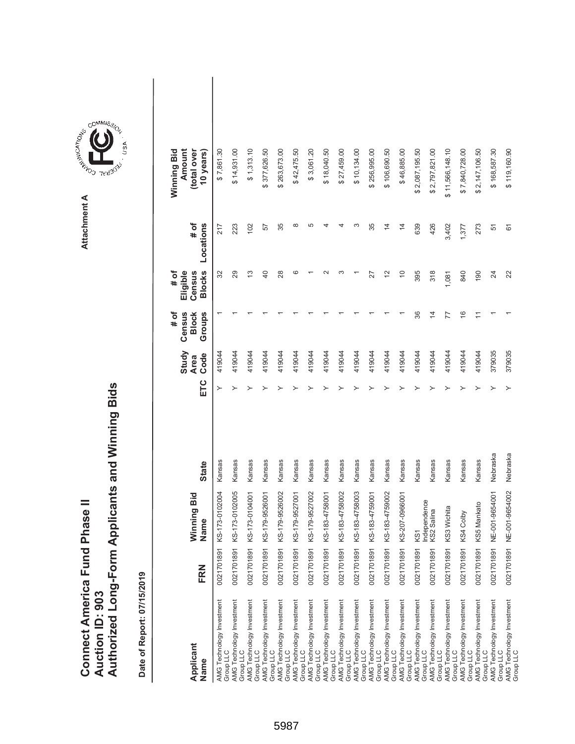# Connect America Fund Phase II
## Auction ID: 903
## Authorized Long-Form Applicants and Winning Bids

Attachment A

**Date of Report: 07/15/2019**

| Applicant Name | FRN | Winning Bid Name | State | ETC | Study Area Code | # of Census Block Groups | # of Eligible Census Blocks | # of Locations | Winning Bid Amount (total over 10 years) |
|---|---|---|---|---|---|---|---|---|---|
| AMG Technology Investment Group LLC | 0021701891 | KS-173-0102004 | Kansas | Y | 419044 | 1 | 32 | 217 | $ 7,861.30 |
| AMG Technology Investment Group LLC | 0021701891 | KS-173-0102005 | Kansas | Y | 419044 | 1 | 29 | 223 | $ 14,931.00 |
| AMG Technology Investment Group LLC | 0021701891 | KS-173-0104001 | Kansas | Y | 419044 | 1 | 13 | 102 | $ 1,313.10 |
| AMG Technology Investment Group LLC | 0021701891 | KS-179-9526001 | Kansas | Y | 419044 | 1 | 40 | 57 | $ 377,626.50 |
| AMG Technology Investment Group LLC | 0021701891 | KS-179-9526002 | Kansas | Y | 419044 | 1 | 28 | 35 | $ 263,673.00 |
| AMG Technology Investment Group LLC | 0021701891 | KS-179-9527001 | Kansas | Y | 419044 | 1 | 6 | 8 | $ 42,475.50 |
| AMG Technology Investment Group LLC | 0021701891 | KS-179-9527002 | Kansas | Y | 419044 | 1 | 1 | 5 | $ 3,061.20 |
| AMG Technology Investment Group LLC | 0021701891 | KS-183-4758001 | Kansas | Y | 419044 | 1 | 2 | 4 | $ 18,040.50 |
| AMG Technology Investment Group LLC | 0021701891 | KS-183-4758002 | Kansas | Y | 419044 | 1 | 3 | 4 | $ 27,459.00 |
| AMG Technology Investment Group LLC | 0021701891 | KS-183-4758003 | Kansas | Y | 419044 | 1 | 1 | 3 | $ 10,134.00 |
| AMG Technology Investment Group LLC | 0021701891 | KS-183-4759001 | Kansas | Y | 419044 | 1 | 27 | 35 | $ 256,995.00 |
| AMG Technology Investment Group LLC | 0021701891 | KS-183-4759002 | Kansas | Y | 419044 | 1 | 12 | 14 | $ 106,690.50 |
| AMG Technology Investment Group LLC | 0021701891 | KS-207-0966001 | Kansas | Y | 419044 | 1 | 10 | 14 | $ 46,885.00 |
| AMG Technology Investment Group LLC | 0021701891 | KS1 Independence | Kansas | Y | 419044 | 36 | 395 | 639 | $ 2,087,195.50 |
| AMG Technology Investment Group LLC | 0021701891 | KS2 Salina | Kansas | Y | 419044 | 14 | 318 | 426 | $ 2,797,821.00 |
| AMG Technology Investment Group LLC | 0021701891 | KS3 Wichita | Kansas | Y | 419044 | 77 | 1,081 | 3,402 | $ 11,566,148.10 |
| AMG Technology Investment Group LLC | 0021701891 | KS4 Colby | Kansas | Y | 419044 | 16 | 840 | 1,377 | $ 7,840,728.00 |
| AMG Technology Investment Group LLC | 0021701891 | KS5 Mankato | Kansas | Y | 419044 | 11 | 190 | 273 | $ 2,147,106.50 |
| AMG Technology Investment Group LLC | 0021701891 | NE-001-9654001 | Nebraska | Y | 379035 | 1 | 24 | 51 | $ 168,587.30 |
| AMG Technology Investment Group LLC | 0021701891 | NE-001-9654002 | Nebraska | Y | 379035 | 1 | 22 | 61 | $ 119,160.90 |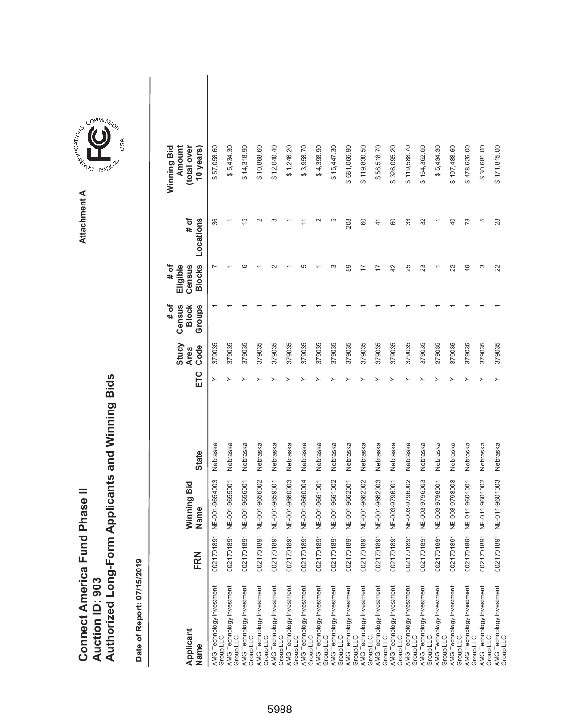# Connect America Fund Phase II
## Auction ID: 903
## Authorized Long-Form Applicants and Winning Bids

Attachment A

**Date of Report: 07/15/2019**

| Applicant Name | FRN | Winning Bid Name | State | ETC | Study Area Code | # of Census Block Groups | # of Eligible Census Blocks | # of Locations | Winning Bid Amount (total over 10 years) |
|---|---|---|---|---|---|---|---|---|---|
| AMG Technology Investment Group LLC | 0021701891 | NE-001-9654003 | Nebraska | Y | 379035 | 1 | 7 | 36 | $ 57,058.60 |
| AMG Technology Investment Group LLC | 0021701891 | NE-001-9655001 | Nebraska | Y | 379035 | 1 | 1 | 1 | $ 5,434.30 |
| AMG Technology Investment Group LLC | 0021701891 | NE-001-9656001 | Nebraska | Y | 379035 | 1 | 6 | 15 | $ 14,318.90 |
| AMG Technology Investment Group LLC | 0021701891 | NE-001-9656002 | Nebraska | Y | 379035 | 1 | 1 | 2 | $ 10,868.60 |
| AMG Technology Investment Group LLC | 0021701891 | NE-001-9659001 | Nebraska | Y | 379035 | 1 | 2 | 8 | $ 12,040.40 |
| AMG Technology Investment Group LLC | 0021701891 | NE-001-9660003 | Nebraska | Y | 379035 | 1 | 1 | 1 | $ 1,246.20 |
| AMG Technology Investment Group LLC | 0021701891 | NE-001-9660004 | Nebraska | Y | 379035 | 1 | 5 | 11 | $ 3,958.70 |
| AMG Technology Investment Group LLC | 0021701891 | NE-001-9661001 | Nebraska | Y | 379035 | 1 | 1 | 2 | $ 4,398.90 |
| AMG Technology Investment Group LLC | 0021701891 | NE-001-9661002 | Nebraska | Y | 379035 | 1 | 3 | 5 | $ 15,447.30 |
| AMG Technology Investment Group LLC | 0021701891 | NE-001-9662001 | Nebraska | Y | 379035 | 1 | 89 | 208 | $ 681,066.90 |
| AMG Technology Investment Group LLC | 0021701891 | NE-001-9662002 | Nebraska | Y | 379035 | 1 | 17 | 60 | $ 119,830.50 |
| AMG Technology Investment Group LLC | 0021701891 | NE-001-9662003 | Nebraska | Y | 379035 | 1 | 17 | 41 | $ 58,518.70 |
| AMG Technology Investment Group LLC | 0021701891 | NE-003-9796001 | Nebraska | Y | 379035 | 1 | 42 | 60 | $ 326,095.20 |
| AMG Technology Investment Group LLC | 0021701891 | NE-003-9796002 | Nebraska | Y | 379035 | 1 | 25 | 33 | $ 119,588.70 |
| AMG Technology Investment Group LLC | 0021701891 | NE-003-9796003 | Nebraska | Y | 379035 | 1 | 23 | 32 | $ 164,362.00 |
| AMG Technology Investment Group LLC | 0021701891 | NE-003-9798001 | Nebraska | Y | 379035 | 1 | 1 | 1 | $ 5,434.30 |
| AMG Technology Investment Group LLC | 0021701891 | NE-003-9798003 | Nebraska | Y | 379035 | 1 | 22 | 40 | $ 197,488.60 |
| AMG Technology Investment Group LLC | 0021701891 | NE-011-9601001 | Nebraska | Y | 379035 | 1 | 49 | 78 | $ 478,625.00 |
| AMG Technology Investment Group LLC | 0021701891 | NE-011-9601002 | Nebraska | Y | 379035 | 1 | 3 | 5 | $ 30,681.00 |
| AMG Technology Investment Group LLC | 0021701891 | NE-011-9601003 | Nebraska | Y | 379035 | 1 | 22 | 28 | $ 171,815.00 |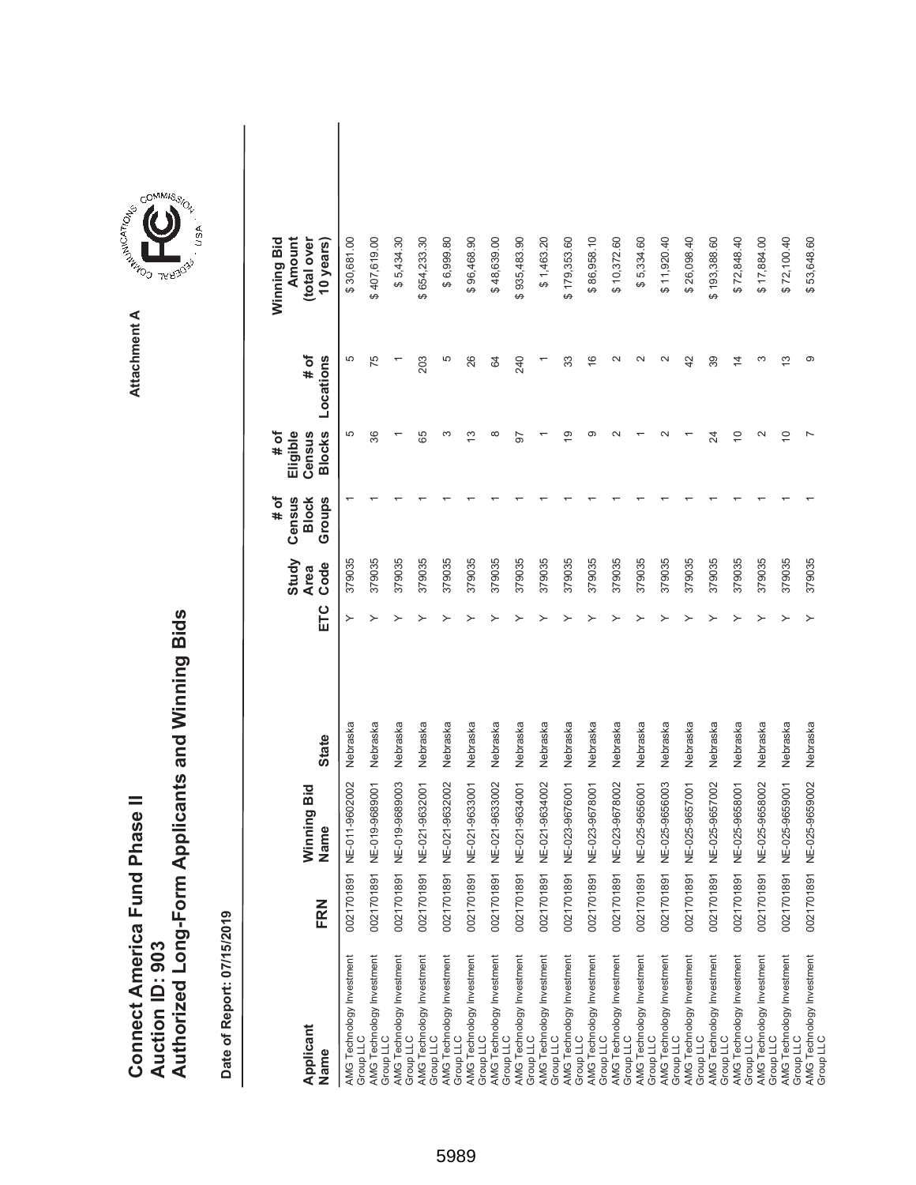# Connect America Fund Phase II
# Auction ID: 903
# Authorized Long-Form Applicants and Winning Bids

Attachment A

**Date of Report: 07/15/2019**

| Applicant Name | FRN | Winning Bid Name | State | ETC | Study Area Code | # of Census Block Groups | # of Eligible Census Blocks | # of Locations | Winning Bid Amount (total over 10 years) |
|---|---|---|---|---|---|---|---|---|---|
| AMG Technology Investment Group LLC | 0021701891 | NE-011-9602002 | Nebraska | Y | 379035 | 1 | 5 | 5 | $ 30,681.00 |
| AMG Technology Investment Group LLC | 0021701891 | NE-019-9689001 | Nebraska | Y | 379035 | 1 | 36 | 75 | $ 407,619.00 |
| AMG Technology Investment Group LLC | 0021701891 | NE-019-9689003 | Nebraska | Y | 379035 | 1 | 1 | 1 | $ 5,434.30 |
| AMG Technology Investment Group LLC | 0021701891 | NE-021-9632001 | Nebraska | Y | 379035 | 1 | 65 | 203 | $ 654,233.30 |
| AMG Technology Investment Group LLC | 0021701891 | NE-021-9632002 | Nebraska | Y | 379035 | 1 | 3 | 5 | $ 6,999.80 |
| AMG Technology Investment Group LLC | 0021701891 | NE-021-9633001 | Nebraska | Y | 379035 | 1 | 13 | 26 | $ 96,468.90 |
| AMG Technology Investment Group LLC | 0021701891 | NE-021-9633002 | Nebraska | Y | 379035 | 1 | 8 | 64 | $ 48,639.00 |
| AMG Technology Investment Group LLC | 0021701891 | NE-021-9634001 | Nebraska | Y | 379035 | 1 | 97 | 240 | $ 935,483.90 |
| AMG Technology Investment Group LLC | 0021701891 | NE-021-9634002 | Nebraska | Y | 379035 | 1 | 1 | 1 | $ 1,463.20 |
| AMG Technology Investment Group LLC | 0021701891 | NE-023-9676001 | Nebraska | Y | 379035 | 1 | 19 | 33 | $ 179,353.60 |
| AMG Technology Investment Group LLC | 0021701891 | NE-023-9678001 | Nebraska | Y | 379035 | 1 | 9 | 16 | $ 86,958.10 |
| AMG Technology Investment Group LLC | 0021701891 | NE-023-9678002 | Nebraska | Y | 379035 | 1 | 2 | 2 | $ 10,372.60 |
| AMG Technology Investment Group LLC | 0021701891 | NE-025-9656001 | Nebraska | Y | 379035 | 1 | 1 | 2 | $ 5,334.60 |
| AMG Technology Investment Group LLC | 0021701891 | NE-025-9656003 | Nebraska | Y | 379035 | 1 | 2 | 2 | $ 11,920.40 |
| AMG Technology Investment Group LLC | 0021701891 | NE-025-9657001 | Nebraska | Y | 379035 | 1 | 1 | 42 | $ 26,098.40 |
| AMG Technology Investment Group LLC | 0021701891 | NE-025-9657002 | Nebraska | Y | 379035 | 1 | 24 | 39 | $ 193,388.60 |
| AMG Technology Investment Group LLC | 0021701891 | NE-025-9658001 | Nebraska | Y | 379035 | 1 | 10 | 14 | $ 72,848.40 |
| AMG Technology Investment Group LLC | 0021701891 | NE-025-9658002 | Nebraska | Y | 379035 | 1 | 2 | 3 | $ 17,884.00 |
| AMG Technology Investment Group LLC | 0021701891 | NE-025-9659001 | Nebraska | Y | 379035 | 1 | 10 | 13 | $ 72,100.40 |
| AMG Technology Investment Group LLC | 0021701891 | NE-025-9659002 | Nebraska | Y | 379035 | 1 | 7 | 9 | $ 53,648.60 |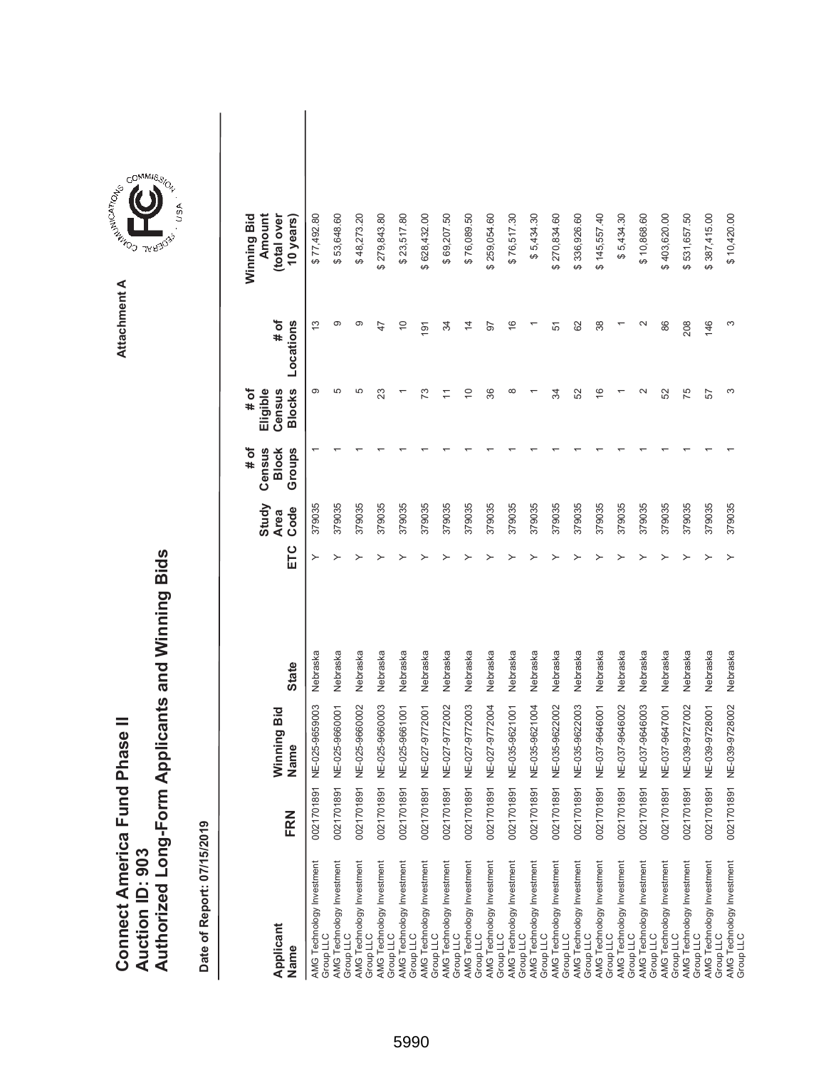# Connect America Fund Phase II
# Auction ID: 903
# Authorized Long-Form Applicants and Winning Bids

Attachment A

**Date of Report: 07/15/2019**

| Applicant Name | FRN | Winning Bid Name | State | ETC | Study Area Code | # of Census Block Groups | # of Eligible Census Blocks | # of Locations | Winning Bid Amount (total over 10 years) |
|---|---|---|---|---|---|---|---|---|---|
| AMG Technology Investment Group LLC | 0021701891 | NE-025-9659003 | Nebraska | Y | 379035 | 1 | 9 | 13 | $ 77,492.80 |
| AMG Technology Investment Group LLC | 0021701891 | NE-025-9660001 | Nebraska | Y | 379035 | 1 | 5 | 9 | $ 53,648.60 |
| AMG Technology Investment Group LLC | 0021701891 | NE-025-9660002 | Nebraska | Y | 379035 | 1 | 5 | 9 | $ 48,273.20 |
| AMG Technology Investment Group LLC | 0021701891 | NE-025-9660003 | Nebraska | Y | 379035 | 1 | 23 | 47 | $ 279,843.80 |
| AMG Technology Investment Group LLC | 0021701891 | NE-025-9661001 | Nebraska | Y | 379035 | 1 | 1 | 10 | $ 23,517.80 |
| AMG Technology Investment Group LLC | 0021701891 | NE-027-9772001 | Nebraska | Y | 379035 | 1 | 73 | 191 | $ 628,432.00 |
| AMG Technology Investment Group LLC | 0021701891 | NE-027-9772002 | Nebraska | Y | 379035 | 1 | 11 | 34 | $ 69,207.50 |
| AMG Technology Investment Group LLC | 0021701891 | NE-027-9772003 | Nebraska | Y | 379035 | 1 | 10 | 14 | $ 76,089.50 |
| AMG Technology Investment Group LLC | 0021701891 | NE-027-9772004 | Nebraska | Y | 379035 | 1 | 36 | 97 | $ 259,054.60 |
| AMG Technology Investment Group LLC | 0021701891 | NE-035-9621001 | Nebraska | Y | 379035 | 1 | 8 | 16 | $ 76,517.30 |
| AMG Technology Investment Group LLC | 0021701891 | NE-035-9621004 | Nebraska | Y | 379035 | 1 | 1 | 1 | $ 5,434.30 |
| AMG Technology Investment Group LLC | 0021701891 | NE-035-9622002 | Nebraska | Y | 379035 | 1 | 34 | 51 | $ 270,834.60 |
| AMG Technology Investment Group LLC | 0021701891 | NE-035-9622003 | Nebraska | Y | 379035 | 1 | 52 | 62 | $ 336,926.60 |
| AMG Technology Investment Group LLC | 0021701891 | NE-037-9646001 | Nebraska | Y | 379035 | 1 | 16 | 38 | $ 145,557.40 |
| AMG Technology Investment Group LLC | 0021701891 | NE-037-9646002 | Nebraska | Y | 379035 | 1 | 1 | 1 | $ 5,434.30 |
| AMG Technology Investment Group LLC | 0021701891 | NE-037-9646003 | Nebraska | Y | 379035 | 1 | 2 | 2 | $ 10,868.60 |
| AMG Technology Investment Group LLC | 0021701891 | NE-037-9647001 | Nebraska | Y | 379035 | 1 | 52 | 86 | $ 403,620.00 |
| AMG Technology Investment Group LLC | 0021701891 | NE-039-9727002 | Nebraska | Y | 379035 | 1 | 75 | 208 | $ 531,657.50 |
| AMG Technology Investment Group LLC | 0021701891 | NE-039-9728001 | Nebraska | Y | 379035 | 1 | 57 | 146 | $ 387,415.00 |
| AMG Technology Investment Group LLC | 0021701891 | NE-039-9728002 | Nebraska | Y | 379035 | 1 | 3 | 3 | $ 10,420.00 |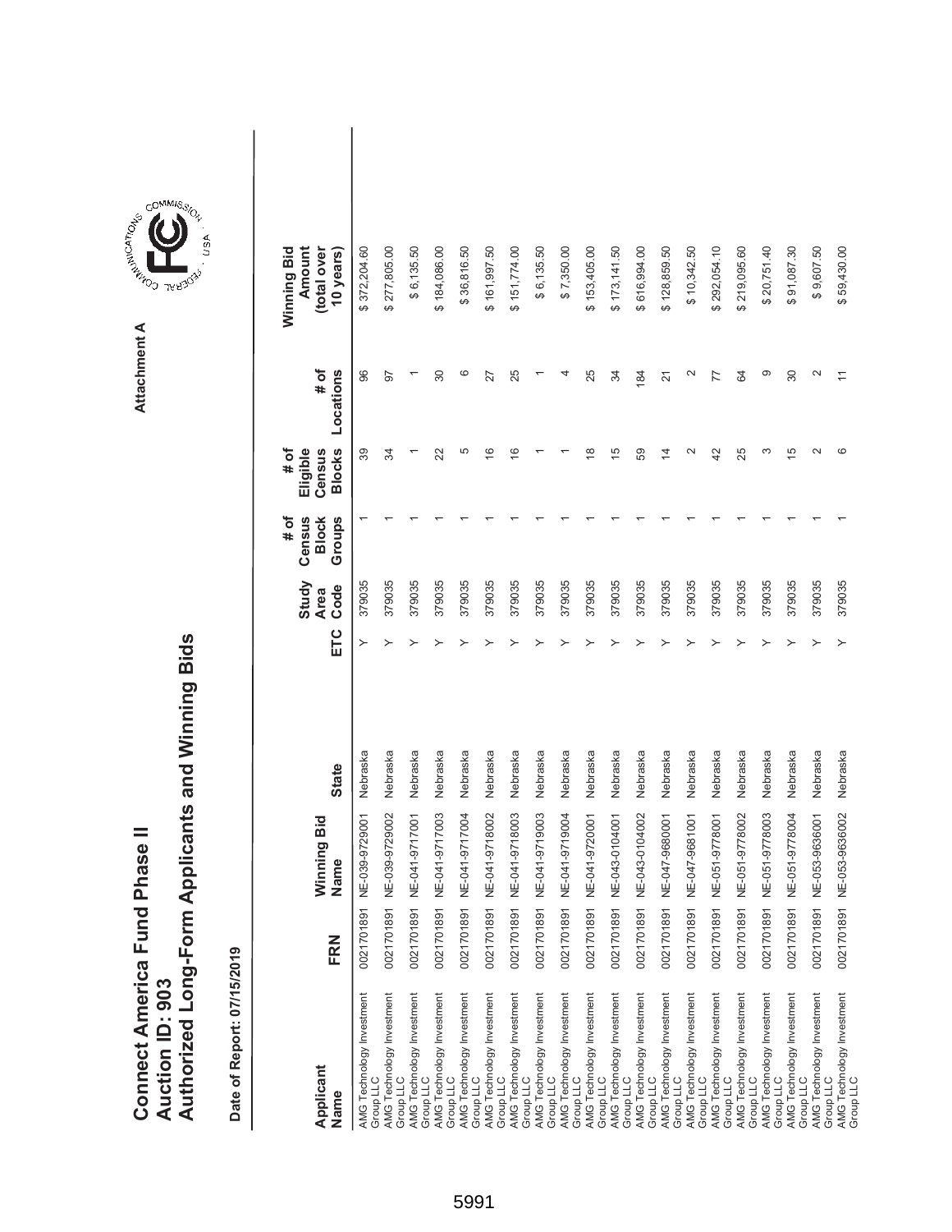# Connect America Fund Phase II
## Auction ID: 903
## Authorized Long-Form Applicants and Winning Bids

Attachment A

**Date of Report: 07/15/2019**

| Applicant Name | FRN | Winning Bid Name | State | ETC | Study Area Code | # of Census Block Groups | # of Eligible Census Blocks | # of Locations | Winning Bid Amount (total over 10 years) |
|---|---|---|---|---|---|---|---|---|---|
| AMG Technology Investment Group LLC | 0021701891 | NE-039-9729001 | Nebraska | Y | 379035 | 1 | 39 | 96 | $ 372,204.60 |
| AMG Technology Investment Group LLC | 0021701891 | NE-039-9729002 | Nebraska | Y | 379035 | 1 | 34 | 97 | $ 277,805.00 |
| AMG Technology Investment Group LLC | 0021701891 | NE-041-9717001 | Nebraska | Y | 379035 | 1 | 1 | 1 | $ 6,135.50 |
| AMG Technology Investment Group LLC | 0021701891 | NE-041-9717003 | Nebraska | Y | 379035 | 1 | 22 | 30 | $ 184,086.00 |
| AMG Technology Investment Group LLC | 0021701891 | NE-041-9717004 | Nebraska | Y | 379035 | 1 | 5 | 6 | $ 36,816.50 |
| AMG Technology Investment Group LLC | 0021701891 | NE-041-9718002 | Nebraska | Y | 379035 | 1 | 16 | 27 | $ 161,997.50 |
| AMG Technology Investment Group LLC | 0021701891 | NE-041-9718003 | Nebraska | Y | 379035 | 1 | 16 | 25 | $ 151,774.00 |
| AMG Technology Investment Group LLC | 0021701891 | NE-041-9719003 | Nebraska | Y | 379035 | 1 | 1 | 1 | $ 6,135.50 |
| AMG Technology Investment Group LLC | 0021701891 | NE-041-9719004 | Nebraska | Y | 379035 | 1 | 1 | 4 | $ 7,350.00 |
| AMG Technology Investment Group LLC | 0021701891 | NE-041-9720001 | Nebraska | Y | 379035 | 1 | 18 | 25 | $ 153,405.00 |
| AMG Technology Investment Group LLC | 0021701891 | NE-043-0104001 | Nebraska | Y | 379035 | 1 | 15 | 34 | $ 173,141.50 |
| AMG Technology Investment Group LLC | 0021701891 | NE-043-0104002 | Nebraska | Y | 379035 | 1 | 59 | 184 | $ 616,994.00 |
| AMG Technology Investment Group LLC | 0021701891 | NE-047-9680001 | Nebraska | Y | 379035 | 1 | 14 | 21 | $ 128,859.50 |
| AMG Technology Investment Group LLC | 0021701891 | NE-047-9681001 | Nebraska | Y | 379035 | 1 | 2 | 2 | $ 10,342.50 |
| AMG Technology Investment Group LLC | 0021701891 | NE-051-9778001 | Nebraska | Y | 379035 | 1 | 42 | 77 | $ 292,054.10 |
| AMG Technology Investment Group LLC | 0021701891 | NE-051-9778002 | Nebraska | Y | 379035 | 1 | 25 | 64 | $ 219,095.60 |
| AMG Technology Investment Group LLC | 0021701891 | NE-051-9778003 | Nebraska | Y | 379035 | 1 | 3 | 9 | $ 20,751.40 |
| AMG Technology Investment Group LLC | 0021701891 | NE-051-9778004 | Nebraska | Y | 379035 | 1 | 15 | 30 | $ 91,087.30 |
| AMG Technology Investment Group LLC | 0021701891 | NE-053-9636001 | Nebraska | Y | 379035 | 1 | 2 | 2 | $ 9,607.50 |
| AMG Technology Investment Group LLC | 0021701891 | NE-053-9636002 | Nebraska | Y | 379035 | 1 | 6 | 11 | $ 59,430.00 |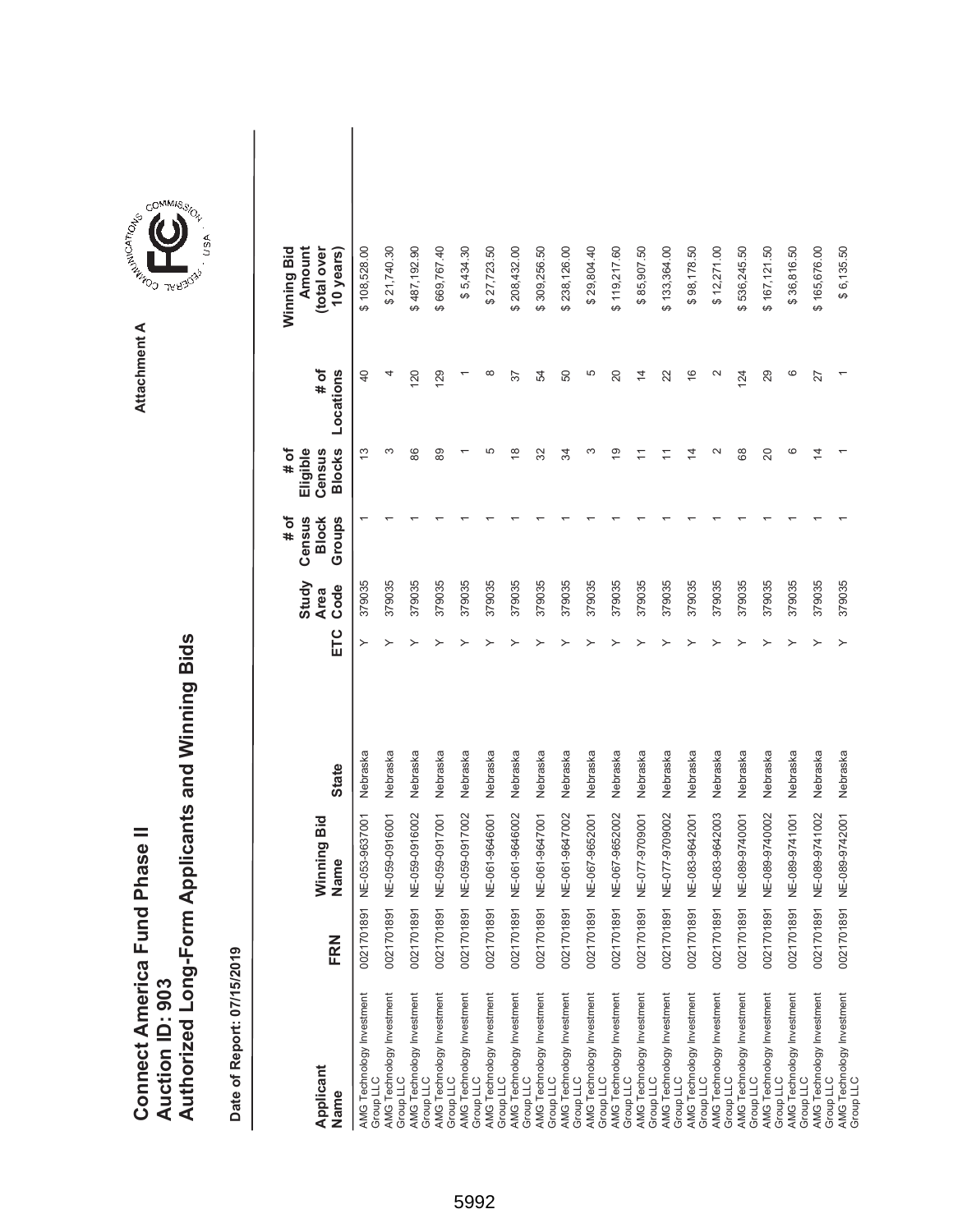# Connect America Fund Phase II
# Auction ID: 903
# Authorized Long-Form Applicants and Winning Bids

Attachment A

**Date of Report: 07/15/2019**

| Applicant Name | FRN | Winning Bid Name | State | ETC | Study Area Code | # of Census Block Groups | # of Eligible Census Blocks | # of Locations | Winning Bid Amount (total over 10 years) |
|---|---|---|---|---|---|---|---|---|---|
| AMG Technology Investment Group LLC | 0021701891 | NE-053-9637001 | Nebraska | Y | 379035 | 1 | 13 | 40 | $ 108,528.00 |
| AMG Technology Investment Group LLC | 0021701891 | NE-059-0916001 | Nebraska | Y | 379035 | 1 | 3 | 4 | $ 21,740.30 |
| AMG Technology Investment Group LLC | 0021701891 | NE-059-0916002 | Nebraska | Y | 379035 | 1 | 86 | 120 | $ 487,192.90 |
| AMG Technology Investment Group LLC | 0021701891 | NE-059-0917001 | Nebraska | Y | 379035 | 1 | 89 | 129 | $ 669,767.40 |
| AMG Technology Investment Group LLC | 0021701891 | NE-059-0917002 | Nebraska | Y | 379035 | 1 | 1 | 1 | $ 5,434.30 |
| AMG Technology Investment Group LLC | 0021701891 | NE-061-9646001 | Nebraska | Y | 379035 | 1 | 5 | 8 | $ 27,723.50 |
| AMG Technology Investment Group LLC | 0021701891 | NE-061-9646002 | Nebraska | Y | 379035 | 1 | 18 | 37 | $ 208,432.00 |
| AMG Technology Investment Group LLC | 0021701891 | NE-061-9647001 | Nebraska | Y | 379035 | 1 | 32 | 54 | $ 309,256.50 |
| AMG Technology Investment Group LLC | 0021701891 | NE-061-9647002 | Nebraska | Y | 379035 | 1 | 34 | 50 | $ 238,126.00 |
| AMG Technology Investment Group LLC | 0021701891 | NE-067-9652001 | Nebraska | Y | 379035 | 1 | 3 | 5 | $ 29,804.40 |
| AMG Technology Investment Group LLC | 0021701891 | NE-067-9652002 | Nebraska | Y | 379035 | 1 | 19 | 20 | $ 119,217.60 |
| AMG Technology Investment Group LLC | 0021701891 | NE-077-9709001 | Nebraska | Y | 379035 | 1 | 11 | 14 | $ 85,907.50 |
| AMG Technology Investment Group LLC | 0021701891 | NE-077-9709002 | Nebraska | Y | 379035 | 1 | 11 | 22 | $ 133,364.00 |
| AMG Technology Investment Group LLC | 0021701891 | NE-083-9642001 | Nebraska | Y | 379035 | 1 | 14 | 16 | $ 98,178.50 |
| AMG Technology Investment Group LLC | 0021701891 | NE-083-9642003 | Nebraska | Y | 379035 | 1 | 2 | 2 | $ 12,271.00 |
| AMG Technology Investment Group LLC | 0021701891 | NE-089-9740001 | Nebraska | Y | 379035 | 1 | 68 | 124 | $ 536,245.50 |
| AMG Technology Investment Group LLC | 0021701891 | NE-089-9740002 | Nebraska | Y | 379035 | 1 | 20 | 29 | $ 167,121.50 |
| AMG Technology Investment Group LLC | 0021701891 | NE-089-9741001 | Nebraska | Y | 379035 | 1 | 6 | 6 | $ 36,816.50 |
| AMG Technology Investment Group LLC | 0021701891 | NE-089-9741002 | Nebraska | Y | 379035 | 1 | 14 | 27 | $ 165,676.00 |
| AMG Technology Investment Group LLC | 0021701891 | NE-089-9742001 | Nebraska | Y | 379035 | 1 | 1 | 1 | $ 6,135.50 |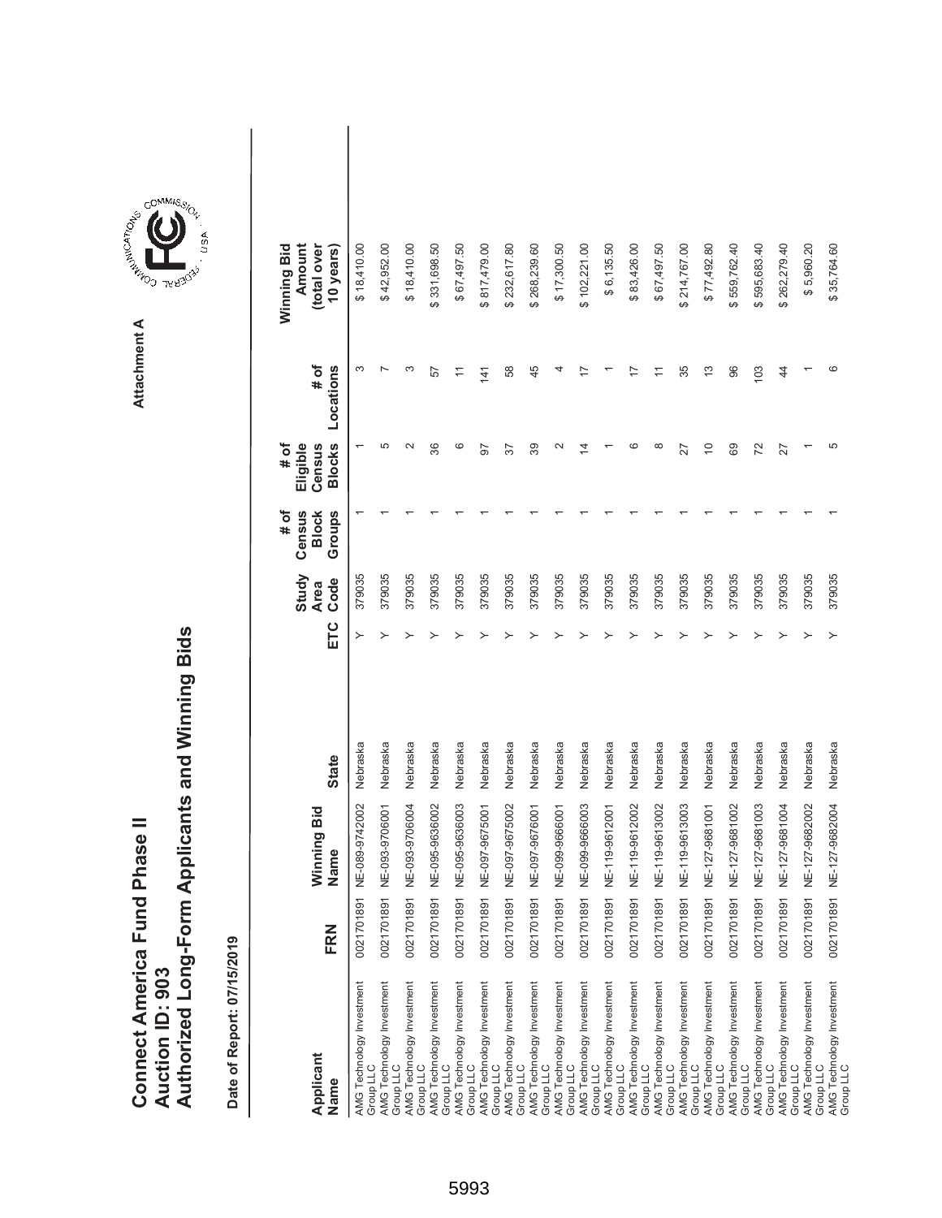# Connect America Fund Phase II
# Auction ID: 903
# Authorized Long-Form Applicants and Winning Bids

Attachment A

**Date of Report: 07/15/2019**

| Applicant Name | FRN | Winning Bid Name | State | ETC | Study Area Code | # of Census Block Groups | # of Eligible Census Blocks | # of Locations | Winning Bid Amount (total over 10 years) |
|---|---|---|---|---|---|---|---|---|---|
| AMG Technology Investment Group LLC | 0021701891 | NE-089-9742002 | Nebraska | Y | 379035 | 1 | 1 | 3 | $ 18,410.00 |
| AMG Technology Investment Group LLC | 0021701891 | NE-093-9706001 | Nebraska | Y | 379035 | 1 | 5 | 7 | $ 42,952.00 |
| AMG Technology Investment Group LLC | 0021701891 | NE-093-9706004 | Nebraska | Y | 379035 | 1 | 2 | 3 | $ 18,410.00 |
| AMG Technology Investment Group LLC | 0021701891 | NE-095-9636002 | Nebraska | Y | 379035 | 1 | 36 | 57 | $ 331,698.50 |
| AMG Technology Investment Group LLC | 0021701891 | NE-095-9636003 | Nebraska | Y | 379035 | 1 | 6 | 11 | $ 67,497.50 |
| AMG Technology Investment Group LLC | 0021701891 | NE-097-9675001 | Nebraska | Y | 379035 | 1 | 97 | 141 | $ 817,479.00 |
| AMG Technology Investment Group LLC | 0021701891 | NE-097-9675002 | Nebraska | Y | 379035 | 1 | 37 | 58 | $ 232,617.80 |
| AMG Technology Investment Group LLC | 0021701891 | NE-097-9676001 | Nebraska | Y | 379035 | 1 | 39 | 45 | $ 268,239.60 |
| AMG Technology Investment Group LLC | 0021701891 | NE-099-9666001 | Nebraska | Y | 379035 | 1 | 2 | 4 | $ 17,300.50 |
| AMG Technology Investment Group LLC | 0021701891 | NE-099-9666003 | Nebraska | Y | 379035 | 1 | 14 | 17 | $ 102,221.00 |
| AMG Technology Investment Group LLC | 0021701891 | NE-119-9612001 | Nebraska | Y | 379035 | 1 | 1 | 1 | $ 6,135.50 |
| AMG Technology Investment Group LLC | 0021701891 | NE-119-9612002 | Nebraska | Y | 379035 | 1 | 6 | 17 | $ 83,426.00 |
| AMG Technology Investment Group LLC | 0021701891 | NE-119-9613002 | Nebraska | Y | 379035 | 1 | 8 | 11 | $ 67,497.50 |
| AMG Technology Investment Group LLC | 0021701891 | NE-119-9613003 | Nebraska | Y | 379035 | 1 | 27 | 35 | $ 214,767.00 |
| AMG Technology Investment Group LLC | 0021701891 | NE-127-9681001 | Nebraska | Y | 379035 | 1 | 10 | 13 | $ 77,492.80 |
| AMG Technology Investment Group LLC | 0021701891 | NE-127-9681002 | Nebraska | Y | 379035 | 1 | 69 | 96 | $ 559,762.40 |
| AMG Technology Investment Group LLC | 0021701891 | NE-127-9681003 | Nebraska | Y | 379035 | 1 | 72 | 103 | $ 595,683.40 |
| AMG Technology Investment Group LLC | 0021701891 | NE-127-9681004 | Nebraska | Y | 379035 | 1 | 27 | 44 | $ 262,279.40 |
| AMG Technology Investment Group LLC | 0021701891 | NE-127-9682002 | Nebraska | Y | 379035 | 1 | 1 | 1 | $ 5,960.20 |
| AMG Technology Investment Group LLC | 0021701891 | NE-127-9682004 | Nebraska | Y | 379035 | 1 | 5 | 6 | $ 35,764.60 |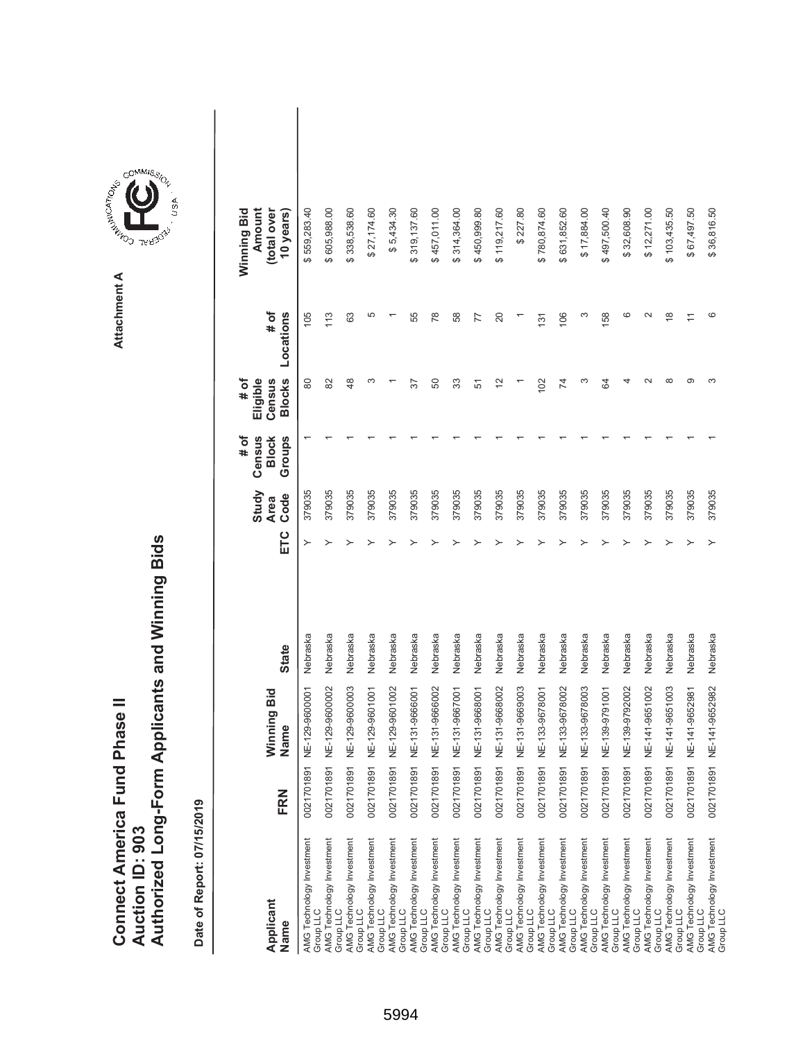# Connect America Fund Phase II
# Auction ID: 903
# Authorized Long-Form Applicants and Winning Bids

Attachment A

**Date of Report: 07/15/2019**

| Applicant Name | FRN | Winning Bid Name | State | ETC | Study Area Code | # of Census Block Groups | # of Eligible Census Blocks | # of Locations | Winning Bid Amount (total over 10 years) |
|---|---|---|---|---|---|---|---|---|---|
| AMG Technology Investment Group LLC | 0021701891 | NE-129-9600001 | Nebraska | Y | 379035 | 1 | 80 | 105 | $ 559,283.40 |
| AMG Technology Investment Group LLC | 0021701891 | NE-129-9600002 | Nebraska | Y | 379035 | 1 | 82 | 113 | $ 605,988.00 |
| AMG Technology Investment Group LLC | 0021701891 | NE-129-9600003 | Nebraska | Y | 379035 | 1 | 48 | 63 | $ 338,538.60 |
| AMG Technology Investment Group LLC | 0021701891 | NE-129-9601001 | Nebraska | Y | 379035 | 1 | 3 | 5 | $ 27,174.60 |
| AMG Technology Investment Group LLC | 0021701891 | NE-129-9601002 | Nebraska | Y | 379035 | 1 | 1 | 1 | $ 5,434.30 |
| AMG Technology Investment Group LLC | 0021701891 | NE-131-9666001 | Nebraska | Y | 379035 | 1 | 37 | 55 | $ 319,137.60 |
| AMG Technology Investment Group LLC | 0021701891 | NE-131-9666002 | Nebraska | Y | 379035 | 1 | 50 | 78 | $ 457,011.00 |
| AMG Technology Investment Group LLC | 0021701891 | NE-131-9667001 | Nebraska | Y | 379035 | 1 | 33 | 58 | $ 314,364.00 |
| AMG Technology Investment Group LLC | 0021701891 | NE-131-9668001 | Nebraska | Y | 379035 | 1 | 51 | 77 | $ 450,999.80 |
| AMG Technology Investment Group LLC | 0021701891 | NE-131-9668002 | Nebraska | Y | 379035 | 1 | 12 | 20 | $ 119,217.60 |
| AMG Technology Investment Group LLC | 0021701891 | NE-131-9669003 | Nebraska | Y | 379035 | 1 | 1 | 1 | $ 227.80 |
| AMG Technology Investment Group LLC | 0021701891 | NE-133-9678001 | Nebraska | Y | 379035 | 1 | 102 | 131 | $ 780,874.60 |
| AMG Technology Investment Group LLC | 0021701891 | NE-133-9678002 | Nebraska | Y | 379035 | 1 | 74 | 106 | $ 631,852.60 |
| AMG Technology Investment Group LLC | 0021701891 | NE-133-9678003 | Nebraska | Y | 379035 | 1 | 3 | 3 | $ 17,884.00 |
| AMG Technology Investment Group LLC | 0021701891 | NE-139-9791001 | Nebraska | Y | 379035 | 1 | 64 | 158 | $ 497,500.40 |
| AMG Technology Investment Group LLC | 0021701891 | NE-139-9792002 | Nebraska | Y | 379035 | 1 | 4 | 6 | $ 32,608.90 |
| AMG Technology Investment Group LLC | 0021701891 | NE-141-9651002 | Nebraska | Y | 379035 | 1 | 2 | 2 | $ 12,271.00 |
| AMG Technology Investment Group LLC | 0021701891 | NE-141-9651003 | Nebraska | Y | 379035 | 1 | 8 | 18 | $ 103,435.50 |
| AMG Technology Investment Group LLC | 0021701891 | NE-141-9652981 | Nebraska | Y | 379035 | 1 | 9 | 11 | $ 67,497.50 |
| AMG Technology Investment Group LLC | 0021701891 | NE-141-9652982 | Nebraska | Y | 379035 | 1 | 3 | 6 | $ 36,816.50 |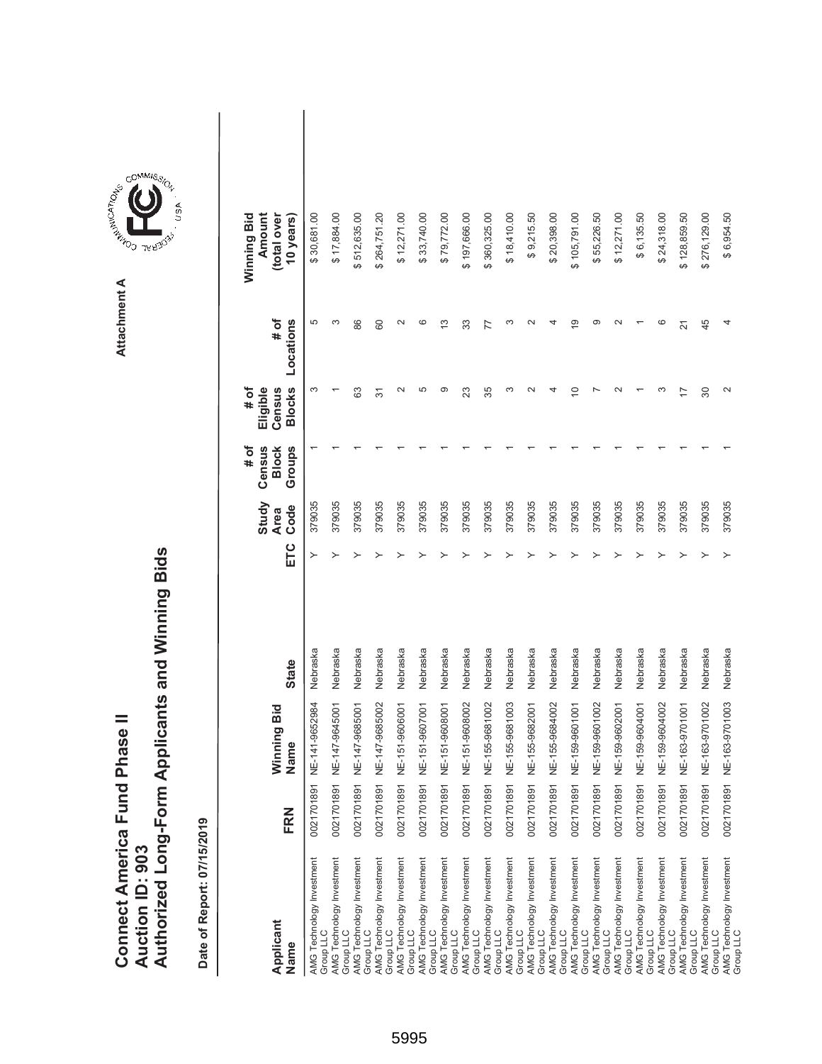# Connect America Fund Phase II
# Auction ID: 903
# Authorized Long-Form Applicants and Winning Bids

Attachment A

**Date of Report: 07/15/2019**

| Applicant Name | FRN | Winning Bid Name | State | ETC | Study Area Code | # of Census Block Groups | # of Eligible Census Blocks | # of Locations | Winning Bid Amount (total over 10 years) |
|---|---|---|---|---|---|---|---|---|---|
| AMG Technology Investment Group LLC | 0021701891 | NE-141-9652984 | Nebraska | Y | 379035 | 1 | 3 | 5 | $ 30,681.00 |
| AMG Technology Investment Group LLC | 0021701891 | NE-147-9645001 | Nebraska | Y | 379035 | 1 | 1 | 3 | $ 17,884.00 |
| AMG Technology Investment Group LLC | 0021701891 | NE-147-9685001 | Nebraska | Y | 379035 | 1 | 63 | 86 | $ 512,635.00 |
| AMG Technology Investment Group LLC | 0021701891 | NE-147-9685002 | Nebraska | Y | 379035 | 1 | 31 | 60 | $ 264,751.20 |
| AMG Technology Investment Group LLC | 0021701891 | NE-151-9606001 | Nebraska | Y | 379035 | 1 | 2 | 2 | $ 12,271.00 |
| AMG Technology Investment Group LLC | 0021701891 | NE-151-9607001 | Nebraska | Y | 379035 | 1 | 5 | 6 | $ 33,740.00 |
| AMG Technology Investment Group LLC | 0021701891 | NE-151-9608001 | Nebraska | Y | 379035 | 1 | 9 | 13 | $ 79,772.00 |
| AMG Technology Investment Group LLC | 0021701891 | NE-151-9608002 | Nebraska | Y | 379035 | 1 | 23 | 33 | $ 197,666.00 |
| AMG Technology Investment Group LLC | 0021701891 | NE-155-9681002 | Nebraska | Y | 379035 | 1 | 35 | 77 | $ 360,325.00 |
| AMG Technology Investment Group LLC | 0021701891 | NE-155-9681003 | Nebraska | Y | 379035 | 1 | 3 | 3 | $ 18,410.00 |
| AMG Technology Investment Group LLC | 0021701891 | NE-155-9682001 | Nebraska | Y | 379035 | 1 | 2 | 2 | $ 9,215.50 |
| AMG Technology Investment Group LLC | 0021701891 | NE-155-9684002 | Nebraska | Y | 379035 | 1 | 4 | 4 | $ 20,398.00 |
| AMG Technology Investment Group LLC | 0021701891 | NE-159-9601001 | Nebraska | Y | 379035 | 1 | 10 | 19 | $ 105,791.00 |
| AMG Technology Investment Group LLC | 0021701891 | NE-159-9601002 | Nebraska | Y | 379035 | 1 | 7 | 9 | $ 55,226.50 |
| AMG Technology Investment Group LLC | 0021701891 | NE-159-9602001 | Nebraska | Y | 379035 | 1 | 2 | 2 | $ 12,271.00 |
| AMG Technology Investment Group LLC | 0021701891 | NE-159-9604001 | Nebraska | Y | 379035 | 1 | 1 | 1 | $ 6,135.50 |
| AMG Technology Investment Group LLC | 0021701891 | NE-159-9604002 | Nebraska | Y | 379035 | 1 | 3 | 6 | $ 24,318.00 |
| AMG Technology Investment Group LLC | 0021701891 | NE-163-9701001 | Nebraska | Y | 379035 | 1 | 17 | 21 | $ 128,859.50 |
| AMG Technology Investment Group LLC | 0021701891 | NE-163-9701002 | Nebraska | Y | 379035 | 1 | 30 | 45 | $ 276,129.00 |
| AMG Technology Investment Group LLC | 0021701891 | NE-163-9701003 | Nebraska | Y | 379035 | 1 | 2 | 4 | $ 6,954.50 |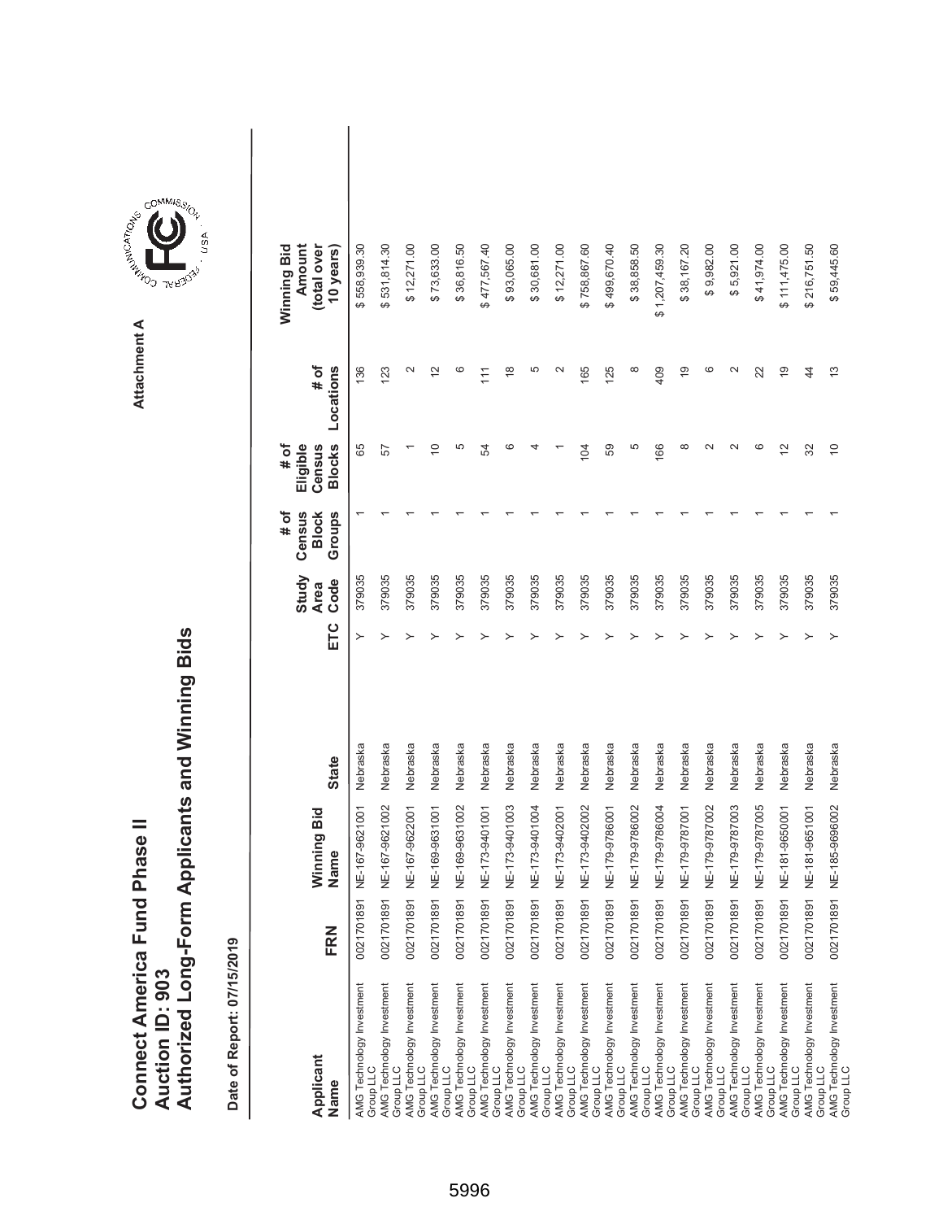# Connect America Fund Phase II
# Auction ID: 903
# Authorized Long-Form Applicants and Winning Bids

Attachment A

**Date of Report: 07/15/2019**

| Applicant Name | FRN | Winning Bid Name | State | ETC | Study Area Code | # of Census Block Groups | # of Eligible Census Blocks | # of Locations | Winning Bid Amount (total over 10 years) |
|---|---|---|---|---|---|---|---|---|---|
| AMG Technology Investment Group LLC | 0021701891 | NE-167-9621001 | Nebraska | Y | 379035 | 1 | 65 | 136 | $ 558,939.30 |
| AMG Technology Investment Group LLC | 0021701891 | NE-167-9621002 | Nebraska | Y | 379035 | 1 | 57 | 123 | $ 531,814.30 |
| AMG Technology Investment Group LLC | 0021701891 | NE-167-9622001 | Nebraska | Y | 379035 | 1 | 1 | 2 | $ 12,271.00 |
| AMG Technology Investment Group LLC | 0021701891 | NE-169-9631001 | Nebraska | Y | 379035 | 1 | 10 | 12 | $ 73,633.00 |
| AMG Technology Investment Group LLC | 0021701891 | NE-169-9631002 | Nebraska | Y | 379035 | 1 | 5 | 6 | $ 36,816.50 |
| AMG Technology Investment Group LLC | 0021701891 | NE-173-9401001 | Nebraska | Y | 379035 | 1 | 54 | 111 | $ 477,567.40 |
| AMG Technology Investment Group LLC | 0021701891 | NE-173-9401003 | Nebraska | Y | 379035 | 1 | 6 | 18 | $ 93,065.00 |
| AMG Technology Investment Group LLC | 0021701891 | NE-173-9401004 | Nebraska | Y | 379035 | 1 | 4 | 5 | $ 30,681.00 |
| AMG Technology Investment Group LLC | 0021701891 | NE-173-9402001 | Nebraska | Y | 379035 | 1 | 1 | 2 | $ 12,271.00 |
| AMG Technology Investment Group LLC | 0021701891 | NE-173-9402002 | Nebraska | Y | 379035 | 1 | 104 | 165 | $ 758,867.60 |
| AMG Technology Investment Group LLC | 0021701891 | NE-179-9786001 | Nebraska | Y | 379035 | 1 | 59 | 125 | $ 499,670.40 |
| AMG Technology Investment Group LLC | 0021701891 | NE-179-9786002 | Nebraska | Y | 379035 | 1 | 5 | 8 | $ 38,858.50 |
| AMG Technology Investment Group LLC | 0021701891 | NE-179-9786004 | Nebraska | Y | 379035 | 1 | 166 | 409 | $ 1,207,459.30 |
| AMG Technology Investment Group LLC | 0021701891 | NE-179-9787001 | Nebraska | Y | 379035 | 1 | 8 | 19 | $ 38,167.20 |
| AMG Technology Investment Group LLC | 0021701891 | NE-179-9787002 | Nebraska | Y | 379035 | 1 | 2 | 6 | $ 9,982.00 |
| AMG Technology Investment Group LLC | 0021701891 | NE-179-9787003 | Nebraska | Y | 379035 | 1 | 2 | 2 | $ 5,921.00 |
| AMG Technology Investment Group LLC | 0021701891 | NE-179-9787005 | Nebraska | Y | 379035 | 1 | 6 | 22 | $ 41,974.00 |
| AMG Technology Investment Group LLC | 0021701891 | NE-181-9650001 | Nebraska | Y | 379035 | 1 | 12 | 19 | $ 111,475.00 |
| AMG Technology Investment Group LLC | 0021701891 | NE-181-9651001 | Nebraska | Y | 379035 | 1 | 32 | 44 | $ 216,751.50 |
| AMG Technology Investment Group LLC | 0021701891 | NE-185-9696002 | Nebraska | Y | 379035 | 1 | 10 | 13 | $ 59,445.60 |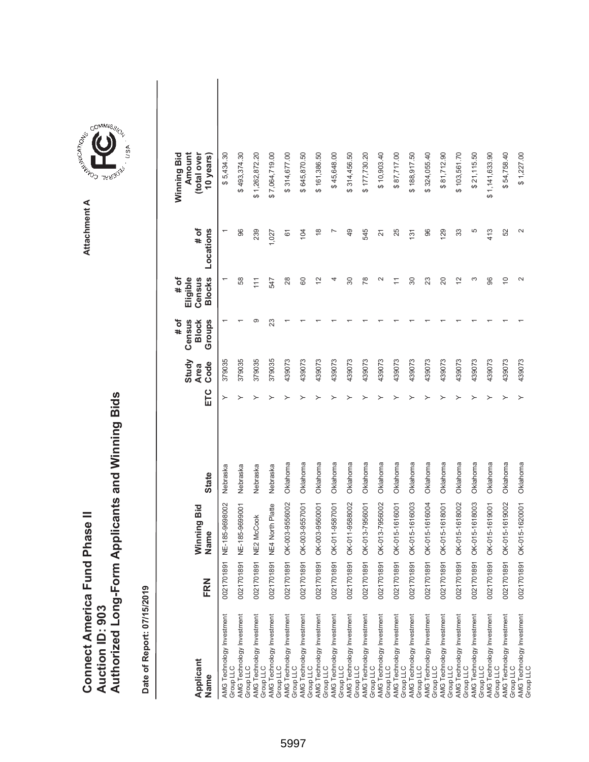# Connect America Fund Phase II
# Auction ID: 903
# Authorized Long-Form Applicants and Winning Bids

Attachment A

**Date of Report: 07/15/2019**

| Applicant Name | FRN | Winning Bid Name | State | ETC | Study Area Code | # of Census Block Groups | # of Eligible Census Blocks | # of Locations | Winning Bid Amount (total over 10 years) |
|---|---|---|---|---|---|---|---|---|---|
| AMG Technology Investment Group LLC | 0021701891 | NE-185-9698002 | Nebraska | Y | 379035 | 1 | 1 | 1 | $ 5,434.30 |
| AMG Technology Investment Group LLC | 0021701891 | NE-185-9699001 | Nebraska | Y | 379035 | 1 | 58 | 96 | $ 493,374.30 |
| AMG Technology Investment Group LLC | 0021701891 | NE2 McCook | Nebraska | Y | 379035 | 9 | 111 | 239 | $ 1,262,872.20 |
| AMG Technology Investment Group LLC | 0021701891 | NE4 North Platte | Nebraska | Y | 379035 | 23 | 547 | 1,027 | $ 7,064,719.00 |
| AMG Technology Investment Group LLC | 0021701891 | OK-003-9556002 | Oklahoma | Y | 439073 | 1 | 28 | 61 | $ 314,677.00 |
| AMG Technology Investment Group LLC | 0021701891 | OK-003-9557001 | Oklahoma | Y | 439073 | 1 | 60 | 104 | $ 645,870.50 |
| AMG Technology Investment Group LLC | 0021701891 | OK-003-9560001 | Oklahoma | Y | 439073 | 1 | 12 | 18 | $ 161,386.50 |
| AMG Technology Investment Group LLC | 0021701891 | OK-011-9587001 | Oklahoma | Y | 439073 | 1 | 4 | 7 | $ 45,648.00 |
| AMG Technology Investment Group LLC | 0021701891 | OK-011-9588002 | Oklahoma | Y | 439073 | 1 | 30 | 49 | $ 314,456.50 |
| AMG Technology Investment Group LLC | 0021701891 | OK-013-7956001 | Oklahoma | Y | 439073 | 1 | 78 | 545 | $ 177,730.20 |
| AMG Technology Investment Group LLC | 0021701891 | OK-013-7956002 | Oklahoma | Y | 439073 | 1 | 2 | 21 | $ 10,903.40 |
| AMG Technology Investment Group LLC | 0021701891 | OK-015-1616001 | Oklahoma | Y | 439073 | 1 | 11 | 25 | $ 87,717.00 |
| AMG Technology Investment Group LLC | 0021701891 | OK-015-1616003 | Oklahoma | Y | 439073 | 1 | 30 | 131 | $ 188,917.50 |
| AMG Technology Investment Group LLC | 0021701891 | OK-015-1616004 | Oklahoma | Y | 439073 | 1 | 23 | 96 | $ 324,055.40 |
| AMG Technology Investment Group LLC | 0021701891 | OK-015-1618001 | Oklahoma | Y | 439073 | 1 | 20 | 129 | $ 81,712.90 |
| AMG Technology Investment Group LLC | 0021701891 | OK-015-1618002 | Oklahoma | Y | 439073 | 1 | 12 | 33 | $ 103,561.70 |
| AMG Technology Investment Group LLC | 0021701891 | OK-015-1618003 | Oklahoma | Y | 439073 | 1 | 3 | 5 | $ 21,115.50 |
| AMG Technology Investment Group LLC | 0021701891 | OK-015-1619001 | Oklahoma | Y | 439073 | 1 | 96 | 413 | $ 1,141,633.90 |
| AMG Technology Investment Group LLC | 0021701891 | OK-015-1619002 | Oklahoma | Y | 439073 | 1 | 10 | 52 | $ 54,758.40 |
| AMG Technology Investment Group LLC | 0021701891 | OK-015-1620001 | Oklahoma | Y | 439073 | 1 | 2 | 2 | $ 1,227.00 |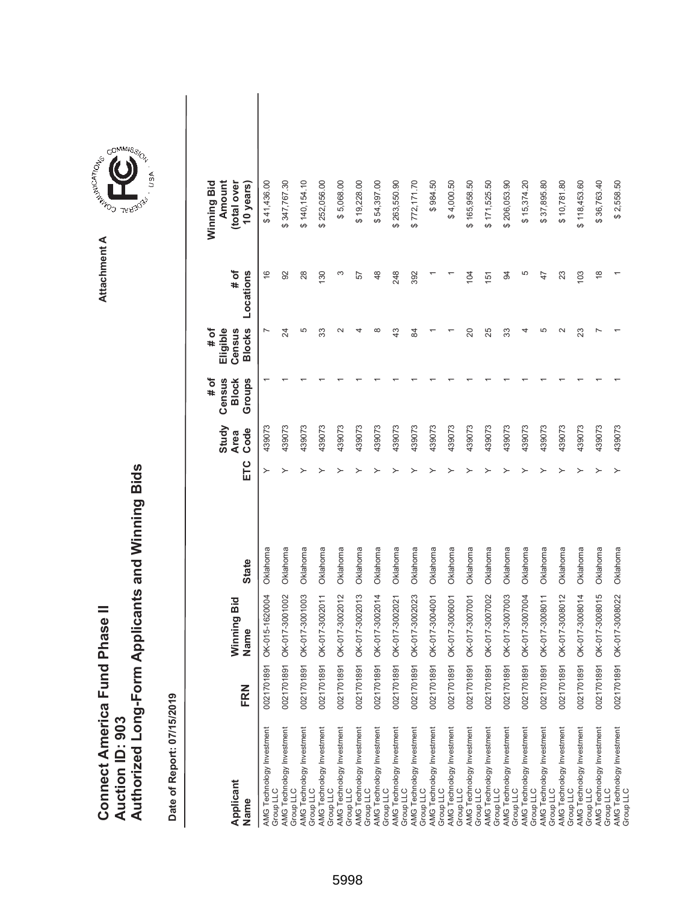# Connect America Fund Phase II
# Auction ID: 903
# Authorized Long-Form Applicants and Winning Bids

Attachment A

**Date of Report: 07/15/2019**

| Applicant Name | FRN | Winning Bid Name | State | ETC | Study Area Code | # of Census Block Groups | # of Eligible Census Blocks | # of Locations | Winning Bid Amount (total over 10 years) |
|---|---|---|---|---|---|---|---|---|---|
| AMG Technology Investment Group LLC | 0021701891 | OK-015-1620004 | Oklahoma | Y | 439073 | 1 | 7 | 16 | $ 41,436.00 |
| AMG Technology Investment Group LLC | 0021701891 | OK-017-3001002 | Oklahoma | Y | 439073 | 1 | 24 | 92 | $ 347,767.30 |
| AMG Technology Investment Group LLC | 0021701891 | OK-017-3001003 | Oklahoma | Y | 439073 | 1 | 5 | 28 | $ 140,154.10 |
| AMG Technology Investment Group LLC | 0021701891 | OK-017-3002011 | Oklahoma | Y | 439073 | 1 | 33 | 130 | $ 252,056.00 |
| AMG Technology Investment Group LLC | 0021701891 | OK-017-3002012 | Oklahoma | Y | 439073 | 1 | 2 | 3 | $ 5,068.00 |
| AMG Technology Investment Group LLC | 0021701891 | OK-017-3002013 | Oklahoma | Y | 439073 | 1 | 4 | 57 | $ 19,228.00 |
| AMG Technology Investment Group LLC | 0021701891 | OK-017-3002014 | Oklahoma | Y | 439073 | 1 | 8 | 48 | $ 54,397.00 |
| AMG Technology Investment Group LLC | 0021701891 | OK-017-3002021 | Oklahoma | Y | 439073 | 1 | 43 | 248 | $ 263,550.90 |
| AMG Technology Investment Group LLC | 0021701891 | OK-017-3002023 | Oklahoma | Y | 439073 | 1 | 84 | 392 | $ 772,171.70 |
| AMG Technology Investment Group LLC | 0021701891 | OK-017-3004001 | Oklahoma | Y | 439073 | 1 | 1 | 1 | $ 984.50 |
| AMG Technology Investment Group LLC | 0021701891 | OK-017-3006001 | Oklahoma | Y | 439073 | 1 | 1 | 1 | $ 4,000.50 |
| AMG Technology Investment Group LLC | 0021701891 | OK-017-3007001 | Oklahoma | Y | 439073 | 1 | 20 | 104 | $ 165,958.50 |
| AMG Technology Investment Group LLC | 0021701891 | OK-017-3007002 | Oklahoma | Y | 439073 | 1 | 25 | 151 | $ 171,525.50 |
| AMG Technology Investment Group LLC | 0021701891 | OK-017-3007003 | Oklahoma | Y | 439073 | 1 | 33 | 94 | $ 206,053.90 |
| AMG Technology Investment Group LLC | 0021701891 | OK-017-3007004 | Oklahoma | Y | 439073 | 1 | 4 | 5 | $ 15,374.20 |
| AMG Technology Investment Group LLC | 0021701891 | OK-017-3008011 | Oklahoma | Y | 439073 | 1 | 5 | 47 | $ 37,895.80 |
| AMG Technology Investment Group LLC | 0021701891 | OK-017-3008012 | Oklahoma | Y | 439073 | 1 | 2 | 23 | $ 10,781.80 |
| AMG Technology Investment Group LLC | 0021701891 | OK-017-3008014 | Oklahoma | Y | 439073 | 1 | 23 | 103 | $ 118,453.60 |
| AMG Technology Investment Group LLC | 0021701891 | OK-017-3008015 | Oklahoma | Y | 439073 | 1 | 7 | 18 | $ 36,763.40 |
| AMG Technology Investment Group LLC | 0021701891 | OK-017-3008022 | Oklahoma | Y | 439073 | 1 | 1 | 1 | $ 2,558.50 |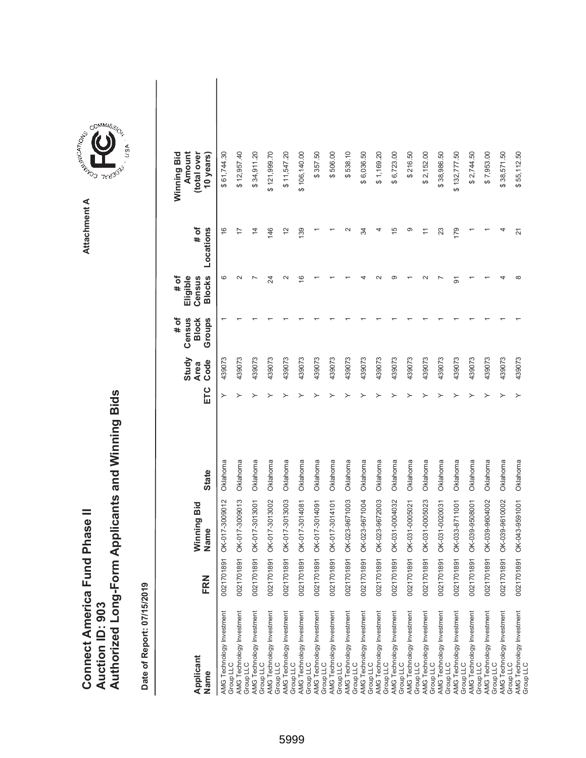# Connect America Fund Phase II
# Auction ID: 903
# Authorized Long-Form Applicants and Winning Bids

Attachment A

**Date of Report: 07/15/2019**

| Applicant Name | FRN | Winning Bid Name | State | ETC | Study Area Code | # of Census Block Groups | # of Eligible Census Blocks | # of Locations | Winning Bid Amount (total over 10 years) |
|---|---|---|---|---|---|---|---|---|---|
| AMG Technology Investment Group LLC | 0021701891 | OK-017-3009012 | Oklahoma | Y | 439073 | 1 | 6 | 16 | $ 61,744.30 |
| AMG Technology Investment Group LLC | 0021701891 | OK-017-3009013 | Oklahoma | Y | 439073 | 1 | 2 | 17 | $ 12,957.40 |
| AMG Technology Investment Group LLC | 0021701891 | OK-017-3013001 | Oklahoma | Y | 439073 | 1 | 7 | 14 | $ 34,911.20 |
| AMG Technology Investment Group LLC | 0021701891 | OK-017-3013002 | Oklahoma | Y | 439073 | 1 | 24 | 146 | $ 121,999.70 |
| AMG Technology Investment Group LLC | 0021701891 | OK-017-3013003 | Oklahoma | Y | 439073 | 1 | 2 | 12 | $ 11,547.20 |
| AMG Technology Investment Group LLC | 0021701891 | OK-017-3014081 | Oklahoma | Y | 439073 | 1 | 16 | 139 | $ 106,140.00 |
| AMG Technology Investment Group LLC | 0021701891 | OK-017-3014091 | Oklahoma | Y | 439073 | 1 | 1 | 1 | $ 357.50 |
| AMG Technology Investment Group LLC | 0021701891 | OK-017-3014101 | Oklahoma | Y | 439073 | 1 | 1 | 1 | $ 506.00 |
| AMG Technology Investment Group LLC | 0021701891 | OK-023-9671003 | Oklahoma | Y | 439073 | 1 | 1 | 2 | $ 538.10 |
| AMG Technology Investment Group LLC | 0021701891 | OK-023-9671004 | Oklahoma | Y | 439073 | 1 | 4 | 34 | $ 6,036.50 |
| AMG Technology Investment Group LLC | 0021701891 | OK-023-9672003 | Oklahoma | Y | 439073 | 1 | 2 | 4 | $ 1,169.20 |
| AMG Technology Investment Group LLC | 0021701891 | OK-031-0004032 | Oklahoma | Y | 439073 | 1 | 9 | 15 | $ 6,723.00 |
| AMG Technology Investment Group LLC | 0021701891 | OK-031-0005021 | Oklahoma | Y | 439073 | 1 | 1 | 9 | $ 216.50 |
| AMG Technology Investment Group LLC | 0021701891 | OK-031-0005023 | Oklahoma | Y | 439073 | 1 | 2 | 11 | $ 2,152.00 |
| AMG Technology Investment Group LLC | 0021701891 | OK-031-0020031 | Oklahoma | Y | 439073 | 1 | 7 | 23 | $ 38,986.50 |
| AMG Technology Investment Group LLC | 0021701891 | OK-033-8711001 | Oklahoma | Y | 439073 | 1 | 91 | 179 | $ 132,777.50 |
| AMG Technology Investment Group LLC | 0021701891 | OK-039-9508001 | Oklahoma | Y | 439073 | 1 | 1 | 1 | $ 2,744.50 |
| AMG Technology Investment Group LLC | 0021701891 | OK-039-9604002 | Oklahoma | Y | 439073 | 1 | 1 | 1 | $ 7,953.00 |
| AMG Technology Investment Group LLC | 0021701891 | OK-039-9610002 | Oklahoma | Y | 439073 | 1 | 4 | 4 | $ 38,571.50 |
| AMG Technology Investment Group LLC | 0021701891 | OK-043-9591001 | Oklahoma | Y | 439073 | 1 | 8 | 21 | $ 55,112.50 |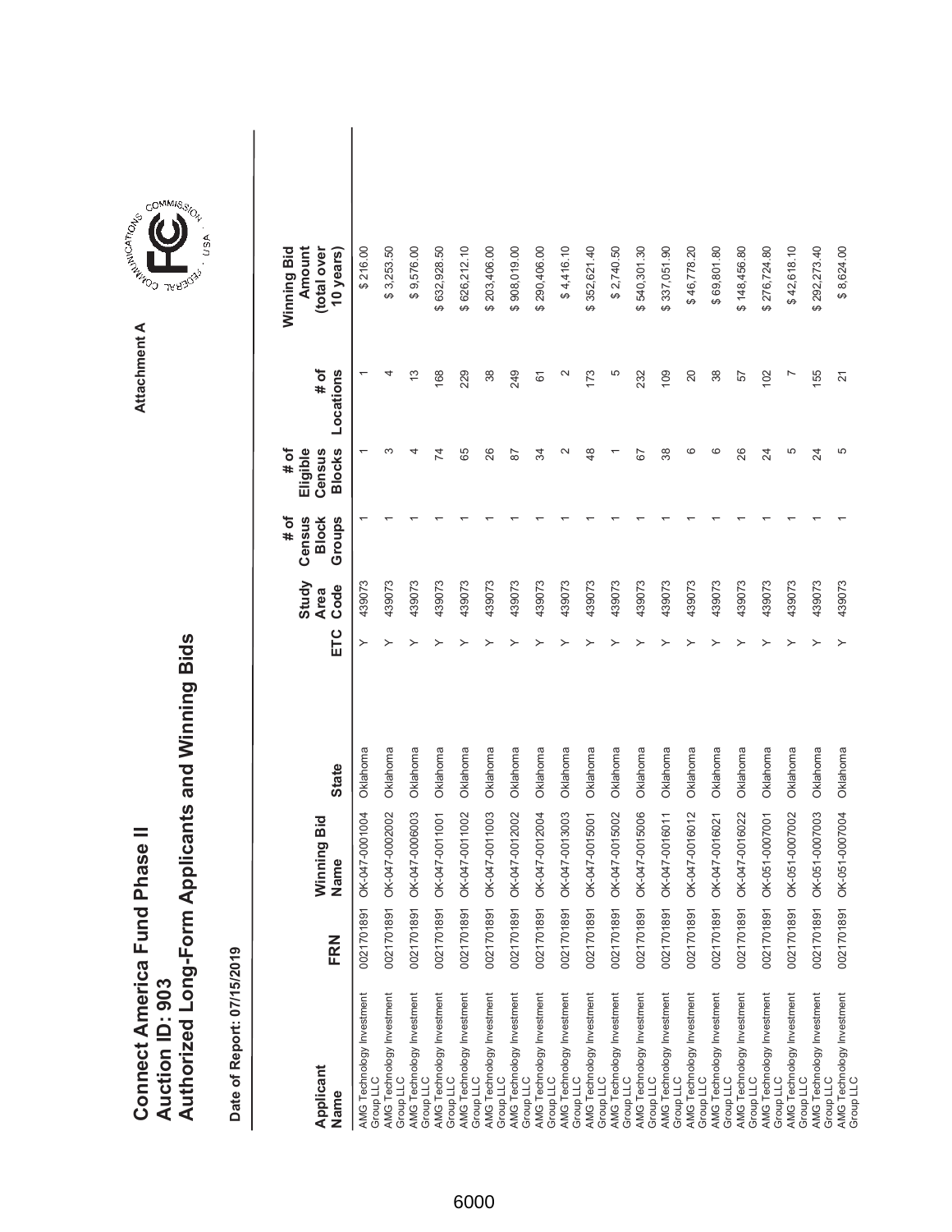# Connect America Fund Phase II
# Auction ID: 903
# Authorized Long-Form Applicants and Winning Bids

Attachment A

**Date of Report: 07/15/2019**

| Applicant Name | FRN | Winning Bid Name | State | ETC | Study Area Code | # of Census Block Groups | # of Eligible Census Blocks | # of Locations | Winning Bid Amount (total over 10 years) |
|---|---|---|---|---|---|---|---|---|---|
| AMG Technology Investment Group LLC | 0021701891 | OK-047-0001004 | Oklahoma | Y | 439073 | 1 | 1 | 1 | $ 216.00 |
| AMG Technology Investment Group LLC | 0021701891 | OK-047-0002002 | Oklahoma | Y | 439073 | 1 | 3 | 4 | $ 3,253.50 |
| AMG Technology Investment Group LLC | 0021701891 | OK-047-0006003 | Oklahoma | Y | 439073 | 1 | 4 | 13 | $ 9,576.00 |
| AMG Technology Investment Group LLC | 0021701891 | OK-047-0011001 | Oklahoma | Y | 439073 | 1 | 74 | 168 | $ 632,928.50 |
| AMG Technology Investment Group LLC | 0021701891 | OK-047-0011002 | Oklahoma | Y | 439073 | 1 | 65 | 229 | $ 626,212.10 |
| AMG Technology Investment Group LLC | 0021701891 | OK-047-0011003 | Oklahoma | Y | 439073 | 1 | 26 | 38 | $ 203,406.00 |
| AMG Technology Investment Group LLC | 0021701891 | OK-047-0012002 | Oklahoma | Y | 439073 | 1 | 87 | 249 | $ 908,019.00 |
| AMG Technology Investment Group LLC | 0021701891 | OK-047-0012004 | Oklahoma | Y | 439073 | 1 | 34 | 61 | $ 290,406.00 |
| AMG Technology Investment Group LLC | 0021701891 | OK-047-0013003 | Oklahoma | Y | 439073 | 1 | 2 | 2 | $ 4,416.10 |
| AMG Technology Investment Group LLC | 0021701891 | OK-047-0015001 | Oklahoma | Y | 439073 | 1 | 48 | 173 | $ 352,621.40 |
| AMG Technology Investment Group LLC | 0021701891 | OK-047-0015002 | Oklahoma | Y | 439073 | 1 | 1 | 5 | $ 2,740.50 |
| AMG Technology Investment Group LLC | 0021701891 | OK-047-0015006 | Oklahoma | Y | 439073 | 1 | 67 | 232 | $ 540,301.30 |
| AMG Technology Investment Group LLC | 0021701891 | OK-047-0016011 | Oklahoma | Y | 439073 | 1 | 38 | 109 | $ 337,051.90 |
| AMG Technology Investment Group LLC | 0021701891 | OK-047-0016012 | Oklahoma | Y | 439073 | 1 | 6 | 20 | $ 46,778.20 |
| AMG Technology Investment Group LLC | 0021701891 | OK-047-0016021 | Oklahoma | Y | 439073 | 1 | 6 | 38 | $ 69,801.80 |
| AMG Technology Investment Group LLC | 0021701891 | OK-047-0016022 | Oklahoma | Y | 439073 | 1 | 26 | 57 | $ 148,456.80 |
| AMG Technology Investment Group LLC | 0021701891 | OK-051-0007001 | Oklahoma | Y | 439073 | 1 | 24 | 102 | $ 276,724.80 |
| AMG Technology Investment Group LLC | 0021701891 | OK-051-0007002 | Oklahoma | Y | 439073 | 1 | 5 | 7 | $ 42,618.10 |
| AMG Technology Investment Group LLC | 0021701891 | OK-051-0007003 | Oklahoma | Y | 439073 | 1 | 24 | 155 | $ 292,273.40 |
| AMG Technology Investment Group LLC | 0021701891 | OK-051-0007004 | Oklahoma | Y | 439073 | 1 | 5 | 21 | $ 8,624.00 |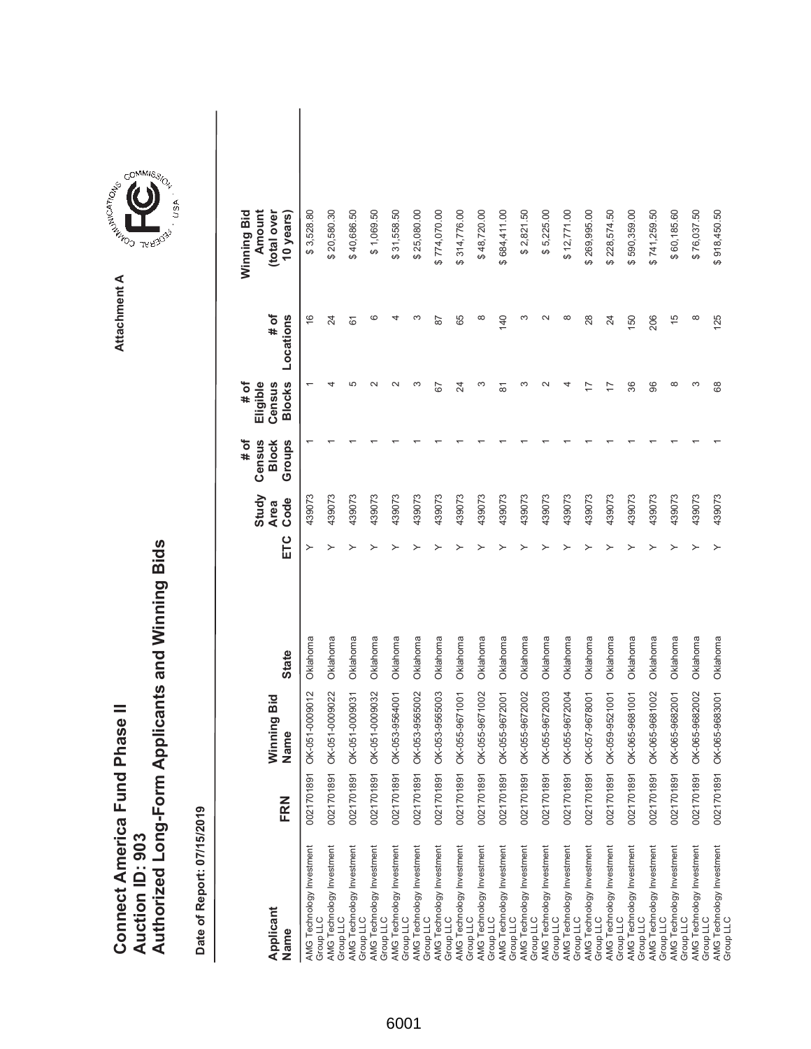# Connect America Fund Phase II
# Auction ID: 903
# Authorized Long-Form Applicants and Winning Bids

Attachment A

**Date of Report: 07/15/2019**

| Applicant Name | FRN | Winning Bid Name | State | ETC | Study Area Code | # of Census Block Groups | # of Eligible Census Blocks | # of Locations | Winning Bid Amount (total over 10 years) |
|---|---|---|---|---|---|---|---|---|---|
| AMG Technology Investment Group LLC | 0021701891 | OK-051-0009012 | Oklahoma | Y | 439073 | 1 | 1 | 16 | $ 3,528.80 |
| AMG Technology Investment Group LLC | 0021701891 | OK-051-0009022 | Oklahoma | Y | 439073 | 1 | 4 | 24 | $ 20,580.30 |
| AMG Technology Investment Group LLC | 0021701891 | OK-051-0009031 | Oklahoma | Y | 439073 | 1 | 5 | 61 | $ 40,686.50 |
| AMG Technology Investment Group LLC | 0021701891 | OK-051-0009032 | Oklahoma | Y | 439073 | 1 | 2 | 6 | $ 1,069.50 |
| AMG Technology Investment Group LLC | 0021701891 | OK-053-9564001 | Oklahoma | Y | 439073 | 1 | 2 | 4 | $ 31,558.50 |
| AMG Technology Investment Group LLC | 0021701891 | OK-053-9565002 | Oklahoma | Y | 439073 | 1 | 3 | 3 | $ 25,080.00 |
| AMG Technology Investment Group LLC | 0021701891 | OK-053-9565003 | Oklahoma | Y | 439073 | 1 | 67 | 87 | $ 774,070.00 |
| AMG Technology Investment Group LLC | 0021701891 | OK-055-9671001 | Oklahoma | Y | 439073 | 1 | 24 | 65 | $ 314,776.00 |
| AMG Technology Investment Group LLC | 0021701891 | OK-055-9671002 | Oklahoma | Y | 439073 | 1 | 3 | 8 | $ 48,720.00 |
| AMG Technology Investment Group LLC | 0021701891 | OK-055-9672001 | Oklahoma | Y | 439073 | 1 | 81 | 140 | $ 684,411.00 |
| AMG Technology Investment Group LLC | 0021701891 | OK-055-9672002 | Oklahoma | Y | 439073 | 1 | 3 | 3 | $ 2,821.50 |
| AMG Technology Investment Group LLC | 0021701891 | OK-055-9672003 | Oklahoma | Y | 439073 | 1 | 2 | 2 | $ 5,225.00 |
| AMG Technology Investment Group LLC | 0021701891 | OK-055-9672004 | Oklahoma | Y | 439073 | 1 | 4 | 8 | $ 12,771.00 |
| AMG Technology Investment Group LLC | 0021701891 | OK-057-9678001 | Oklahoma | Y | 439073 | 1 | 17 | 28 | $ 269,995.00 |
| AMG Technology Investment Group LLC | 0021701891 | OK-059-9521001 | Oklahoma | Y | 439073 | 1 | 17 | 24 | $ 228,574.50 |
| AMG Technology Investment Group LLC | 0021701891 | OK-065-9681001 | Oklahoma | Y | 439073 | 1 | 36 | 150 | $ 590,359.00 |
| AMG Technology Investment Group LLC | 0021701891 | OK-065-9681002 | Oklahoma | Y | 439073 | 1 | 96 | 206 | $ 741,259.50 |
| AMG Technology Investment Group LLC | 0021701891 | OK-065-9682001 | Oklahoma | Y | 439073 | 1 | 8 | 15 | $ 60,185.60 |
| AMG Technology Investment Group LLC | 0021701891 | OK-065-9682002 | Oklahoma | Y | 439073 | 1 | 3 | 8 | $ 76,037.50 |
| AMG Technology Investment Group LLC | 0021701891 | OK-065-9683001 | Oklahoma | Y | 439073 | 1 | 68 | 125 | $ 918,450.50 |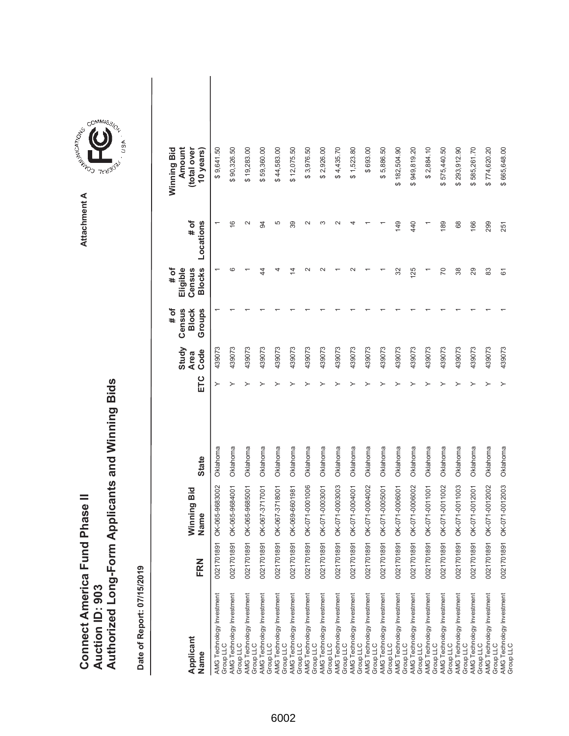# Connect America Fund Phase II
## Auction ID: 903
## Authorized Long-Form Applicants and Winning Bids

Attachment A

**Date of Report: 07/15/2019**

| Applicant Name | FRN | Winning Bid Name | State | ETC | Study Area Code | # of Census Block Groups | # of Eligible Census Blocks | # of Locations | Winning Bid Amount (total over 10 years) |
|---|---|---|---|---|---|---|---|---|---|
| AMG Technology Investment Group LLC | 0021701891 | OK-065-9683002 | Oklahoma | Y | 439073 | 1 | 1 | 1 | $ 9,641.50 |
| AMG Technology Investment Group LLC | 0021701891 | OK-065-9684001 | Oklahoma | Y | 439073 | 1 | 6 | 16 | $ 90,326.50 |
| AMG Technology Investment Group LLC | 0021701891 | OK-065-9685001 | Oklahoma | Y | 439073 | 1 | 1 | 2 | $ 19,283.00 |
| AMG Technology Investment Group LLC | 0021701891 | OK-067-3717001 | Oklahoma | Y | 439073 | 1 | 44 | 94 | $ 59,360.00 |
| AMG Technology Investment Group LLC | 0021701891 | OK-067-3718001 | Oklahoma | Y | 439073 | 1 | 4 | 5 | $ 44,583.00 |
| AMG Technology Investment Group LLC | 0021701891 | OK-069-6601981 | Oklahoma | Y | 439073 | 1 | 14 | 39 | $ 12,075.50 |
| AMG Technology Investment Group LLC | 0021701891 | OK-071-0001006 | Oklahoma | Y | 439073 | 1 | 2 | 2 | $ 3,976.50 |
| AMG Technology Investment Group LLC | 0021701891 | OK-071-0003001 | Oklahoma | Y | 439073 | 1 | 2 | 3 | $ 2,926.00 |
| AMG Technology Investment Group LLC | 0021701891 | OK-071-0003003 | Oklahoma | Y | 439073 | 1 | 1 | 2 | $ 4,435.70 |
| AMG Technology Investment Group LLC | 0021701891 | OK-071-0004001 | Oklahoma | Y | 439073 | 1 | 2 | 4 | $ 1,523.80 |
| AMG Technology Investment Group LLC | 0021701891 | OK-071-0004002 | Oklahoma | Y | 439073 | 1 | 1 | 1 | $ 693.00 |
| AMG Technology Investment Group LLC | 0021701891 | OK-071-0005001 | Oklahoma | Y | 439073 | 1 | 1 | 1 | $ 5,886.50 |
| AMG Technology Investment Group LLC | 0021701891 | OK-071-0006001 | Oklahoma | Y | 439073 | 1 | 32 | 149 | $ 182,504.90 |
| AMG Technology Investment Group LLC | 0021701891 | OK-071-0006002 | Oklahoma | Y | 439073 | 1 | 125 | 440 | $ 949,819.20 |
| AMG Technology Investment Group LLC | 0021701891 | OK-071-0011001 | Oklahoma | Y | 439073 | 1 | 1 | 1 | $ 2,884.10 |
| AMG Technology Investment Group LLC | 0021701891 | OK-071-0011002 | Oklahoma | Y | 439073 | 1 | 70 | 189 | $ 575,440.50 |
| AMG Technology Investment Group LLC | 0021701891 | OK-071-0011003 | Oklahoma | Y | 439073 | 1 | 38 | 68 | $ 293,912.90 |
| AMG Technology Investment Group LLC | 0021701891 | OK-071-0012001 | Oklahoma | Y | 439073 | 1 | 29 | 166 | $ 585,261.70 |
| AMG Technology Investment Group LLC | 0021701891 | OK-071-0012002 | Oklahoma | Y | 439073 | 1 | 83 | 299 | $ 774,620.20 |
| AMG Technology Investment Group LLC | 0021701891 | OK-071-0012003 | Oklahoma | Y | 439073 | 1 | 61 | 251 | $ 665,648.00 |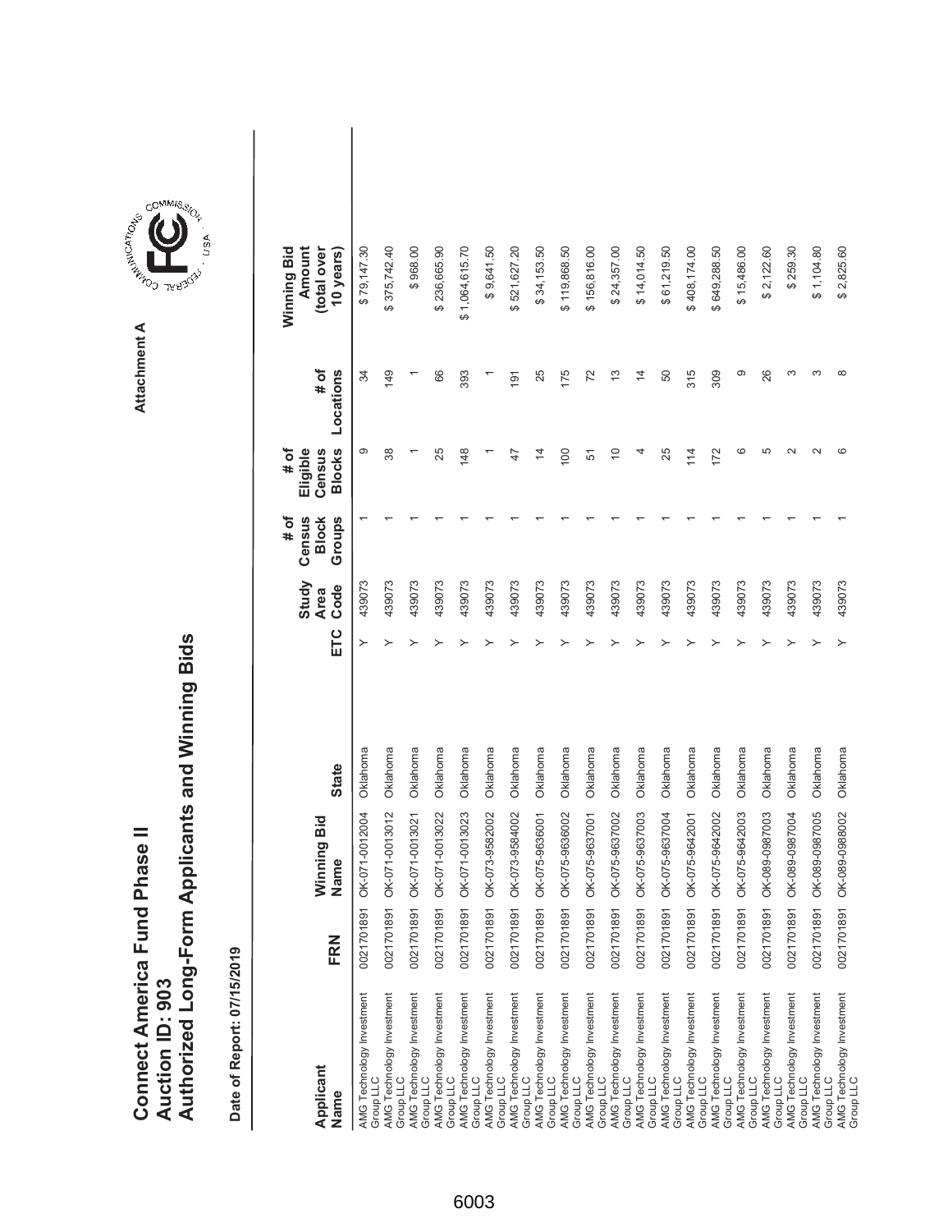# Connect America Fund Phase II
# Auction ID: 903
# Authorized Long-Form Applicants and Winning Bids

Attachment A

**Date of Report: 07/15/2019**

| Applicant Name | FRN | Winning Bid Name | State | ETC | Study Area Code | # of Census Block Groups | # of Eligible Census Blocks | # of Locations | Winning Bid Amount (total over 10 years) |
|---|---|---|---|---|---|---|---|---|---|
| AMG Technology Investment Group LLC | 0021701891 | OK-071-0012004 | Oklahoma | Y | 439073 | 1 | 9 | 34 | $ 79,147.30 |
| AMG Technology Investment Group LLC | 0021701891 | OK-071-0013012 | Oklahoma | Y | 439073 | 1 | 38 | 149 | $ 375,742.40 |
| AMG Technology Investment Group LLC | 0021701891 | OK-071-0013021 | Oklahoma | Y | 439073 | 1 | 1 | 1 | $ 968.00 |
| AMG Technology Investment Group LLC | 0021701891 | OK-071-0013022 | Oklahoma | Y | 439073 | 1 | 25 | 66 | $ 236,665.90 |
| AMG Technology Investment Group LLC | 0021701891 | OK-071-0013023 | Oklahoma | Y | 439073 | 1 | 148 | 393 | $ 1,064,615.70 |
| AMG Technology Investment Group LLC | 0021701891 | OK-073-9582002 | Oklahoma | Y | 439073 | 1 | 1 | 1 | $ 9,641.50 |
| AMG Technology Investment Group LLC | 0021701891 | OK-073-9584002 | Oklahoma | Y | 439073 | 1 | 47 | 191 | $ 521,627.20 |
| AMG Technology Investment Group LLC | 0021701891 | OK-075-9636001 | Oklahoma | Y | 439073 | 1 | 14 | 25 | $ 34,153.50 |
| AMG Technology Investment Group LLC | 0021701891 | OK-075-9636002 | Oklahoma | Y | 439073 | 1 | 100 | 175 | $ 119,868.50 |
| AMG Technology Investment Group LLC | 0021701891 | OK-075-9637001 | Oklahoma | Y | 439073 | 1 | 51 | 72 | $ 156,816.00 |
| AMG Technology Investment Group LLC | 0021701891 | OK-075-9637002 | Oklahoma | Y | 439073 | 1 | 10 | 13 | $ 24,357.00 |
| AMG Technology Investment Group LLC | 0021701891 | OK-075-9637003 | Oklahoma | Y | 439073 | 1 | 4 | 14 | $ 14,014.50 |
| AMG Technology Investment Group LLC | 0021701891 | OK-075-9637004 | Oklahoma | Y | 439073 | 1 | 25 | 50 | $ 61,219.50 |
| AMG Technology Investment Group LLC | 0021701891 | OK-075-9642001 | Oklahoma | Y | 439073 | 1 | 114 | 315 | $ 408,174.00 |
| AMG Technology Investment Group LLC | 0021701891 | OK-075-9642002 | Oklahoma | Y | 439073 | 1 | 172 | 309 | $ 649,288.50 |
| AMG Technology Investment Group LLC | 0021701891 | OK-075-9642003 | Oklahoma | Y | 439073 | 1 | 6 | 9 | $ 15,486.00 |
| AMG Technology Investment Group LLC | 0021701891 | OK-089-0987003 | Oklahoma | Y | 439073 | 1 | 5 | 26 | $ 2,122.60 |
| AMG Technology Investment Group LLC | 0021701891 | OK-089-0987004 | Oklahoma | Y | 439073 | 1 | 2 | 3 | $ 259.30 |
| AMG Technology Investment Group LLC | 0021701891 | OK-089-0987005 | Oklahoma | Y | 439073 | 1 | 2 | 3 | $ 1,104.80 |
| AMG Technology Investment Group LLC | 0021701891 | OK-089-0988002 | Oklahoma | Y | 439073 | 1 | 6 | 8 | $ 2,825.60 |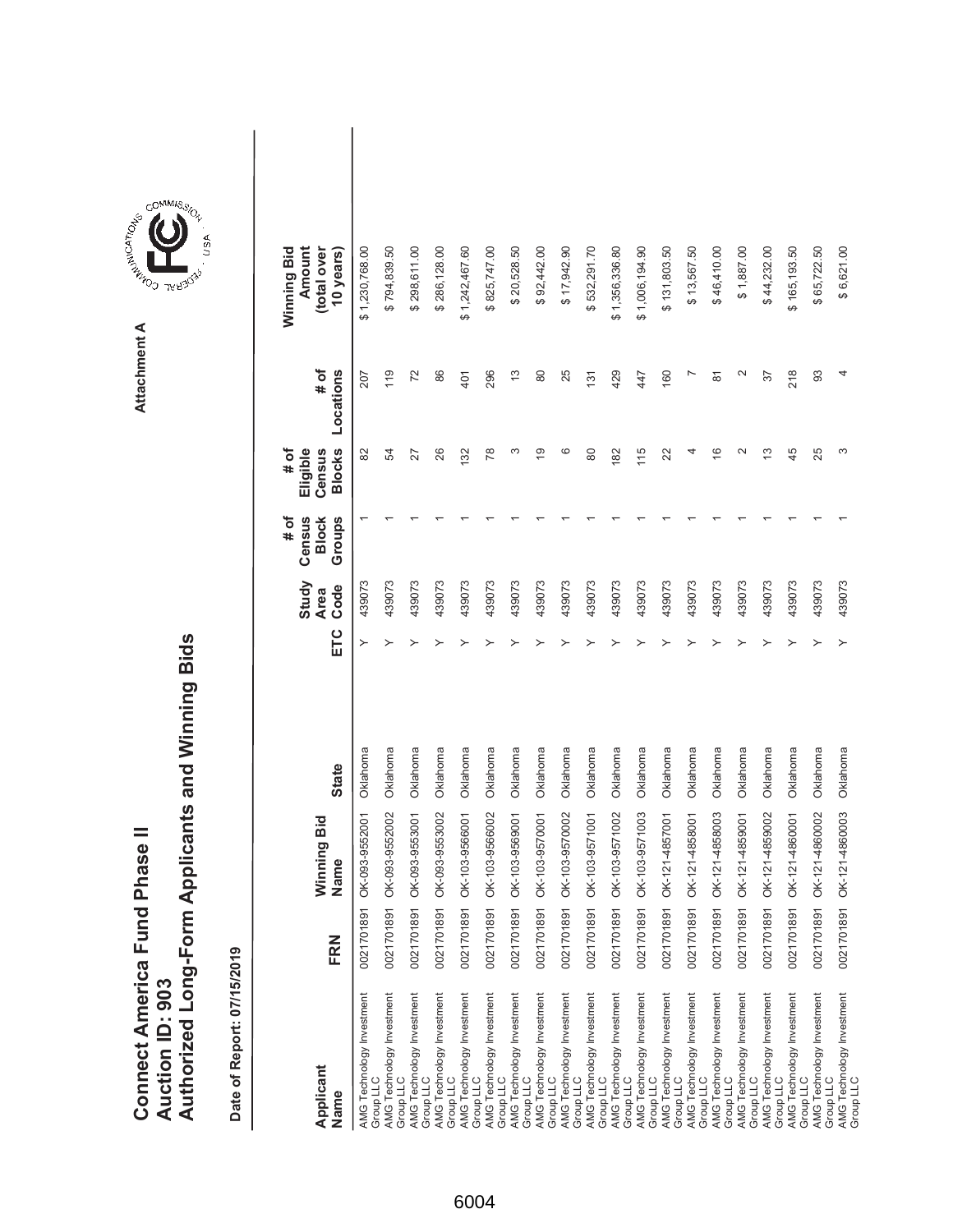# Connect America Fund Phase II
# Auction ID: 903
# Authorized Long-Form Applicants and Winning Bids

Attachment A

**Date of Report: 07/15/2019**

| Applicant Name | FRN | Winning Bid Name | State | ETC | Study Area Code | # of Census Block Groups | # of Eligible Census Blocks | # of Locations | Winning Bid Amount (total over 10 years) |
|---|---|---|---|---|---|---|---|---|---|
| AMG Technology Investment Group LLC | 0021701891 | OK-093-9552001 | Oklahoma | Y | 439073 | 1 | 82 | 207 | $ 1,230,768.00 |
| AMG Technology Investment Group LLC | 0021701891 | OK-093-9552002 | Oklahoma | Y | 439073 | 1 | 54 | 119 | $ 794,839.50 |
| AMG Technology Investment Group LLC | 0021701891 | OK-093-9553001 | Oklahoma | Y | 439073 | 1 | 27 | 72 | $ 298,611.00 |
| AMG Technology Investment Group LLC | 0021701891 | OK-093-9553002 | Oklahoma | Y | 439073 | 1 | 26 | 86 | $ 286,128.00 |
| AMG Technology Investment Group LLC | 0021701891 | OK-103-9566001 | Oklahoma | Y | 439073 | 1 | 132 | 401 | $ 1,242,467.60 |
| AMG Technology Investment Group LLC | 0021701891 | OK-103-9566002 | Oklahoma | Y | 439073 | 1 | 78 | 296 | $ 825,747.00 |
| AMG Technology Investment Group LLC | 0021701891 | OK-103-9569001 | Oklahoma | Y | 439073 | 1 | 3 | 13 | $ 20,528.50 |
| AMG Technology Investment Group LLC | 0021701891 | OK-103-9570001 | Oklahoma | Y | 439073 | 1 | 19 | 80 | $ 92,442.00 |
| AMG Technology Investment Group LLC | 0021701891 | OK-103-9570002 | Oklahoma | Y | 439073 | 1 | 6 | 25 | $ 17,942.90 |
| AMG Technology Investment Group LLC | 0021701891 | OK-103-9571001 | Oklahoma | Y | 439073 | 1 | 80 | 131 | $ 532,291.70 |
| AMG Technology Investment Group LLC | 0021701891 | OK-103-9571002 | Oklahoma | Y | 439073 | 1 | 182 | 429 | $ 1,356,336.80 |
| AMG Technology Investment Group LLC | 0021701891 | OK-103-9571003 | Oklahoma | Y | 439073 | 1 | 115 | 447 | $ 1,006,194.90 |
| AMG Technology Investment Group LLC | 0021701891 | OK-121-4857001 | Oklahoma | Y | 439073 | 1 | 22 | 160 | $ 131,803.50 |
| AMG Technology Investment Group LLC | 0021701891 | OK-121-4858001 | Oklahoma | Y | 439073 | 1 | 4 | 7 | $ 13,567.50 |
| AMG Technology Investment Group LLC | 0021701891 | OK-121-4858003 | Oklahoma | Y | 439073 | 1 | 16 | 81 | $ 46,410.00 |
| AMG Technology Investment Group LLC | 0021701891 | OK-121-4859001 | Oklahoma | Y | 439073 | 1 | 2 | 2 | $ 1,887.00 |
| AMG Technology Investment Group LLC | 0021701891 | OK-121-4859002 | Oklahoma | Y | 439073 | 1 | 13 | 37 | $ 44,232.00 |
| AMG Technology Investment Group LLC | 0021701891 | OK-121-4860001 | Oklahoma | Y | 439073 | 1 | 45 | 218 | $ 165,193.50 |
| AMG Technology Investment Group LLC | 0021701891 | OK-121-4860002 | Oklahoma | Y | 439073 | 1 | 25 | 93 | $ 65,722.50 |
| AMG Technology Investment Group LLC | 0021701891 | OK-121-4860003 | Oklahoma | Y | 439073 | 1 | 3 | 4 | $ 6,621.00 |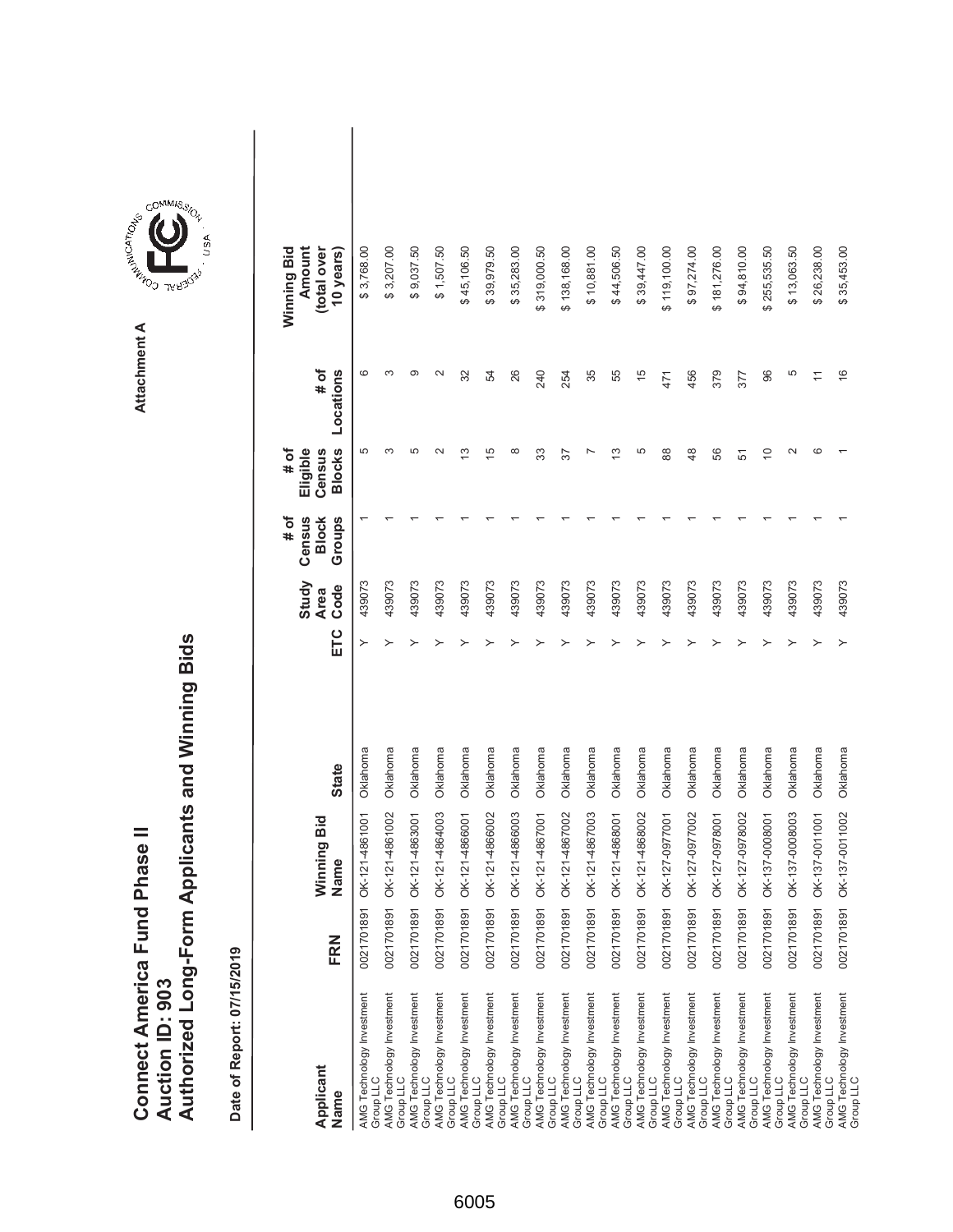# Connect America Fund Phase II
# Auction ID: 903
# Authorized Long-Form Applicants and Winning Bids

Attachment A

Date of Report: 07/15/2019

| Applicant Name | FRN | Winning Bid Name | State | ETC | Study Area Code | # of Census Block Groups | # of Eligible Census Blocks | # of Locations | Winning Bid Amount (total over 10 years) |
|---|---|---|---|---|---|---|---|---|---|
| AMG Technology Investment Group LLC | 0021701891 | OK-121-4861001 | Oklahoma | Y | 439073 | 1 | 5 | 6 | $ 3,768.00 |
| AMG Technology Investment Group LLC | 0021701891 | OK-121-4861002 | Oklahoma | Y | 439073 | 1 | 3 | 3 | $ 3,207.00 |
| AMG Technology Investment Group LLC | 0021701891 | OK-121-4863001 | Oklahoma | Y | 439073 | 1 | 5 | 9 | $ 9,037.50 |
| AMG Technology Investment Group LLC | 0021701891 | OK-121-4864003 | Oklahoma | Y | 439073 | 1 | 2 | 2 | $ 1,507.50 |
| AMG Technology Investment Group LLC | 0021701891 | OK-121-4866001 | Oklahoma | Y | 439073 | 1 | 13 | 32 | $ 45,106.50 |
| AMG Technology Investment Group LLC | 0021701891 | OK-121-4866002 | Oklahoma | Y | 439073 | 1 | 15 | 54 | $ 39,979.50 |
| AMG Technology Investment Group LLC | 0021701891 | OK-121-4866003 | Oklahoma | Y | 439073 | 1 | 8 | 26 | $ 35,283.00 |
| AMG Technology Investment Group LLC | 0021701891 | OK-121-4867001 | Oklahoma | Y | 439073 | 1 | 33 | 240 | $ 319,000.50 |
| AMG Technology Investment Group LLC | 0021701891 | OK-121-4867002 | Oklahoma | Y | 439073 | 1 | 37 | 254 | $ 138,168.00 |
| AMG Technology Investment Group LLC | 0021701891 | OK-121-4867003 | Oklahoma | Y | 439073 | 1 | 7 | 35 | $ 10,881.00 |
| AMG Technology Investment Group LLC | 0021701891 | OK-121-4868001 | Oklahoma | Y | 439073 | 1 | 13 | 55 | $ 44,506.50 |
| AMG Technology Investment Group LLC | 0021701891 | OK-121-4868002 | Oklahoma | Y | 439073 | 1 | 5 | 15 | $ 39,447.00 |
| AMG Technology Investment Group LLC | 0021701891 | OK-127-0977001 | Oklahoma | Y | 439073 | 1 | 88 | 471 | $ 119,100.00 |
| AMG Technology Investment Group LLC | 0021701891 | OK-127-0977002 | Oklahoma | Y | 439073 | 1 | 48 | 456 | $ 97,274.00 |
| AMG Technology Investment Group LLC | 0021701891 | OK-127-0978001 | Oklahoma | Y | 439073 | 1 | 56 | 379 | $ 181,276.00 |
| AMG Technology Investment Group LLC | 0021701891 | OK-127-0978002 | Oklahoma | Y | 439073 | 1 | 51 | 377 | $ 94,810.00 |
| AMG Technology Investment Group LLC | 0021701891 | OK-137-0008001 | Oklahoma | Y | 439073 | 1 | 10 | 96 | $ 255,535.50 |
| AMG Technology Investment Group LLC | 0021701891 | OK-137-0008003 | Oklahoma | Y | 439073 | 1 | 2 | 5 | $ 13,063.50 |
| AMG Technology Investment Group LLC | 0021701891 | OK-137-0011001 | Oklahoma | Y | 439073 | 1 | 6 | 11 | $ 26,238.00 |
| AMG Technology Investment Group LLC | 0021701891 | OK-137-0011002 | Oklahoma | Y | 439073 | 1 | 1 | 16 | $ 35,453.00 |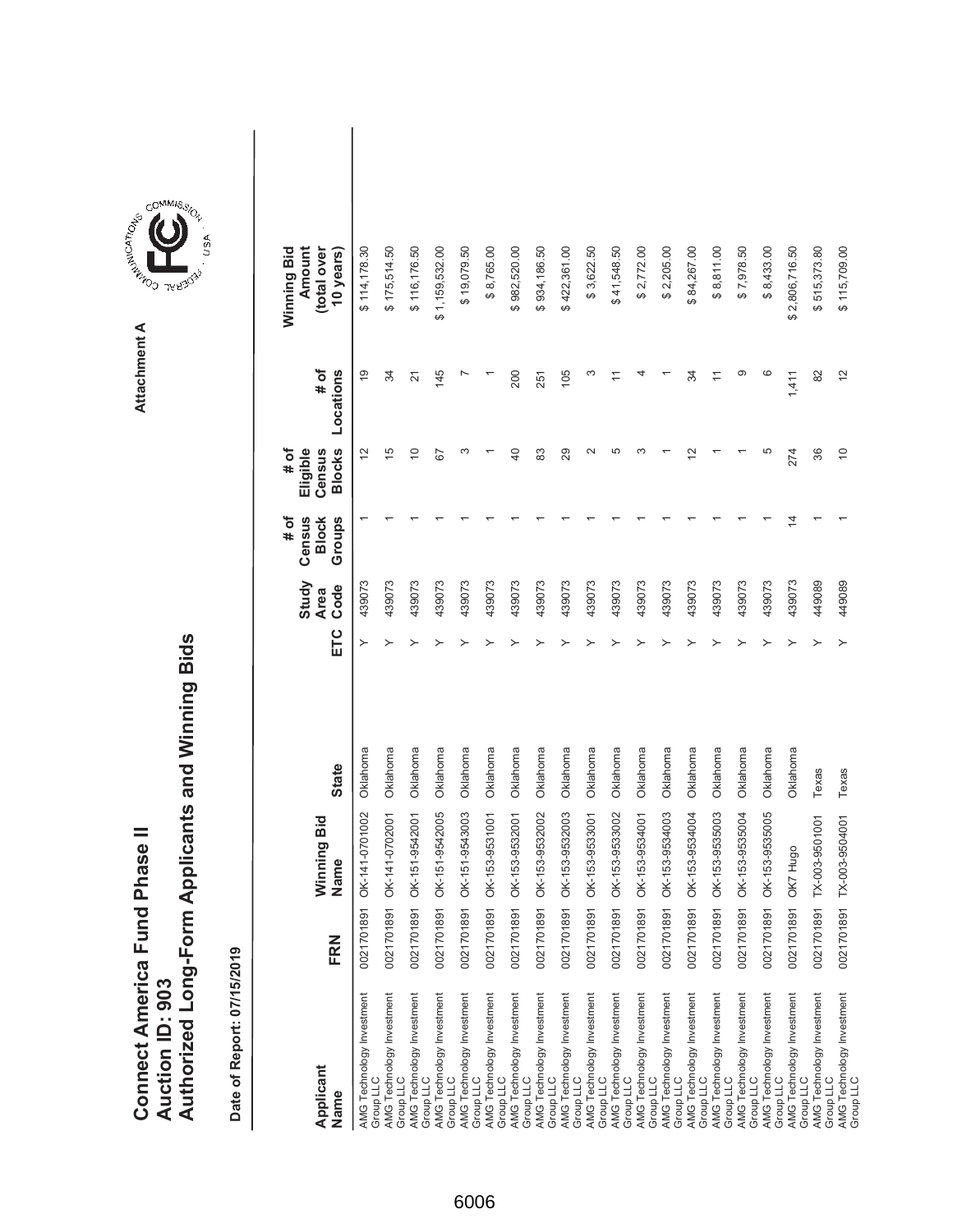# Connect America Fund Phase II
# Auction ID: 903
# Authorized Long-Form Applicants and Winning Bids

Attachment A

**Date of Report: 07/15/2019**

| Applicant Name | FRN | Winning Bid Name | State | ETC | Study Area Code | # of Census Block Groups | # of Eligible Census Blocks | # of Locations | Winning Bid Amount (total over 10 years) |
|---|---|---|---|---|---|---|---|---|---|
| AMG Technology Investment Group LLC | 0021701891 | OK-141-0701002 | Oklahoma | Y | 439073 | 1 | 12 | 19 | $ 114,178.30 |
| AMG Technology Investment Group LLC | 0021701891 | OK-141-0702001 | Oklahoma | Y | 439073 | 1 | 15 | 34 | $ 175,514.50 |
| AMG Technology Investment Group LLC | 0021701891 | OK-151-9542001 | Oklahoma | Y | 439073 | 1 | 10 | 21 | $ 116,176.50 |
| AMG Technology Investment Group LLC | 0021701891 | OK-151-9542005 | Oklahoma | Y | 439073 | 1 | 67 | 145 | $ 1,159,532.00 |
| AMG Technology Investment Group LLC | 0021701891 | OK-151-9543003 | Oklahoma | Y | 439073 | 1 | 3 | 7 | $ 19,079.50 |
| AMG Technology Investment Group LLC | 0021701891 | OK-153-9531001 | Oklahoma | Y | 439073 | 1 | 1 | 1 | $ 8,765.00 |
| AMG Technology Investment Group LLC | 0021701891 | OK-153-9532001 | Oklahoma | Y | 439073 | 1 | 40 | 200 | $ 982,520.00 |
| AMG Technology Investment Group LLC | 0021701891 | OK-153-9532002 | Oklahoma | Y | 439073 | 1 | 83 | 251 | $ 934,186.50 |
| AMG Technology Investment Group LLC | 0021701891 | OK-153-9532003 | Oklahoma | Y | 439073 | 1 | 29 | 105 | $ 422,361.00 |
| AMG Technology Investment Group LLC | 0021701891 | OK-153-9533001 | Oklahoma | Y | 439073 | 1 | 2 | 3 | $ 3,622.50 |
| AMG Technology Investment Group LLC | 0021701891 | OK-153-9533002 | Oklahoma | Y | 439073 | 1 | 5 | 11 | $ 41,548.50 |
| AMG Technology Investment Group LLC | 0021701891 | OK-153-9534001 | Oklahoma | Y | 439073 | 1 | 3 | 4 | $ 2,772.00 |
| AMG Technology Investment Group LLC | 0021701891 | OK-153-9534003 | Oklahoma | Y | 439073 | 1 | 1 | 1 | $ 2,205.00 |
| AMG Technology Investment Group LLC | 0021701891 | OK-153-9534004 | Oklahoma | Y | 439073 | 1 | 12 | 34 | $ 84,267.00 |
| AMG Technology Investment Group LLC | 0021701891 | OK-153-9535003 | Oklahoma | Y | 439073 | 1 | 1 | 11 | $ 8,811.00 |
| AMG Technology Investment Group LLC | 0021701891 | OK-153-9535004 | Oklahoma | Y | 439073 | 1 | 1 | 9 | $ 7,978.50 |
| AMG Technology Investment Group LLC | 0021701891 | OK-153-9535005 | Oklahoma | Y | 439073 | 1 | 5 | 6 | $ 8,433.00 |
| AMG Technology Investment Group LLC | 0021701891 | OK7 Hugo | Oklahoma | Y | 439073 | 14 | 274 | 1,411 | $ 2,806,716.50 |
| AMG Technology Investment Group LLC | 0021701891 | TX-003-9501001 | Texas | Y | 449089 | 1 | 36 | 82 | $ 515,373.80 |
| AMG Technology Investment Group LLC | 0021701891 | TX-003-9504001 | Texas | Y | 449089 | 1 | 10 | 12 | $ 115,709.00 |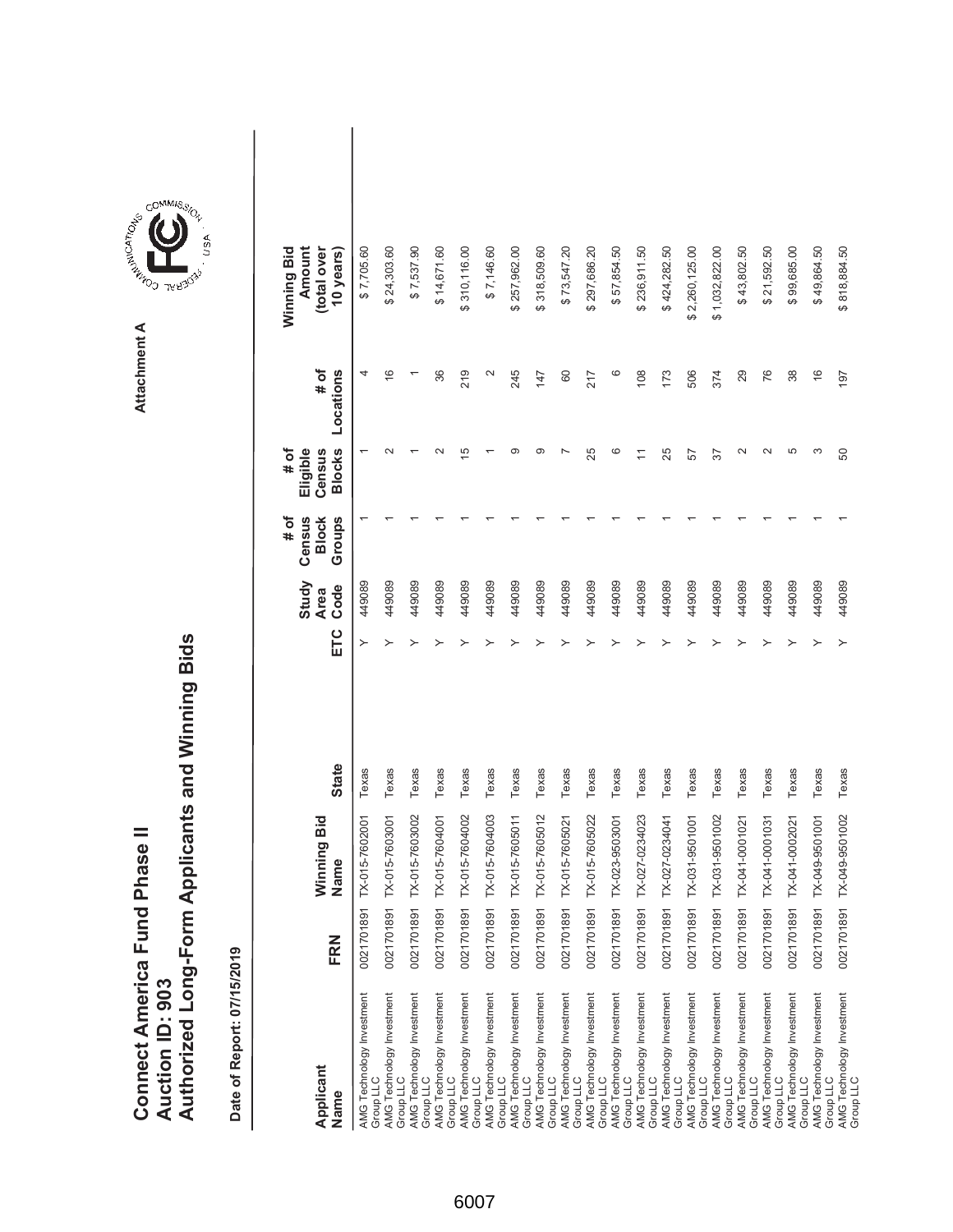# Connect America Fund Phase II
## Auction ID: 903
## Authorized Long-Form Applicants and Winning Bids

Attachment A

**Date of Report: 07/15/2019**

| Applicant Name | FRN | Winning Bid Name | State | ETC | Study Area Code | # of Census Block Groups | # of Eligible Census Blocks | # of Locations | Winning Bid Amount (total over 10 years) |
|---|---|---|---|---|---|---|---|---|---|
| AMG Technology Investment Group LLC | 0021701891 | TX-015-7602001 | Texas | Y | 449089 | 1 | 1 | 4 | $ 7,705.60 |
| AMG Technology Investment Group LLC | 0021701891 | TX-015-7603001 | Texas | Y | 449089 | 1 | 2 | 16 | $ 24,303.60 |
| AMG Technology Investment Group LLC | 0021701891 | TX-015-7603002 | Texas | Y | 449089 | 1 | 1 | 1 | $ 7,537.90 |
| AMG Technology Investment Group LLC | 0021701891 | TX-015-7604001 | Texas | Y | 449089 | 1 | 2 | 36 | $ 14,671.60 |
| AMG Technology Investment Group LLC | 0021701891 | TX-015-7604002 | Texas | Y | 449089 | 1 | 15 | 219 | $ 310,116.00 |
| AMG Technology Investment Group LLC | 0021701891 | TX-015-7604003 | Texas | Y | 449089 | 1 | 1 | 2 | $ 7,146.60 |
| AMG Technology Investment Group LLC | 0021701891 | TX-015-7605011 | Texas | Y | 449089 | 1 | 9 | 245 | $ 257,962.00 |
| AMG Technology Investment Group LLC | 0021701891 | TX-015-7605012 | Texas | Y | 449089 | 1 | 9 | 147 | $ 318,509.60 |
| AMG Technology Investment Group LLC | 0021701891 | TX-015-7605021 | Texas | Y | 449089 | 1 | 7 | 60 | $ 73,547.20 |
| AMG Technology Investment Group LLC | 0021701891 | TX-015-7605022 | Texas | Y | 449089 | 1 | 25 | 217 | $ 297,686.20 |
| AMG Technology Investment Group LLC | 0021701891 | TX-023-9503001 | Texas | Y | 449089 | 1 | 6 | 6 | $ 57,854.50 |
| AMG Technology Investment Group LLC | 0021701891 | TX-027-0234023 | Texas | Y | 449089 | 1 | 11 | 108 | $ 236,911.50 |
| AMG Technology Investment Group LLC | 0021701891 | TX-027-0234041 | Texas | Y | 449089 | 1 | 25 | 173 | $ 424,282.50 |
| AMG Technology Investment Group LLC | 0021701891 | TX-031-9501001 | Texas | Y | 449089 | 1 | 57 | 506 | $ 2,260,125.00 |
| AMG Technology Investment Group LLC | 0021701891 | TX-031-9501002 | Texas | Y | 449089 | 1 | 37 | 374 | $ 1,032,822.00 |
| AMG Technology Investment Group LLC | 0021701891 | TX-041-0001021 | Texas | Y | 449089 | 1 | 2 | 29 | $ 43,802.50 |
| AMG Technology Investment Group LLC | 0021701891 | TX-041-0001031 | Texas | Y | 449089 | 1 | 2 | 76 | $ 21,592.50 |
| AMG Technology Investment Group LLC | 0021701891 | TX-041-0002021 | Texas | Y | 449089 | 1 | 5 | 38 | $ 99,685.00 |
| AMG Technology Investment Group LLC | 0021701891 | TX-049-9501001 | Texas | Y | 449089 | 1 | 3 | 16 | $ 49,864.50 |
| AMG Technology Investment Group LLC | 0021701891 | TX-049-9501002 | Texas | Y | 449089 | 1 | 50 | 197 | $ 818,884.50 |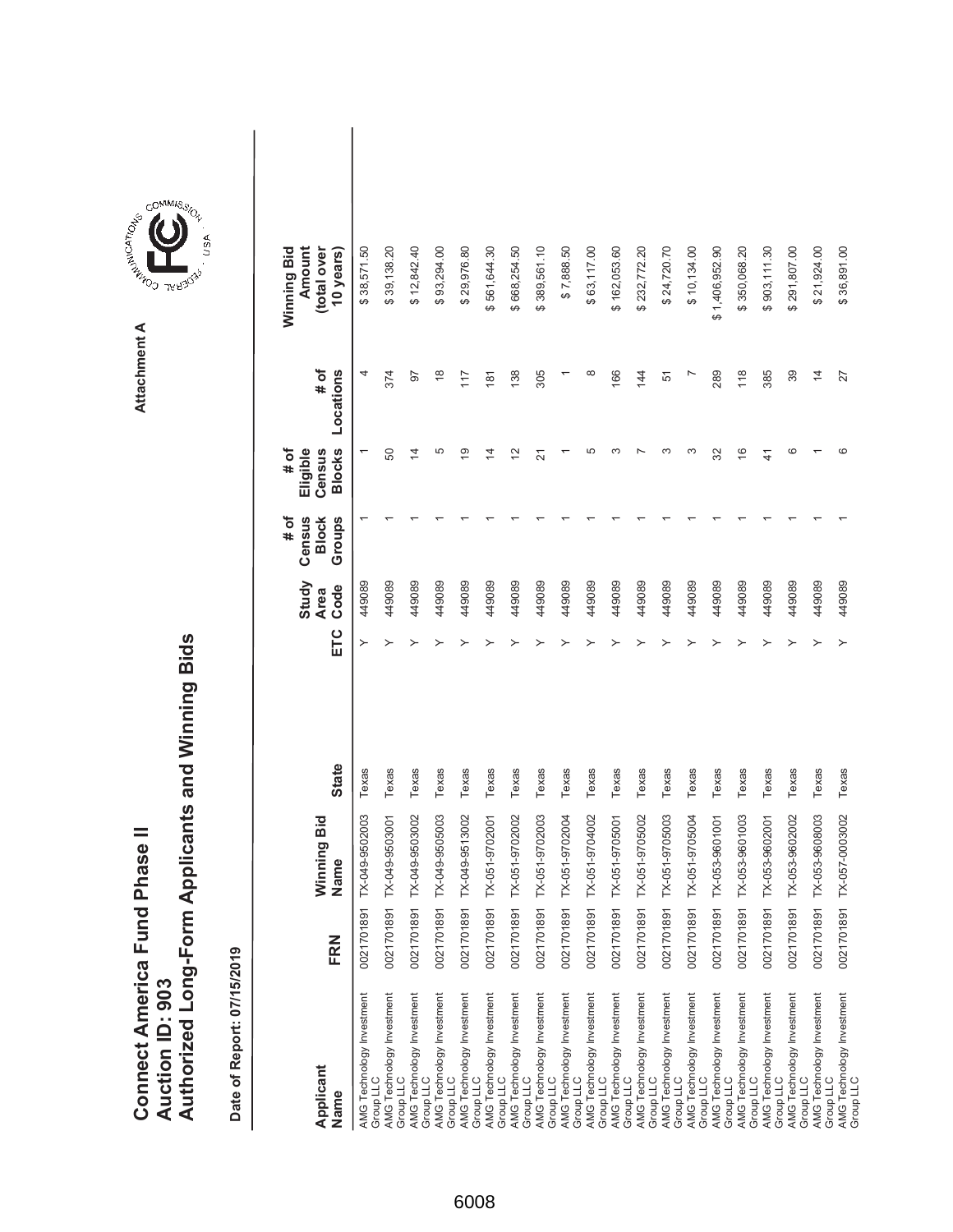# Connect America Fund Phase II
# Auction ID: 903
# Authorized Long-Form Applicants and Winning Bids

Attachment A

**Date of Report: 07/15/2019**

| Applicant Name | FRN | Winning Bid Name | State | ETC | Study Area Code | # of Census Block Groups | # of Eligible Census Blocks | # of Locations | Winning Bid Amount (total over 10 years) |
|---|---|---|---|---|---|---|---|---|---|
| AMG Technology Investment Group LLC | 0021701891 | TX-049-9502003 | Texas | Y | 449089 | 1 | 1 | 4 | $ 38,571.50 |
| AMG Technology Investment Group LLC | 0021701891 | TX-049-9503001 | Texas | Y | 449089 | 1 | 50 | 374 | $ 39,138.20 |
| AMG Technology Investment Group LLC | 0021701891 | TX-049-9503002 | Texas | Y | 449089 | 1 | 14 | 97 | $ 12,842.40 |
| AMG Technology Investment Group LLC | 0021701891 | TX-049-9505003 | Texas | Y | 449089 | 1 | 5 | 18 | $ 93,294.00 |
| AMG Technology Investment Group LLC | 0021701891 | TX-049-9513002 | Texas | Y | 449089 | 1 | 19 | 117 | $ 29,976.80 |
| AMG Technology Investment Group LLC | 0021701891 | TX-051-9702001 | Texas | Y | 449089 | 1 | 14 | 181 | $ 561,644.30 |
| AMG Technology Investment Group LLC | 0021701891 | TX-051-9702002 | Texas | Y | 449089 | 1 | 12 | 138 | $ 668,254.50 |
| AMG Technology Investment Group LLC | 0021701891 | TX-051-9702003 | Texas | Y | 449089 | 1 | 21 | 305 | $ 389,561.10 |
| AMG Technology Investment Group LLC | 0021701891 | TX-051-9702004 | Texas | Y | 449089 | 1 | 1 | 1 | $ 7,888.50 |
| AMG Technology Investment Group LLC | 0021701891 | TX-051-9704002 | Texas | Y | 449089 | 1 | 5 | 8 | $ 63,117.00 |
| AMG Technology Investment Group LLC | 0021701891 | TX-051-9705001 | Texas | Y | 449089 | 1 | 3 | 166 | $ 162,053.60 |
| AMG Technology Investment Group LLC | 0021701891 | TX-051-9705002 | Texas | Y | 449089 | 1 | 7 | 144 | $ 232,772.20 |
| AMG Technology Investment Group LLC | 0021701891 | TX-051-9705003 | Texas | Y | 449089 | 1 | 3 | 51 | $ 24,720.70 |
| AMG Technology Investment Group LLC | 0021701891 | TX-051-9705004 | Texas | Y | 449089 | 1 | 3 | 7 | $ 10,134.00 |
| AMG Technology Investment Group LLC | 0021701891 | TX-053-9601001 | Texas | Y | 449089 | 1 | 32 | 289 | $ 1,406,952.90 |
| AMG Technology Investment Group LLC | 0021701891 | TX-053-9601003 | Texas | Y | 449089 | 1 | 16 | 118 | $ 350,068.20 |
| AMG Technology Investment Group LLC | 0021701891 | TX-053-9602001 | Texas | Y | 449089 | 1 | 41 | 385 | $ 903,111.30 |
| AMG Technology Investment Group LLC | 0021701891 | TX-053-9602002 | Texas | Y | 449089 | 1 | 6 | 39 | $ 291,807.00 |
| AMG Technology Investment Group LLC | 0021701891 | TX-053-9608003 | Texas | Y | 449089 | 1 | 1 | 14 | $ 21,924.00 |
| AMG Technology Investment Group LLC | 0021701891 | TX-057-0003002 | Texas | Y | 449089 | 1 | 6 | 27 | $ 36,891.00 |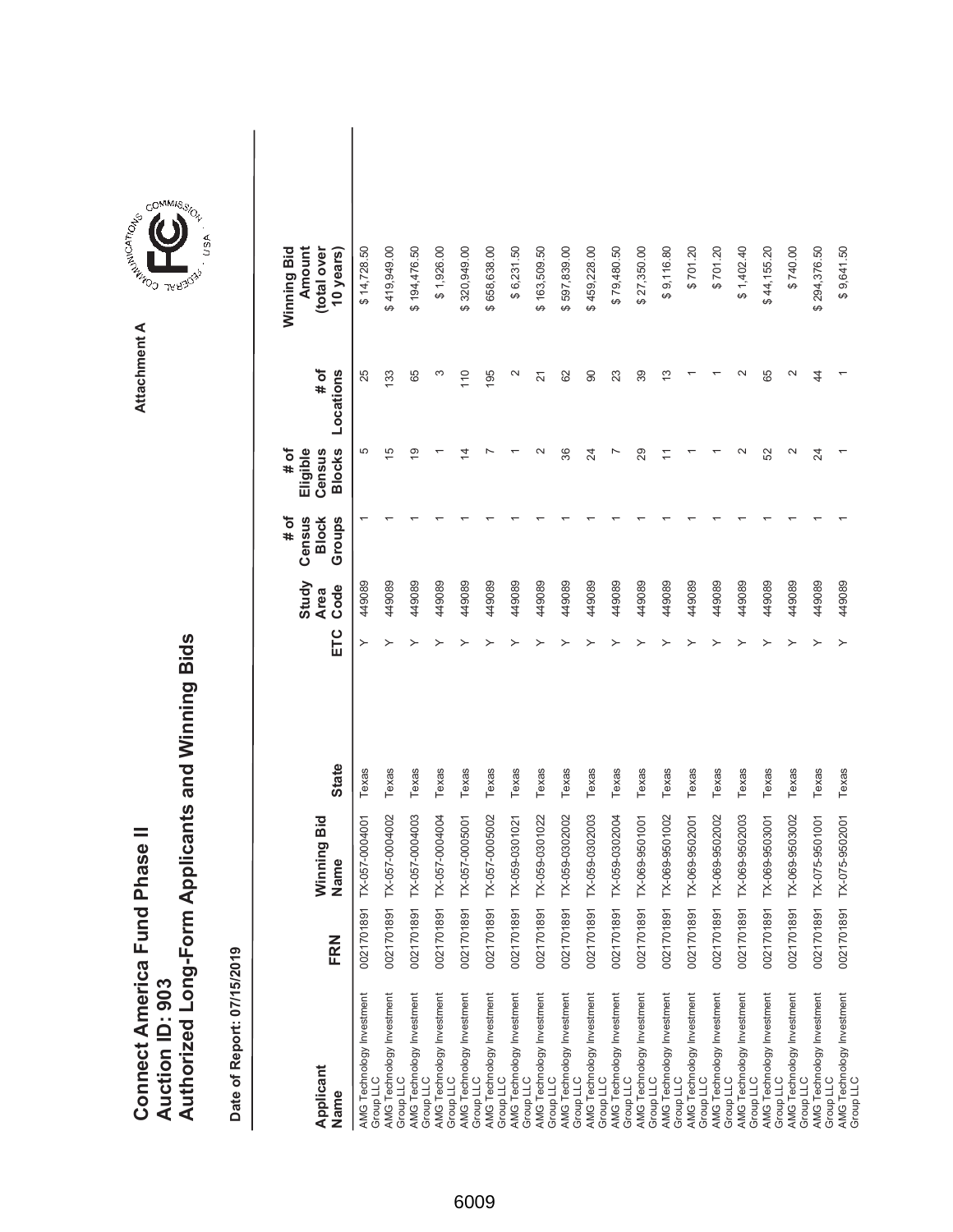# Connect America Fund Phase II
## Auction ID: 903
## Authorized Long-Form Applicants and Winning Bids

Attachment A

**Date of Report: 07/15/2019**

| Applicant Name | FRN | Winning Bid Name | State | ETC | Study Area Code | # of Census Block Groups | # of Eligible Census Blocks | # of Locations | Winning Bid Amount (total over 10 years) |
|---|---|---|---|---|---|---|---|---|---|
| AMG Technology Investment Group LLC | 0021701891 | TX-057-0004001 | Texas | Y | 449089 | 1 | 5 | 25 | $ 14,728.50 |
| AMG Technology Investment Group LLC | 0021701891 | TX-057-0004002 | Texas | Y | 449089 | 1 | 15 | 133 | $ 419,949.00 |
| AMG Technology Investment Group LLC | 0021701891 | TX-057-0004003 | Texas | Y | 449089 | 1 | 19 | 65 | $ 194,476.50 |
| AMG Technology Investment Group LLC | 0021701891 | TX-057-0004004 | Texas | Y | 449089 | 1 | 1 | 3 | $ 1,926.00 |
| AMG Technology Investment Group LLC | 0021701891 | TX-057-0005001 | Texas | Y | 449089 | 1 | 14 | 110 | $ 320,949.00 |
| AMG Technology Investment Group LLC | 0021701891 | TX-057-0005002 | Texas | Y | 449089 | 1 | 7 | 195 | $ 658,638.00 |
| AMG Technology Investment Group LLC | 0021701891 | TX-059-0301021 | Texas | Y | 449089 | 1 | 1 | 2 | $ 6,231.50 |
| AMG Technology Investment Group LLC | 0021701891 | TX-059-0301022 | Texas | Y | 449089 | 1 | 2 | 21 | $ 163,509.50 |
| AMG Technology Investment Group LLC | 0021701891 | TX-059-0302002 | Texas | Y | 449089 | 1 | 36 | 62 | $ 597,839.00 |
| AMG Technology Investment Group LLC | 0021701891 | TX-059-0302003 | Texas | Y | 449089 | 1 | 24 | 90 | $ 459,228.00 |
| AMG Technology Investment Group LLC | 0021701891 | TX-059-0302004 | Texas | Y | 449089 | 1 | 7 | 23 | $ 79,480.50 |
| AMG Technology Investment Group LLC | 0021701891 | TX-069-9501001 | Texas | Y | 449089 | 1 | 29 | 39 | $ 27,350.00 |
| AMG Technology Investment Group LLC | 0021701891 | TX-069-9501002 | Texas | Y | 449089 | 1 | 11 | 13 | $ 9,116.80 |
| AMG Technology Investment Group LLC | 0021701891 | TX-069-9502001 | Texas | Y | 449089 | 1 | 1 | 1 | $ 701.20 |
| AMG Technology Investment Group LLC | 0021701891 | TX-069-9502002 | Texas | Y | 449089 | 1 | 1 | 1 | $ 701.20 |
| AMG Technology Investment Group LLC | 0021701891 | TX-069-9502003 | Texas | Y | 449089 | 1 | 2 | 2 | $ 1,402.40 |
| AMG Technology Investment Group LLC | 0021701891 | TX-069-9503001 | Texas | Y | 449089 | 1 | 52 | 65 | $ 44,155.20 |
| AMG Technology Investment Group LLC | 0021701891 | TX-069-9503002 | Texas | Y | 449089 | 1 | 2 | 2 | $ 740.00 |
| AMG Technology Investment Group LLC | 0021701891 | TX-075-9501001 | Texas | Y | 449089 | 1 | 24 | 44 | $ 294,376.50 |
| AMG Technology Investment Group LLC | 0021701891 | TX-075-9502001 | Texas | Y | 449089 | 1 | 1 | 1 | $ 9,641.50 |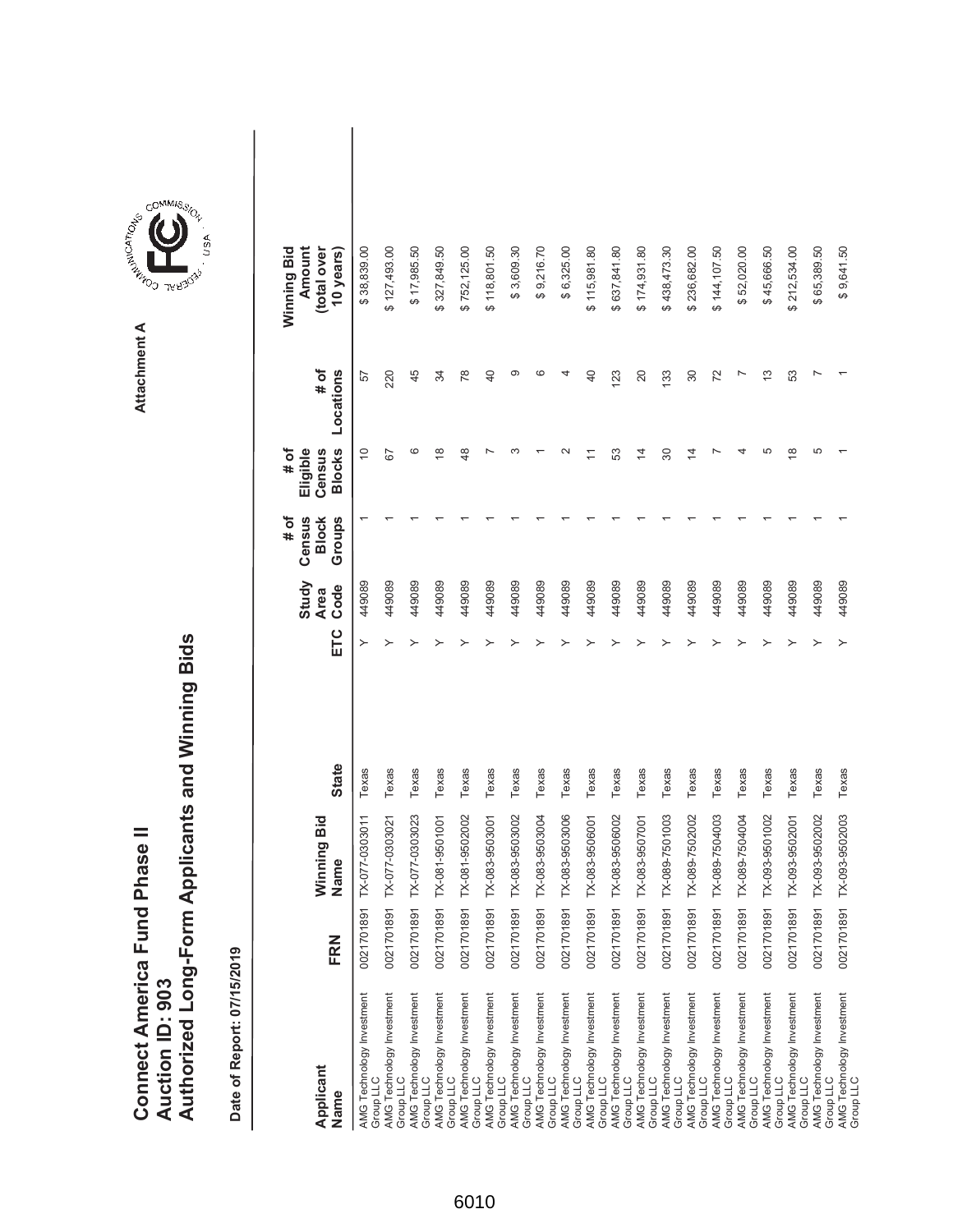# Connect America Fund Phase II
## Auction ID: 903
## Authorized Long-Form Applicants and Winning Bids

Attachment A

**Date of Report: 07/15/2019**

| Applicant Name | FRN | Winning Bid Name | State | ETC | Study Area Code | # of Census Block Groups | # of Eligible Census Blocks | # of Locations | Winning Bid Amount (total over 10 years) |
|---|---|---|---|---|---|---|---|---|---|
| AMG Technology Investment Group LLC | 0021701891 | TX-077-0303011 | Texas | Y | 449089 | 1 | 10 | 57 | $ 38,839.00 |
| AMG Technology Investment Group LLC | 0021701891 | TX-077-0303021 | Texas | Y | 449089 | 1 | 67 | 220 | $ 127,493.00 |
| AMG Technology Investment Group LLC | 0021701891 | TX-077-0303023 | Texas | Y | 449089 | 1 | 6 | 45 | $ 17,985.50 |
| AMG Technology Investment Group LLC | 0021701891 | TX-081-9501001 | Texas | Y | 449089 | 1 | 18 | 34 | $ 327,849.50 |
| AMG Technology Investment Group LLC | 0021701891 | TX-081-9502002 | Texas | Y | 449089 | 1 | 48 | 78 | $ 752,125.00 |
| AMG Technology Investment Group LLC | 0021701891 | TX-083-9503001 | Texas | Y | 449089 | 1 | 7 | 40 | $ 118,801.50 |
| AMG Technology Investment Group LLC | 0021701891 | TX-083-9503002 | Texas | Y | 449089 | 1 | 3 | 9 | $ 3,609.30 |
| AMG Technology Investment Group LLC | 0021701891 | TX-083-9503004 | Texas | Y | 449089 | 1 | 1 | 6 | $ 9,216.70 |
| AMG Technology Investment Group LLC | 0021701891 | TX-083-9503006 | Texas | Y | 449089 | 1 | 2 | 4 | $ 6,325.00 |
| AMG Technology Investment Group LLC | 0021701891 | TX-083-9506001 | Texas | Y | 449089 | 1 | 11 | 40 | $ 115,981.80 |
| AMG Technology Investment Group LLC | 0021701891 | TX-083-9506002 | Texas | Y | 449089 | 1 | 53 | 123 | $ 637,841.80 |
| AMG Technology Investment Group LLC | 0021701891 | TX-083-9507001 | Texas | Y | 449089 | 1 | 14 | 20 | $ 174,931.80 |
| AMG Technology Investment Group LLC | 0021701891 | TX-089-7501003 | Texas | Y | 449089 | 1 | 30 | 133 | $ 438,473.30 |
| AMG Technology Investment Group LLC | 0021701891 | TX-089-7502002 | Texas | Y | 449089 | 1 | 14 | 30 | $ 236,682.00 |
| AMG Technology Investment Group LLC | 0021701891 | TX-089-7504003 | Texas | Y | 449089 | 1 | 7 | 72 | $ 144,107.50 |
| AMG Technology Investment Group LLC | 0021701891 | TX-089-7504004 | Texas | Y | 449089 | 1 | 4 | 7 | $ 52,020.00 |
| AMG Technology Investment Group LLC | 0021701891 | TX-093-9501002 | Texas | Y | 449089 | 1 | 5 | 13 | $ 45,666.50 |
| AMG Technology Investment Group LLC | 0021701891 | TX-093-9502001 | Texas | Y | 449089 | 1 | 18 | 53 | $ 212,534.00 |
| AMG Technology Investment Group LLC | 0021701891 | TX-093-9502002 | Texas | Y | 449089 | 1 | 5 | 7 | $ 65,389.50 |
| AMG Technology Investment Group LLC | 0021701891 | TX-093-9502003 | Texas | Y | 449089 | 1 | 1 | 1 | $ 9,641.50 |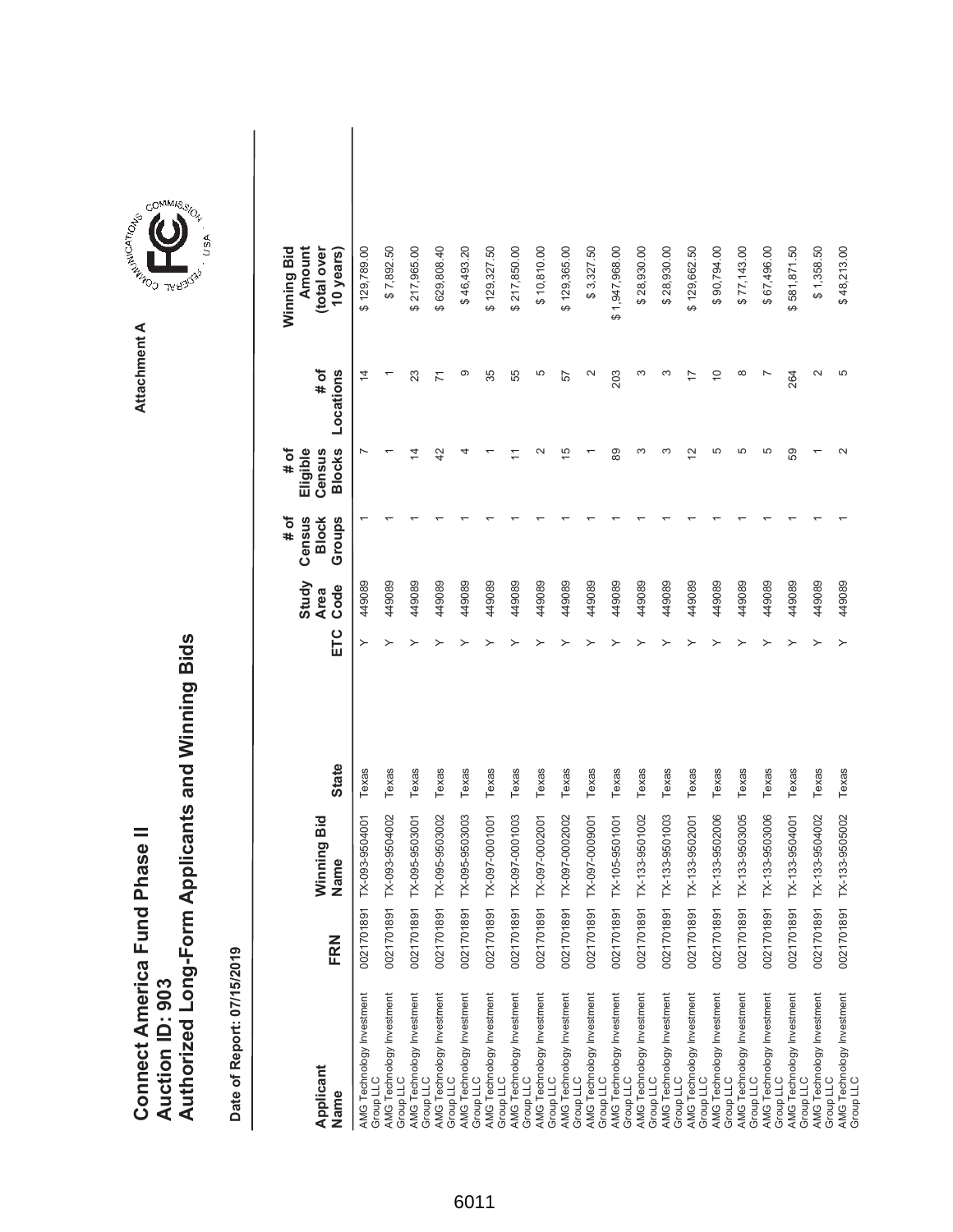# Connect America Fund Phase II
## Auction ID: 903
## Authorized Long-Form Applicants and Winning Bids

Attachment A

**Date of Report: 07/15/2019**

| Applicant Name | FRN | Winning Bid Name | State | ETC | Study Area Code | # of Census Block Groups | # of Eligible Census Blocks | # of Locations | Winning Bid Amount (total over 10 years) |
|---|---|---|---|---|---|---|---|---|---|
| AMG Technology Investment Group LLC | 0021701891 | TX-093-9504001 | Texas | Y | 449089 | 1 | 7 | 14 | $ 129,789.00 |
| AMG Technology Investment Group LLC | 0021701891 | TX-093-9504002 | Texas | Y | 449089 | 1 | 1 | 1 | $ 7,892.50 |
| AMG Technology Investment Group LLC | 0021701891 | TX-095-9503001 | Texas | Y | 449089 | 1 | 14 | 23 | $ 217,965.00 |
| AMG Technology Investment Group LLC | 0021701891 | TX-095-9503002 | Texas | Y | 449089 | 1 | 42 | 71 | $ 629,808.40 |
| AMG Technology Investment Group LLC | 0021701891 | TX-095-9503003 | Texas | Y | 449089 | 1 | 4 | 9 | $ 46,493.20 |
| AMG Technology Investment Group LLC | 0021701891 | TX-097-0001001 | Texas | Y | 449089 | 1 | 1 | 35 | $ 129,327.50 |
| AMG Technology Investment Group LLC | 0021701891 | TX-097-0001003 | Texas | Y | 449089 | 1 | 11 | 55 | $ 217,850.00 |
| AMG Technology Investment Group LLC | 0021701891 | TX-097-0002001 | Texas | Y | 449089 | 1 | 2 | 5 | $ 10,810.00 |
| AMG Technology Investment Group LLC | 0021701891 | TX-097-0002002 | Texas | Y | 449089 | 1 | 15 | 57 | $ 129,365.00 |
| AMG Technology Investment Group LLC | 0021701891 | TX-097-0009001 | Texas | Y | 449089 | 1 | 1 | 2 | $ 3,327.50 |
| AMG Technology Investment Group LLC | 0021701891 | TX-105-9501001 | Texas | Y | 449089 | 1 | 89 | 203 | $ 1,947,968.00 |
| AMG Technology Investment Group LLC | 0021701891 | TX-133-9501002 | Texas | Y | 449089 | 1 | 3 | 3 | $ 28,930.00 |
| AMG Technology Investment Group LLC | 0021701891 | TX-133-9501003 | Texas | Y | 449089 | 1 | 3 | 3 | $ 28,930.00 |
| AMG Technology Investment Group LLC | 0021701891 | TX-133-9502001 | Texas | Y | 449089 | 1 | 12 | 17 | $ 129,662.50 |
| AMG Technology Investment Group LLC | 0021701891 | TX-133-9502006 | Texas | Y | 449089 | 1 | 5 | 10 | $ 90,794.00 |
| AMG Technology Investment Group LLC | 0021701891 | TX-133-9503005 | Texas | Y | 449089 | 1 | 5 | 8 | $ 77,143.00 |
| AMG Technology Investment Group LLC | 0021701891 | TX-133-9503006 | Texas | Y | 449089 | 1 | 5 | 7 | $ 67,496.00 |
| AMG Technology Investment Group LLC | 0021701891 | TX-133-9504001 | Texas | Y | 449089 | 1 | 59 | 264 | $ 581,871.50 |
| AMG Technology Investment Group LLC | 0021701891 | TX-133-9504002 | Texas | Y | 449089 | 1 | 1 | 2 | $ 1,358.50 |
| AMG Technology Investment Group LLC | 0021701891 | TX-133-9505002 | Texas | Y | 449089 | 1 | 2 | 5 | $ 48,213.00 |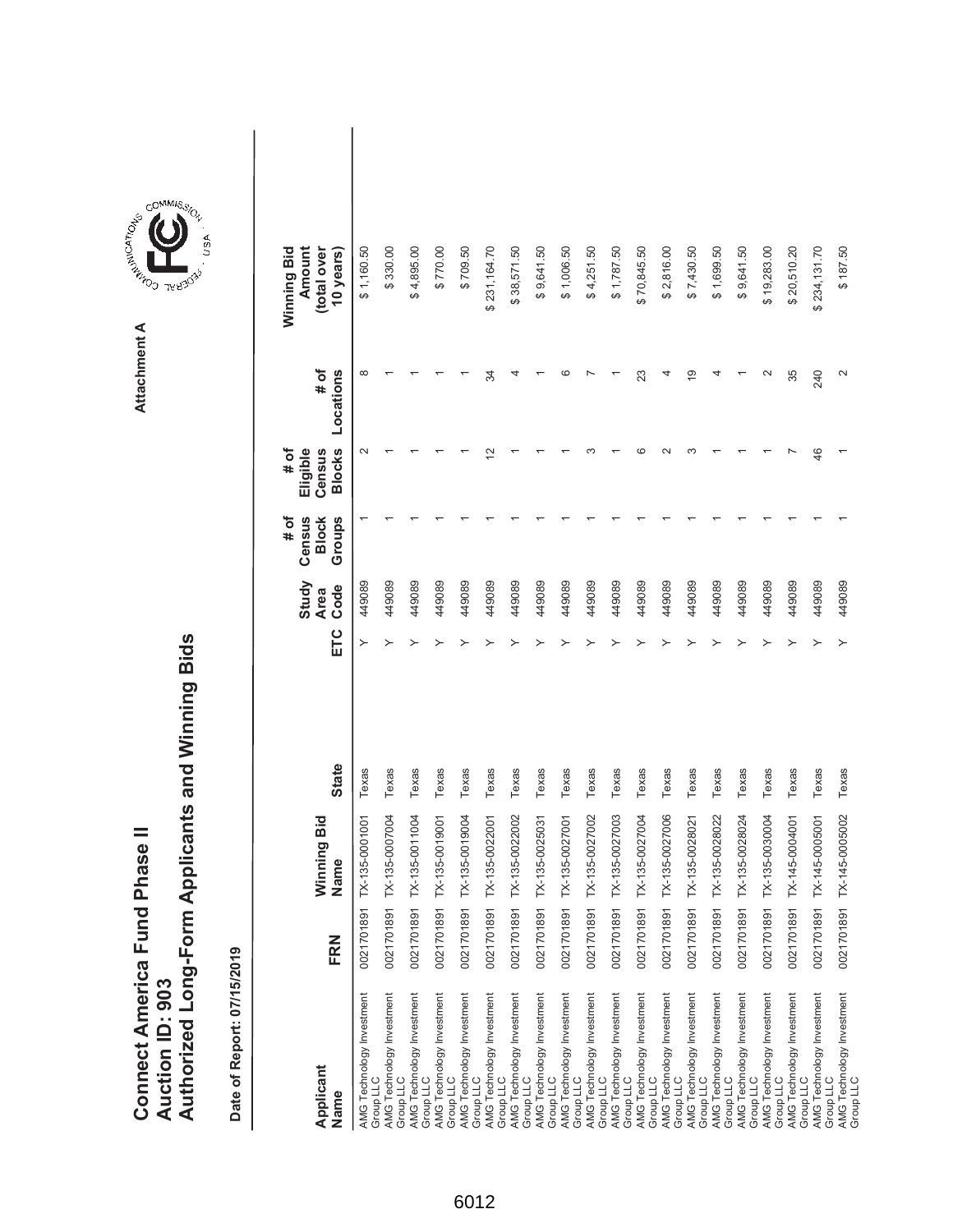# Connect America Fund Phase II
# Auction ID: 903
# Authorized Long-Form Applicants and Winning Bids

Attachment A

Date of Report: 07/15/2019

| Applicant Name | FRN | Winning Bid Name | State | ETC | Study Area Code | # of Census Block Groups | # of Eligible Census Blocks | # of Locations | Winning Bid Amount (total over 10 years) |
|---|---|---|---|---|---|---|---|---|---|
| AMG Technology Investment Group LLC | 0021701891 | TX-135-0001001 | Texas | Y | 449089 | 1 | 2 | 8 | $ 1,160.50 |
| AMG Technology Investment Group LLC | 0021701891 | TX-135-0007004 | Texas | Y | 449089 | 1 | 1 | 1 | $ 330.00 |
| AMG Technology Investment Group LLC | 0021701891 | TX-135-0011004 | Texas | Y | 449089 | 1 | 1 | 1 | $ 4,895.00 |
| AMG Technology Investment Group LLC | 0021701891 | TX-135-0019001 | Texas | Y | 449089 | 1 | 1 | 1 | $ 770.00 |
| AMG Technology Investment Group LLC | 0021701891 | TX-135-0019004 | Texas | Y | 449089 | 1 | 1 | 1 | $ 709.50 |
| AMG Technology Investment Group LLC | 0021701891 | TX-135-0022001 | Texas | Y | 449089 | 1 | 12 | 34 | $ 231,164.70 |
| AMG Technology Investment Group LLC | 0021701891 | TX-135-0022002 | Texas | Y | 449089 | 1 | 1 | 4 | $ 38,571.50 |
| AMG Technology Investment Group LLC | 0021701891 | TX-135-0025031 | Texas | Y | 449089 | 1 | 1 | 1 | $ 9,641.50 |
| AMG Technology Investment Group LLC | 0021701891 | TX-135-0027001 | Texas | Y | 449089 | 1 | 1 | 6 | $ 1,006.50 |
| AMG Technology Investment Group LLC | 0021701891 | TX-135-0027002 | Texas | Y | 449089 | 1 | 3 | 7 | $ 4,251.50 |
| AMG Technology Investment Group LLC | 0021701891 | TX-135-0027003 | Texas | Y | 449089 | 1 | 1 | 1 | $ 1,787.50 |
| AMG Technology Investment Group LLC | 0021701891 | TX-135-0027004 | Texas | Y | 449089 | 1 | 6 | 23 | $ 70,845.50 |
| AMG Technology Investment Group LLC | 0021701891 | TX-135-0027006 | Texas | Y | 449089 | 1 | 2 | 4 | $ 2,816.00 |
| AMG Technology Investment Group LLC | 0021701891 | TX-135-0028021 | Texas | Y | 449089 | 1 | 3 | 19 | $ 7,430.50 |
| AMG Technology Investment Group LLC | 0021701891 | TX-135-0028022 | Texas | Y | 449089 | 1 | 1 | 4 | $ 1,699.50 |
| AMG Technology Investment Group LLC | 0021701891 | TX-135-0028024 | Texas | Y | 449089 | 1 | 1 | 1 | $ 9,641.50 |
| AMG Technology Investment Group LLC | 0021701891 | TX-135-0030004 | Texas | Y | 449089 | 1 | 1 | 2 | $ 19,283.00 |
| AMG Technology Investment Group LLC | 0021701891 | TX-145-0004001 | Texas | Y | 449089 | 1 | 7 | 35 | $ 20,510.20 |
| AMG Technology Investment Group LLC | 0021701891 | TX-145-0005001 | Texas | Y | 449089 | 1 | 46 | 240 | $ 234,131.70 |
| AMG Technology Investment Group LLC | 0021701891 | TX-145-0005002 | Texas | Y | 449089 | 1 | 1 | 2 | $ 187.50 |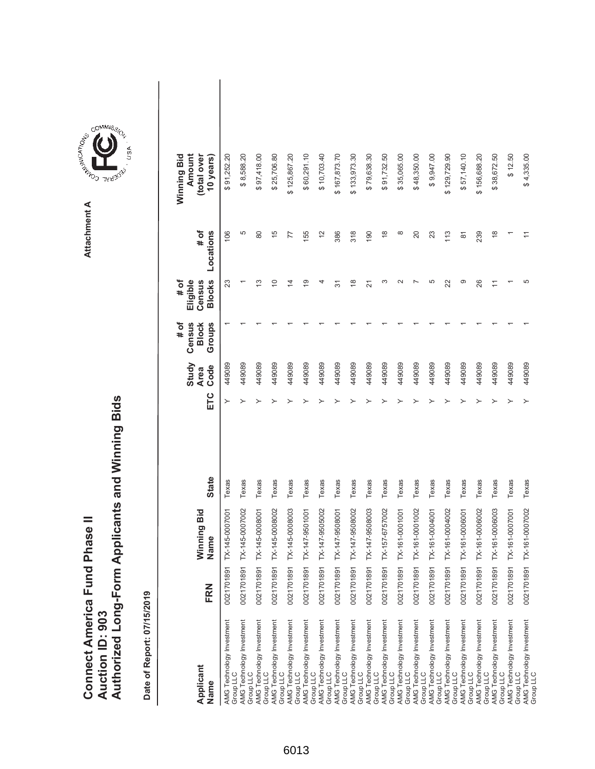# Connect America Fund Phase II
# Auction ID: 903
# Authorized Long-Form Applicants and Winning Bids

Attachment A

**Date of Report: 07/15/2019**

| Applicant Name | FRN | Winning Bid Name | State | ETC | Study Area Code | # of Census Block Groups | # of Eligible Census Blocks | # of Locations | Winning Bid Amount (total over 10 years) |
|---|---|---|---|---|---|---|---|---|---|
| AMG Technology Investment Group LLC | 0021701891 | TX-145-0007001 | Texas | Y | 449089 | 1 | 23 | 106 | $ 91,252.20 |
| AMG Technology Investment Group LLC | 0021701891 | TX-145-0007002 | Texas | Y | 449089 | 1 | 1 | 5 | $ 8,588.20 |
| AMG Technology Investment Group LLC | 0021701891 | TX-145-0008001 | Texas | Y | 449089 | 1 | 13 | 80 | $ 97,418.00 |
| AMG Technology Investment Group LLC | 0021701891 | TX-145-0008002 | Texas | Y | 449089 | 1 | 10 | 15 | $ 25,706.80 |
| AMG Technology Investment Group LLC | 0021701891 | TX-145-0008003 | Texas | Y | 449089 | 1 | 14 | 77 | $ 125,867.20 |
| AMG Technology Investment Group LLC | 0021701891 | TX-147-9501001 | Texas | Y | 449089 | 1 | 19 | 155 | $ 60,291.10 |
| AMG Technology Investment Group LLC | 0021701891 | TX-147-9505002 | Texas | Y | 449089 | 1 | 4 | 12 | $ 10,703.40 |
| AMG Technology Investment Group LLC | 0021701891 | TX-147-9508001 | Texas | Y | 449089 | 1 | 31 | 386 | $ 167,873.70 |
| AMG Technology Investment Group LLC | 0021701891 | TX-147-9508002 | Texas | Y | 449089 | 1 | 18 | 318 | $ 133,973.30 |
| AMG Technology Investment Group LLC | 0021701891 | TX-147-9508003 | Texas | Y | 449089 | 1 | 21 | 190 | $ 79,638.30 |
| AMG Technology Investment Group LLC | 0021701891 | TX-157-6757002 | Texas | Y | 449089 | 1 | 3 | 18 | $ 91,732.50 |
| AMG Technology Investment Group LLC | 0021701891 | TX-161-0001001 | Texas | Y | 449089 | 1 | 2 | 8 | $ 35,065.00 |
| AMG Technology Investment Group LLC | 0021701891 | TX-161-0001002 | Texas | Y | 449089 | 1 | 7 | 20 | $ 48,350.00 |
| AMG Technology Investment Group LLC | 0021701891 | TX-161-0004001 | Texas | Y | 449089 | 1 | 5 | 23 | $ 9,947.00 |
| AMG Technology Investment Group LLC | 0021701891 | TX-161-0004002 | Texas | Y | 449089 | 1 | 22 | 113 | $ 129,729.90 |
| AMG Technology Investment Group LLC | 0021701891 | TX-161-0006001 | Texas | Y | 449089 | 1 | 9 | 81 | $ 57,140.10 |
| AMG Technology Investment Group LLC | 0021701891 | TX-161-0006002 | Texas | Y | 449089 | 1 | 26 | 239 | $ 156,688.20 |
| AMG Technology Investment Group LLC | 0021701891 | TX-161-0006003 | Texas | Y | 449089 | 1 | 11 | 18 | $ 38,672.50 |
| AMG Technology Investment Group LLC | 0021701891 | TX-161-0007001 | Texas | Y | 449089 | 1 | 1 | 1 | $ 12.50 |
| AMG Technology Investment Group LLC | 0021701891 | TX-161-0007002 | Texas | Y | 449089 | 1 | 5 | 11 | $ 4,335.00 |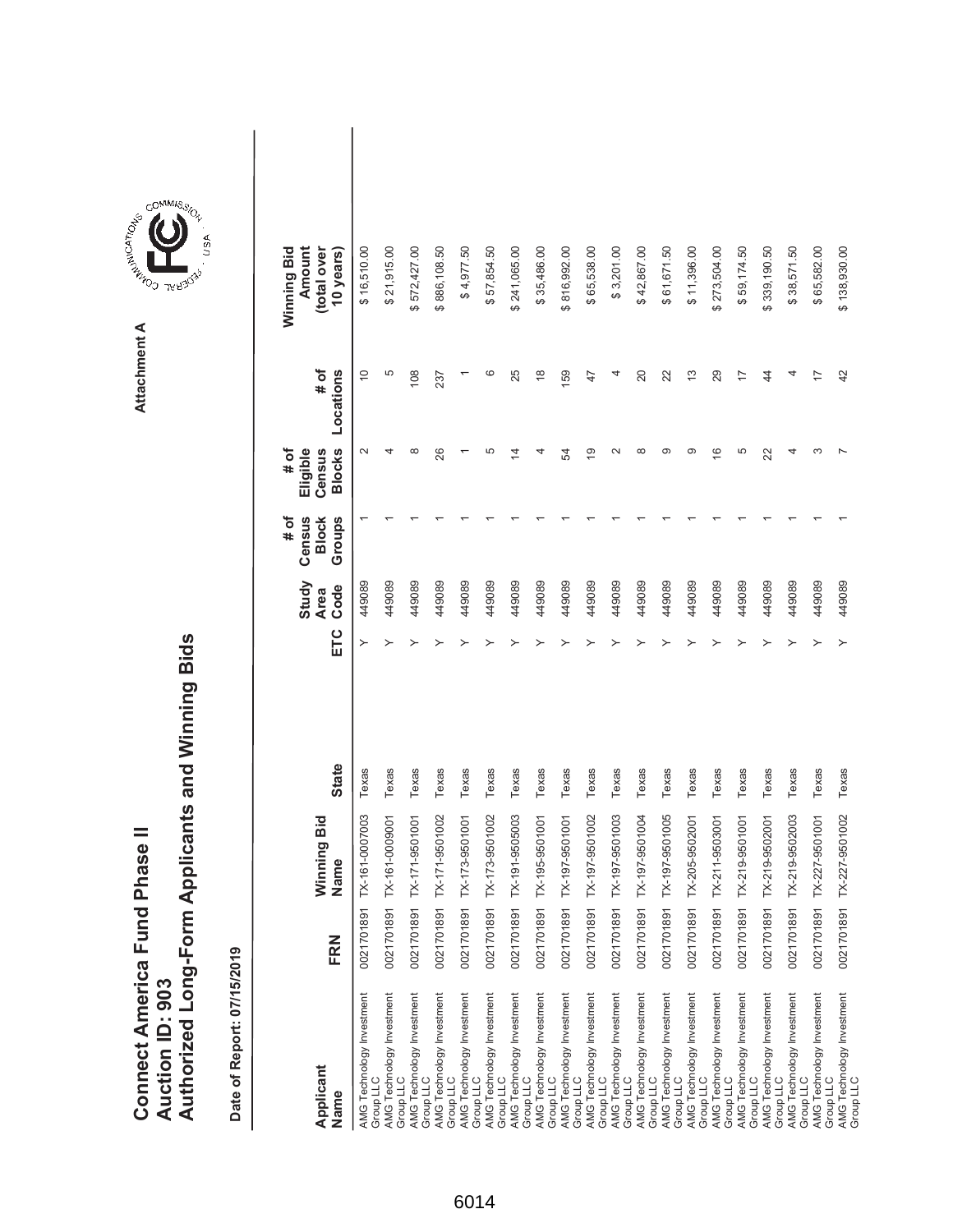# Connect America Fund Phase II
## Auction ID: 903
## Authorized Long-Form Applicants and Winning Bids

Attachment A

**Date of Report: 07/15/2019**

| Applicant Name | FRN | Winning Bid Name | State | ETC | Study Area Code | # of Census Block Groups | # of Eligible Census Blocks | # of Locations | Winning Bid Amount (total over 10 years) |
|---|---|---|---|---|---|---|---|---|---|
| AMG Technology Investment Group LLC | 0021701891 | TX-161-0007003 | Texas | Y | 449089 | 1 | 2 | 10 | $ 16,510.00 |
| AMG Technology Investment Group LLC | 0021701891 | TX-161-0009001 | Texas | Y | 449089 | 1 | 4 | 5 | $ 21,915.00 |
| AMG Technology Investment Group LLC | 0021701891 | TX-171-9501001 | Texas | Y | 449089 | 1 | 8 | 108 | $ 572,427.00 |
| AMG Technology Investment Group LLC | 0021701891 | TX-171-9501002 | Texas | Y | 449089 | 1 | 26 | 237 | $ 886,108.50 |
| AMG Technology Investment Group LLC | 0021701891 | TX-173-9501001 | Texas | Y | 449089 | 1 | 1 | 1 | $ 4,977.50 |
| AMG Technology Investment Group LLC | 0021701891 | TX-173-9501002 | Texas | Y | 449089 | 1 | 5 | 6 | $ 57,854.50 |
| AMG Technology Investment Group LLC | 0021701891 | TX-191-9505003 | Texas | Y | 449089 | 1 | 14 | 25 | $ 241,065.00 |
| AMG Technology Investment Group LLC | 0021701891 | TX-195-9501001 | Texas | Y | 449089 | 1 | 4 | 18 | $ 35,486.00 |
| AMG Technology Investment Group LLC | 0021701891 | TX-197-9501001 | Texas | Y | 449089 | 1 | 54 | 159 | $ 816,992.00 |
| AMG Technology Investment Group LLC | 0021701891 | TX-197-9501002 | Texas | Y | 449089 | 1 | 19 | 47 | $ 65,538.00 |
| AMG Technology Investment Group LLC | 0021701891 | TX-197-9501003 | Texas | Y | 449089 | 1 | 2 | 4 | $ 3,201.00 |
| AMG Technology Investment Group LLC | 0021701891 | TX-197-9501004 | Texas | Y | 449089 | 1 | 8 | 20 | $ 42,867.00 |
| AMG Technology Investment Group LLC | 0021701891 | TX-197-9501005 | Texas | Y | 449089 | 1 | 9 | 22 | $ 61,671.50 |
| AMG Technology Investment Group LLC | 0021701891 | TX-205-9502001 | Texas | Y | 449089 | 1 | 9 | 13 | $ 11,396.00 |
| AMG Technology Investment Group LLC | 0021701891 | TX-211-9503001 | Texas | Y | 449089 | 1 | 16 | 29 | $ 273,504.00 |
| AMG Technology Investment Group LLC | 0021701891 | TX-219-9501001 | Texas | Y | 449089 | 1 | 5 | 17 | $ 59,174.50 |
| AMG Technology Investment Group LLC | 0021701891 | TX-219-9502001 | Texas | Y | 449089 | 1 | 22 | 44 | $ 339,190.50 |
| AMG Technology Investment Group LLC | 0021701891 | TX-219-9502003 | Texas | Y | 449089 | 1 | 4 | 4 | $ 38,571.50 |
| AMG Technology Investment Group LLC | 0021701891 | TX-227-9501001 | Texas | Y | 449089 | 1 | 3 | 17 | $ 65,582.00 |
| AMG Technology Investment Group LLC | 0021701891 | TX-227-9501002 | Texas | Y | 449089 | 1 | 7 | 42 | $ 138,930.00 |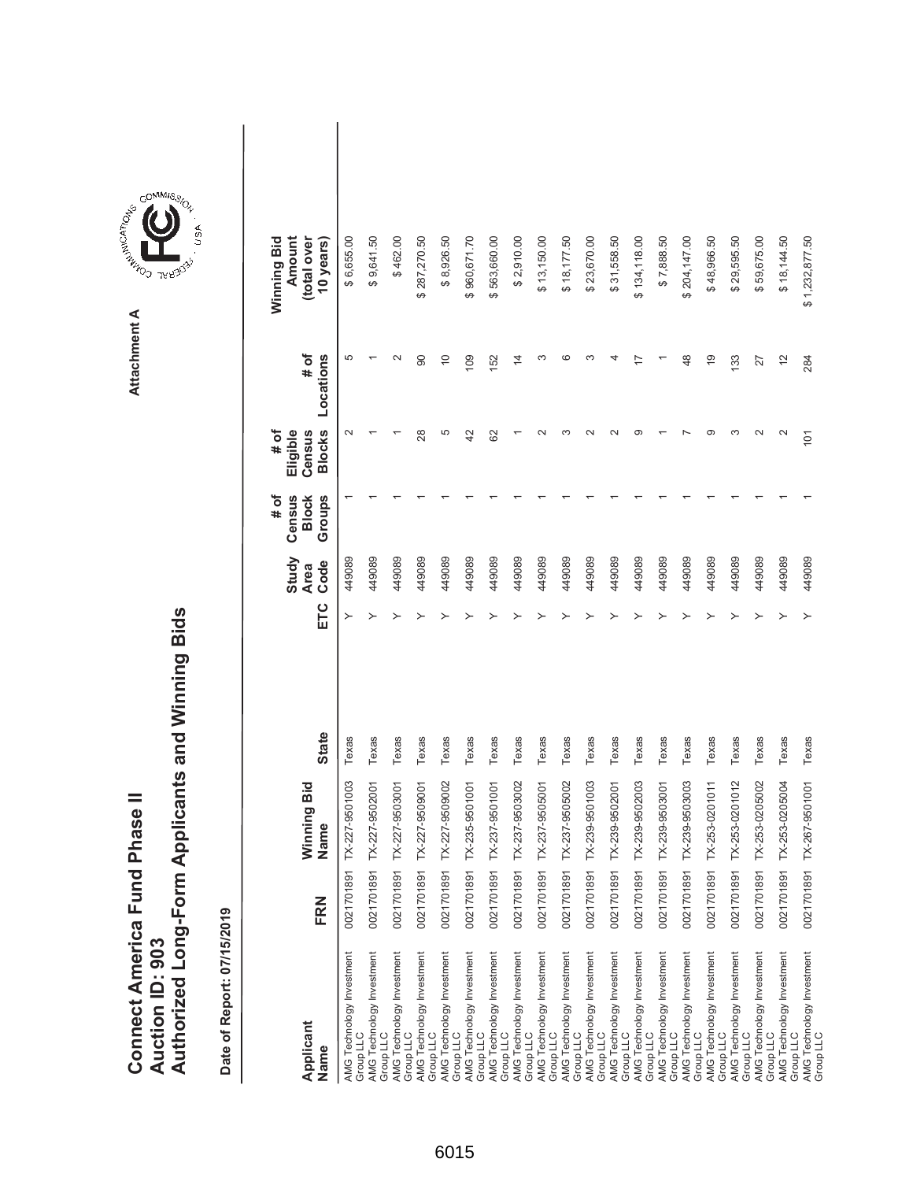# Connect America Fund Phase II
# Auction ID: 903
# Authorized Long-Form Applicants and Winning Bids

Attachment A

**Date of Report: 07/15/2019**

| Applicant Name | FRN | Winning Bid Name | State | ETC | Study Area Code | # of Census Block Groups | # of Eligible Census Blocks | # of Locations | Winning Bid Amount (total over 10 years) |
|---|---|---|---|---|---|---|---|---|---|
| AMG Technology Investment Group LLC | 0021701891 | TX-227-9501003 | Texas | Y | 449089 | 1 | 2 | 5 | $ 6,655.00 |
| AMG Technology Investment Group LLC | 0021701891 | TX-227-9502001 | Texas | Y | 449089 | 1 | 1 | 1 | $ 9,641.50 |
| AMG Technology Investment Group LLC | 0021701891 | TX-227-9503001 | Texas | Y | 449089 | 1 | 1 | 2 | $ 462.00 |
| AMG Technology Investment Group LLC | 0021701891 | TX-227-9509001 | Texas | Y | 449089 | 1 | 28 | 90 | $ 287,270.50 |
| AMG Technology Investment Group LLC | 0021701891 | TX-227-9509002 | Texas | Y | 449089 | 1 | 5 | 10 | $ 8,926.50 |
| AMG Technology Investment Group LLC | 0021701891 | TX-235-9501001 | Texas | Y | 449089 | 1 | 42 | 109 | $ 960,671.70 |
| AMG Technology Investment Group LLC | 0021701891 | TX-237-9501001 | Texas | Y | 449089 | 1 | 62 | 152 | $ 563,660.00 |
| AMG Technology Investment Group LLC | 0021701891 | TX-237-9503002 | Texas | Y | 449089 | 1 | 1 | 14 | $ 2,910.00 |
| AMG Technology Investment Group LLC | 0021701891 | TX-237-9505001 | Texas | Y | 449089 | 1 | 2 | 3 | $ 13,150.00 |
| AMG Technology Investment Group LLC | 0021701891 | TX-237-9505002 | Texas | Y | 449089 | 1 | 3 | 6 | $ 18,177.50 |
| AMG Technology Investment Group LLC | 0021701891 | TX-239-9501003 | Texas | Y | 449089 | 1 | 2 | 3 | $ 23,670.00 |
| AMG Technology Investment Group LLC | 0021701891 | TX-239-9502001 | Texas | Y | 449089 | 1 | 2 | 4 | $ 31,558.50 |
| AMG Technology Investment Group LLC | 0021701891 | TX-239-9502003 | Texas | Y | 449089 | 1 | 9 | 17 | $ 134,118.00 |
| AMG Technology Investment Group LLC | 0021701891 | TX-239-9503001 | Texas | Y | 449089 | 1 | 1 | 1 | $ 7,888.50 |
| AMG Technology Investment Group LLC | 0021701891 | TX-239-9503003 | Texas | Y | 449089 | 1 | 7 | 48 | $ 204,147.00 |
| AMG Technology Investment Group LLC | 0021701891 | TX-253-0201011 | Texas | Y | 449089 | 1 | 9 | 19 | $ 48,966.50 |
| AMG Technology Investment Group LLC | 0021701891 | TX-253-0201012 | Texas | Y | 449089 | 1 | 3 | 133 | $ 29,595.50 |
| AMG Technology Investment Group LLC | 0021701891 | TX-253-0205002 | Texas | Y | 449089 | 1 | 2 | 27 | $ 59,675.00 |
| AMG Technology Investment Group LLC | 0021701891 | TX-253-0205004 | Texas | Y | 449089 | 1 | 2 | 12 | $ 18,144.50 |
| AMG Technology Investment Group LLC | 0021701891 | TX-267-9501001 | Texas | Y | 449089 | 1 | 101 | 284 | $ 1,232,877.50 |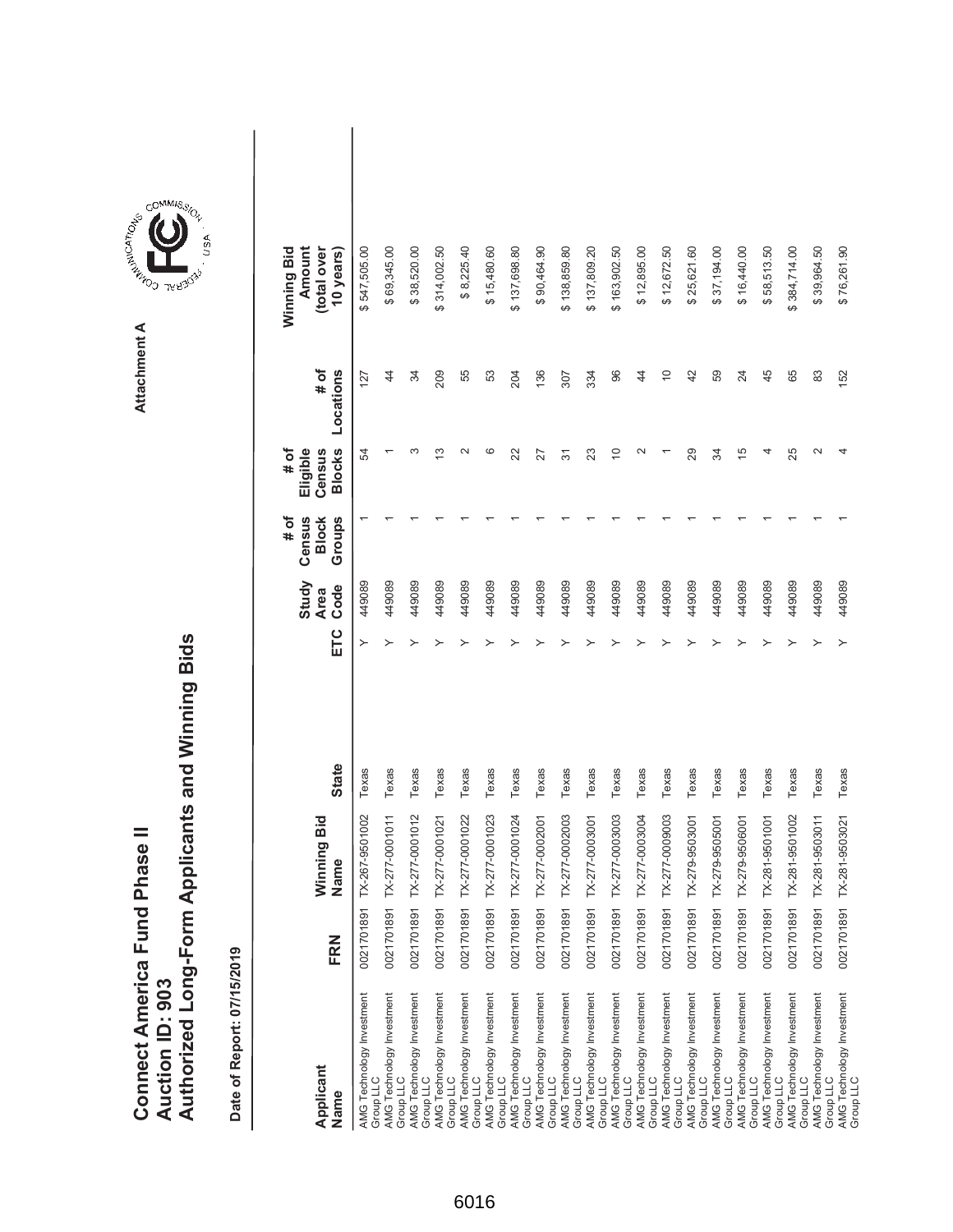# Connect America Fund Phase II
## Auction ID: 903
## Authorized Long-Form Applicants and Winning Bids

Attachment A

**Date of Report: 07/15/2019**

| Applicant Name | FRN | Winning Bid Name | State | ETC | Study Area Code | # of Census Block Groups | # of Eligible Census Blocks | # of Locations | Winning Bid Amount (total over 10 years) |
|---|---|---|---|---|---|---|---|---|---|
| AMG Technology Investment Group LLC | 0021701891 | TX-267-9501002 | Texas | Y | 449089 | 1 | 54 | 127 | $ 547,505.00 |
| AMG Technology Investment Group LLC | 0021701891 | TX-277-0001011 | Texas | Y | 449089 | 1 | 1 | 44 | $ 69,345.00 |
| AMG Technology Investment Group LLC | 0021701891 | TX-277-0001012 | Texas | Y | 449089 | 1 | 3 | 34 | $ 38,520.00 |
| AMG Technology Investment Group LLC | 0021701891 | TX-277-0001021 | Texas | Y | 449089 | 1 | 13 | 209 | $ 314,002.50 |
| AMG Technology Investment Group LLC | 0021701891 | TX-277-0001022 | Texas | Y | 449089 | 1 | 2 | 55 | $ 8,225.40 |
| AMG Technology Investment Group LLC | 0021701891 | TX-277-0001023 | Texas | Y | 449089 | 1 | 6 | 53 | $ 15,480.60 |
| AMG Technology Investment Group LLC | 0021701891 | TX-277-0001024 | Texas | Y | 449089 | 1 | 22 | 204 | $ 137,698.80 |
| AMG Technology Investment Group LLC | 0021701891 | TX-277-0002001 | Texas | Y | 449089 | 1 | 27 | 136 | $ 90,464.90 |
| AMG Technology Investment Group LLC | 0021701891 | TX-277-0002003 | Texas | Y | 449089 | 1 | 31 | 307 | $ 138,859.80 |
| AMG Technology Investment Group LLC | 0021701891 | TX-277-0003001 | Texas | Y | 449089 | 1 | 23 | 334 | $ 137,809.20 |
| AMG Technology Investment Group LLC | 0021701891 | TX-277-0003003 | Texas | Y | 449089 | 1 | 10 | 96 | $ 163,902.50 |
| AMG Technology Investment Group LLC | 0021701891 | TX-277-0003004 | Texas | Y | 449089 | 1 | 2 | 44 | $ 12,895.00 |
| AMG Technology Investment Group LLC | 0021701891 | TX-277-0009003 | Texas | Y | 449089 | 1 | 1 | 10 | $ 12,672.50 |
| AMG Technology Investment Group LLC | 0021701891 | TX-279-9503001 | Texas | Y | 449089 | 1 | 29 | 42 | $ 25,621.60 |
| AMG Technology Investment Group LLC | 0021701891 | TX-279-9505001 | Texas | Y | 449089 | 1 | 34 | 59 | $ 37,194.00 |
| AMG Technology Investment Group LLC | 0021701891 | TX-279-9506001 | Texas | Y | 449089 | 1 | 15 | 24 | $ 16,440.00 |
| AMG Technology Investment Group LLC | 0021701891 | TX-281-9501001 | Texas | Y | 449089 | 1 | 4 | 45 | $ 58,513.50 |
| AMG Technology Investment Group LLC | 0021701891 | TX-281-9501002 | Texas | Y | 449089 | 1 | 25 | 65 | $ 384,714.00 |
| AMG Technology Investment Group LLC | 0021701891 | TX-281-9503011 | Texas | Y | 449089 | 1 | 2 | 83 | $ 39,964.50 |
| AMG Technology Investment Group LLC | 0021701891 | TX-281-9503021 | Texas | Y | 449089 | 1 | 4 | 152 | $ 76,261.90 |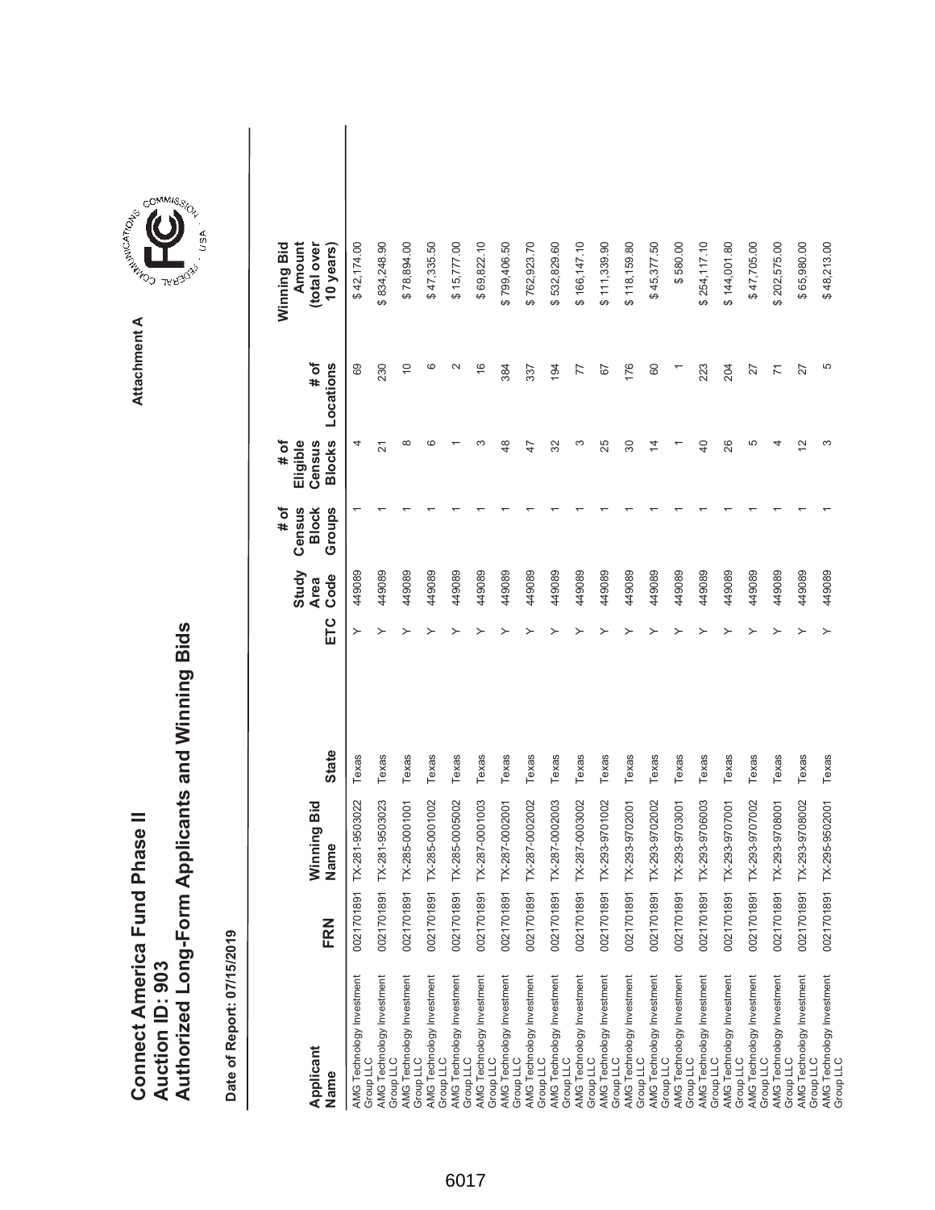# Connect America Fund Phase II
# Auction ID: 903
# Authorized Long-Form Applicants and Winning Bids

Attachment A

**Date of Report: 07/15/2019**

| Applicant Name | FRN | Winning Bid Name | State | ETC | Study Area Code | # of Census Block Groups | # of Eligible Census Blocks | # of Locations | Winning Bid Amount (total over 10 years) |
|---|---|---|---|---|---|---|---|---|---|
| AMG Technology Investment Group LLC | 0021701891 | TX-281-9503022 | Texas | Y | 449089 | 1 | 4 | 69 | $ 42,174.00 |
| AMG Technology Investment Group LLC | 0021701891 | TX-281-9503023 | Texas | Y | 449089 | 1 | 21 | 230 | $ 834,248.90 |
| AMG Technology Investment Group LLC | 0021701891 | TX-285-0001001 | Texas | Y | 449089 | 1 | 8 | 10 | $ 78,894.00 |
| AMG Technology Investment Group LLC | 0021701891 | TX-285-0001002 | Texas | Y | 449089 | 1 | 6 | 6 | $ 47,335.50 |
| AMG Technology Investment Group LLC | 0021701891 | TX-285-0005002 | Texas | Y | 449089 | 1 | 1 | 2 | $ 15,777.00 |
| AMG Technology Investment Group LLC | 0021701891 | TX-287-0001003 | Texas | Y | 449089 | 1 | 3 | 16 | $ 69,822.10 |
| AMG Technology Investment Group LLC | 0021701891 | TX-287-0002001 | Texas | Y | 449089 | 1 | 48 | 384 | $ 799,406.50 |
| AMG Technology Investment Group LLC | 0021701891 | TX-287-0002002 | Texas | Y | 449089 | 1 | 47 | 337 | $ 762,923.70 |
| AMG Technology Investment Group LLC | 0021701891 | TX-287-0002003 | Texas | Y | 449089 | 1 | 32 | 194 | $ 532,829.60 |
| AMG Technology Investment Group LLC | 0021701891 | TX-287-0003002 | Texas | Y | 449089 | 1 | 3 | 77 | $ 166,147.10 |
| AMG Technology Investment Group LLC | 0021701891 | TX-293-9701002 | Texas | Y | 449089 | 1 | 25 | 67 | $ 111,339.90 |
| AMG Technology Investment Group LLC | 0021701891 | TX-293-9702001 | Texas | Y | 449089 | 1 | 30 | 176 | $ 118,159.80 |
| AMG Technology Investment Group LLC | 0021701891 | TX-293-9702002 | Texas | Y | 449089 | 1 | 14 | 60 | $ 45,377.50 |
| AMG Technology Investment Group LLC | 0021701891 | TX-293-9703001 | Texas | Y | 449089 | 1 | 1 | 1 | $ 580.00 |
| AMG Technology Investment Group LLC | 0021701891 | TX-293-9706003 | Texas | Y | 449089 | 1 | 40 | 223 | $ 254,117.10 |
| AMG Technology Investment Group LLC | 0021701891 | TX-293-9707001 | Texas | Y | 449089 | 1 | 26 | 204 | $ 144,001.80 |
| AMG Technology Investment Group LLC | 0021701891 | TX-293-9707002 | Texas | Y | 449089 | 1 | 5 | 27 | $ 47,705.00 |
| AMG Technology Investment Group LLC | 0021701891 | TX-293-9708001 | Texas | Y | 449089 | 1 | 4 | 71 | $ 202,575.00 |
| AMG Technology Investment Group LLC | 0021701891 | TX-293-9708002 | Texas | Y | 449089 | 1 | 12 | 27 | $ 65,980.00 |
| AMG Technology Investment Group LLC | 0021701891 | TX-295-9502001 | Texas | Y | 449089 | 1 | 3 | 5 | $ 48,213.00 |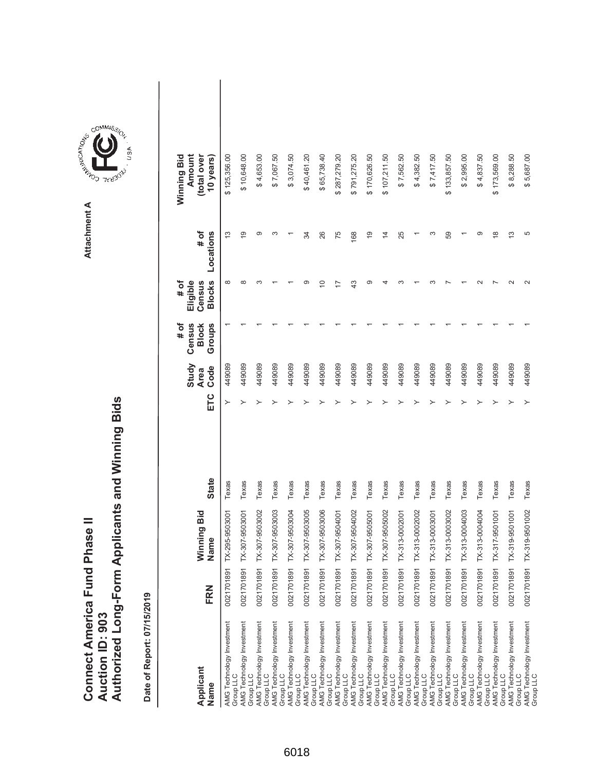# Connect America Fund Phase II
# Auction ID: 903
# Authorized Long-Form Applicants and Winning Bids

Attachment A

**Date of Report: 07/15/2019**

| Applicant Name | FRN | Winning Bid Name | State | ETC | Study Area Code | # of Census Block Groups | # of Eligible Census Blocks | # of Locations | Winning Bid Amount (total over 10 years) |
|---|---|---|---|---|---|---|---|---|---|
| AMG Technology Investment Group LLC | 0021701891 | TX-295-9503001 | Texas | Y | 449089 | 1 | 8 | 13 | $ 125,356.00 |
| AMG Technology Investment Group LLC | 0021701891 | TX-307-9503001 | Texas | Y | 449089 | 1 | 8 | 19 | $ 10,648.00 |
| AMG Technology Investment Group LLC | 0021701891 | TX-307-9503002 | Texas | Y | 449089 | 1 | 3 | 9 | $ 4,653.00 |
| AMG Technology Investment Group LLC | 0021701891 | TX-307-9503003 | Texas | Y | 449089 | 1 | 1 | 3 | $ 7,067.50 |
| AMG Technology Investment Group LLC | 0021701891 | TX-307-9503004 | Texas | Y | 449089 | 1 | 1 | 1 | $ 3,074.50 |
| AMG Technology Investment Group LLC | 0021701891 | TX-307-9503005 | Texas | Y | 449089 | 1 | 9 | 34 | $ 40,461.20 |
| AMG Technology Investment Group LLC | 0021701891 | TX-307-9503006 | Texas | Y | 449089 | 1 | 10 | 26 | $ 65,738.40 |
| AMG Technology Investment Group LLC | 0021701891 | TX-307-9504001 | Texas | Y | 449089 | 1 | 17 | 75 | $ 287,279.20 |
| AMG Technology Investment Group LLC | 0021701891 | TX-307-9504002 | Texas | Y | 449089 | 1 | 43 | 168 | $ 791,275.20 |
| AMG Technology Investment Group LLC | 0021701891 | TX-307-9505001 | Texas | Y | 449089 | 1 | 9 | 19 | $ 170,626.50 |
| AMG Technology Investment Group LLC | 0021701891 | TX-307-9505002 | Texas | Y | 449089 | 1 | 4 | 14 | $ 107,211.50 |
| AMG Technology Investment Group LLC | 0021701891 | TX-313-0002001 | Texas | Y | 449089 | 1 | 3 | 25 | $ 7,562.50 |
| AMG Technology Investment Group LLC | 0021701891 | TX-313-0002002 | Texas | Y | 449089 | 1 | 1 | 1 | $ 4,382.50 |
| AMG Technology Investment Group LLC | 0021701891 | TX-313-0003001 | Texas | Y | 449089 | 1 | 3 | 3 | $ 7,417.50 |
| AMG Technology Investment Group LLC | 0021701891 | TX-313-0003002 | Texas | Y | 449089 | 1 | 7 | 59 | $ 133,857.50 |
| AMG Technology Investment Group LLC | 0021701891 | TX-313-0004003 | Texas | Y | 449089 | 1 | 1 | 1 | $ 2,995.00 |
| AMG Technology Investment Group LLC | 0021701891 | TX-313-0004004 | Texas | Y | 449089 | 1 | 2 | 9 | $ 4,837.50 |
| AMG Technology Investment Group LLC | 0021701891 | TX-317-9501001 | Texas | Y | 449089 | 1 | 7 | 18 | $ 173,569.00 |
| AMG Technology Investment Group LLC | 0021701891 | TX-319-9501001 | Texas | Y | 449089 | 1 | 2 | 13 | $ 8,288.50 |
| AMG Technology Investment Group LLC | 0021701891 | TX-319-9501002 | Texas | Y | 449089 | 1 | 2 | 5 | $ 5,687.00 |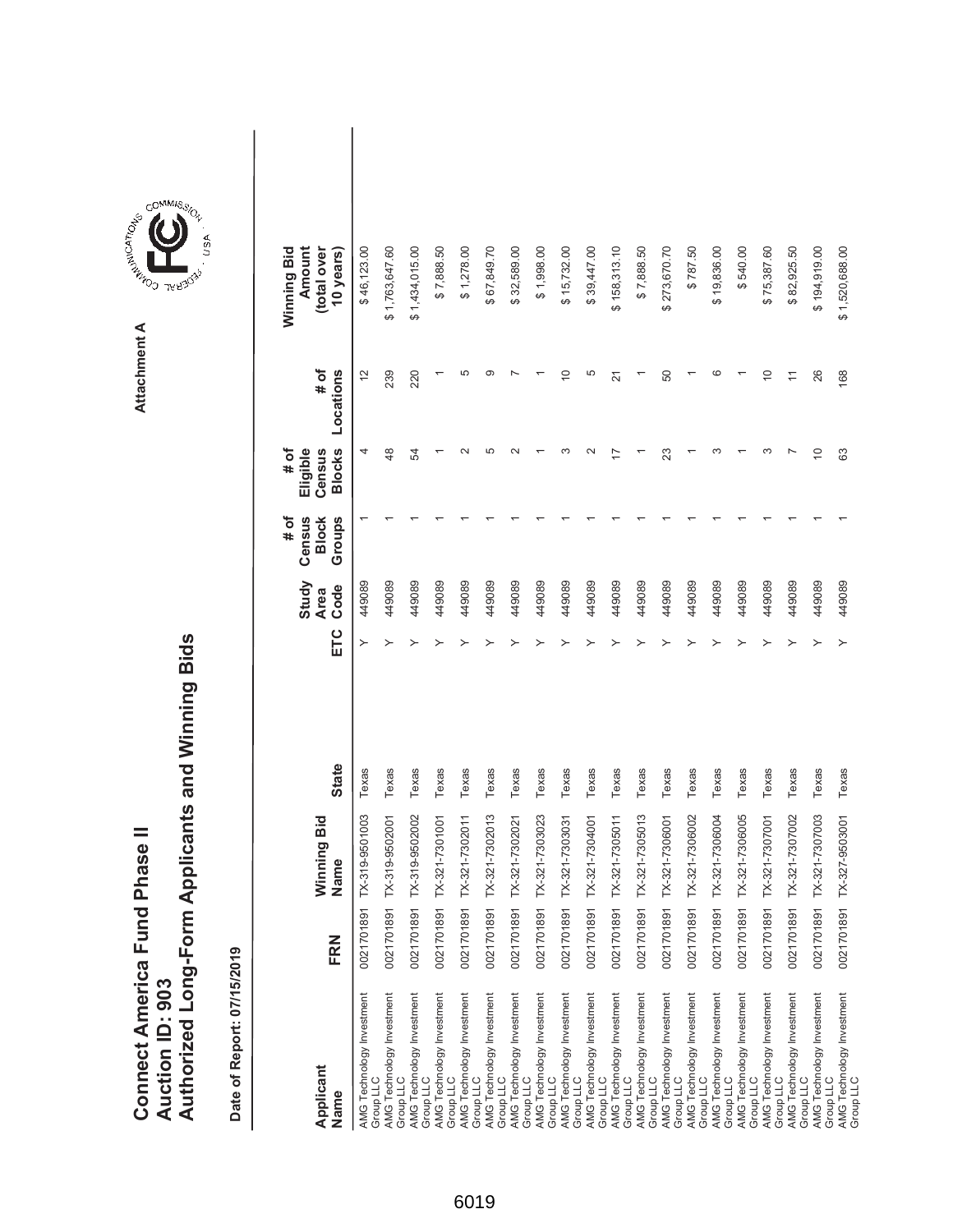# Connect America Fund Phase II
## Auction ID: 903
## Authorized Long-Form Applicants and Winning Bids

**Date of Report: 07/15/2019**

Attachment A

| Applicant Name | FRN | Winning Bid Name | State | ETC | Study Area Code | # of Census Block Groups | # of Eligible Census Blocks | # of Locations | Winning Bid Amount (total over 10 years) |
|---|---|---|---|---|---|---|---|---|---|
| AMG Technology Investment Group LLC | 0021701891 | TX-319-9501003 | Texas | Y | 449089 | 1 | 4 | 12 | $ 46,123.00 |
| AMG Technology Investment Group LLC | 0021701891 | TX-319-9502001 | Texas | Y | 449089 | 1 | 48 | 239 | $ 1,763,647.60 |
| AMG Technology Investment Group LLC | 0021701891 | TX-319-9502002 | Texas | Y | 449089 | 1 | 54 | 220 | $ 1,434,015.00 |
| AMG Technology Investment Group LLC | 0021701891 | TX-321-7301001 | Texas | Y | 449089 | 1 | 1 | 1 | $ 7,888.50 |
| AMG Technology Investment Group LLC | 0021701891 | TX-321-7302011 | Texas | Y | 449089 | 1 | 2 | 5 | $ 1,278.00 |
| AMG Technology Investment Group LLC | 0021701891 | TX-321-7302013 | Texas | Y | 449089 | 1 | 5 | 9 | $ 67,849.70 |
| AMG Technology Investment Group LLC | 0021701891 | TX-321-7302021 | Texas | Y | 449089 | 1 | 2 | 7 | $ 32,589.00 |
| AMG Technology Investment Group LLC | 0021701891 | TX-321-7303023 | Texas | Y | 449089 | 1 | 1 | 1 | $ 1,998.00 |
| AMG Technology Investment Group LLC | 0021701891 | TX-321-7303031 | Texas | Y | 449089 | 1 | 3 | 10 | $ 15,732.00 |
| AMG Technology Investment Group LLC | 0021701891 | TX-321-7304001 | Texas | Y | 449089 | 1 | 2 | 5 | $ 39,447.00 |
| AMG Technology Investment Group LLC | 0021701891 | TX-321-7305011 | Texas | Y | 449089 | 1 | 17 | 21 | $ 158,313.10 |
| AMG Technology Investment Group LLC | 0021701891 | TX-321-7305013 | Texas | Y | 449089 | 1 | 1 | 1 | $ 7,888.50 |
| AMG Technology Investment Group LLC | 0021701891 | TX-321-7306001 | Texas | Y | 449089 | 1 | 23 | 50 | $ 273,670.70 |
| AMG Technology Investment Group LLC | 0021701891 | TX-321-7306002 | Texas | Y | 449089 | 1 | 1 | 1 | $ 787.50 |
| AMG Technology Investment Group LLC | 0021701891 | TX-321-7306004 | Texas | Y | 449089 | 1 | 3 | 6 | $ 19,836.00 |
| AMG Technology Investment Group LLC | 0021701891 | TX-321-7306005 | Texas | Y | 449089 | 1 | 1 | 1 | $ 540.00 |
| AMG Technology Investment Group LLC | 0021701891 | TX-321-7307001 | Texas | Y | 449089 | 1 | 3 | 10 | $ 75,387.60 |
| AMG Technology Investment Group LLC | 0021701891 | TX-321-7307002 | Texas | Y | 449089 | 1 | 7 | 11 | $ 82,925.50 |
| AMG Technology Investment Group LLC | 0021701891 | TX-321-7307003 | Texas | Y | 449089 | 1 | 10 | 26 | $ 194,919.00 |
| AMG Technology Investment Group LLC | 0021701891 | TX-327-9503001 | Texas | Y | 449089 | 1 | 63 | 168 | $ 1,520,688.00 |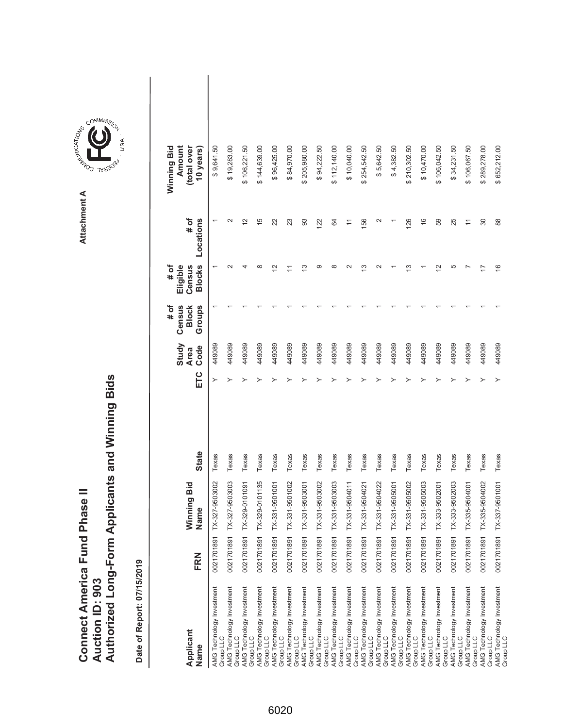# Connect America Fund Phase II
# Auction ID: 903
# Authorized Long-Form Applicants and Winning Bids

Attachment A

**Date of Report: 07/15/2019**

| Applicant Name | FRN | Winning Bid Name | State | ETC | Study Area Code | # of Census Block Groups | # of Eligible Census Blocks | # of Locations | Winning Bid Amount (total over 10 years) |
|---|---|---|---|---|---|---|---|---|---|
| AMG Technology Investment Group LLC | 0021701891 | TX-327-9503002 | Texas | Y | 449089 | 1 | 1 | 1 | $ 9,641.50 |
| AMG Technology Investment Group LLC | 0021701891 | TX-327-9503003 | Texas | Y | 449089 | 1 | 2 | 2 | $ 19,283.00 |
| AMG Technology Investment Group LLC | 0021701891 | TX-329-0101091 | Texas | Y | 449089 | 1 | 4 | 12 | $ 106,221.50 |
| AMG Technology Investment Group LLC | 0021701891 | TX-329-0101135 | Texas | Y | 449089 | 1 | 8 | 15 | $ 144,639.00 |
| AMG Technology Investment Group LLC | 0021701891 | TX-331-9501001 | Texas | Y | 449089 | 1 | 12 | 22 | $ 96,425.00 |
| AMG Technology Investment Group LLC | 0021701891 | TX-331-9501002 | Texas | Y | 449089 | 1 | 11 | 23 | $ 84,970.00 |
| AMG Technology Investment Group LLC | 0021701891 | TX-331-9503001 | Texas | Y | 449089 | 1 | 13 | 93 | $ 205,980.00 |
| AMG Technology Investment Group LLC | 0021701891 | TX-331-9503002 | Texas | Y | 449089 | 1 | 9 | 122 | $ 94,222.50 |
| AMG Technology Investment Group LLC | 0021701891 | TX-331-9503003 | Texas | Y | 449089 | 1 | 8 | 64 | $ 112,140.00 |
| AMG Technology Investment Group LLC | 0021701891 | TX-331-9504011 | Texas | Y | 449089 | 1 | 2 | 11 | $ 10,040.00 |
| AMG Technology Investment Group LLC | 0021701891 | TX-331-9504021 | Texas | Y | 449089 | 1 | 13 | 156 | $ 254,542.50 |
| AMG Technology Investment Group LLC | 0021701891 | TX-331-9504022 | Texas | Y | 449089 | 1 | 2 | 2 | $ 5,642.50 |
| AMG Technology Investment Group LLC | 0021701891 | TX-331-9505001 | Texas | Y | 449089 | 1 | 1 | 1 | $ 4,382.50 |
| AMG Technology Investment Group LLC | 0021701891 | TX-331-9505002 | Texas | Y | 449089 | 1 | 13 | 126 | $ 210,302.50 |
| AMG Technology Investment Group LLC | 0021701891 | TX-331-9505003 | Texas | Y | 449089 | 1 | 1 | 16 | $ 10,470.00 |
| AMG Technology Investment Group LLC | 0021701891 | TX-333-9502001 | Texas | Y | 449089 | 1 | 12 | 59 | $ 106,042.50 |
| AMG Technology Investment Group LLC | 0021701891 | TX-333-9502003 | Texas | Y | 449089 | 1 | 5 | 25 | $ 34,231.50 |
| AMG Technology Investment Group LLC | 0021701891 | TX-335-9504001 | Texas | Y | 449089 | 1 | 7 | 11 | $ 106,067.50 |
| AMG Technology Investment Group LLC | 0021701891 | TX-335-9504002 | Texas | Y | 449089 | 1 | 17 | 30 | $ 289,278.00 |
| AMG Technology Investment Group LLC | 0021701891 | TX-337-9501001 | Texas | Y | 449089 | 1 | 16 | 88 | $ 652,212.00 |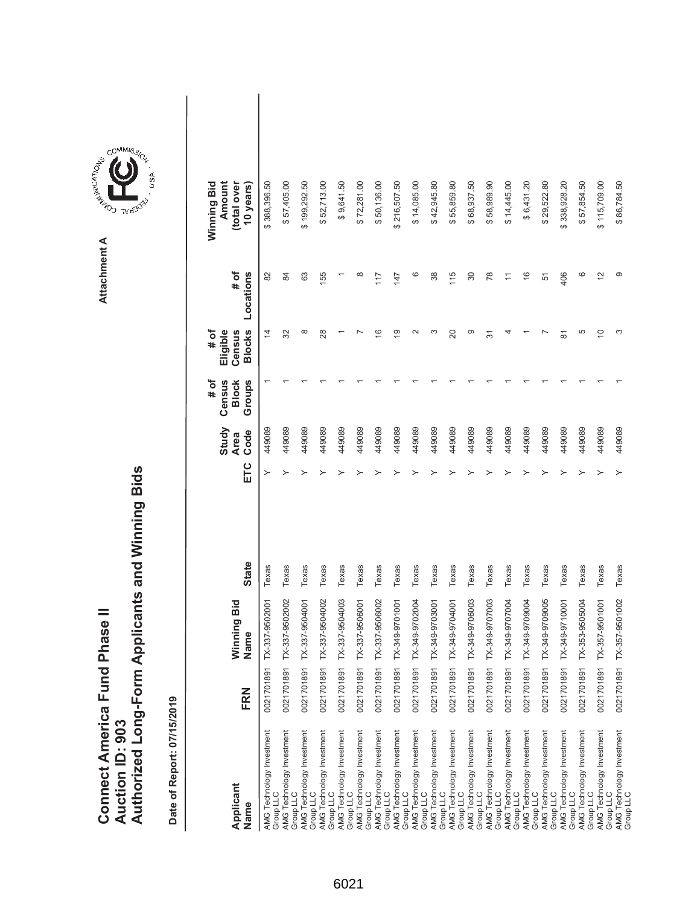# Connect America Fund Phase II
# Auction ID: 903
# Authorized Long-Form Applicants and Winning Bids

Attachment A

Date of Report: 07/15/2019

| Applicant Name | FRN | Winning Bid Name | State | ETC | Study Area Code | # of Census Block Groups | # of Eligible Census Blocks | # of Locations | Winning Bid Amount (total over 10 years) |
|---|---|---|---|---|---|---|---|---|---|
| AMG Technology Investment Group LLC | 0021701891 | TX-337-9502001 | Texas | Y | 449089 | 1 | 14 | 82 | $ 388,396.50 |
| AMG Technology Investment Group LLC | 0021701891 | TX-337-9502002 | Texas | Y | 449089 | 1 | 32 | 84 | $ 57,405.00 |
| AMG Technology Investment Group LLC | 0021701891 | TX-337-9504001 | Texas | Y | 449089 | 1 | 8 | 63 | $ 199,292.50 |
| AMG Technology Investment Group LLC | 0021701891 | TX-337-9504002 | Texas | Y | 449089 | 1 | 28 | 155 | $ 52,713.00 |
| AMG Technology Investment Group LLC | 0021701891 | TX-337-9504003 | Texas | Y | 449089 | 1 | 1 | 1 | $ 9,641.50 |
| AMG Technology Investment Group LLC | 0021701891 | TX-337-9506001 | Texas | Y | 449089 | 1 | 7 | 8 | $ 72,281.00 |
| AMG Technology Investment Group LLC | 0021701891 | TX-337-9506002 | Texas | Y | 449089 | 1 | 16 | 117 | $ 50,136.00 |
| AMG Technology Investment Group LLC | 0021701891 | TX-349-9701001 | Texas | Y | 449089 | 1 | 19 | 147 | $ 216,507.50 |
| AMG Technology Investment Group LLC | 0021701891 | TX-349-9702004 | Texas | Y | 449089 | 1 | 2 | 6 | $ 14,085.00 |
| AMG Technology Investment Group LLC | 0021701891 | TX-349-9703001 | Texas | Y | 449089 | 1 | 3 | 38 | $ 42,945.80 |
| AMG Technology Investment Group LLC | 0021701891 | TX-349-9704001 | Texas | Y | 449089 | 1 | 20 | 115 | $ 55,859.80 |
| AMG Technology Investment Group LLC | 0021701891 | TX-349-9706003 | Texas | Y | 449089 | 1 | 9 | 30 | $ 68,937.50 |
| AMG Technology Investment Group LLC | 0021701891 | TX-349-9707003 | Texas | Y | 449089 | 1 | 31 | 78 | $ 58,989.90 |
| AMG Technology Investment Group LLC | 0021701891 | TX-349-9707004 | Texas | Y | 449089 | 1 | 4 | 11 | $ 14,445.00 |
| AMG Technology Investment Group LLC | 0021701891 | TX-349-9709004 | Texas | Y | 449089 | 1 | 1 | 16 | $ 6,431.20 |
| AMG Technology Investment Group LLC | 0021701891 | TX-349-9709005 | Texas | Y | 449089 | 1 | 7 | 51 | $ 29,522.80 |
| AMG Technology Investment Group LLC | 0021701891 | TX-349-9710001 | Texas | Y | 449089 | 1 | 81 | 406 | $ 338,928.20 |
| AMG Technology Investment Group LLC | 0021701891 | TX-353-9505004 | Texas | Y | 449089 | 1 | 5 | 6 | $ 57,854.50 |
| AMG Technology Investment Group LLC | 0021701891 | TX-357-9501001 | Texas | Y | 449089 | 1 | 10 | 12 | $ 115,709.00 |
| AMG Technology Investment Group LLC | 0021701891 | TX-357-9501002 | Texas | Y | 449089 | 1 | 3 | 9 | $ 86,784.50 |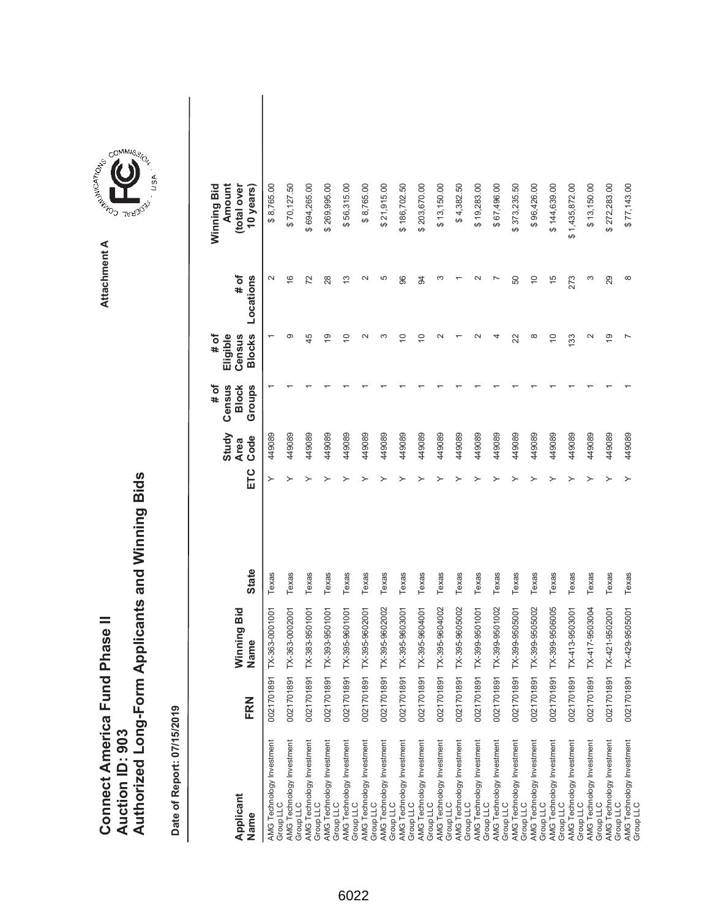# Connect America Fund Phase II
# Auction ID: 903
# Authorized Long-Form Applicants and Winning Bids

Attachment A

**Date of Report: 07/15/2019**

| Applicant Name | FRN | Winning Bid Name | State | ETC | Study Area Code | # of Census Block Groups | # of Eligible Census Blocks | # of Locations | Winning Bid Amount (total over 10 years) |
|---|---|---|---|---|---|---|---|---|---|
| AMG Technology Investment Group LLC | 0021701891 | TX-363-0001001 | Texas | Y | 449089 | 1 | 1 | 2 | $ 8,765.00 |
| AMG Technology Investment Group LLC | 0021701891 | TX-363-0002001 | Texas | Y | 449089 | 1 | 9 | 16 | $ 70,127.50 |
| AMG Technology Investment Group LLC | 0021701891 | TX-383-9501001 | Texas | Y | 449089 | 1 | 45 | 72 | $ 694,265.00 |
| AMG Technology Investment Group LLC | 0021701891 | TX-393-9501001 | Texas | Y | 449089 | 1 | 19 | 28 | $ 269,995.00 |
| AMG Technology Investment Group LLC | 0021701891 | TX-395-9601001 | Texas | Y | 449089 | 1 | 10 | 13 | $ 56,315.00 |
| AMG Technology Investment Group LLC | 0021701891 | TX-395-9602001 | Texas | Y | 449089 | 1 | 2 | 2 | $ 8,765.00 |
| AMG Technology Investment Group LLC | 0021701891 | TX-395-9602002 | Texas | Y | 449089 | 1 | 3 | 5 | $ 21,915.00 |
| AMG Technology Investment Group LLC | 0021701891 | TX-395-9603001 | Texas | Y | 449089 | 1 | 10 | 96 | $ 186,702.50 |
| AMG Technology Investment Group LLC | 0021701891 | TX-395-9604001 | Texas | Y | 449089 | 1 | 10 | 94 | $ 203,670.00 |
| AMG Technology Investment Group LLC | 0021701891 | TX-395-9604002 | Texas | Y | 449089 | 1 | 2 | 3 | $ 13,150.00 |
| AMG Technology Investment Group LLC | 0021701891 | TX-395-9605002 | Texas | Y | 449089 | 1 | 1 | 1 | $ 4,382.50 |
| AMG Technology Investment Group LLC | 0021701891 | TX-399-9501001 | Texas | Y | 449089 | 1 | 2 | 2 | $ 19,283.00 |
| AMG Technology Investment Group LLC | 0021701891 | TX-399-9501002 | Texas | Y | 449089 | 1 | 4 | 7 | $ 67,496.00 |
| AMG Technology Investment Group LLC | 0021701891 | TX-399-9505001 | Texas | Y | 449089 | 1 | 22 | 50 | $ 373,235.50 |
| AMG Technology Investment Group LLC | 0021701891 | TX-399-9505002 | Texas | Y | 449089 | 1 | 8 | 10 | $ 96,426.00 |
| AMG Technology Investment Group LLC | 0021701891 | TX-399-9506005 | Texas | Y | 449089 | 1 | 10 | 15 | $ 144,639.00 |
| AMG Technology Investment Group LLC | 0021701891 | TX-413-9503001 | Texas | Y | 449089 | 1 | 133 | 273 | $ 1,435,872.00 |
| AMG Technology Investment Group LLC | 0021701891 | TX-417-9503004 | Texas | Y | 449089 | 1 | 2 | 3 | $ 13,150.00 |
| AMG Technology Investment Group LLC | 0021701891 | TX-421-9502001 | Texas | Y | 449089 | 1 | 19 | 29 | $ 272,283.00 |
| AMG Technology Investment Group LLC | 0021701891 | TX-429-9505001 | Texas | Y | 449089 | 1 | 7 | 8 | $ 77,143.00 |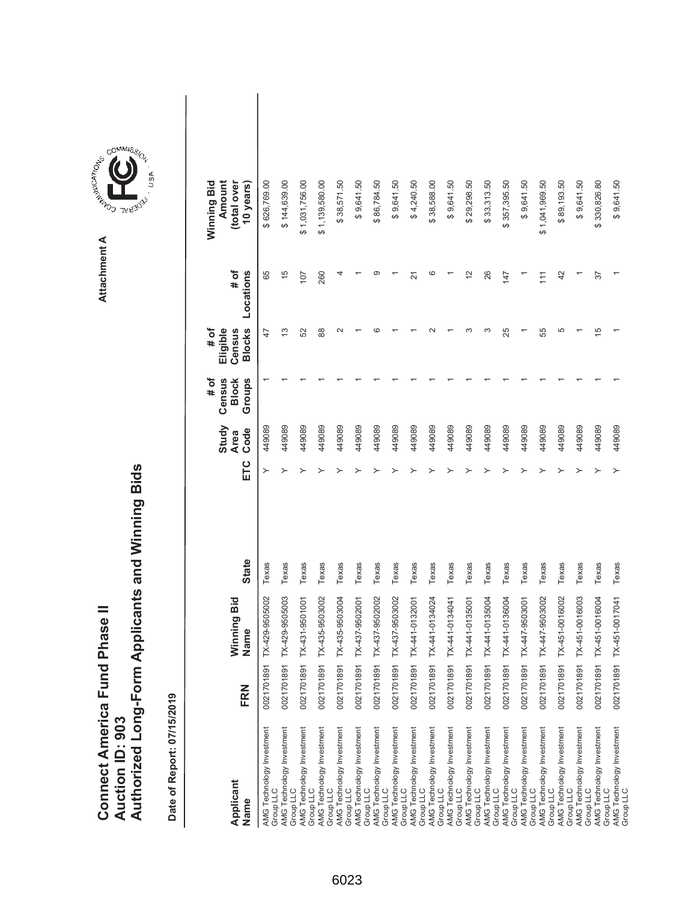# Connect America Fund Phase II
# Auction ID: 903
# Authorized Long-Form Applicants and Winning Bids

Attachment A

**Date of Report: 07/15/2019**

| Applicant Name | FRN | Winning Bid Name | State | ETC | Study Area Code | # of Census Block Groups | # of Eligible Census Blocks | # of Locations | Winning Bid Amount (total over 10 years) |
|---|---|---|---|---|---|---|---|---|---|
| AMG Technology Investment Group LLC | 0021701891 | TX-429-9505002 | Texas | Y | 449089 | 1 | 47 | 65 | $ 626,769.00 |
| AMG Technology Investment Group LLC | 0021701891 | TX-429-9505003 | Texas | Y | 449089 | 1 | 13 | 15 | $ 144,639.00 |
| AMG Technology Investment Group LLC | 0021701891 | TX-431-9501001 | Texas | Y | 449089 | 1 | 52 | 107 | $ 1,031,756.00 |
| AMG Technology Investment Group LLC | 0021701891 | TX-435-9503002 | Texas | Y | 449089 | 1 | 88 | 260 | $ 1,139,580.00 |
| AMG Technology Investment Group LLC | 0021701891 | TX-435-9503004 | Texas | Y | 449089 | 1 | 2 | 4 | $ 38,571.50 |
| AMG Technology Investment Group LLC | 0021701891 | TX-437-9502001 | Texas | Y | 449089 | 1 | 1 | 1 | $ 9,641.50 |
| AMG Technology Investment Group LLC | 0021701891 | TX-437-9502002 | Texas | Y | 449089 | 1 | 6 | 9 | $ 86,784.50 |
| AMG Technology Investment Group LLC | 0021701891 | TX-437-9503002 | Texas | Y | 449089 | 1 | 1 | 1 | $ 9,641.50 |
| AMG Technology Investment Group LLC | 0021701891 | TX-441-0132001 | Texas | Y | 449089 | 1 | 1 | 21 | $ 4,240.50 |
| AMG Technology Investment Group LLC | 0021701891 | TX-441-0134024 | Texas | Y | 449089 | 1 | 2 | 6 | $ 38,588.00 |
| AMG Technology Investment Group LLC | 0021701891 | TX-441-0134041 | Texas | Y | 449089 | 1 | 1 | 1 | $ 9,641.50 |
| AMG Technology Investment Group LLC | 0021701891 | TX-441-0135001 | Texas | Y | 449089 | 1 | 3 | 12 | $ 29,298.50 |
| AMG Technology Investment Group LLC | 0021701891 | TX-441-0135004 | Texas | Y | 449089 | 1 | 3 | 26 | $ 33,313.50 |
| AMG Technology Investment Group LLC | 0021701891 | TX-441-0136004 | Texas | Y | 449089 | 1 | 25 | 147 | $ 357,395.50 |
| AMG Technology Investment Group LLC | 0021701891 | TX-447-9503001 | Texas | Y | 449089 | 1 | 1 | 1 | $ 9,641.50 |
| AMG Technology Investment Group LLC | 0021701891 | TX-447-9503002 | Texas | Y | 449089 | 1 | 55 | 111 | $ 1,041,969.50 |
| AMG Technology Investment Group LLC | 0021701891 | TX-451-0016002 | Texas | Y | 449089 | 1 | 5 | 42 | $ 89,193.50 |
| AMG Technology Investment Group LLC | 0021701891 | TX-451-0016003 | Texas | Y | 449089 | 1 | 1 | 1 | $ 9,641.50 |
| AMG Technology Investment Group LLC | 0021701891 | TX-451-0016004 | Texas | Y | 449089 | 1 | 15 | 37 | $ 330,826.80 |
| AMG Technology Investment Group LLC | 0021701891 | TX-451-0017041 | Texas | Y | 449089 | 1 | 1 | 1 | $ 9,641.50 |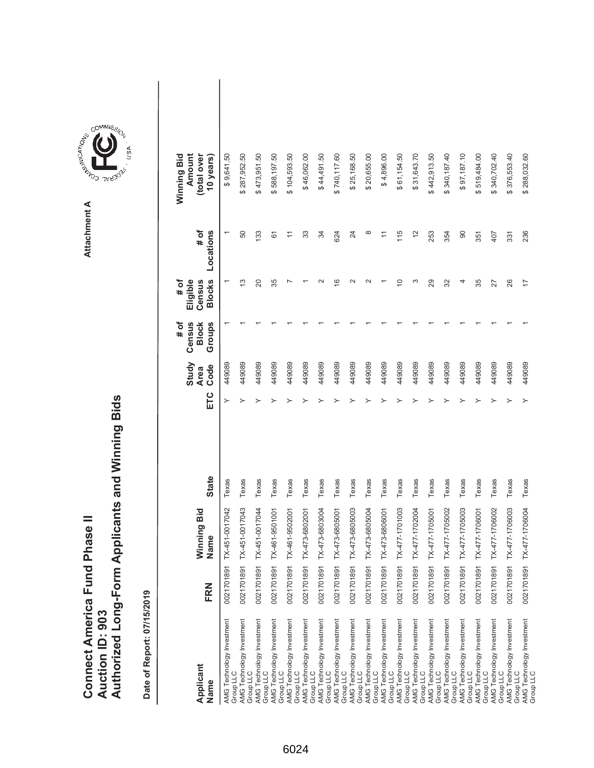# Connect America Fund Phase II
# Auction ID: 903
# Authorized Long-Form Applicants and Winning Bids

**Attachment A**

**Date of Report: 07/15/2019**

| Applicant Name | FRN | Winning Bid Name | State | ETC | Study Area Code | # of Census Block Groups | # of Eligible Census Blocks | # of Locations | Winning Bid Amount (total over 10 years) |
|---|---|---|---|---|---|---|---|---|---|
| AMG Technology Investment Group LLC | 0021701891 | TX-451-0017042 | Texas | Y | 449089 | 1 | 1 | 1 | $ 9,641.50 |
| AMG Technology Investment Group LLC | 0021701891 | TX-451-0017043 | Texas | Y | 449089 | 1 | 13 | 50 | $ 287,952.50 |
| AMG Technology Investment Group LLC | 0021701891 | TX-451-0017044 | Texas | Y | 449089 | 1 | 20 | 133 | $ 473,951.50 |
| AMG Technology Investment Group LLC | 0021701891 | TX-461-9501001 | Texas | Y | 449089 | 1 | 35 | 61 | $ 588,197.50 |
| AMG Technology Investment Group LLC | 0021701891 | TX-461-9502001 | Texas | Y | 449089 | 1 | 7 | 11 | $ 104,593.50 |
| AMG Technology Investment Group LLC | 0021701891 | TX-473-6802001 | Texas | Y | 449089 | 1 | 1 | 33 | $ 46,062.00 |
| AMG Technology Investment Group LLC | 0021701891 | TX-473-6803004 | Texas | Y | 449089 | 1 | 2 | 34 | $ 44,491.50 |
| AMG Technology Investment Group LLC | 0021701891 | TX-473-6805001 | Texas | Y | 449089 | 1 | 16 | 624 | $ 740,117.60 |
| AMG Technology Investment Group LLC | 0021701891 | TX-473-6805003 | Texas | Y | 449089 | 1 | 2 | 24 | $ 25,168.50 |
| AMG Technology Investment Group LLC | 0021701891 | TX-473-6805004 | Texas | Y | 449089 | 1 | 2 | 8 | $ 20,655.00 |
| AMG Technology Investment Group LLC | 0021701891 | TX-473-6806001 | Texas | Y | 449089 | 1 | 1 | 11 | $ 4,896.00 |
| AMG Technology Investment Group LLC | 0021701891 | TX-477-1701003 | Texas | Y | 449089 | 1 | 10 | 115 | $ 61,154.50 |
| AMG Technology Investment Group LLC | 0021701891 | TX-477-1702004 | Texas | Y | 449089 | 1 | 3 | 12 | $ 31,643.70 |
| AMG Technology Investment Group LLC | 0021701891 | TX-477-1705001 | Texas | Y | 449089 | 1 | 29 | 253 | $ 442,913.50 |
| AMG Technology Investment Group LLC | 0021701891 | TX-477-1705002 | Texas | Y | 449089 | 1 | 32 | 354 | $ 340,187.40 |
| AMG Technology Investment Group LLC | 0021701891 | TX-477-1705003 | Texas | Y | 449089 | 1 | 4 | 90 | $ 97,187.10 |
| AMG Technology Investment Group LLC | 0021701891 | TX-477-1706001 | Texas | Y | 449089 | 1 | 35 | 351 | $ 519,484.00 |
| AMG Technology Investment Group LLC | 0021701891 | TX-477-1706002 | Texas | Y | 449089 | 1 | 27 | 407 | $ 340,702.40 |
| AMG Technology Investment Group LLC | 0021701891 | TX-477-1706003 | Texas | Y | 449089 | 1 | 26 | 331 | $ 376,553.40 |
| AMG Technology Investment Group LLC | 0021701891 | TX-477-1706004 | Texas | Y | 449089 | 1 | 17 | 236 | $ 288,032.60 |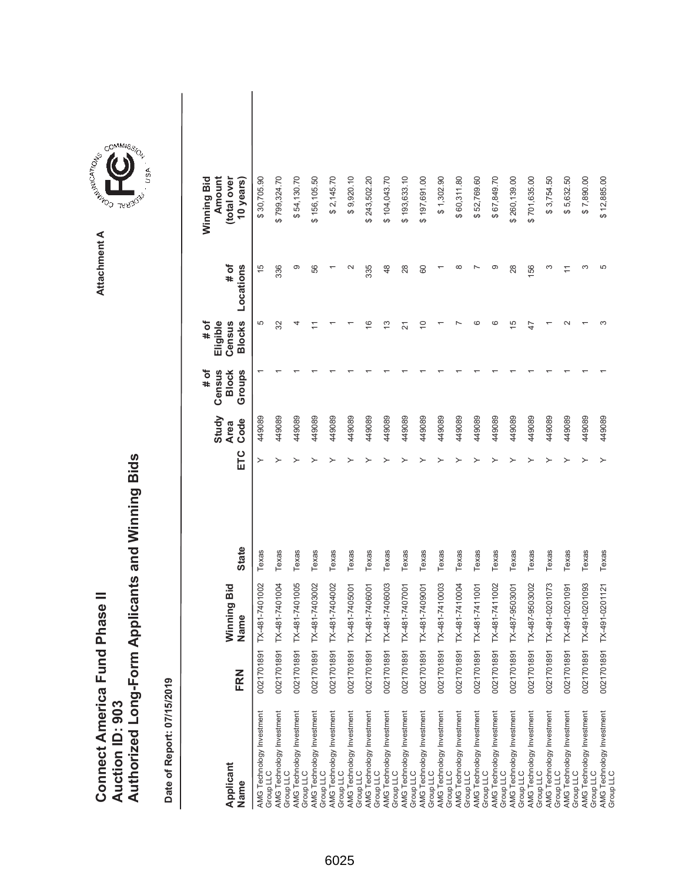# Connect America Fund Phase II
# Auction ID: 903
# Authorized Long-Form Applicants and Winning Bids

Attachment A

**Date of Report: 07/15/2019**

| Applicant Name | FRN | Winning Bid Name | State | ETC | Study Area Code | # of Census Block Groups | # of Eligible Census Blocks | # of Locations | Winning Bid Amount (total over 10 years) |
|---|---|---|---|---|---|---|---|---|---|
| AMG Technology Investment Group LLC | 0021701891 | TX-481-7401002 | Texas | Y | 449089 | 1 | 5 | 15 | $ 30,705.90 |
| AMG Technology Investment Group LLC | 0021701891 | TX-481-7401004 | Texas | Y | 449089 | 1 | 32 | 336 | $ 799,324.70 |
| AMG Technology Investment Group LLC | 0021701891 | TX-481-7401005 | Texas | Y | 449089 | 1 | 4 | 9 | $ 54,130.70 |
| AMG Technology Investment Group LLC | 0021701891 | TX-481-7403002 | Texas | Y | 449089 | 1 | 11 | 56 | $ 156,105.50 |
| AMG Technology Investment Group LLC | 0021701891 | TX-481-7404002 | Texas | Y | 449089 | 1 | 1 | 1 | $ 2,145.70 |
| AMG Technology Investment Group LLC | 0021701891 | TX-481-7405001 | Texas | Y | 449089 | 1 | 1 | 2 | $ 9,920.10 |
| AMG Technology Investment Group LLC | 0021701891 | TX-481-7406001 | Texas | Y | 449089 | 1 | 16 | 335 | $ 243,502.20 |
| AMG Technology Investment Group LLC | 0021701891 | TX-481-7406003 | Texas | Y | 449089 | 1 | 13 | 48 | $ 104,043.70 |
| AMG Technology Investment Group LLC | 0021701891 | TX-481-7407001 | Texas | Y | 449089 | 1 | 21 | 28 | $ 193,633.10 |
| AMG Technology Investment Group LLC | 0021701891 | TX-481-7409001 | Texas | Y | 449089 | 1 | 10 | 60 | $ 197,691.00 |
| AMG Technology Investment Group LLC | 0021701891 | TX-481-7410003 | Texas | Y | 449089 | 1 | 1 | 1 | $ 1,302.90 |
| AMG Technology Investment Group LLC | 0021701891 | TX-481-7410004 | Texas | Y | 449089 | 1 | 7 | 8 | $ 60,311.80 |
| AMG Technology Investment Group LLC | 0021701891 | TX-481-7411001 | Texas | Y | 449089 | 1 | 6 | 7 | $ 52,769.60 |
| AMG Technology Investment Group LLC | 0021701891 | TX-481-7411002 | Texas | Y | 449089 | 1 | 6 | 9 | $ 67,849.70 |
| AMG Technology Investment Group LLC | 0021701891 | TX-487-9503001 | Texas | Y | 449089 | 1 | 15 | 28 | $ 260,139.00 |
| AMG Technology Investment Group LLC | 0021701891 | TX-487-9503002 | Texas | Y | 449089 | 1 | 47 | 156 | $ 701,635.00 |
| AMG Technology Investment Group LLC | 0021701891 | TX-491-0201073 | Texas | Y | 449089 | 1 | 1 | 3 | $ 3,754.50 |
| AMG Technology Investment Group LLC | 0021701891 | TX-491-0201091 | Texas | Y | 449089 | 1 | 2 | 11 | $ 5,632.50 |
| AMG Technology Investment Group LLC | 0021701891 | TX-491-0201093 | Texas | Y | 449089 | 1 | 1 | 3 | $ 7,890.00 |
| AMG Technology Investment Group LLC | 0021701891 | TX-491-0201121 | Texas | Y | 449089 | 1 | 3 | 5 | $ 12,885.00 |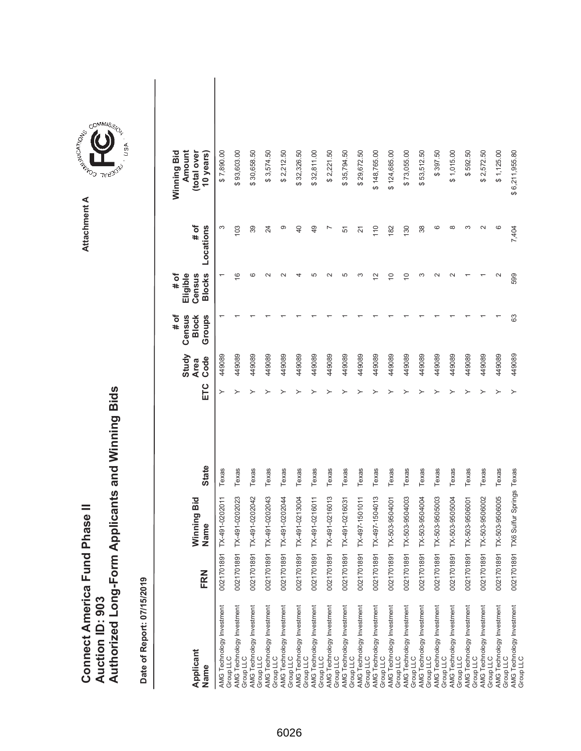# Connect America Fund Phase II
# Auction ID: 903
# Authorized Long-Form Applicants and Winning Bids

Attachment A

**Date of Report: 07/15/2019**

| Applicant Name | FRN | Winning Bid Name | State | ETC | Study Area Code | # of Census Block Groups | # of Eligible Census Blocks | # of Locations | Winning Bid Amount (total over 10 years) |
|---|---|---|---|---|---|---|---|---|---|
| AMG Technology Investment Group LLC | 0021701891 | TX-491-0202011 | Texas | Y | 449089 | 1 | 1 | 3 | $ 7,890.00 |
| AMG Technology Investment Group LLC | 0021701891 | TX-491-0202023 | Texas | Y | 449089 | 1 | 16 | 103 | $ 93,603.00 |
| AMG Technology Investment Group LLC | 0021701891 | TX-491-0202042 | Texas | Y | 449089 | 1 | 6 | 39 | $ 30,658.50 |
| AMG Technology Investment Group LLC | 0021701891 | TX-491-0202043 | Texas | Y | 449089 | 1 | 2 | 24 | $ 3,574.50 |
| AMG Technology Investment Group LLC | 0021701891 | TX-491-0202044 | Texas | Y | 449089 | 1 | 2 | 9 | $ 2,212.50 |
| AMG Technology Investment Group LLC | 0021701891 | TX-491-0213004 | Texas | Y | 449089 | 1 | 4 | 40 | $ 32,326.50 |
| AMG Technology Investment Group LLC | 0021701891 | TX-491-0216011 | Texas | Y | 449089 | 1 | 5 | 49 | $ 32,811.00 |
| AMG Technology Investment Group LLC | 0021701891 | TX-491-0216013 | Texas | Y | 449089 | 1 | 2 | 7 | $ 2,221.50 |
| AMG Technology Investment Group LLC | 0021701891 | TX-491-0216031 | Texas | Y | 449089 | 1 | 5 | 51 | $ 35,794.50 |
| AMG Technology Investment Group LLC | 0021701891 | TX-497-1501011 | Texas | Y | 449089 | 1 | 3 | 21 | $ 29,672.50 |
| AMG Technology Investment Group LLC | 0021701891 | TX-497-1504013 | Texas | Y | 449089 | 1 | 12 | 110 | $ 148,765.00 |
| AMG Technology Investment Group LLC | 0021701891 | TX-503-9504001 | Texas | Y | 449089 | 1 | 10 | 182 | $ 124,685.00 |
| AMG Technology Investment Group LLC | 0021701891 | TX-503-9504003 | Texas | Y | 449089 | 1 | 10 | 130 | $ 73,055.00 |
| AMG Technology Investment Group LLC | 0021701891 | TX-503-9504004 | Texas | Y | 449089 | 1 | 3 | 38 | $ 53,512.50 |
| AMG Technology Investment Group LLC | 0021701891 | TX-503-9505003 | Texas | Y | 449089 | 1 | 2 | 6 | $ 397.50 |
| AMG Technology Investment Group LLC | 0021701891 | TX-503-9505004 | Texas | Y | 449089 | 1 | 2 | 8 | $ 1,015.00 |
| AMG Technology Investment Group LLC | 0021701891 | TX-503-9506001 | Texas | Y | 449089 | 1 | 1 | 3 | $ 592.50 |
| AMG Technology Investment Group LLC | 0021701891 | TX-503-9506002 | Texas | Y | 449089 | 1 | 1 | 2 | $ 2,572.50 |
| AMG Technology Investment Group LLC | 0021701891 | TX-503-9506005 | Texas | Y | 449089 | 1 | 2 | 6 | $ 1,125.00 |
| AMG Technology Investment Group LLC | 0021701891 | TX6 Sulfur Springs | Texas | Y | 449089 | 63 | 599 | 7,404 | $ 6,211,955.80 |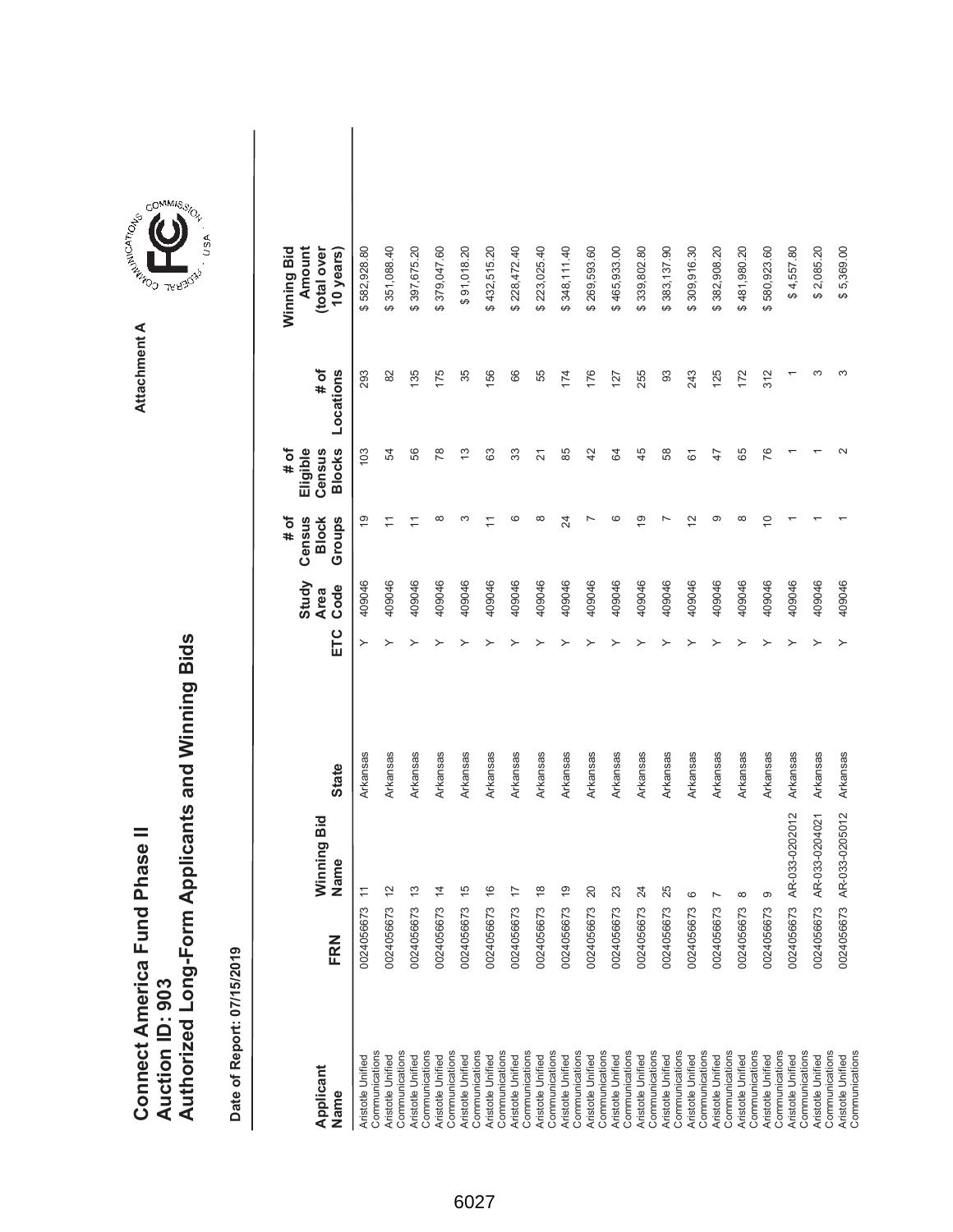# Connect America Fund Phase II
# Auction ID: 903
# Authorized Long-Form Applicants and Winning Bids

Attachment A

**Date of Report: 07/15/2019**

| Applicant Name | FRN | Winning Bid Name | State | ETC | Study Area Code | # of Census Block Groups | # of Eligible Census Blocks | # of Locations | Winning Bid Amount (total over 10 years) |
|---|---|---|---|---|---|---|---|---|---|
| Aristotle Unified Communications | 0024056673 | 11 | Arkansas | Y | 409046 | 19 | 103 | 293 | $ 582,928.80 |
| Aristotle Unified Communications | 0024056673 | 12 | Arkansas | Y | 409046 | 11 | 54 | 82 | $ 351,088.40 |
| Aristotle Unified Communications | 0024056673 | 13 | Arkansas | Y | 409046 | 11 | 56 | 135 | $ 397,675.20 |
| Aristotle Unified Communications | 0024056673 | 14 | Arkansas | Y | 409046 | 8 | 78 | 175 | $ 379,047.60 |
| Aristotle Unified Communications | 0024056673 | 15 | Arkansas | Y | 409046 | 3 | 13 | 35 | $ 91,018.20 |
| Aristotle Unified Communications | 0024056673 | 16 | Arkansas | Y | 409046 | 11 | 63 | 156 | $ 432,515.20 |
| Aristotle Unified Communications | 0024056673 | 17 | Arkansas | Y | 409046 | 6 | 33 | 66 | $ 228,472.40 |
| Aristotle Unified Communications | 0024056673 | 18 | Arkansas | Y | 409046 | 8 | 21 | 55 | $ 223,025.40 |
| Aristotle Unified Communications | 0024056673 | 19 | Arkansas | Y | 409046 | 24 | 85 | 174 | $ 348,111.40 |
| Aristotle Unified Communications | 0024056673 | 20 | Arkansas | Y | 409046 | 7 | 42 | 176 | $ 269,593.60 |
| Aristotle Unified Communications | 0024056673 | 23 | Arkansas | Y | 409046 | 6 | 64 | 127 | $ 465,933.00 |
| Aristotle Unified Communications | 0024056673 | 24 | Arkansas | Y | 409046 | 19 | 45 | 255 | $ 339,802.80 |
| Aristotle Unified Communications | 0024056673 | 25 | Arkansas | Y | 409046 | 7 | 58 | 93 | $ 383,137.90 |
| Aristotle Unified Communications | 0024056673 | 6 | Arkansas | Y | 409046 | 12 | 61 | 243 | $ 309,916.30 |
| Aristotle Unified Communications | 0024056673 | 7 | Arkansas | Y | 409046 | 9 | 47 | 125 | $ 382,908.20 |
| Aristotle Unified Communications | 0024056673 | 8 | Arkansas | Y | 409046 | 8 | 65 | 172 | $ 481,980.20 |
| Aristotle Unified Communications | 0024056673 | 9 | Arkansas | Y | 409046 | 10 | 76 | 312 | $ 580,923.60 |
| Aristotle Unified Communications | 0024056673 | AR-033-0202012 | Arkansas | Y | 409046 | 1 | 1 | 1 | $ 4,557.80 |
| Aristotle Unified Communications | 0024056673 | AR-033-0204021 | Arkansas | Y | 409046 | 1 | 1 | 3 | $ 2,085.20 |
| Aristotle Unified Communications | 0024056673 | AR-033-0205012 | Arkansas | Y | 409046 | 1 | 2 | 3 | $ 5,369.00 |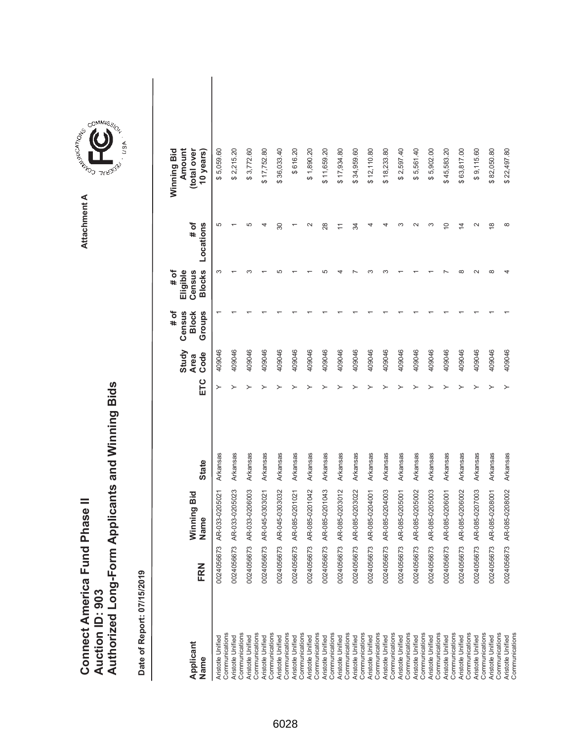# Connect America Fund Phase II
## Auction ID: 903
## Authorized Long-Form Applicants and Winning Bids

**Attachment A**

**Date of Report: 07/15/2019**

| Applicant Name | FRN | Winning Bid Name | State | ETC | Study Area Code | # of Census Block Groups | # of Eligible Census Blocks | # of Locations | Winning Bid Amount (total over 10 years) |
|---|---|---|---|---|---|---|---|---|---|
| Aristotle Unified Communications | 0024056673 | AR-033-0205021 | Arkansas | Y | 409046 | 1 | 3 | 5 | $ 5,059.60 |
| Aristotle Unified Communications | 0024056673 | AR-033-0205023 | Arkansas | Y | 409046 | 1 | 1 | 1 | $ 2,215.20 |
| Aristotle Unified Communications | 0024056673 | AR-033-0206003 | Arkansas | Y | 409046 | 1 | 3 | 5 | $ 3,772.60 |
| Aristotle Unified Communications | 0024056673 | AR-045-0303021 | Arkansas | Y | 409046 | 1 | 1 | 4 | $ 17,752.80 |
| Aristotle Unified Communications | 0024056673 | AR-045-0303032 | Arkansas | Y | 409046 | 1 | 5 | 30 | $ 36,033.40 |
| Aristotle Unified Communications | 0024056673 | AR-085-0201021 | Arkansas | Y | 409046 | 1 | 1 | 1 | $ 616.20 |
| Aristotle Unified Communications | 0024056673 | AR-085-0201042 | Arkansas | Y | 409046 | 1 | 1 | 2 | $ 1,890.20 |
| Aristotle Unified Communications | 0024056673 | AR-085-0201043 | Arkansas | Y | 409046 | 1 | 5 | 28 | $ 11,659.20 |
| Aristotle Unified Communications | 0024056673 | AR-085-0203012 | Arkansas | Y | 409046 | 1 | 4 | 11 | $ 17,934.80 |
| Aristotle Unified Communications | 0024056673 | AR-085-0203022 | Arkansas | Y | 409046 | 1 | 7 | 34 | $ 34,959.60 |
| Aristotle Unified Communications | 0024056673 | AR-085-0204001 | Arkansas | Y | 409046 | 1 | 3 | 4 | $ 12,110.80 |
| Aristotle Unified Communications | 0024056673 | AR-085-0204003 | Arkansas | Y | 409046 | 1 | 3 | 4 | $ 18,233.80 |
| Aristotle Unified Communications | 0024056673 | AR-085-0205001 | Arkansas | Y | 409046 | 1 | 1 | 3 | $ 2,597.40 |
| Aristotle Unified Communications | 0024056673 | AR-085-0205002 | Arkansas | Y | 409046 | 1 | 1 | 2 | $ 5,561.40 |
| Aristotle Unified Communications | 0024056673 | AR-085-0205003 | Arkansas | Y | 409046 | 1 | 1 | 3 | $ 5,902.00 |
| Aristotle Unified Communications | 0024056673 | AR-085-0206001 | Arkansas | Y | 409046 | 1 | 7 | 10 | $ 45,583.20 |
| Aristotle Unified Communications | 0024056673 | AR-085-0206002 | Arkansas | Y | 409046 | 1 | 8 | 14 | $ 63,817.00 |
| Aristotle Unified Communications | 0024056673 | AR-085-0207003 | Arkansas | Y | 409046 | 1 | 2 | 2 | $ 9,115.60 |
| Aristotle Unified Communications | 0024056673 | AR-085-0208001 | Arkansas | Y | 409046 | 1 | 8 | 18 | $ 82,050.80 |
| Aristotle Unified Communications | 0024056673 | AR-085-0208002 | Arkansas | Y | 409046 | 1 | 4 | 8 | $ 22,497.80 |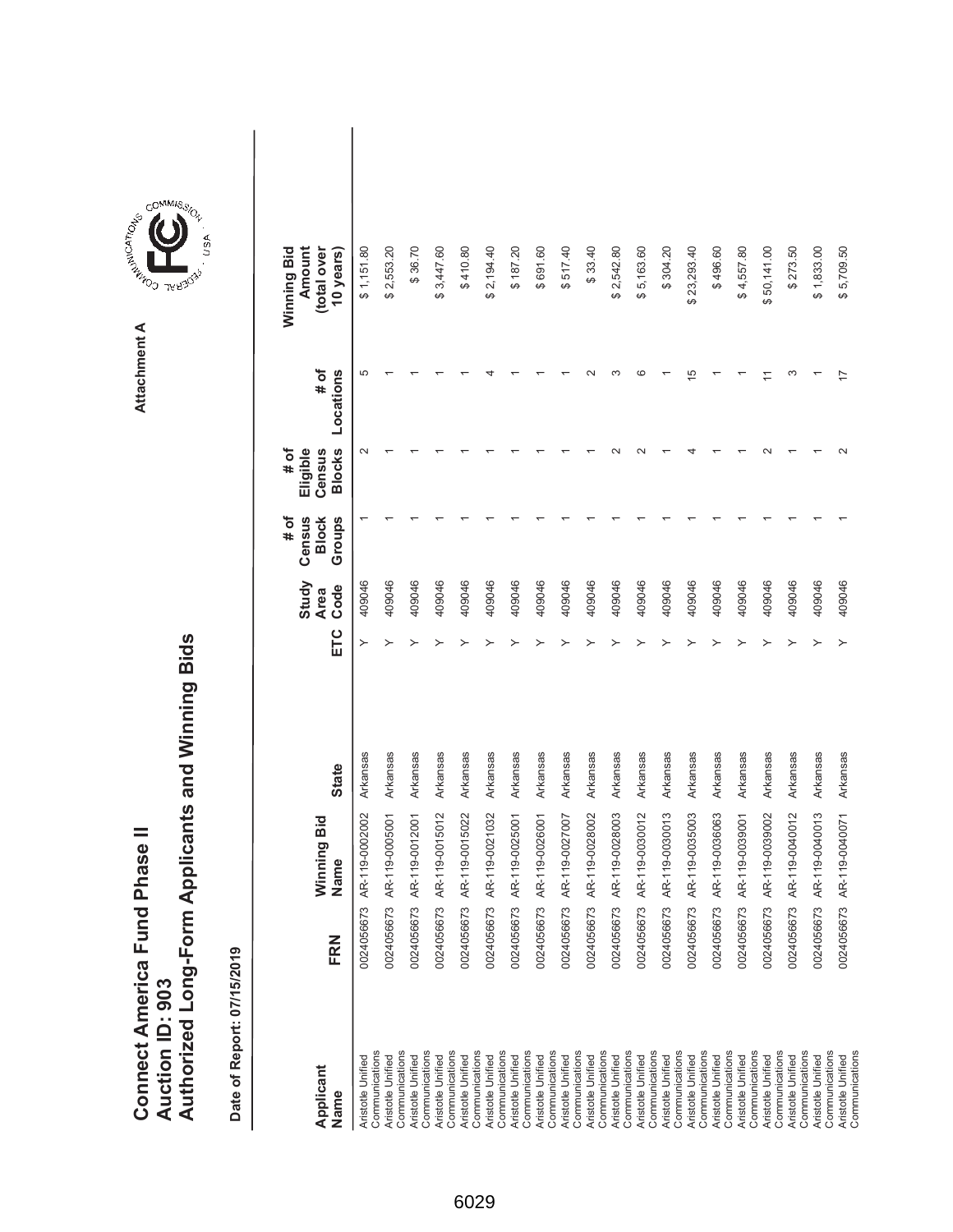# Connect America Fund Phase II
# Auction ID: 903
# Authorized Long-Form Applicants and Winning Bids

Attachment A

**Date of Report: 07/15/2019**

| Applicant Name | FRN | Winning Bid Name | State | ETC | Study Area Code | # of Census Block Groups | # of Eligible Census Blocks | # of Locations | Winning Bid Amount (total over 10 years) |
|---|---|---|---|---|---|---|---|---|---|
| Aristotle Unified Communications | 0024056673 | AR-119-0002002 | Arkansas | Y | 409046 | 1 | 2 | 5 | $ 1,151.80 |
| Aristotle Unified Communications | 0024056673 | AR-119-0005001 | Arkansas | Y | 409046 | 1 | 1 | 1 | $ 2,553.20 |
| Aristotle Unified Communications | 0024056673 | AR-119-0012001 | Arkansas | Y | 409046 | 1 | 1 | 1 | $ 36.70 |
| Aristotle Unified Communications | 0024056673 | AR-119-0015012 | Arkansas | Y | 409046 | 1 | 1 | 1 | $ 3,447.60 |
| Aristotle Unified Communications | 0024056673 | AR-119-0015022 | Arkansas | Y | 409046 | 1 | 1 | 1 | $ 410.80 |
| Aristotle Unified Communications | 0024056673 | AR-119-0021032 | Arkansas | Y | 409046 | 1 | 1 | 4 | $ 2,194.40 |
| Aristotle Unified Communications | 0024056673 | AR-119-0025001 | Arkansas | Y | 409046 | 1 | 1 | 1 | $ 187.20 |
| Aristotle Unified Communications | 0024056673 | AR-119-0026001 | Arkansas | Y | 409046 | 1 | 1 | 1 | $ 691.60 |
| Aristotle Unified Communications | 0024056673 | AR-119-0027007 | Arkansas | Y | 409046 | 1 | 1 | 1 | $ 517.40 |
| Aristotle Unified Communications | 0024056673 | AR-119-0028002 | Arkansas | Y | 409046 | 1 | 1 | 2 | $ 33.40 |
| Aristotle Unified Communications | 0024056673 | AR-119-0028003 | Arkansas | Y | 409046 | 1 | 2 | 3 | $ 2,542.80 |
| Aristotle Unified Communications | 0024056673 | AR-119-0030012 | Arkansas | Y | 409046 | 1 | 2 | 6 | $ 5,163.60 |
| Aristotle Unified Communications | 0024056673 | AR-119-0030013 | Arkansas | Y | 409046 | 1 | 1 | 1 | $ 304.20 |
| Aristotle Unified Communications | 0024056673 | AR-119-0035003 | Arkansas | Y | 409046 | 1 | 4 | 15 | $ 23,293.40 |
| Aristotle Unified Communications | 0024056673 | AR-119-0036063 | Arkansas | Y | 409046 | 1 | 1 | 1 | $ 496.60 |
| Aristotle Unified Communications | 0024056673 | AR-119-0039001 | Arkansas | Y | 409046 | 1 | 1 | 1 | $ 4,557.80 |
| Aristotle Unified Communications | 0024056673 | AR-119-0039002 | Arkansas | Y | 409046 | 1 | 2 | 11 | $ 50,141.00 |
| Aristotle Unified Communications | 0024056673 | AR-119-0040012 | Arkansas | Y | 409046 | 1 | 1 | 3 | $ 273.50 |
| Aristotle Unified Communications | 0024056673 | AR-119-0040013 | Arkansas | Y | 409046 | 1 | 1 | 1 | $ 1,833.00 |
| Aristotle Unified Communications | 0024056673 | AR-119-0040071 | Arkansas | Y | 409046 | 1 | 2 | 17 | $ 5,709.50 |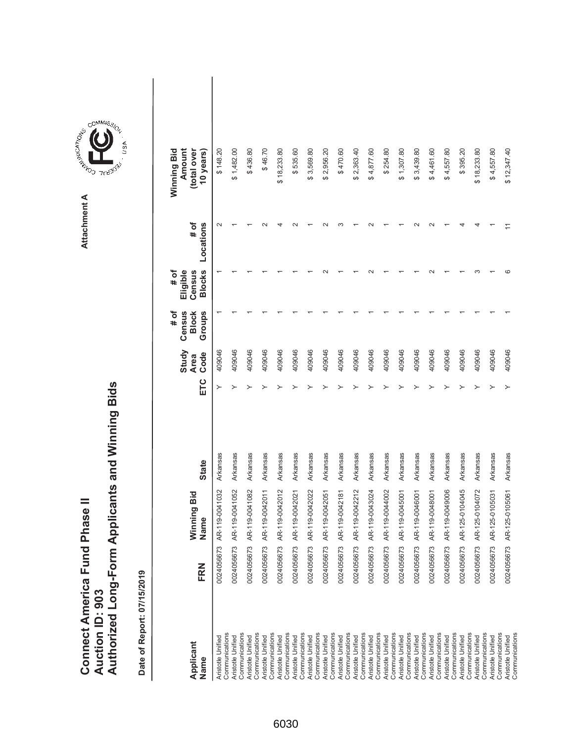# Connect America Fund Phase II
## Auction ID: 903
## Authorized Long-Form Applicants and Winning Bids

**Attachment A**

Date of Report: 07/15/2019

| Applicant Name | FRN | Winning Bid Name | State | ETC | Study Area Code | # of Census Block Groups | # of Eligible Census Blocks | # of Locations | Winning Bid Amount (total over 10 years) |
|---|---|---|---|---|---|---|---|---|---|
| Aristotle Unified Communications | 0024056673 | AR-119-0041032 | Arkansas | Y | 409046 | 1 | 1 | 2 | $ 148.20 |
| Aristotle Unified Communications | 0024056673 | AR-119-0041052 | Arkansas | Y | 409046 | 1 | 1 | 1 | $ 1,482.00 |
| Aristotle Unified Communications | 0024056673 | AR-119-0041082 | Arkansas | Y | 409046 | 1 | 1 | 1 | $ 436.80 |
| Aristotle Unified Communications | 0024056673 | AR-119-0042011 | Arkansas | Y | 409046 | 1 | 1 | 2 | $ 46.70 |
| Aristotle Unified Communications | 0024056673 | AR-119-0042012 | Arkansas | Y | 409046 | 1 | 1 | 4 | $ 18,233.80 |
| Aristotle Unified Communications | 0024056673 | AR-119-0042021 | Arkansas | Y | 409046 | 1 | 1 | 2 | $ 535.60 |
| Aristotle Unified Communications | 0024056673 | AR-119-0042022 | Arkansas | Y | 409046 | 1 | 1 | 1 | $ 3,569.80 |
| Aristotle Unified Communications | 0024056673 | AR-119-0042051 | Arkansas | Y | 409046 | 1 | 2 | 2 | $ 2,956.20 |
| Aristotle Unified Communications | 0024056673 | AR-119-0042181 | Arkansas | Y | 409046 | 1 | 1 | 3 | $ 470.60 |
| Aristotle Unified Communications | 0024056673 | AR-119-0042212 | Arkansas | Y | 409046 | 1 | 1 | 1 | $ 2,363.40 |
| Aristotle Unified Communications | 0024056673 | AR-119-0043024 | Arkansas | Y | 409046 | 1 | 2 | 2 | $ 4,877.60 |
| Aristotle Unified Communications | 0024056673 | AR-119-0044002 | Arkansas | Y | 409046 | 1 | 1 | 1 | $ 254.80 |
| Aristotle Unified Communications | 0024056673 | AR-119-0045001 | Arkansas | Y | 409046 | 1 | 1 | 1 | $ 1,307.80 |
| Aristotle Unified Communications | 0024056673 | AR-119-0046001 | Arkansas | Y | 409046 | 1 | 1 | 2 | $ 3,439.80 |
| Aristotle Unified Communications | 0024056673 | AR-119-0048001 | Arkansas | Y | 409046 | 1 | 2 | 2 | $ 4,461.60 |
| Aristotle Unified Communications | 0024056673 | AR-119-0049006 | Arkansas | Y | 409046 | 1 | 1 | 1 | $ 4,557.80 |
| Aristotle Unified Communications | 0024056673 | AR-125-0104045 | Arkansas | Y | 409046 | 1 | 1 | 4 | $ 395.20 |
| Aristotle Unified Communications | 0024056673 | AR-125-0104072 | Arkansas | Y | 409046 | 1 | 3 | 4 | $ 18,233.80 |
| Aristotle Unified Communications | 0024056673 | AR-125-0105031 | Arkansas | Y | 409046 | 1 | 1 | 1 | $ 4,557.80 |
| Aristotle Unified Communications | 0024056673 | AR-125-0105061 | Arkansas | Y | 409046 | 1 | 6 | 11 | $ 12,347.40 |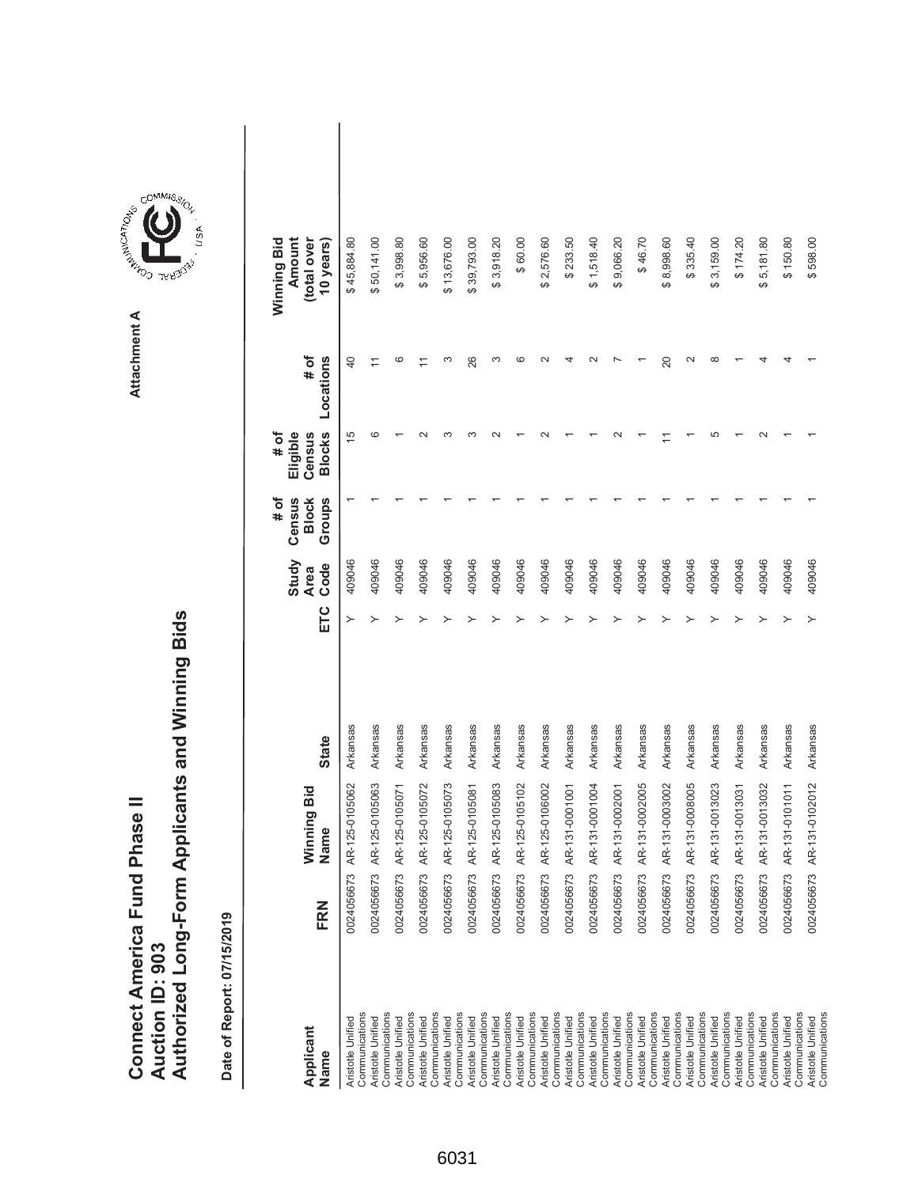# Connect America Fund Phase II
# Auction ID: 903
# Authorized Long-Form Applicants and Winning Bids

Attachment A

Date of Report: 07/15/2019

| Applicant Name | FRN | Winning Bid Name | State | ETC | Study Area Code | # of Census Block Groups | # of Eligible Census Blocks | # of Locations | Winning Bid Amount (total over 10 years) |
|---|---|---|---|---|---|---|---|---|---|
| Aristotle Unified Communications | 0024056673 | AR-125-0105062 | Arkansas | Y | 409046 | 1 | 15 | 40 | $ 45,884.80 |
| Aristotle Unified Communications | 0024056673 | AR-125-0105063 | Arkansas | Y | 409046 | 1 | 6 | 11 | $ 50,141.00 |
| Aristotle Unified Communications | 0024056673 | AR-125-0105071 | Arkansas | Y | 409046 | 1 | 1 | 6 | $ 3,998.80 |
| Aristotle Unified Communications | 0024056673 | AR-125-0105072 | Arkansas | Y | 409046 | 1 | 2 | 11 | $ 5,956.60 |
| Aristotle Unified Communications | 0024056673 | AR-125-0105073 | Arkansas | Y | 409046 | 1 | 3 | 3 | $ 13,676.00 |
| Aristotle Unified Communications | 0024056673 | AR-125-0105081 | Arkansas | Y | 409046 | 1 | 3 | 26 | $ 39,793.00 |
| Aristotle Unified Communications | 0024056673 | AR-125-0105083 | Arkansas | Y | 409046 | 1 | 2 | 3 | $ 3,918.20 |
| Aristotle Unified Communications | 0024056673 | AR-125-0105102 | Arkansas | Y | 409046 | 1 | 1 | 6 | $ 60.00 |
| Aristotle Unified Communications | 0024056673 | AR-125-0106002 | Arkansas | Y | 409046 | 1 | 2 | 2 | $ 2,576.60 |
| Aristotle Unified Communications | 0024056673 | AR-131-0001001 | Arkansas | Y | 409046 | 1 | 1 | 4 | $ 233.50 |
| Aristotle Unified Communications | 0024056673 | AR-131-0001004 | Arkansas | Y | 409046 | 1 | 1 | 2 | $ 1,518.40 |
| Aristotle Unified Communications | 0024056673 | AR-131-0002001 | Arkansas | Y | 409046 | 1 | 2 | 7 | $ 9,066.20 |
| Aristotle Unified Communications | 0024056673 | AR-131-0002005 | Arkansas | Y | 409046 | 1 | 1 | 1 | $ 46.70 |
| Aristotle Unified Communications | 0024056673 | AR-131-0003002 | Arkansas | Y | 409046 | 1 | 11 | 20 | $ 8,998.60 |
| Aristotle Unified Communications | 0024056673 | AR-131-0008005 | Arkansas | Y | 409046 | 1 | 1 | 2 | $ 335.40 |
| Aristotle Unified Communications | 0024056673 | AR-131-0013023 | Arkansas | Y | 409046 | 1 | 5 | 8 | $ 3,159.00 |
| Aristotle Unified Communications | 0024056673 | AR-131-0013031 | Arkansas | Y | 409046 | 1 | 1 | 1 | $ 174.20 |
| Aristotle Unified Communications | 0024056673 | AR-131-0013032 | Arkansas | Y | 409046 | 1 | 2 | 4 | $ 5,181.80 |
| Aristotle Unified Communications | 0024056673 | AR-131-0101011 | Arkansas | Y | 409046 | 1 | 1 | 4 | $ 150.80 |
| Aristotle Unified Communications | 0024056673 | AR-131-0102012 | Arkansas | Y | 409046 | 1 | 1 | 1 | $ 598.00 |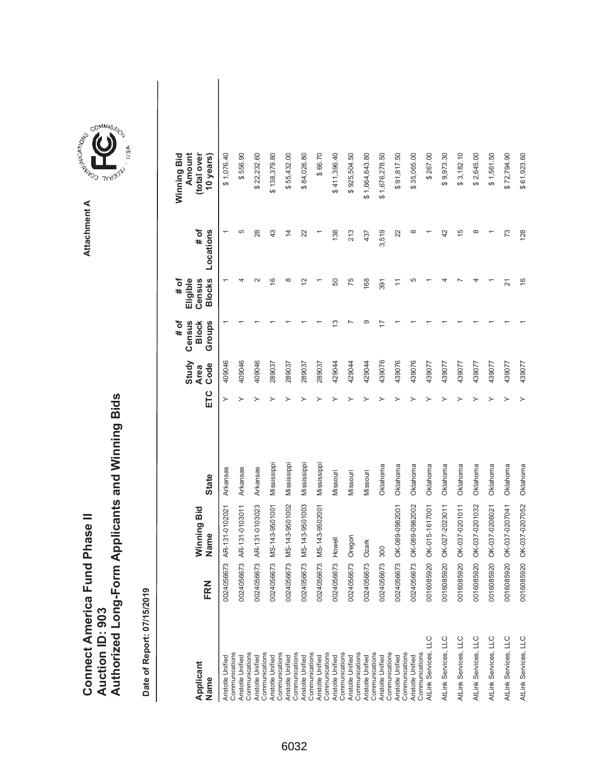# Connect America Fund Phase II
# Auction ID: 903
# Authorized Long-Form Applicants and Winning Bids

Attachment A

Date of Report: 07/15/2019

| Applicant Name | FRN | Winning Bid Name | State | ETC | Study Area Code | # of Census Block Groups | # of Eligible Census Blocks | # of Locations | Winning Bid Amount (total over 10 years) |
|---|---|---|---|---|---|---|---|---|---|
| Aristotle Unified Communications | 0024056673 | AR-131-0102021 | Arkansas | Y | 409046 | 1 | 1 | 1 | $ 1,076.40 |
| Aristotle Unified Communications | 0024056673 | AR-131-0103011 | Arkansas | Y | 409046 | 1 | 4 | 5 | $ 556.90 |
| Aristotle Unified Communications | 0024056673 | AR-131-0103023 | Arkansas | Y | 409046 | 1 | 2 | 28 | $ 22,232.60 |
| Aristotle Unified Communications | 0024056673 | MS-143-9501001 | Mississippi | Y | 289037 | 1 | 16 | 43 | $ 138,379.80 |
| Aristotle Unified Communications | 0024056673 | MS-143-9501002 | Mississippi | Y | 289037 | 1 | 8 | 14 | $ 55,432.00 |
| Aristotle Unified Communications | 0024056673 | MS-143-9501003 | Mississippi | Y | 289037 | 1 | 12 | 22 | $ 84,026.80 |
| Aristotle Unified Communications | 0024056673 | MS-143-9502001 | Mississippi | Y | 289037 | 1 | 1 | 1 | $ 66.70 |
| Aristotle Unified Communications | 0024056673 | Howell | Missouri | Y | 429044 | 13 | 50 | 138 | $ 411,396.40 |
| Aristotle Unified Communications | 0024056673 | Oregon | Missouri | Y | 429044 | 7 | 75 | 213 | $ 925,504.50 |
| Aristotle Unified Communications | 0024056673 | Ozark | Missouri | Y | 429044 | 9 | 168 | 437 | $ 1,664,643.80 |
| Aristotle Unified Communications | 0024056673 | 300 | Oklahoma | Y | 439076 | 17 | 391 | 3,519 | $ 1,676,278.50 |
| Aristotle Unified Communications | 0024056673 | OK-089-0982001 | Oklahoma | Y | 439076 | 1 | 11 | 22 | $ 91,817.50 |
| Aristotle Unified Communications | 0024056673 | OK-089-0982002 | Oklahoma | Y | 439076 | 1 | 5 | 8 | $ 35,065.00 |
| AtLink Services, LLC | 0016085920 | OK-015-1617001 | Oklahoma | Y | 439077 | 1 | 1 | 1 | $ 267.00 |
| AtLink Services, LLC | 0016085920 | OK-027-2023011 | Oklahoma | Y | 439077 | 1 | 4 | 42 | $ 9,973.30 |
| AtLink Services, LLC | 0016085920 | OK-037-0201011 | Oklahoma | Y | 439077 | 1 | 7 | 15 | $ 3,182.10 |
| AtLink Services, LLC | 0016085920 | OK-037-0201032 | Oklahoma | Y | 439077 | 1 | 4 | 8 | $ 2,645.00 |
| AtLink Services, LLC | 0016085920 | OK-037-0206021 | Oklahoma | Y | 439077 | 1 | 1 | 1 | $ 1,561.50 |
| AtLink Services, LLC | 0016085920 | OK-037-0207041 | Oklahoma | Y | 439077 | 1 | 21 | 73 | $ 72,794.90 |
| AtLink Services, LLC | 0016085920 | OK-037-0207052 | Oklahoma | Y | 439077 | 1 | 16 | 128 | $ 61,923.60 |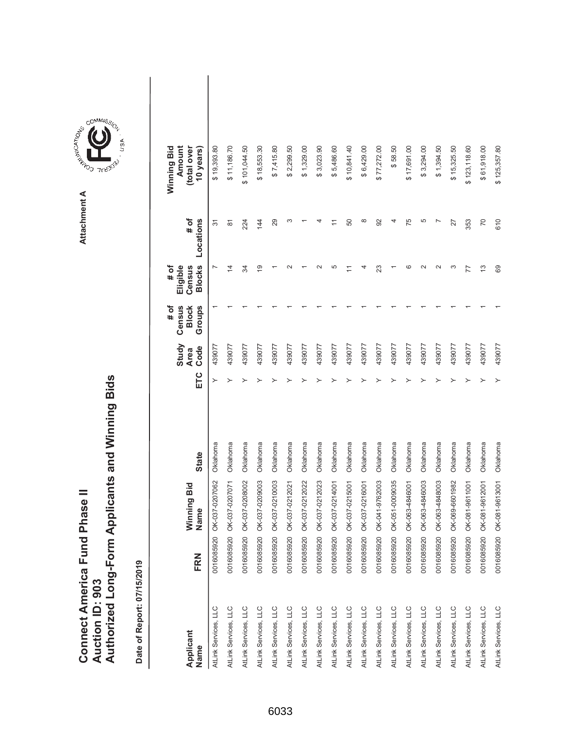# Connect America Fund Phase II
# Auction ID: 903
# Authorized Long-Form Applicants and Winning Bids

Attachment A

**Date of Report: 07/15/2019**

| Applicant Name | FRN | Winning Bid Name | State | ETC | Study Area Code | # of Census Block Groups | # of Eligible Census Blocks | # of Locations | Winning Bid Amount (total over 10 years) |
|---|---|---|---|---|---|---|---|---|---|
| AtLink Services, LLC | 0016085920 | OK-037-0207062 | Oklahoma | Y | 439077 | 1 | 7 | 31 | $ 19,393.80 |
| AtLink Services, LLC | 0016085920 | OK-037-0207071 | Oklahoma | Y | 439077 | 1 | 14 | 81 | $ 11,186.70 |
| AtLink Services, LLC | 0016085920 | OK-037-0208002 | Oklahoma | Y | 439077 | 1 | 34 | 224 | $ 101,044.50 |
| AtLink Services, LLC | 0016085920 | OK-037-0209003 | Oklahoma | Y | 439077 | 1 | 19 | 144 | $ 18,553.30 |
| AtLink Services, LLC | 0016085920 | OK-037-0210003 | Oklahoma | Y | 439077 | 1 | 1 | 29 | $ 7,415.80 |
| AtLink Services, LLC | 0016085920 | OK-037-0212021 | Oklahoma | Y | 439077 | 1 | 2 | 3 | $ 2,299.50 |
| AtLink Services, LLC | 0016085920 | OK-037-0212022 | Oklahoma | Y | 439077 | 1 | 1 | 1 | $ 1,329.00 |
| AtLink Services, LLC | 0016085920 | OK-037-0212023 | Oklahoma | Y | 439077 | 1 | 2 | 4 | $ 3,023.90 |
| AtLink Services, LLC | 0016085920 | OK-037-0214001 | Oklahoma | Y | 439077 | 1 | 5 | 11 | $ 5,486.60 |
| AtLink Services, LLC | 0016085920 | OK-037-0215001 | Oklahoma | Y | 439077 | 1 | 11 | 50 | $ 10,841.40 |
| AtLink Services, LLC | 0016085920 | OK-037-0216001 | Oklahoma | Y | 439077 | 1 | 4 | 8 | $ 6,429.00 |
| AtLink Services, LLC | 0016085920 | OK-041-9762003 | Oklahoma | Y | 439077 | 1 | 23 | 92 | $ 77,272.00 |
| AtLink Services, LLC | 0016085920 | OK-051-0009035 | Oklahoma | Y | 439077 | 1 | 1 | 4 | $ 58.50 |
| AtLink Services, LLC | 0016085920 | OK-063-4846001 | Oklahoma | Y | 439077 | 1 | 6 | 75 | $ 17,691.00 |
| AtLink Services, LLC | 0016085920 | OK-063-4846003 | Oklahoma | Y | 439077 | 1 | 2 | 5 | $ 3,294.00 |
| AtLink Services, LLC | 0016085920 | OK-063-4848003 | Oklahoma | Y | 439077 | 1 | 2 | 7 | $ 1,394.50 |
| AtLink Services, LLC | 0016085920 | OK-069-6601982 | Oklahoma | Y | 439077 | 1 | 3 | 27 | $ 15,325.50 |
| AtLink Services, LLC | 0016085920 | OK-081-9611001 | Oklahoma | Y | 439077 | 1 | 77 | 353 | $ 123,118.60 |
| AtLink Services, LLC | 0016085920 | OK-081-9612001 | Oklahoma | Y | 439077 | 1 | 13 | 70 | $ 61,918.00 |
| AtLink Services, LLC | 0016085920 | OK-081-9613001 | Oklahoma | Y | 439077 | 1 | 69 | 610 | $ 125,357.80 |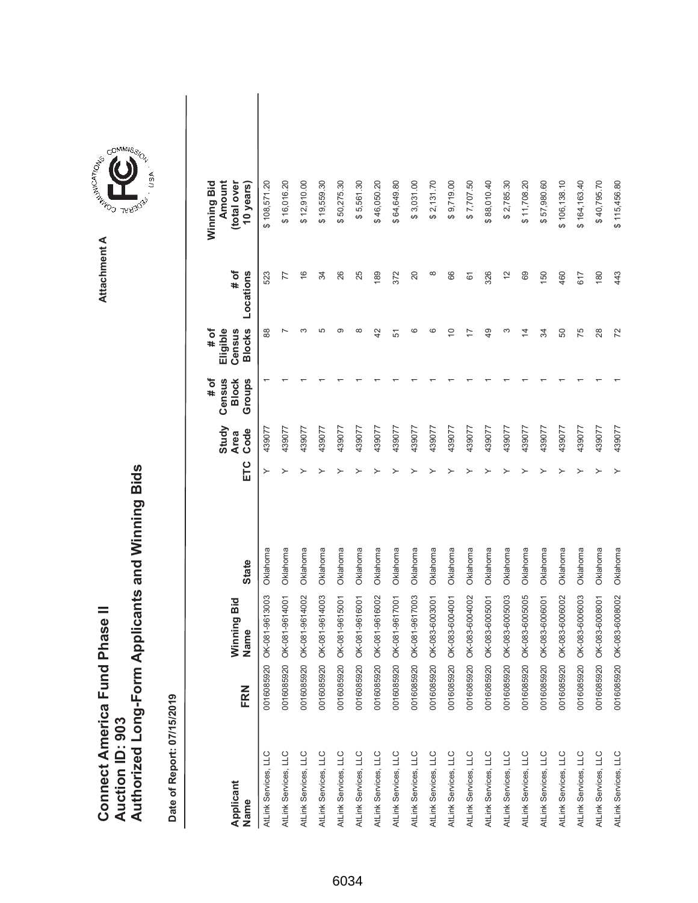# Connect America Fund Phase II
# Auction ID: 903
# Authorized Long-Form Applicants and Winning Bids

Attachment A

**Date of Report: 07/15/2019**

| Applicant Name | FRN | Winning Bid Name | State | ETC | Study Area Code | # of Census Block Groups | # of Eligible Census Blocks | # of Locations | Winning Bid Amount (total over 10 years) |
|---|---|---|---|---|---|---|---|---|---|
| AtLink Services, LLC | 0016085920 | OK-081-9613003 | Oklahoma | Y | 439077 | 1 | 88 | 523 | $ 108,571.20 |
| AtLink Services, LLC | 0016085920 | OK-081-9614001 | Oklahoma | Y | 439077 | 1 | 7 | 77 | $ 16,016.20 |
| AtLink Services, LLC | 0016085920 | OK-081-9614002 | Oklahoma | Y | 439077 | 1 | 3 | 16 | $ 12,910.00 |
| AtLink Services, LLC | 0016085920 | OK-081-9614003 | Oklahoma | Y | 439077 | 1 | 5 | 34 | $ 19,559.30 |
| AtLink Services, LLC | 0016085920 | OK-081-9615001 | Oklahoma | Y | 439077 | 1 | 9 | 26 | $ 50,275.30 |
| AtLink Services, LLC | 0016085920 | OK-081-9616001 | Oklahoma | Y | 439077 | 1 | 8 | 25 | $ 5,561.30 |
| AtLink Services, LLC | 0016085920 | OK-081-9616002 | Oklahoma | Y | 439077 | 1 | 42 | 189 | $ 46,050.20 |
| AtLink Services, LLC | 0016085920 | OK-081-9617001 | Oklahoma | Y | 439077 | 1 | 51 | 372 | $ 64,649.80 |
| AtLink Services, LLC | 0016085920 | OK-081-9617003 | Oklahoma | Y | 439077 | 1 | 6 | 20 | $ 3,031.00 |
| AtLink Services, LLC | 0016085920 | OK-083-6003001 | Oklahoma | Y | 439077 | 1 | 6 | 8 | $ 2,131.70 |
| AtLink Services, LLC | 0016085920 | OK-083-6004001 | Oklahoma | Y | 439077 | 1 | 10 | 66 | $ 9,719.00 |
| AtLink Services, LLC | 0016085920 | OK-083-6004002 | Oklahoma | Y | 439077 | 1 | 17 | 61 | $ 7,707.50 |
| AtLink Services, LLC | 0016085920 | OK-083-6005001 | Oklahoma | Y | 439077 | 1 | 49 | 326 | $ 88,010.40 |
| AtLink Services, LLC | 0016085920 | OK-083-6005003 | Oklahoma | Y | 439077 | 1 | 3 | 12 | $ 2,785.30 |
| AtLink Services, LLC | 0016085920 | OK-083-6005005 | Oklahoma | Y | 439077 | 1 | 14 | 69 | $ 11,708.20 |
| AtLink Services, LLC | 0016085920 | OK-083-6006001 | Oklahoma | Y | 439077 | 1 | 34 | 150 | $ 57,980.60 |
| AtLink Services, LLC | 0016085920 | OK-083-6006002 | Oklahoma | Y | 439077 | 1 | 50 | 460 | $ 106,138.10 |
| AtLink Services, LLC | 0016085920 | OK-083-6006003 | Oklahoma | Y | 439077 | 1 | 75 | 617 | $ 164,163.40 |
| AtLink Services, LLC | 0016085920 | OK-083-6008001 | Oklahoma | Y | 439077 | 1 | 28 | 180 | $ 40,795.70 |
| AtLink Services, LLC | 0016085920 | OK-083-6008002 | Oklahoma | Y | 439077 | 1 | 72 | 443 | $ 115,456.80 |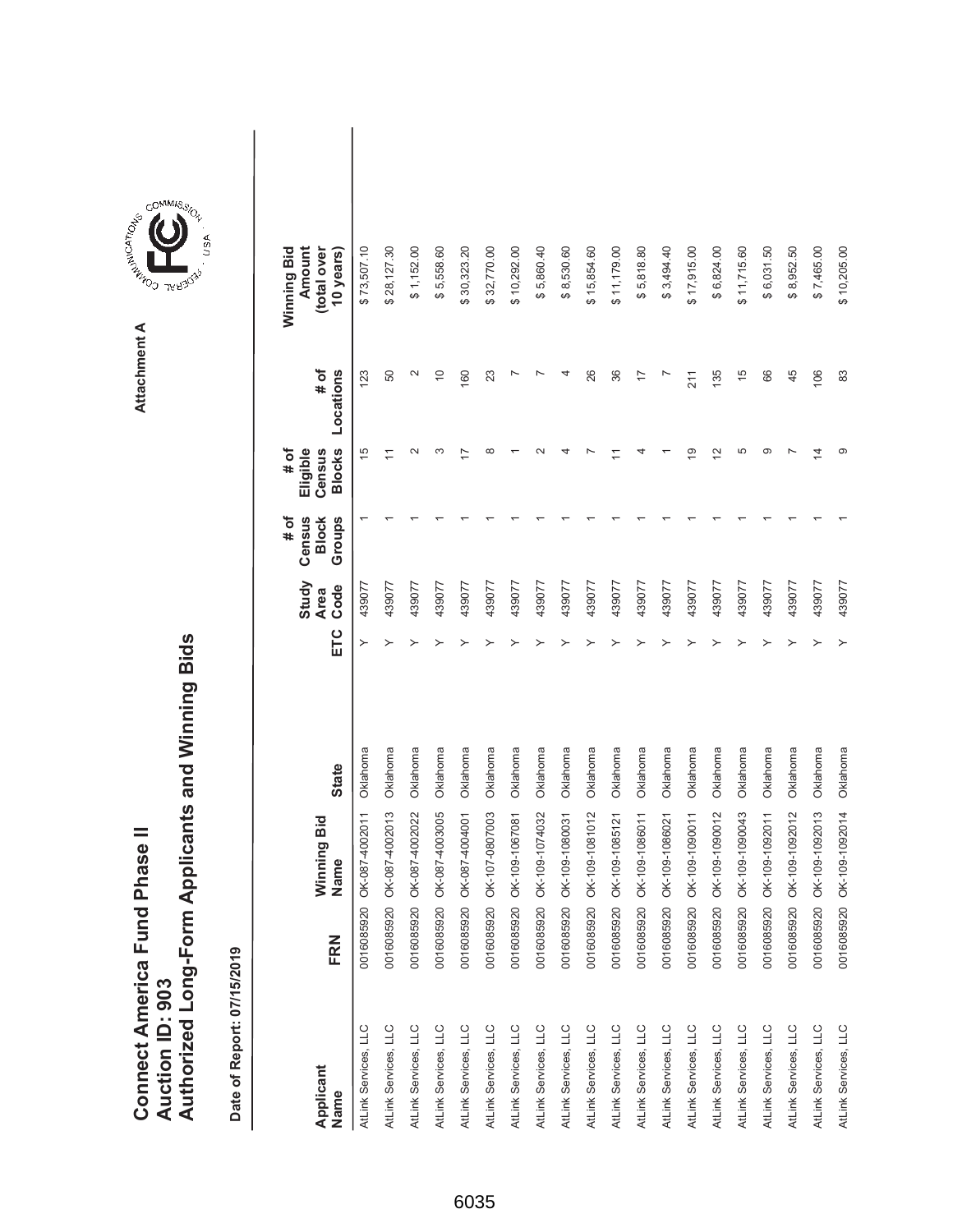# Connect America Fund Phase II
# Auction ID: 903
# Authorized Long-Form Applicants and Winning Bids

Attachment A

Date of Report: 07/15/2019

| Applicant Name | FRN | Winning Bid Name | State | ETC | Study Area Code | # of Census Block Groups | # of Eligible Census Blocks | # of Locations | Winning Bid Amount (total over 10 years) |
|---|---|---|---|---|---|---|---|---|---|
| AtLink Services, LLC | 0016085920 | OK-087-4002011 | Oklahoma | Y | 439077 | 1 | 15 | 123 | $ 73,507.10 |
| AtLink Services, LLC | 0016085920 | OK-087-4002013 | Oklahoma | Y | 439077 | 1 | 11 | 50 | $ 28,127.30 |
| AtLink Services, LLC | 0016085920 | OK-087-4002022 | Oklahoma | Y | 439077 | 1 | 2 | 2 | $ 1,152.00 |
| AtLink Services, LLC | 0016085920 | OK-087-4003005 | Oklahoma | Y | 439077 | 1 | 3 | 10 | $ 5,558.60 |
| AtLink Services, LLC | 0016085920 | OK-087-4004001 | Oklahoma | Y | 439077 | 1 | 17 | 160 | $ 30,323.20 |
| AtLink Services, LLC | 0016085920 | OK-107-0807003 | Oklahoma | Y | 439077 | 1 | 8 | 23 | $ 32,770.00 |
| AtLink Services, LLC | 0016085920 | OK-109-1067081 | Oklahoma | Y | 439077 | 1 | 1 | 7 | $ 10,292.00 |
| AtLink Services, LLC | 0016085920 | OK-109-1074032 | Oklahoma | Y | 439077 | 1 | 2 | 7 | $ 5,860.40 |
| AtLink Services, LLC | 0016085920 | OK-109-1080031 | Oklahoma | Y | 439077 | 1 | 4 | 4 | $ 8,530.60 |
| AtLink Services, LLC | 0016085920 | OK-109-1081012 | Oklahoma | Y | 439077 | 1 | 7 | 26 | $ 15,854.60 |
| AtLink Services, LLC | 0016085920 | OK-109-1085121 | Oklahoma | Y | 439077 | 1 | 11 | 36 | $ 11,179.00 |
| AtLink Services, LLC | 0016085920 | OK-109-1086011 | Oklahoma | Y | 439077 | 1 | 4 | 17 | $ 5,818.80 |
| AtLink Services, LLC | 0016085920 | OK-109-1086021 | Oklahoma | Y | 439077 | 1 | 1 | 7 | $ 3,494.40 |
| AtLink Services, LLC | 0016085920 | OK-109-1090011 | Oklahoma | Y | 439077 | 1 | 19 | 211 | $ 17,915.00 |
| AtLink Services, LLC | 0016085920 | OK-109-1090012 | Oklahoma | Y | 439077 | 1 | 12 | 135 | $ 6,824.00 |
| AtLink Services, LLC | 0016085920 | OK-109-1090043 | Oklahoma | Y | 439077 | 1 | 5 | 15 | $ 11,715.60 |
| AtLink Services, LLC | 0016085920 | OK-109-1092011 | Oklahoma | Y | 439077 | 1 | 9 | 66 | $ 6,031.50 |
| AtLink Services, LLC | 0016085920 | OK-109-1092012 | Oklahoma | Y | 439077 | 1 | 7 | 45 | $ 8,952.50 |
| AtLink Services, LLC | 0016085920 | OK-109-1092013 | Oklahoma | Y | 439077 | 1 | 14 | 106 | $ 7,465.00 |
| AtLink Services, LLC | 0016085920 | OK-109-1092014 | Oklahoma | Y | 439077 | 1 | 9 | 83 | $ 10,205.00 |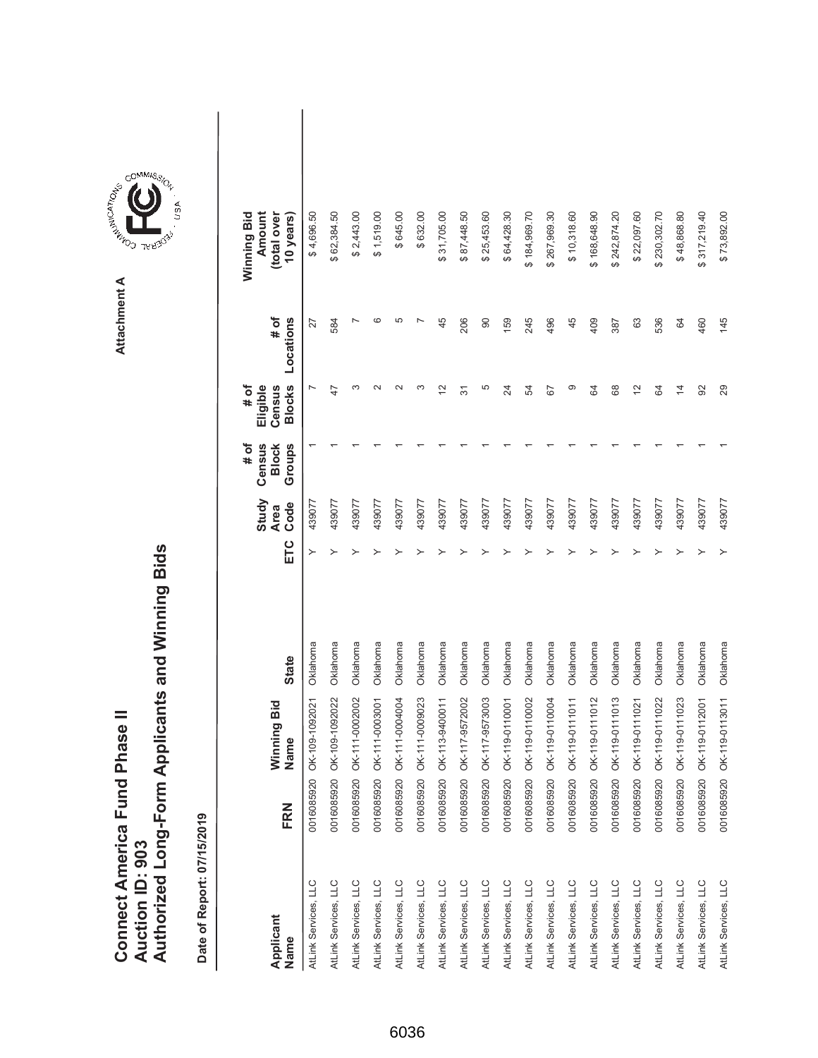# Connect America Fund Phase II
## Auction ID: 903
## Authorized Long-Form Applicants and Winning Bids

Attachment A

Date of Report: 07/15/2019

| Applicant Name | FRN | Winning Bid Name | State | ETC | Study Area Code | # of Census Block Groups | # of Eligible Census Blocks | # of Locations | Winning Bid Amount (total over 10 years) |
|---|---|---|---|---|---|---|---|---|---|
| AtLink Services, LLC | 0016085920 | OK-109-1092021 | Oklahoma | Y | 439077 | 1 | 7 | 27 | $ 4,696.50 |
| AtLink Services, LLC | 0016085920 | OK-109-1092022 | Oklahoma | Y | 439077 | 1 | 47 | 584 | $ 62,384.50 |
| AtLink Services, LLC | 0016085920 | OK-111-0002002 | Oklahoma | Y | 439077 | 1 | 3 | 7 | $ 2,443.00 |
| AtLink Services, LLC | 0016085920 | OK-111-0003001 | Oklahoma | Y | 439077 | 1 | 2 | 6 | $ 1,519.00 |
| AtLink Services, LLC | 0016085920 | OK-111-0004004 | Oklahoma | Y | 439077 | 1 | 2 | 5 | $ 645.00 |
| AtLink Services, LLC | 0016085920 | OK-111-0009023 | Oklahoma | Y | 439077 | 1 | 3 | 7 | $ 632.00 |
| AtLink Services, LLC | 0016085920 | OK-113-9400011 | Oklahoma | Y | 439077 | 1 | 12 | 45 | $ 31,705.00 |
| AtLink Services, LLC | 0016085920 | OK-117-9572002 | Oklahoma | Y | 439077 | 1 | 31 | 206 | $ 87,448.50 |
| AtLink Services, LLC | 0016085920 | OK-117-9573003 | Oklahoma | Y | 439077 | 1 | 5 | 90 | $ 25,453.60 |
| AtLink Services, LLC | 0016085920 | OK-119-0110001 | Oklahoma | Y | 439077 | 1 | 24 | 159 | $ 64,428.30 |
| AtLink Services, LLC | 0016085920 | OK-119-0110002 | Oklahoma | Y | 439077 | 1 | 54 | 245 | $ 184,969.70 |
| AtLink Services, LLC | 0016085920 | OK-119-0110004 | Oklahoma | Y | 439077 | 1 | 67 | 496 | $ 267,969.30 |
| AtLink Services, LLC | 0016085920 | OK-119-0111011 | Oklahoma | Y | 439077 | 1 | 9 | 45 | $ 10,318.60 |
| AtLink Services, LLC | 0016085920 | OK-119-0111012 | Oklahoma | Y | 439077 | 1 | 64 | 409 | $ 168,648.90 |
| AtLink Services, LLC | 0016085920 | OK-119-0111013 | Oklahoma | Y | 439077 | 1 | 68 | 387 | $ 242,874.20 |
| AtLink Services, LLC | 0016085920 | OK-119-0111021 | Oklahoma | Y | 439077 | 1 | 12 | 63 | $ 22,097.60 |
| AtLink Services, LLC | 0016085920 | OK-119-0111022 | Oklahoma | Y | 439077 | 1 | 64 | 536 | $ 230,302.70 |
| AtLink Services, LLC | 0016085920 | OK-119-0111023 | Oklahoma | Y | 439077 | 1 | 14 | 64 | $ 48,868.80 |
| AtLink Services, LLC | 0016085920 | OK-119-0112001 | Oklahoma | Y | 439077 | 1 | 92 | 460 | $ 317,219.40 |
| AtLink Services, LLC | 0016085920 | OK-119-0113011 | Oklahoma | Y | 439077 | 1 | 29 | 145 | $ 73,892.00 |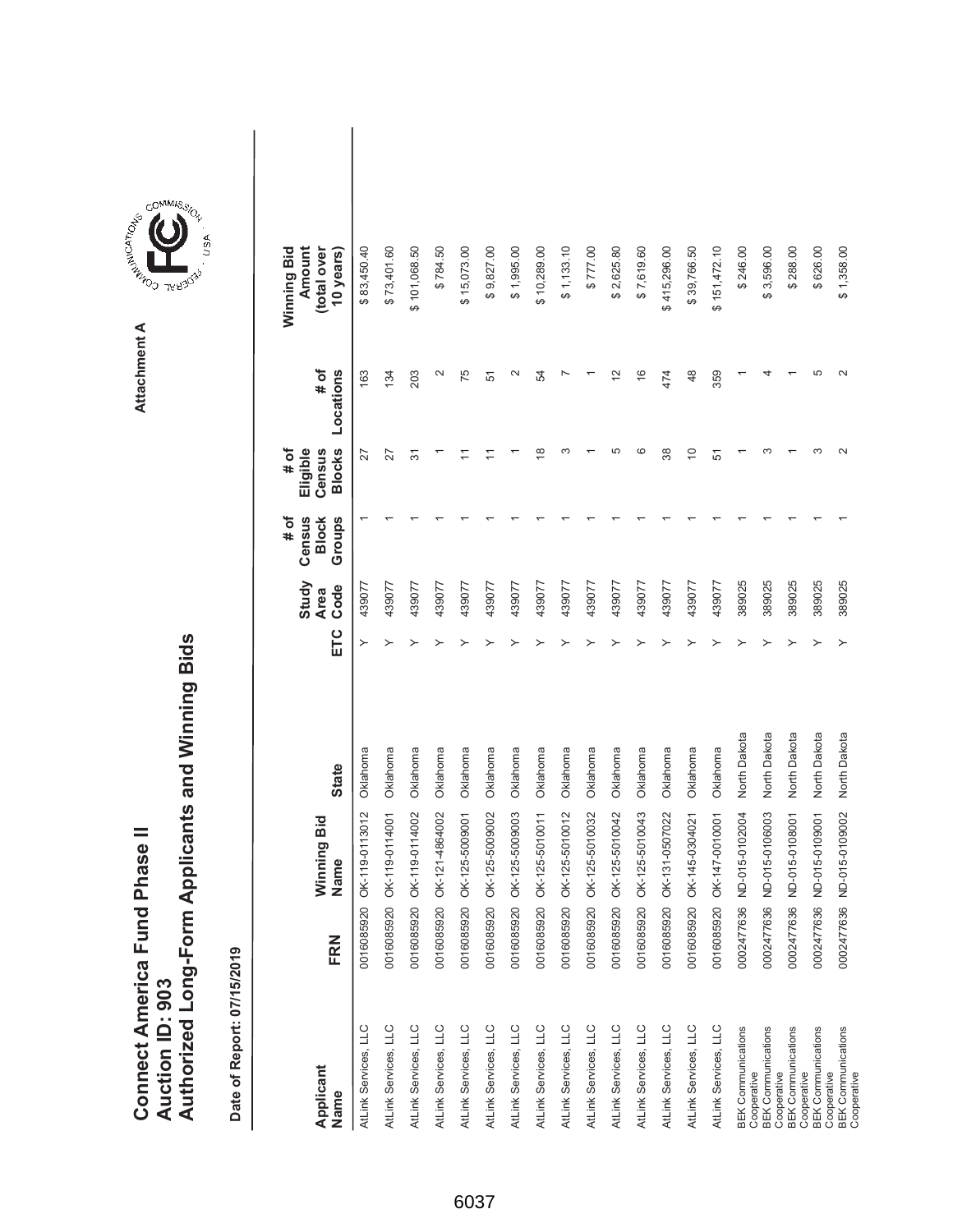# Connect America Fund Phase II
# Auction ID: 903
# Authorized Long-Form Applicants and Winning Bids

Attachment A

**Date of Report: 07/15/2019**

| Applicant Name | FRN | Winning Bid Name | State | ETC | Study Area Code | # of Census Block Groups | # of Eligible Census Blocks | # of Locations | Winning Bid Amount (total over 10 years) |
|---|---|---|---|---|---|---|---|---|---|
| AtLink Services, LLC | 0016085920 | OK-119-0113012 | Oklahoma | Y | 439077 | 1 | 27 | 163 | $ 83,450.40 |
| AtLink Services, LLC | 0016085920 | OK-119-0114001 | Oklahoma | Y | 439077 | 1 | 27 | 134 | $ 73,401.60 |
| AtLink Services, LLC | 0016085920 | OK-119-0114002 | Oklahoma | Y | 439077 | 1 | 31 | 203 | $ 101,068.50 |
| AtLink Services, LLC | 0016085920 | OK-121-4864002 | Oklahoma | Y | 439077 | 1 | 1 | 2 | $ 784.50 |
| AtLink Services, LLC | 0016085920 | OK-125-5009001 | Oklahoma | Y | 439077 | 1 | 11 | 75 | $ 15,073.00 |
| AtLink Services, LLC | 0016085920 | OK-125-5009002 | Oklahoma | Y | 439077 | 1 | 11 | 51 | $ 9,827.00 |
| AtLink Services, LLC | 0016085920 | OK-125-5009003 | Oklahoma | Y | 439077 | 1 | 1 | 2 | $ 1,995.00 |
| AtLink Services, LLC | 0016085920 | OK-125-5010011 | Oklahoma | Y | 439077 | 1 | 18 | 54 | $ 10,289.00 |
| AtLink Services, LLC | 0016085920 | OK-125-5010012 | Oklahoma | Y | 439077 | 1 | 3 | 7 | $ 1,133.10 |
| AtLink Services, LLC | 0016085920 | OK-125-5010032 | Oklahoma | Y | 439077 | 1 | 1 | 1 | $ 777.00 |
| AtLink Services, LLC | 0016085920 | OK-125-5010042 | Oklahoma | Y | 439077 | 1 | 5 | 12 | $ 2,625.80 |
| AtLink Services, LLC | 0016085920 | OK-125-5010043 | Oklahoma | Y | 439077 | 1 | 6 | 16 | $ 7,619.60 |
| AtLink Services, LLC | 0016085920 | OK-131-0507022 | Oklahoma | Y | 439077 | 1 | 38 | 474 | $ 415,296.00 |
| AtLink Services, LLC | 0016085920 | OK-145-0304021 | Oklahoma | Y | 439077 | 1 | 10 | 48 | $ 39,766.50 |
| AtLink Services, LLC | 0016085920 | OK-147-0010001 | Oklahoma | Y | 439077 | 1 | 51 | 359 | $ 151,472.10 |
| BEK Communications Cooperative | 0002477636 | ND-015-0102004 | North Dakota | Y | 389025 | 1 | 1 | 1 | $ 246.00 |
| BEK Communications Cooperative | 0002477636 | ND-015-0106003 | North Dakota | Y | 389025 | 1 | 3 | 4 | $ 3,596.00 |
| BEK Communications Cooperative | 0002477636 | ND-015-0108001 | North Dakota | Y | 389025 | 1 | 1 | 1 | $ 288.00 |
| BEK Communications Cooperative | 0002477636 | ND-015-0109001 | North Dakota | Y | 389025 | 1 | 3 | 5 | $ 626.00 |
| BEK Communications Cooperative | 0002477636 | ND-015-0109002 | North Dakota | Y | 389025 | 1 | 2 | 2 | $ 1,358.00 |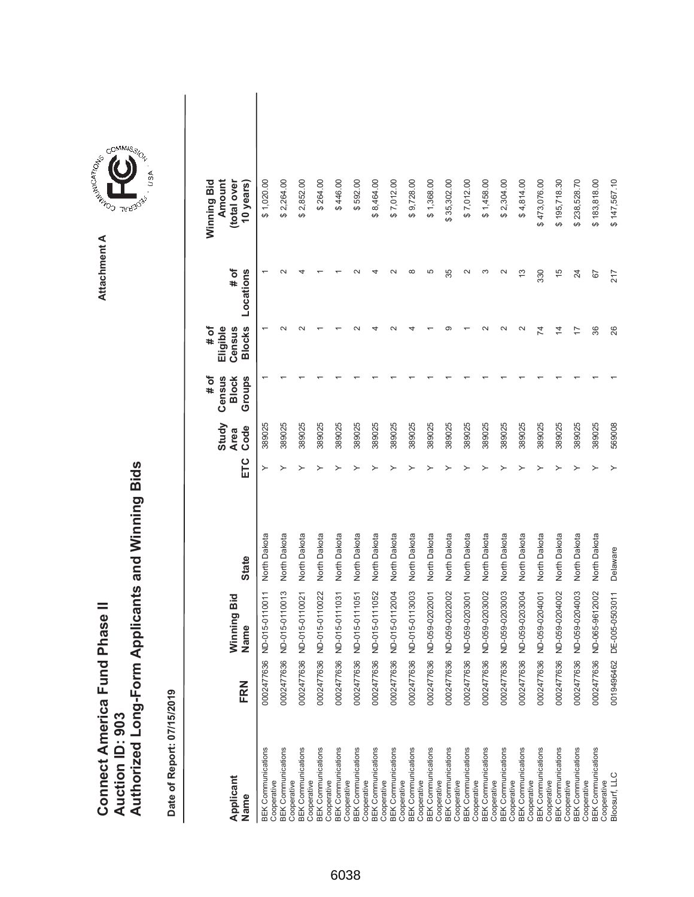# Connect America Fund Phase II
## Auction ID: 903
## Authorized Long-Form Applicants and Winning Bids

Attachment A

**Date of Report: 07/15/2019**

| Applicant Name | FRN | Winning Bid Name | State | ETC | Study Area Code | # of Census Block Groups | # of Eligible Census Blocks | # of Locations | Winning Bid Amount (total over 10 years) |
|---|---|---|---|---|---|---|---|---|---|
| BEK Communications Cooperative | 0002477636 | ND-015-0110011 | North Dakota | Y | 389025 | 1 | 1 | 1 | $ 1,020.00 |
| BEK Communications Cooperative | 0002477636 | ND-015-0110013 | North Dakota | Y | 389025 | 1 | 2 | 2 | $ 2,264.00 |
| BEK Communications Cooperative | 0002477636 | ND-015-0110021 | North Dakota | Y | 389025 | 1 | 2 | 4 | $ 2,852.00 |
| BEK Communications Cooperative | 0002477636 | ND-015-0110022 | North Dakota | Y | 389025 | 1 | 1 | 1 | $ 264.00 |
| BEK Communications Cooperative | 0002477636 | ND-015-0111031 | North Dakota | Y | 389025 | 1 | 1 | 1 | $ 446.00 |
| BEK Communications Cooperative | 0002477636 | ND-015-0111051 | North Dakota | Y | 389025 | 1 | 2 | 2 | $ 592.00 |
| BEK Communications Cooperative | 0002477636 | ND-015-0111052 | North Dakota | Y | 389025 | 1 | 4 | 4 | $ 8,464.00 |
| BEK Communications Cooperative | 0002477636 | ND-015-0112004 | North Dakota | Y | 389025 | 1 | 2 | 2 | $ 7,012.00 |
| BEK Communications Cooperative | 0002477636 | ND-015-0113003 | North Dakota | Y | 389025 | 1 | 4 | 8 | $ 9,728.00 |
| BEK Communications Cooperative | 0002477636 | ND-059-0202001 | North Dakota | Y | 389025 | 1 | 1 | 5 | $ 1,368.00 |
| BEK Communications Cooperative | 0002477636 | ND-059-0202002 | North Dakota | Y | 389025 | 1 | 9 | 35 | $ 35,302.00 |
| BEK Communications Cooperative | 0002477636 | ND-059-0203001 | North Dakota | Y | 389025 | 1 | 1 | 2 | $ 7,012.00 |
| BEK Communications Cooperative | 0002477636 | ND-059-0203002 | North Dakota | Y | 389025 | 1 | 2 | 3 | $ 1,458.00 |
| BEK Communications Cooperative | 0002477636 | ND-059-0203003 | North Dakota | Y | 389025 | 1 | 2 | 2 | $ 2,304.00 |
| BEK Communications Cooperative | 0002477636 | ND-059-0203004 | North Dakota | Y | 389025 | 1 | 2 | 13 | $ 4,814.00 |
| BEK Communications Cooperative | 0002477636 | ND-059-0204001 | North Dakota | Y | 389025 | 1 | 74 | 330 | $ 473,076.00 |
| BEK Communications Cooperative | 0002477636 | ND-059-0204002 | North Dakota | Y | 389025 | 1 | 14 | 15 | $ 195,718.30 |
| BEK Communications Cooperative | 0002477636 | ND-059-0204003 | North Dakota | Y | 389025 | 1 | 17 | 24 | $ 238,528.70 |
| BEK Communications Cooperative | 0002477636 | ND-065-9612002 | North Dakota | Y | 389025 | 1 | 36 | 67 | $ 183,818.00 |
| Bloosurf, LLC | 0019496462 | DE-005-0503011 | Delaware | Y | 569008 | 1 | 26 | 217 | $ 147,567.10 |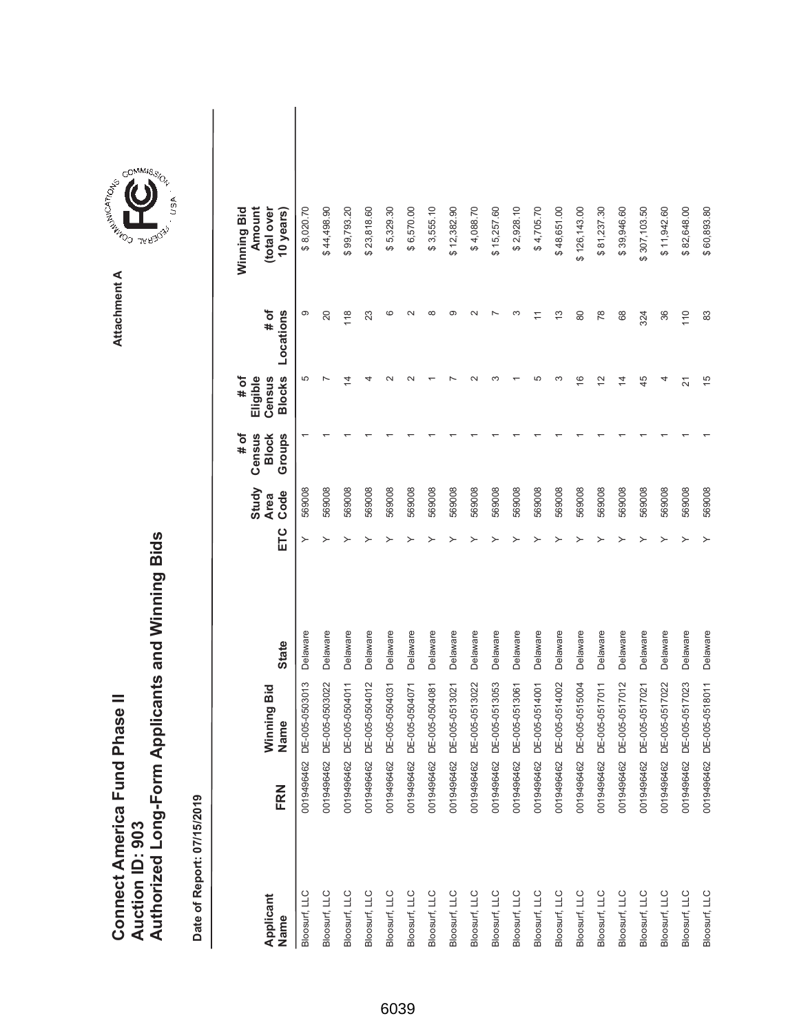# Connect America Fund Phase II
# Auction ID: 903
# Authorized Long-Form Applicants and Winning Bids

Attachment A

Date of Report: 07/15/2019

| Applicant Name | FRN | Winning Bid Name | State | ETC | Study Area Code | # of Census Block Groups | # of Eligible Census Blocks | # of Locations | Winning Bid Amount (total over 10 years) |
|---|---|---|---|---|---|---|---|---|---|
| Bloosurf, LLC | 0019496462 | DE-005-0503013 | Delaware | Y | 569008 | 1 | 5 | 9 | $ 8,020.70 |
| Bloosurf, LLC | 0019496462 | DE-005-0503022 | Delaware | Y | 569008 | 1 | 7 | 20 | $ 44,498.90 |
| Bloosurf, LLC | 0019496462 | DE-005-0504011 | Delaware | Y | 569008 | 1 | 14 | 118 | $ 99,793.20 |
| Bloosurf, LLC | 0019496462 | DE-005-0504012 | Delaware | Y | 569008 | 1 | 4 | 23 | $ 23,818.60 |
| Bloosurf, LLC | 0019496462 | DE-005-0504031 | Delaware | Y | 569008 | 1 | 2 | 6 | $ 5,329.30 |
| Bloosurf, LLC | 0019496462 | DE-005-0504071 | Delaware | Y | 569008 | 1 | 2 | 2 | $ 6,570.00 |
| Bloosurf, LLC | 0019496462 | DE-005-0504081 | Delaware | Y | 569008 | 1 | 1 | 8 | $ 3,555.10 |
| Bloosurf, LLC | 0019496462 | DE-005-0513021 | Delaware | Y | 569008 | 1 | 7 | 9 | $ 12,382.90 |
| Bloosurf, LLC | 0019496462 | DE-005-0513022 | Delaware | Y | 569008 | 1 | 2 | 2 | $ 4,088.70 |
| Bloosurf, LLC | 0019496462 | DE-005-0513053 | Delaware | Y | 569008 | 1 | 3 | 7 | $ 15,257.60 |
| Bloosurf, LLC | 0019496462 | DE-005-0513061 | Delaware | Y | 569008 | 1 | 1 | 3 | $ 2,928.10 |
| Bloosurf, LLC | 0019496462 | DE-005-0514001 | Delaware | Y | 569008 | 1 | 5 | 11 | $ 4,705.70 |
| Bloosurf, LLC | 0019496462 | DE-005-0514002 | Delaware | Y | 569008 | 1 | 3 | 13 | $ 48,651.00 |
| Bloosurf, LLC | 0019496462 | DE-005-0515004 | Delaware | Y | 569008 | 1 | 16 | 80 | $ 126,143.00 |
| Bloosurf, LLC | 0019496462 | DE-005-0517011 | Delaware | Y | 569008 | 1 | 12 | 78 | $ 81,237.30 |
| Bloosurf, LLC | 0019496462 | DE-005-0517012 | Delaware | Y | 569008 | 1 | 14 | 68 | $ 39,946.60 |
| Bloosurf, LLC | 0019496462 | DE-005-0517021 | Delaware | Y | 569008 | 1 | 45 | 324 | $ 307,103.50 |
| Bloosurf, LLC | 0019496462 | DE-005-0517022 | Delaware | Y | 569008 | 1 | 4 | 36 | $ 11,942.60 |
| Bloosurf, LLC | 0019496462 | DE-005-0517023 | Delaware | Y | 569008 | 1 | 21 | 110 | $ 82,648.00 |
| Bloosurf, LLC | 0019496462 | DE-005-0518011 | Delaware | Y | 569008 | 1 | 15 | 83 | $ 60,893.80 |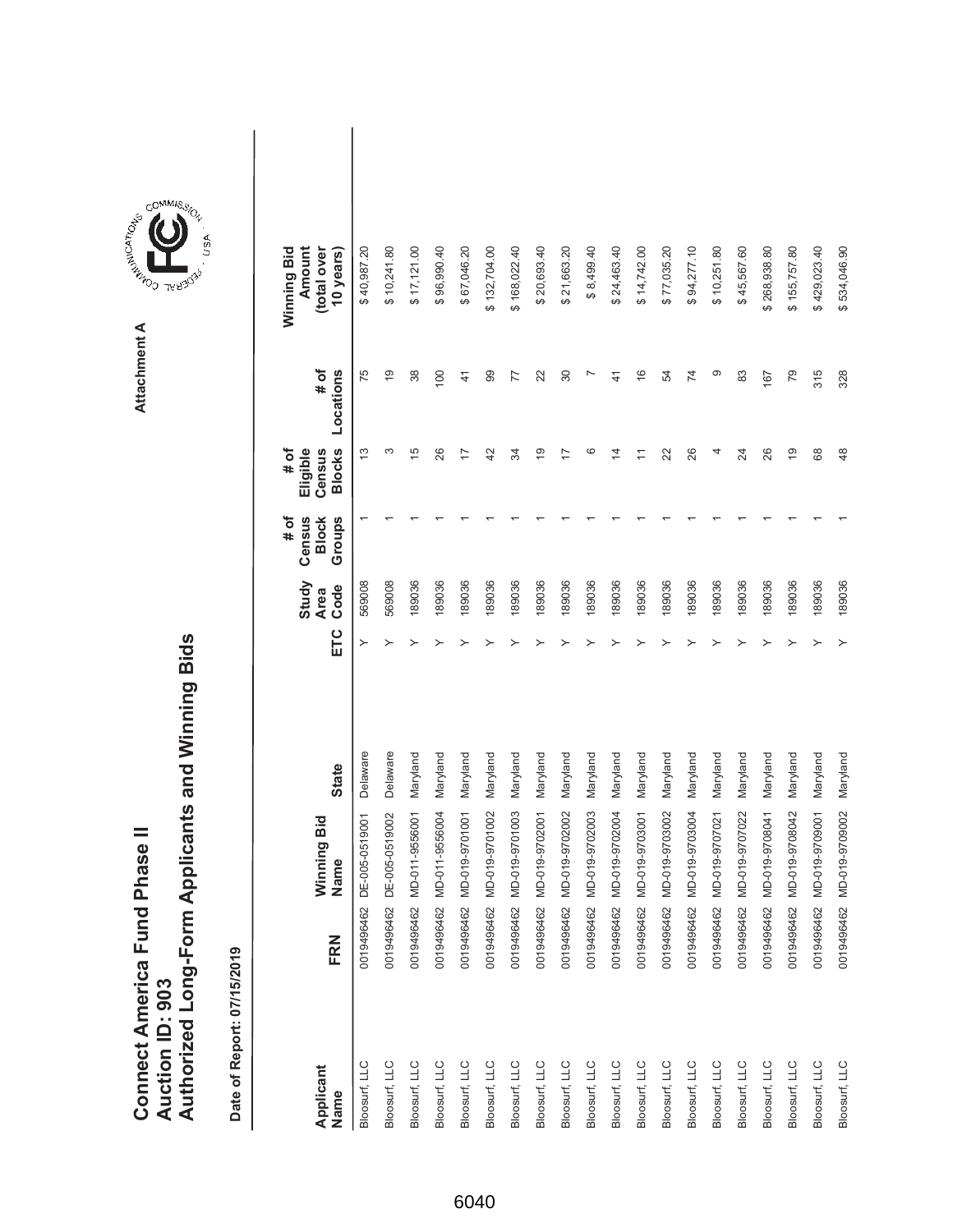# Connect America Fund Phase II
# Auction ID: 903
# Authorized Long-Form Applicants and Winning Bids

Attachment A

**Date of Report: 07/15/2019**

| Applicant Name | FRN | Winning Bid Name | State | ETC | Study Area Code | # of Census Block Groups | # of Eligible Census Blocks | # of Locations | Winning Bid Amount (total over 10 years) |
|---|---|---|---|---|---|---|---|---|---|
| Bloosurf, LLC | 0019496462 | DE-005-0519001 | Delaware | Y | 569008 | 1 | 13 | 75 | $ 40,987.20 |
| Bloosurf, LLC | 0019496462 | DE-005-0519002 | Delaware | Y | 569008 | 1 | 3 | 19 | $ 10,241.80 |
| Bloosurf, LLC | 0019496462 | MD-011-9556001 | Maryland | Y | 189036 | 1 | 15 | 38 | $ 17,121.00 |
| Bloosurf, LLC | 0019496462 | MD-011-9556004 | Maryland | Y | 189036 | 1 | 26 | 100 | $ 96,990.40 |
| Bloosurf, LLC | 0019496462 | MD-019-9701001 | Maryland | Y | 189036 | 1 | 17 | 41 | $ 67,046.20 |
| Bloosurf, LLC | 0019496462 | MD-019-9701002 | Maryland | Y | 189036 | 1 | 42 | 99 | $ 132,704.00 |
| Bloosurf, LLC | 0019496462 | MD-019-9701003 | Maryland | Y | 189036 | 1 | 34 | 77 | $ 168,022.40 |
| Bloosurf, LLC | 0019496462 | MD-019-9702001 | Maryland | Y | 189036 | 1 | 19 | 22 | $ 20,693.40 |
| Bloosurf, LLC | 0019496462 | MD-019-9702002 | Maryland | Y | 189036 | 1 | 17 | 30 | $ 21,663.20 |
| Bloosurf, LLC | 0019496462 | MD-019-9702003 | Maryland | Y | 189036 | 1 | 6 | 7 | $ 8,499.40 |
| Bloosurf, LLC | 0019496462 | MD-019-9702004 | Maryland | Y | 189036 | 1 | 14 | 41 | $ 24,463.40 |
| Bloosurf, LLC | 0019496462 | MD-019-9703001 | Maryland | Y | 189036 | 1 | 11 | 16 | $ 14,742.00 |
| Bloosurf, LLC | 0019496462 | MD-019-9703002 | Maryland | Y | 189036 | 1 | 22 | 54 | $ 77,035.20 |
| Bloosurf, LLC | 0019496462 | MD-019-9703004 | Maryland | Y | 189036 | 1 | 26 | 74 | $ 94,277.10 |
| Bloosurf, LLC | 0019496462 | MD-019-9707021 | Maryland | Y | 189036 | 1 | 4 | 9 | $ 10,251.80 |
| Bloosurf, LLC | 0019496462 | MD-019-9707022 | Maryland | Y | 189036 | 1 | 24 | 83 | $ 45,567.60 |
| Bloosurf, LLC | 0019496462 | MD-019-9708041 | Maryland | Y | 189036 | 1 | 26 | 167 | $ 268,938.80 |
| Bloosurf, LLC | 0019496462 | MD-019-9708042 | Maryland | Y | 189036 | 1 | 19 | 79 | $ 155,757.80 |
| Bloosurf, LLC | 0019496462 | MD-019-9709001 | Maryland | Y | 189036 | 1 | 68 | 315 | $ 429,023.40 |
| Bloosurf, LLC | 0019496462 | MD-019-9709002 | Maryland | Y | 189036 | 1 | 48 | 328 | $ 534,046.90 |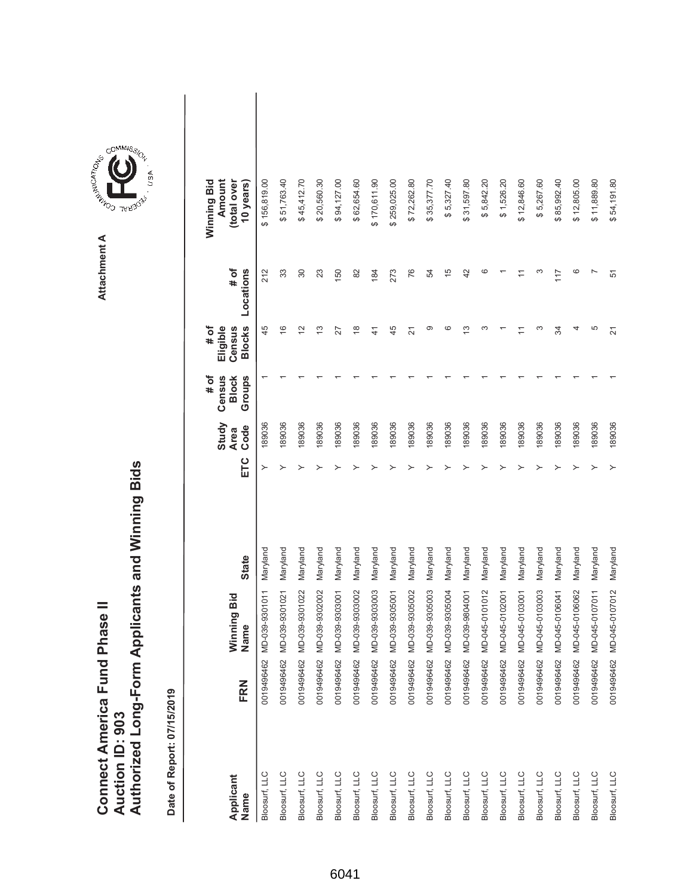# Connect America Fund Phase II
# Auction ID: 903
# Authorized Long-Form Applicants and Winning Bids

Attachment A

Date of Report: 07/15/2019

| Applicant Name | FRN | Winning Bid Name | State | ETC | Study Area Code | # of Census Block Groups | # of Eligible Census Blocks | # of Locations | Winning Bid Amount (total over 10 years) |
|---|---|---|---|---|---|---|---|---|---|
| Bloosurf, LLC | 0019496462 | MD-039-9301011 | Maryland | Y | 189036 | 1 | 45 | 212 | $ 156,819.00 |
| Bloosurf, LLC | 0019496462 | MD-039-9301021 | Maryland | Y | 189036 | 1 | 16 | 33 | $ 51,763.40 |
| Bloosurf, LLC | 0019496462 | MD-039-9301022 | Maryland | Y | 189036 | 1 | 12 | 30 | $ 45,412.70 |
| Bloosurf, LLC | 0019496462 | MD-039-9302002 | Maryland | Y | 189036 | 1 | 13 | 23 | $ 20,560.30 |
| Bloosurf, LLC | 0019496462 | MD-039-9303001 | Maryland | Y | 189036 | 1 | 27 | 150 | $ 94,127.00 |
| Bloosurf, LLC | 0019496462 | MD-039-9303002 | Maryland | Y | 189036 | 1 | 18 | 82 | $ 62,654.60 |
| Bloosurf, LLC | 0019496462 | MD-039-9303003 | Maryland | Y | 189036 | 1 | 41 | 184 | $ 170,611.90 |
| Bloosurf, LLC | 0019496462 | MD-039-9305001 | Maryland | Y | 189036 | 1 | 45 | 273 | $ 259,025.00 |
| Bloosurf, LLC | 0019496462 | MD-039-9305002 | Maryland | Y | 189036 | 1 | 21 | 76 | $ 72,262.80 |
| Bloosurf, LLC | 0019496462 | MD-039-9305003 | Maryland | Y | 189036 | 1 | 9 | 54 | $ 35,377.70 |
| Bloosurf, LLC | 0019496462 | MD-039-9305004 | Maryland | Y | 189036 | 1 | 6 | 15 | $ 5,327.40 |
| Bloosurf, LLC | 0019496462 | MD-039-9804001 | Maryland | Y | 189036 | 1 | 13 | 42 | $ 31,597.80 |
| Bloosurf, LLC | 0019496462 | MD-045-0101012 | Maryland | Y | 189036 | 1 | 3 | 6 | $ 5,842.20 |
| Bloosurf, LLC | 0019496462 | MD-045-0102001 | Maryland | Y | 189036 | 1 | 1 | 1 | $ 1,526.20 |
| Bloosurf, LLC | 0019496462 | MD-045-0103001 | Maryland | Y | 189036 | 1 | 11 | 11 | $ 12,846.60 |
| Bloosurf, LLC | 0019496462 | MD-045-0103003 | Maryland | Y | 189036 | 1 | 3 | 3 | $ 5,267.60 |
| Bloosurf, LLC | 0019496462 | MD-045-0106041 | Maryland | Y | 189036 | 1 | 34 | 117 | $ 85,992.40 |
| Bloosurf, LLC | 0019496462 | MD-045-0106062 | Maryland | Y | 189036 | 1 | 4 | 6 | $ 12,805.00 |
| Bloosurf, LLC | 0019496462 | MD-045-0107011 | Maryland | Y | 189036 | 1 | 5 | 7 | $ 11,889.80 |
| Bloosurf, LLC | 0019496462 | MD-045-0107012 | Maryland | Y | 189036 | 1 | 21 | 51 | $ 54,191.80 |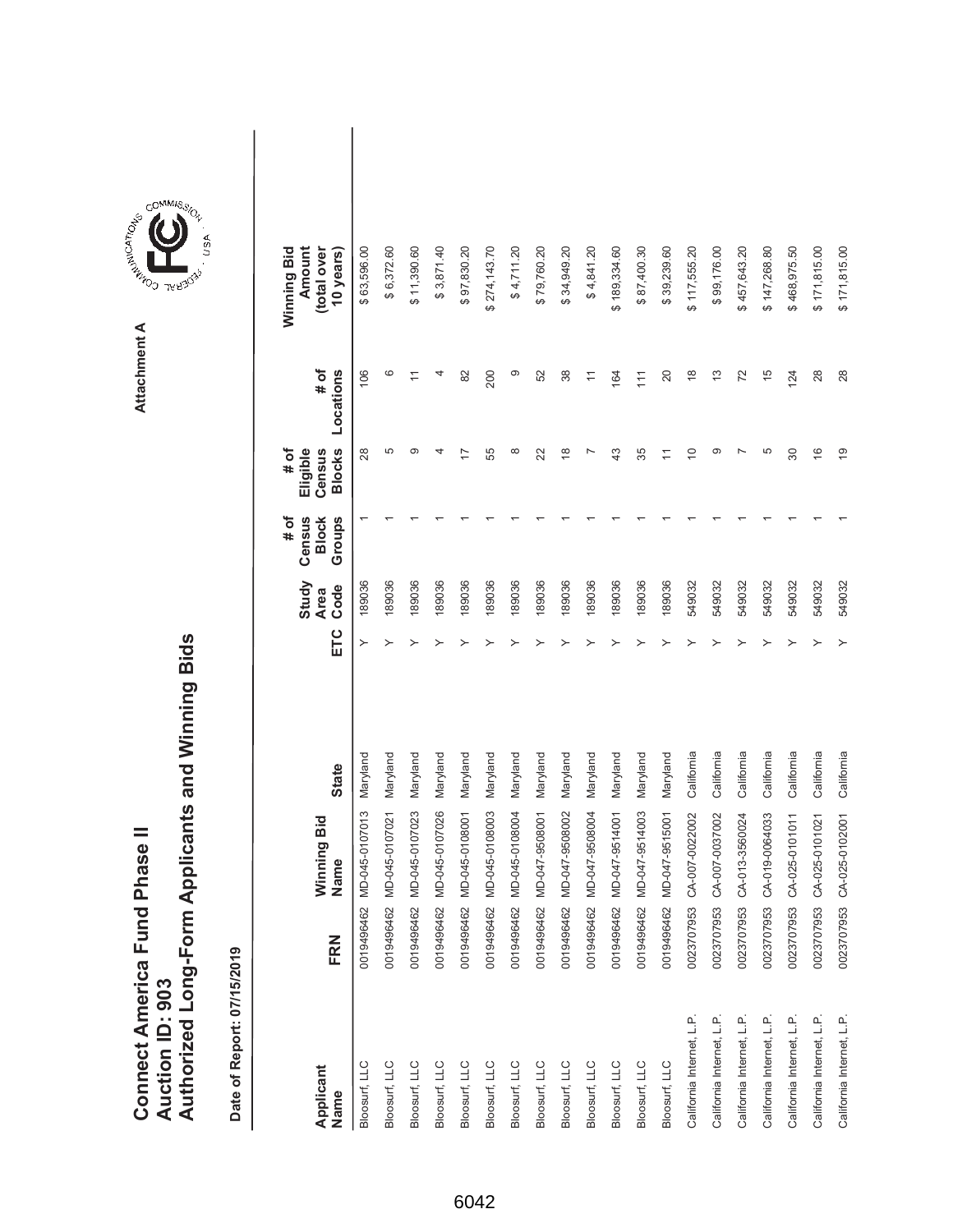# Connect America Fund Phase II
# Auction ID: 903
# Authorized Long-Form Applicants and Winning Bids

Attachment A

**Date of Report: 07/15/2019**

| Applicant Name | FRN | Winning Bid Name | State | ETC | Study Area Code | # of Census Block Groups | # of Eligible Census Blocks | # of Locations | Winning Bid Amount (total over 10 years) |
|---|---|---|---|---|---|---|---|---|---|
| Bloosurf, LLC | 0019496462 | MD-045-0107013 | Maryland | Y | 189036 | 1 | 28 | 106 | $ 63,596.00 |
| Bloosurf, LLC | 0019496462 | MD-045-0107021 | Maryland | Y | 189036 | 1 | 5 | 6 | $ 6,372.60 |
| Bloosurf, LLC | 0019496462 | MD-045-0107023 | Maryland | Y | 189036 | 1 | 9 | 11 | $ 11,390.60 |
| Bloosurf, LLC | 0019496462 | MD-045-0107026 | Maryland | Y | 189036 | 1 | 4 | 4 | $ 3,871.40 |
| Bloosurf, LLC | 0019496462 | MD-045-0108001 | Maryland | Y | 189036 | 1 | 17 | 82 | $ 97,830.20 |
| Bloosurf, LLC | 0019496462 | MD-045-0108003 | Maryland | Y | 189036 | 1 | 55 | 200 | $ 274,143.70 |
| Bloosurf, LLC | 0019496462 | MD-045-0108004 | Maryland | Y | 189036 | 1 | 8 | 9 | $ 4,711.20 |
| Bloosurf, LLC | 0019496462 | MD-047-9508001 | Maryland | Y | 189036 | 1 | 22 | 52 | $ 79,760.20 |
| Bloosurf, LLC | 0019496462 | MD-047-9508002 | Maryland | Y | 189036 | 1 | 18 | 38 | $ 34,949.20 |
| Bloosurf, LLC | 0019496462 | MD-047-9508004 | Maryland | Y | 189036 | 1 | 7 | 11 | $ 4,841.20 |
| Bloosurf, LLC | 0019496462 | MD-047-9514001 | Maryland | Y | 189036 | 1 | 43 | 164 | $ 189,334.60 |
| Bloosurf, LLC | 0019496462 | MD-047-9514003 | Maryland | Y | 189036 | 1 | 35 | 111 | $ 87,400.30 |
| Bloosurf, LLC | 0019496462 | MD-047-9515001 | Maryland | Y | 189036 | 1 | 11 | 20 | $ 39,239.60 |
| California Internet, L.P. | 0023707953 | CA-007-0022002 | California | Y | 549032 | 1 | 10 | 18 | $ 117,555.20 |
| California Internet, L.P. | 0023707953 | CA-007-0037002 | California | Y | 549032 | 1 | 9 | 13 | $ 99,176.00 |
| California Internet, L.P. | 0023707953 | CA-013-3560024 | California | Y | 549032 | 1 | 7 | 72 | $ 457,643.20 |
| California Internet, L.P. | 0023707953 | CA-019-0064033 | California | Y | 549032 | 1 | 5 | 15 | $ 147,268.80 |
| California Internet, L.P. | 0023707953 | CA-025-0101011 | California | Y | 549032 | 1 | 30 | 124 | $ 468,975.50 |
| California Internet, L.P. | 0023707953 | CA-025-0101021 | California | Y | 549032 | 1 | 16 | 28 | $ 171,815.00 |
| California Internet, L.P. | 0023707953 | CA-025-0102001 | California | Y | 549032 | 1 | 19 | 28 | $ 171,815.00 |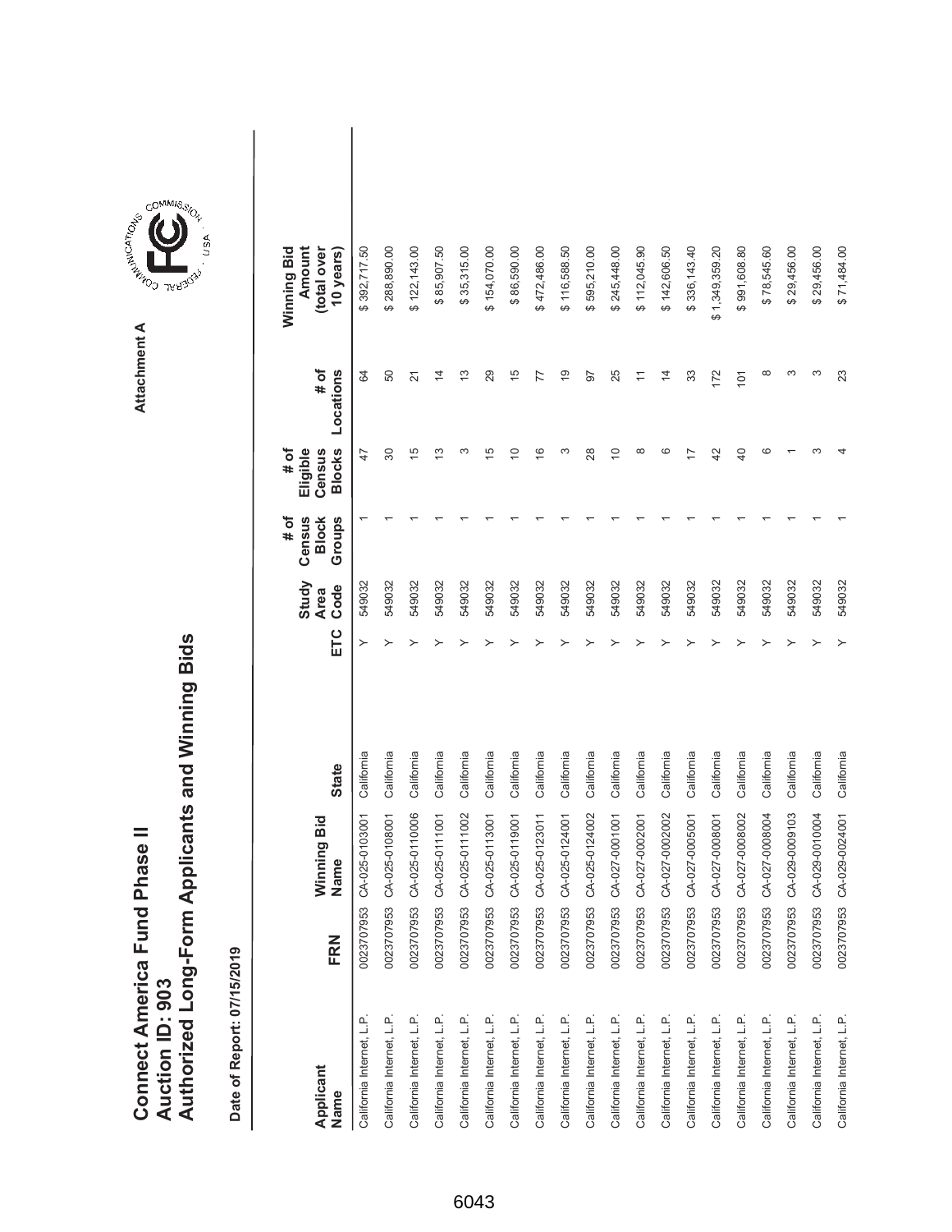# Connect America Fund Phase II
# Auction ID: 903
# Authorized Long-Form Applicants and Winning Bids

Attachment A

Date of Report: 07/15/2019

| Applicant Name | FRN | Winning Bid Name | State | ETC | Study Area Code | # of Census Block Groups | # of Eligible Census Blocks | # of Locations | Winning Bid Amount (total over 10 years) |
|---|---|---|---|---|---|---|---|---|---|
| California Internet, L.P. | 0023707953 | CA-025-0103001 | California | Y | 549032 | 1 | 47 | 64 | $ 392,717.50 |
| California Internet, L.P. | 0023707953 | CA-025-0108001 | California | Y | 549032 | 1 | 30 | 50 | $ 288,890.00 |
| California Internet, L.P. | 0023707953 | CA-025-0110006 | California | Y | 549032 | 1 | 15 | 21 | $ 122,143.00 |
| California Internet, L.P. | 0023707953 | CA-025-0111001 | California | Y | 549032 | 1 | 13 | 14 | $ 85,907.50 |
| California Internet, L.P. | 0023707953 | CA-025-0111002 | California | Y | 549032 | 1 | 3 | 13 | $ 35,315.00 |
| California Internet, L.P. | 0023707953 | CA-025-0113001 | California | Y | 549032 | 1 | 15 | 29 | $ 154,070.00 |
| California Internet, L.P. | 0023707953 | CA-025-0119001 | California | Y | 549032 | 1 | 10 | 15 | $ 86,590.00 |
| California Internet, L.P. | 0023707953 | CA-025-0123011 | California | Y | 549032 | 1 | 16 | 77 | $ 472,486.00 |
| California Internet, L.P. | 0023707953 | CA-025-0124001 | California | Y | 549032 | 1 | 3 | 19 | $ 116,588.50 |
| California Internet, L.P. | 0023707953 | CA-025-0124002 | California | Y | 549032 | 1 | 28 | 97 | $ 595,210.00 |
| California Internet, L.P. | 0023707953 | CA-027-0001001 | California | Y | 549032 | 1 | 10 | 25 | $ 245,448.00 |
| California Internet, L.P. | 0023707953 | CA-027-0002001 | California | Y | 549032 | 1 | 8 | 11 | $ 112,045.90 |
| California Internet, L.P. | 0023707953 | CA-027-0002002 | California | Y | 549032 | 1 | 6 | 14 | $ 142,606.50 |
| California Internet, L.P. | 0023707953 | CA-027-0005001 | California | Y | 549032 | 1 | 17 | 33 | $ 336,143.40 |
| California Internet, L.P. | 0023707953 | CA-027-0008001 | California | Y | 549032 | 1 | 42 | 172 | $ 1,349,359.20 |
| California Internet, L.P. | 0023707953 | CA-027-0008002 | California | Y | 549032 | 1 | 40 | 101 | $ 991,608.80 |
| California Internet, L.P. | 0023707953 | CA-027-0008004 | California | Y | 549032 | 1 | 6 | 8 | $ 78,545.60 |
| California Internet, L.P. | 0023707953 | CA-029-0009103 | California | Y | 549032 | 1 | 1 | 3 | $ 29,456.00 |
| California Internet, L.P. | 0023707953 | CA-029-0010004 | California | Y | 549032 | 1 | 3 | 3 | $ 29,456.00 |
| California Internet, L.P. | 0023707953 | CA-029-0024001 | California | Y | 549032 | 1 | 4 | 23 | $ 71,484.00 |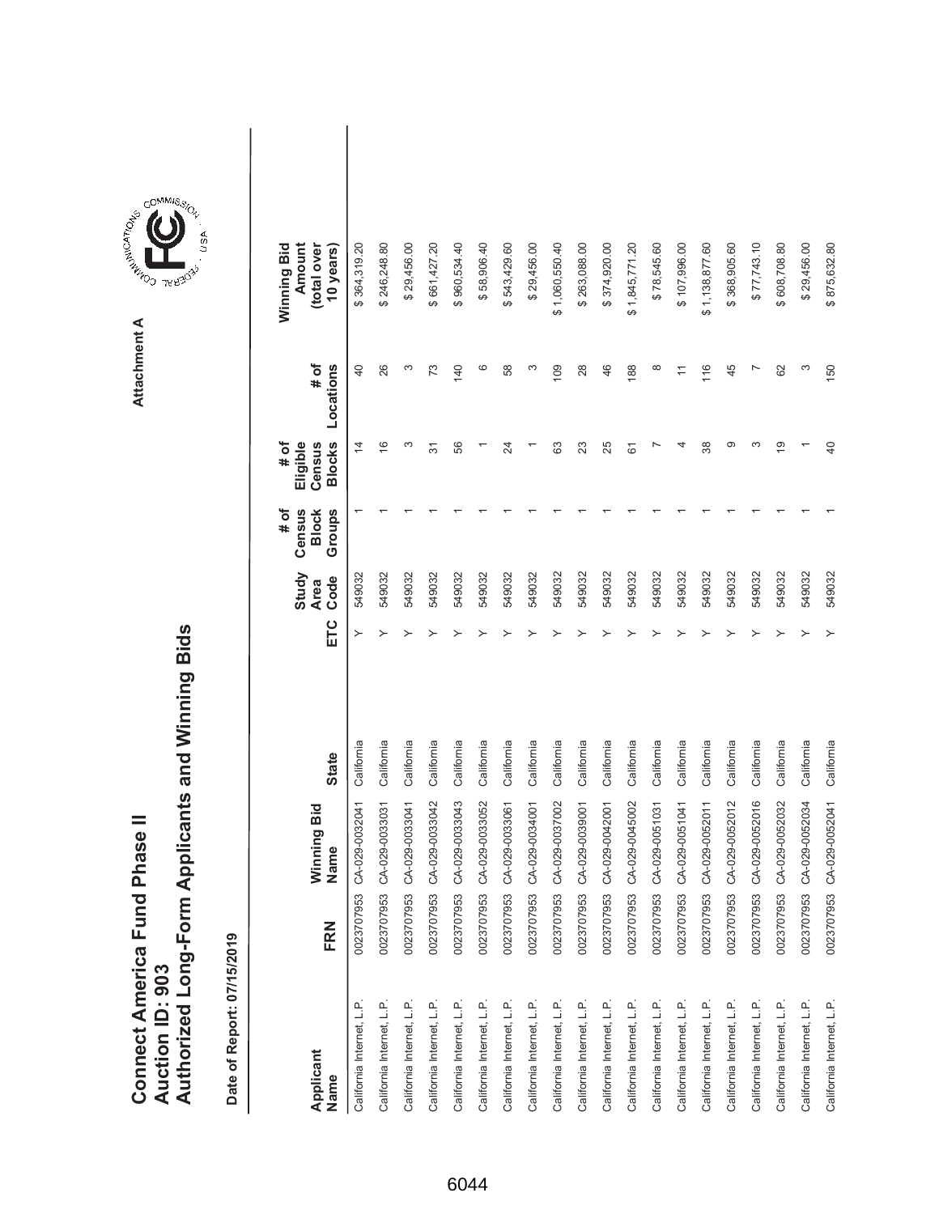# Connect America Fund Phase II
## Auction ID: 903
## Authorized Long-Form Applicants and Winning Bids

Attachment A

Date of Report: 07/15/2019

| Applicant Name | FRN | Winning Bid Name | State | ETC | Study Area Code | # of Census Block Groups | # of Eligible Census Blocks | # of Locations | Winning Bid Amount (total over 10 years) |
|---|---|---|---|---|---|---|---|---|---|
| California Internet, L.P. | 0023707953 | CA-029-0032041 | California | Y | 549032 | 1 | 14 | 40 | $ 364,319.20 |
| California Internet, L.P. | 0023707953 | CA-029-0033031 | California | Y | 549032 | 1 | 16 | 26 | $ 246,248.80 |
| California Internet, L.P. | 0023707953 | CA-029-0033041 | California | Y | 549032 | 1 | 3 | 3 | $ 29,456.00 |
| California Internet, L.P. | 0023707953 | CA-029-0033042 | California | Y | 549032 | 1 | 31 | 73 | $ 661,427.20 |
| California Internet, L.P. | 0023707953 | CA-029-0033043 | California | Y | 549032 | 1 | 56 | 140 | $ 960,534.40 |
| California Internet, L.P. | 0023707953 | CA-029-0033052 | California | Y | 549032 | 1 | 1 | 6 | $ 58,906.40 |
| California Internet, L.P. | 0023707953 | CA-029-0033061 | California | Y | 549032 | 1 | 24 | 58 | $ 543,429.60 |
| California Internet, L.P. | 0023707953 | CA-029-0034001 | California | Y | 549032 | 1 | 1 | 3 | $ 29,456.00 |
| California Internet, L.P. | 0023707953 | CA-029-0037002 | California | Y | 549032 | 1 | 63 | 109 | $ 1,060,550.40 |
| California Internet, L.P. | 0023707953 | CA-029-0039001 | California | Y | 549032 | 1 | 23 | 28 | $ 263,088.00 |
| California Internet, L.P. | 0023707953 | CA-029-0042001 | California | Y | 549032 | 1 | 25 | 46 | $ 374,920.00 |
| California Internet, L.P. | 0023707953 | CA-029-0045002 | California | Y | 549032 | 1 | 61 | 188 | $ 1,845,771.20 |
| California Internet, L.P. | 0023707953 | CA-029-0051031 | California | Y | 549032 | 1 | 7 | 8 | $ 78,545.60 |
| California Internet, L.P. | 0023707953 | CA-029-0051041 | California | Y | 549032 | 1 | 4 | 11 | $ 107,996.00 |
| California Internet, L.P. | 0023707953 | CA-029-0052011 | California | Y | 549032 | 1 | 38 | 116 | $ 1,138,877.60 |
| California Internet, L.P. | 0023707953 | CA-029-0052012 | California | Y | 549032 | 1 | 9 | 45 | $ 368,905.60 |
| California Internet, L.P. | 0023707953 | CA-029-0052016 | California | Y | 549032 | 1 | 3 | 7 | $ 77,743.10 |
| California Internet, L.P. | 0023707953 | CA-029-0052032 | California | Y | 549032 | 1 | 19 | 62 | $ 608,708.80 |
| California Internet, L.P. | 0023707953 | CA-029-0052034 | California | Y | 549032 | 1 | 1 | 3 | $ 29,456.00 |
| California Internet, L.P. | 0023707953 | CA-029-0052041 | California | Y | 549032 | 1 | 40 | 150 | $ 875,632.80 |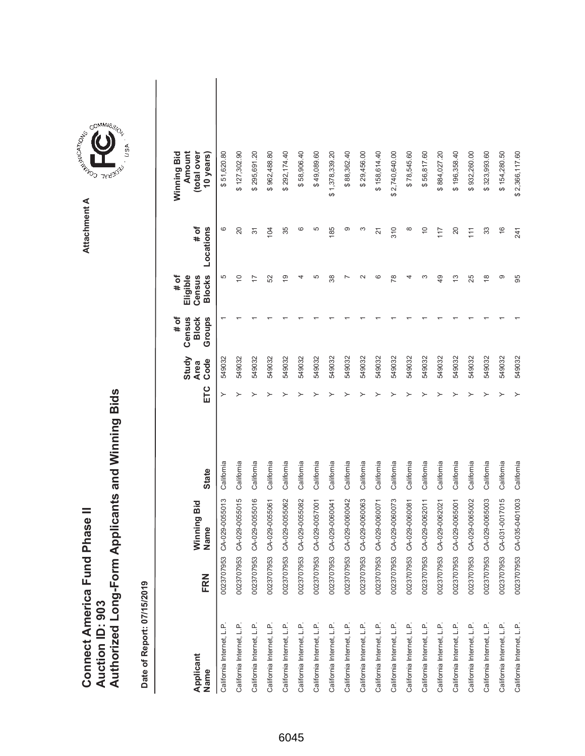# Connect America Fund Phase II
# Auction ID: 903
# Authorized Long-Form Applicants and Winning Bids

Attachment A

**Date of Report: 07/15/2019**

| Applicant Name | FRN | Winning Bid Name | State | ETC | Study Area Code | # of Census Block Groups | # of Eligible Census Blocks | # of Locations | Winning Bid Amount (total over 10 years) |
|---|---|---|---|---|---|---|---|---|---|
| California Internet, L.P. | 0023707953 | CA-029-0055013 | California | Y | 549032 | 1 | 5 | 6 | $ 51,620.80 |
| California Internet, L.P. | 0023707953 | CA-029-0055015 | California | Y | 549032 | 1 | 10 | 20 | $ 127,302.90 |
| California Internet, L.P. | 0023707953 | CA-029-0055016 | California | Y | 549032 | 1 | 17 | 31 | $ 295,691.20 |
| California Internet, L.P. | 0023707953 | CA-029-0055061 | California | Y | 549032 | 1 | 52 | 104 | $ 962,488.80 |
| California Internet, L.P. | 0023707953 | CA-029-0055062 | California | Y | 549032 | 1 | 19 | 35 | $ 292,174.40 |
| California Internet, L.P. | 0023707953 | CA-029-0055082 | California | Y | 549032 | 1 | 4 | 6 | $ 58,906.40 |
| California Internet, L.P. | 0023707953 | CA-029-0057001 | California | Y | 549032 | 1 | 5 | 5 | $ 49,089.60 |
| California Internet, L.P. | 0023707953 | CA-029-0060041 | California | Y | 549032 | 1 | 38 | 185 | $ 1,378,339.20 |
| California Internet, L.P. | 0023707953 | CA-029-0060042 | California | Y | 549032 | 1 | 7 | 9 | $ 88,362.40 |
| California Internet, L.P. | 0023707953 | CA-029-0060063 | California | Y | 549032 | 1 | 2 | 3 | $ 29,456.00 |
| California Internet, L.P. | 0023707953 | CA-029-0060071 | California | Y | 549032 | 1 | 6 | 21 | $ 158,614.40 |
| California Internet, L.P. | 0023707953 | CA-029-0060073 | California | Y | 549032 | 1 | 78 | 310 | $ 2,740,640.00 |
| California Internet, L.P. | 0023707953 | CA-029-0060081 | California | Y | 549032 | 1 | 4 | 8 | $ 78,545.60 |
| California Internet, L.P. | 0023707953 | CA-029-0062011 | California | Y | 549032 | 1 | 3 | 10 | $ 56,817.60 |
| California Internet, L.P. | 0023707953 | CA-029-0062021 | California | Y | 549032 | 1 | 49 | 117 | $ 884,027.20 |
| California Internet, L.P. | 0023707953 | CA-029-0065001 | California | Y | 549032 | 1 | 13 | 20 | $ 196,358.40 |
| California Internet, L.P. | 0023707953 | CA-029-0065002 | California | Y | 549032 | 1 | 25 | 111 | $ 932,260.00 |
| California Internet, L.P. | 0023707953 | CA-029-0065003 | California | Y | 549032 | 1 | 18 | 33 | $ 323,993.60 |
| California Internet, L.P. | 0023707953 | CA-031-0017015 | California | Y | 549032 | 1 | 9 | 16 | $ 154,280.50 |
| California Internet, L.P. | 0023707953 | CA-035-0401003 | California | Y | 549032 | 1 | 95 | 241 | $ 2,366,117.60 |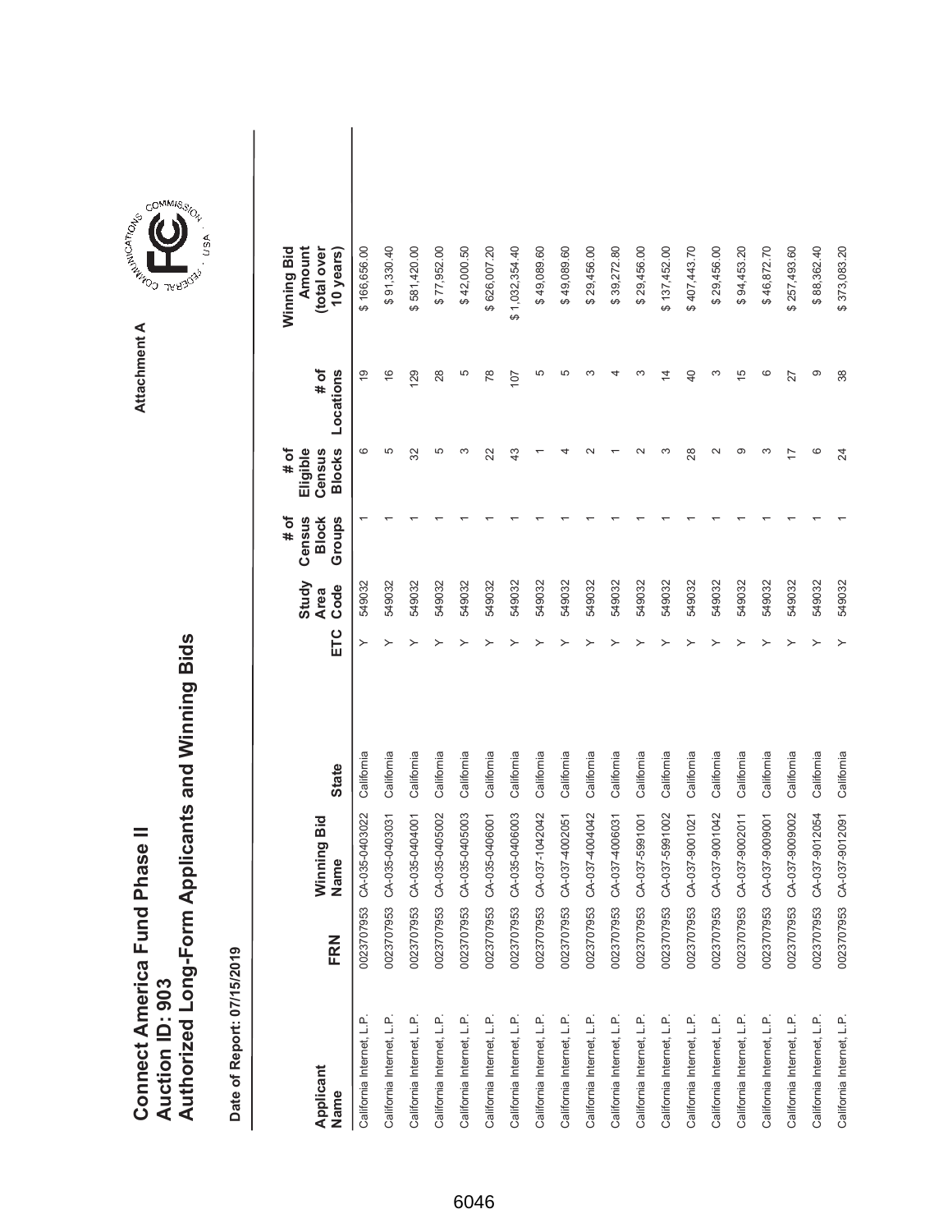# Connect America Fund Phase II
# Auction ID: 903
# Authorized Long-Form Applicants and Winning Bids

Attachment A

**Date of Report: 07/15/2019**

| Applicant Name | FRN | Winning Bid Name | State | ETC | Study Area Code | # of Census Block Groups | # of Eligible Census Blocks | # of Locations | Winning Bid Amount (total over 10 years) |
|---|---|---|---|---|---|---|---|---|---|
| California Internet, L.P. | 0023707953 | CA-035-0403022 | California | Y | 549032 | 1 | 6 | 19 | $ 166,656.00 |
| California Internet, L.P. | 0023707953 | CA-035-0403031 | California | Y | 549032 | 1 | 5 | 16 | $ 91,330.40 |
| California Internet, L.P. | 0023707953 | CA-035-0404001 | California | Y | 549032 | 1 | 32 | 129 | $ 581,420.00 |
| California Internet, L.P. | 0023707953 | CA-035-0405002 | California | Y | 549032 | 1 | 5 | 28 | $ 77,952.00 |
| California Internet, L.P. | 0023707953 | CA-035-0405003 | California | Y | 549032 | 1 | 3 | 5 | $ 42,000.50 |
| California Internet, L.P. | 0023707953 | CA-035-0406001 | California | Y | 549032 | 1 | 22 | 78 | $ 626,007.20 |
| California Internet, L.P. | 0023707953 | CA-035-0406003 | California | Y | 549032 | 1 | 43 | 107 | $ 1,032,354.40 |
| California Internet, L.P. | 0023707953 | CA-037-1042042 | California | Y | 549032 | 1 | 1 | 5 | $ 49,089.60 |
| California Internet, L.P. | 0023707953 | CA-037-4002051 | California | Y | 549032 | 1 | 4 | 5 | $ 49,089.60 |
| California Internet, L.P. | 0023707953 | CA-037-4004042 | California | Y | 549032 | 1 | 2 | 3 | $ 29,456.00 |
| California Internet, L.P. | 0023707953 | CA-037-4006031 | California | Y | 549032 | 1 | 1 | 4 | $ 39,272.80 |
| California Internet, L.P. | 0023707953 | CA-037-5991001 | California | Y | 549032 | 1 | 2 | 3 | $ 29,456.00 |
| California Internet, L.P. | 0023707953 | CA-037-5991002 | California | Y | 549032 | 1 | 3 | 14 | $ 137,452.00 |
| California Internet, L.P. | 0023707953 | CA-037-9001021 | California | Y | 549032 | 1 | 28 | 40 | $ 407,443.70 |
| California Internet, L.P. | 0023707953 | CA-037-9001042 | California | Y | 549032 | 1 | 2 | 3 | $ 29,456.00 |
| California Internet, L.P. | 0023707953 | CA-037-9002011 | California | Y | 549032 | 1 | 9 | 15 | $ 94,453.20 |
| California Internet, L.P. | 0023707953 | CA-037-9009001 | California | Y | 549032 | 1 | 3 | 6 | $ 46,872.70 |
| California Internet, L.P. | 0023707953 | CA-037-9009002 | California | Y | 549032 | 1 | 17 | 27 | $ 257,493.60 |
| California Internet, L.P. | 0023707953 | CA-037-9012054 | California | Y | 549032 | 1 | 6 | 9 | $ 88,362.40 |
| California Internet, L.P. | 0023707953 | CA-037-9012091 | California | Y | 549032 | 1 | 24 | 38 | $ 373,083.20 |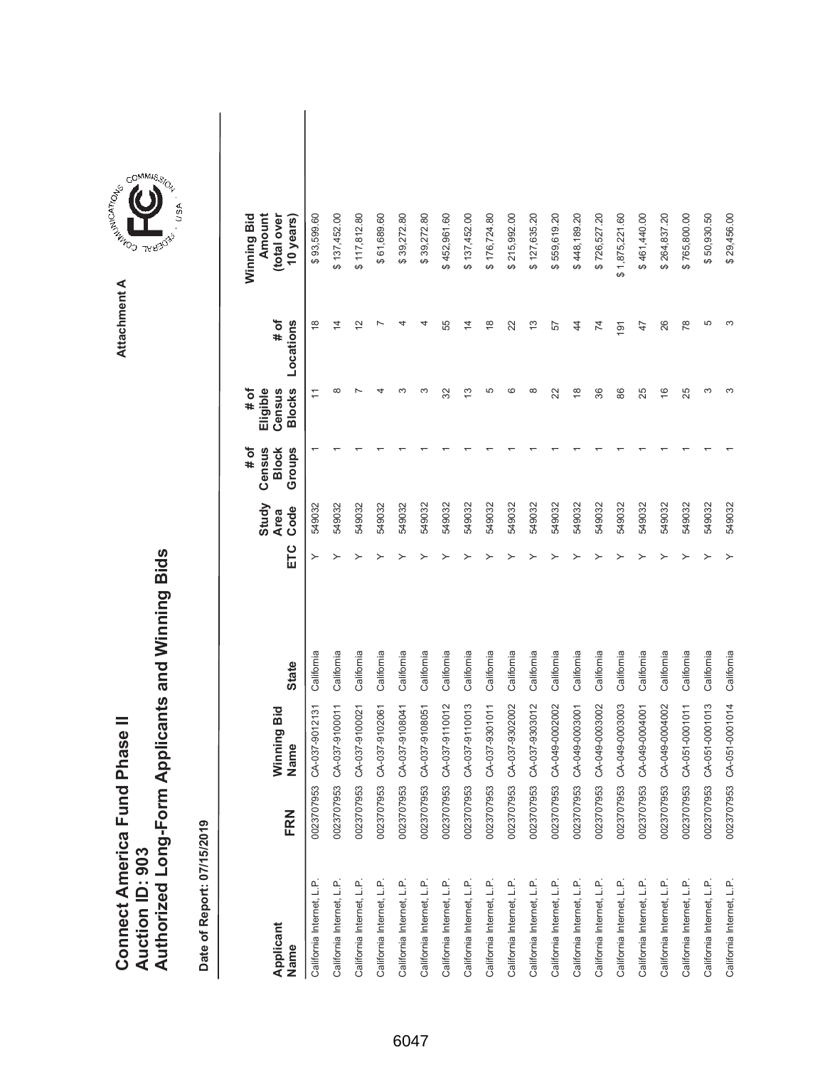# Connect America Fund Phase II
## Auction ID: 903
## Authorized Long-Form Applicants and Winning Bids

Attachment A

Date of Report: 07/15/2019

| Applicant Name | FRN | Winning Bid Name | State | ETC | Study Area Code | # of Census Block Groups | # of Eligible Census Blocks | # of Locations | Winning Bid Amount (total over 10 years) |
|---|---|---|---|---|---|---|---|---|---|
| California Internet, L.P. | 0023707953 | CA-037-9012131 | California | Y | 549032 | 1 | 11 | 18 | $ 93,599.60 |
| California Internet, L.P. | 0023707953 | CA-037-9100011 | California | Y | 549032 | 1 | 8 | 14 | $ 137,452.00 |
| California Internet, L.P. | 0023707953 | CA-037-9100021 | California | Y | 549032 | 1 | 7 | 12 | $ 117,812.80 |
| California Internet, L.P. | 0023707953 | CA-037-9102061 | California | Y | 549032 | 1 | 4 | 7 | $ 61,689.60 |
| California Internet, L.P. | 0023707953 | CA-037-9108041 | California | Y | 549032 | 1 | 3 | 4 | $ 39,272.80 |
| California Internet, L.P. | 0023707953 | CA-037-9108051 | California | Y | 549032 | 1 | 3 | 4 | $ 39,272.80 |
| California Internet, L.P. | 0023707953 | CA-037-9110012 | California | Y | 549032 | 1 | 32 | 55 | $ 452,961.60 |
| California Internet, L.P. | 0023707953 | CA-037-9110013 | California | Y | 549032 | 1 | 13 | 14 | $ 137,452.00 |
| California Internet, L.P. | 0023707953 | CA-037-9301011 | California | Y | 549032 | 1 | 5 | 18 | $ 176,724.80 |
| California Internet, L.P. | 0023707953 | CA-037-9302002 | California | Y | 549032 | 1 | 6 | 22 | $ 215,992.00 |
| California Internet, L.P. | 0023707953 | CA-037-9303012 | California | Y | 549032 | 1 | 8 | 13 | $ 127,635.20 |
| California Internet, L.P. | 0023707953 | CA-049-0002002 | California | Y | 549032 | 1 | 22 | 57 | $ 559,619.20 |
| California Internet, L.P. | 0023707953 | CA-049-0003001 | California | Y | 549032 | 1 | 18 | 44 | $ 448,189.20 |
| California Internet, L.P. | 0023707953 | CA-049-0003002 | California | Y | 549032 | 1 | 36 | 74 | $ 726,527.20 |
| California Internet, L.P. | 0023707953 | CA-049-0003003 | California | Y | 549032 | 1 | 86 | 191 | $ 1,875,221.60 |
| California Internet, L.P. | 0023707953 | CA-049-0004001 | California | Y | 549032 | 1 | 25 | 47 | $ 461,440.00 |
| California Internet, L.P. | 0023707953 | CA-049-0004002 | California | Y | 549032 | 1 | 16 | 26 | $ 264,837.20 |
| California Internet, L.P. | 0023707953 | CA-051-0001011 | California | Y | 549032 | 1 | 25 | 78 | $ 765,800.00 |
| California Internet, L.P. | 0023707953 | CA-051-0001013 | California | Y | 549032 | 1 | 3 | 5 | $ 50,930.50 |
| California Internet, L.P. | 0023707953 | CA-051-0001014 | California | Y | 549032 | 1 | 3 | 3 | $ 29,456.00 |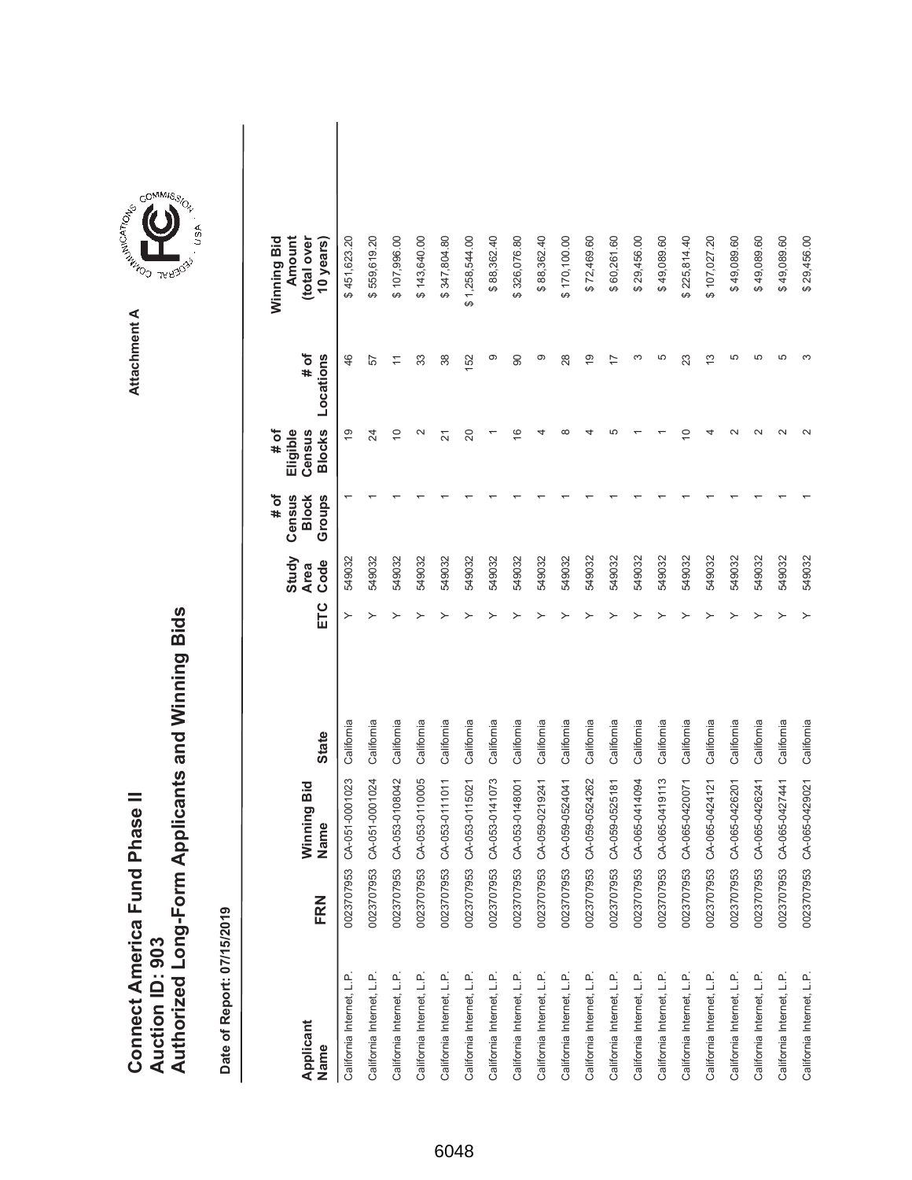# Connect America Fund Phase II
# Auction ID: 903
# Authorized Long-Form Applicants and Winning Bids

Attachment A

Date of Report: 07/15/2019

| Applicant Name | FRN | Winning Bid Name | State | ETC | Study Area Code | # of Census Block Groups | # of Eligible Census Blocks | # of Locations | Winning Bid Amount (total over 10 years) |
|---|---|---|---|---|---|---|---|---|---|
| California Internet, L.P. | 0023707953 | CA-051-0001023 | California | Y | 549032 | 1 | 19 | 46 | $ 451,623.20 |
| California Internet, L.P. | 0023707953 | CA-051-0001024 | California | Y | 549032 | 1 | 24 | 57 | $ 559,619.20 |
| California Internet, L.P. | 0023707953 | CA-053-0108042 | California | Y | 549032 | 1 | 10 | 11 | $ 107,996.00 |
| California Internet, L.P. | 0023707953 | CA-053-0110005 | California | Y | 549032 | 1 | 2 | 33 | $ 143,640.00 |
| California Internet, L.P. | 0023707953 | CA-053-0111011 | California | Y | 549032 | 1 | 21 | 38 | $ 347,804.80 |
| California Internet, L.P. | 0023707953 | CA-053-0115021 | California | Y | 549032 | 1 | 20 | 152 | $ 1,258,544.00 |
| California Internet, L.P. | 0023707953 | CA-053-0141073 | California | Y | 549032 | 1 | 1 | 9 | $ 88,362.40 |
| California Internet, L.P. | 0023707953 | CA-053-0148001 | California | Y | 549032 | 1 | 16 | 90 | $ 326,076.80 |
| California Internet, L.P. | 0023707953 | CA-059-0219241 | California | Y | 549032 | 1 | 4 | 9 | $ 88,362.40 |
| California Internet, L.P. | 0023707953 | CA-059-0524041 | California | Y | 549032 | 1 | 8 | 28 | $ 170,100.00 |
| California Internet, L.P. | 0023707953 | CA-059-0524262 | California | Y | 549032 | 1 | 4 | 19 | $ 72,469.60 |
| California Internet, L.P. | 0023707953 | CA-059-0525181 | California | Y | 549032 | 1 | 5 | 17 | $ 60,261.60 |
| California Internet, L.P. | 0023707953 | CA-065-0414094 | California | Y | 549032 | 1 | 1 | 3 | $ 29,456.00 |
| California Internet, L.P. | 0023707953 | CA-065-0419113 | California | Y | 549032 | 1 | 1 | 5 | $ 49,089.60 |
| California Internet, L.P. | 0023707953 | CA-065-0420071 | California | Y | 549032 | 1 | 10 | 23 | $ 225,814.40 |
| California Internet, L.P. | 0023707953 | CA-065-0424121 | California | Y | 549032 | 1 | 4 | 13 | $ 107,027.20 |
| California Internet, L.P. | 0023707953 | CA-065-0426201 | California | Y | 549032 | 1 | 2 | 5 | $ 49,089.60 |
| California Internet, L.P. | 0023707953 | CA-065-0426241 | California | Y | 549032 | 1 | 2 | 5 | $ 49,089.60 |
| California Internet, L.P. | 0023707953 | CA-065-0427441 | California | Y | 549032 | 1 | 2 | 5 | $ 49,089.60 |
| California Internet, L.P. | 0023707953 | CA-065-0429021 | California | Y | 549032 | 1 | 2 | 3 | $ 29,456.00 |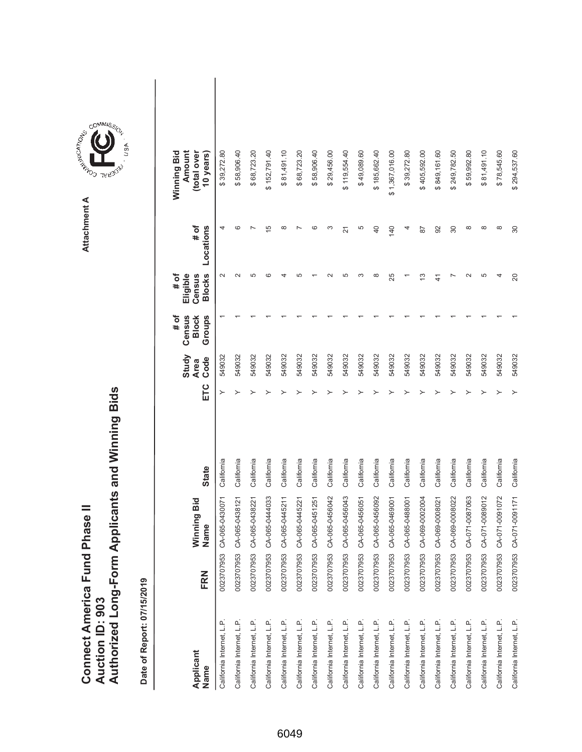# Connect America Fund Phase II
## Auction ID: 903
## Authorized Long-Form Applicants and Winning Bids

Attachment A

Date of Report: 07/15/2019

| Applicant Name | FRN | Winning Bid Name | State | ETC | Study Area Code | # of Census Block Groups | # of Eligible Census Blocks | # of Locations | Winning Bid Amount (total over 10 years) |
|---|---|---|---|---|---|---|---|---|---|
| California Internet, L.P. | 0023707953 | CA-065-0430071 | California | Y | 549032 | 1 | 2 | 4 | $ 39,272.80 |
| California Internet, L.P. | 0023707953 | CA-065-0438121 | California | Y | 549032 | 1 | 2 | 6 | $ 58,906.40 |
| California Internet, L.P. | 0023707953 | CA-065-0438221 | California | Y | 549032 | 1 | 5 | 7 | $ 68,723.20 |
| California Internet, L.P. | 0023707953 | CA-065-0444033 | California | Y | 549032 | 1 | 6 | 15 | $ 152,791.40 |
| California Internet, L.P. | 0023707953 | CA-065-0445211 | California | Y | 549032 | 1 | 4 | 8 | $ 81,491.10 |
| California Internet, L.P. | 0023707953 | CA-065-0445221 | California | Y | 549032 | 1 | 5 | 7 | $ 68,723.20 |
| California Internet, L.P. | 0023707953 | CA-065-0451251 | California | Y | 549032 | 1 | 1 | 6 | $ 58,906.40 |
| California Internet, L.P. | 0023707953 | CA-065-0456042 | California | Y | 549032 | 1 | 2 | 3 | $ 29,456.00 |
| California Internet, L.P. | 0023707953 | CA-065-0456043 | California | Y | 549032 | 1 | 5 | 21 | $ 119,554.40 |
| California Internet, L.P. | 0023707953 | CA-065-0456051 | California | Y | 549032 | 1 | 3 | 5 | $ 49,089.60 |
| California Internet, L.P. | 0023707953 | CA-065-0456092 | California | Y | 549032 | 1 | 8 | 40 | $ 185,662.40 |
| California Internet, L.P. | 0023707953 | CA-065-0469001 | California | Y | 549032 | 1 | 25 | 140 | $ 1,367,016.00 |
| California Internet, L.P. | 0023707953 | CA-065-0488001 | California | Y | 549032 | 1 | 1 | 4 | $ 39,272.80 |
| California Internet, L.P. | 0023707953 | CA-069-0002004 | California | Y | 549032 | 1 | 13 | 87 | $ 405,592.00 |
| California Internet, L.P. | 0023707953 | CA-069-0008021 | California | Y | 549032 | 1 | 41 | 92 | $ 849,161.60 |
| California Internet, L.P. | 0023707953 | CA-069-0008022 | California | Y | 549032 | 1 | 7 | 30 | $ 249,782.50 |
| California Internet, L.P. | 0023707953 | CA-071-0087063 | California | Y | 549032 | 1 | 2 | 8 | $ 59,992.80 |
| California Internet, L.P. | 0023707953 | CA-071-0089012 | California | Y | 549032 | 1 | 5 | 8 | $ 81,491.10 |
| California Internet, L.P. | 0023707953 | CA-071-0091072 | California | Y | 549032 | 1 | 4 | 8 | $ 78,545.60 |
| California Internet, L.P. | 0023707953 | CA-071-0091171 | California | Y | 549032 | 1 | 20 | 30 | $ 294,537.60 |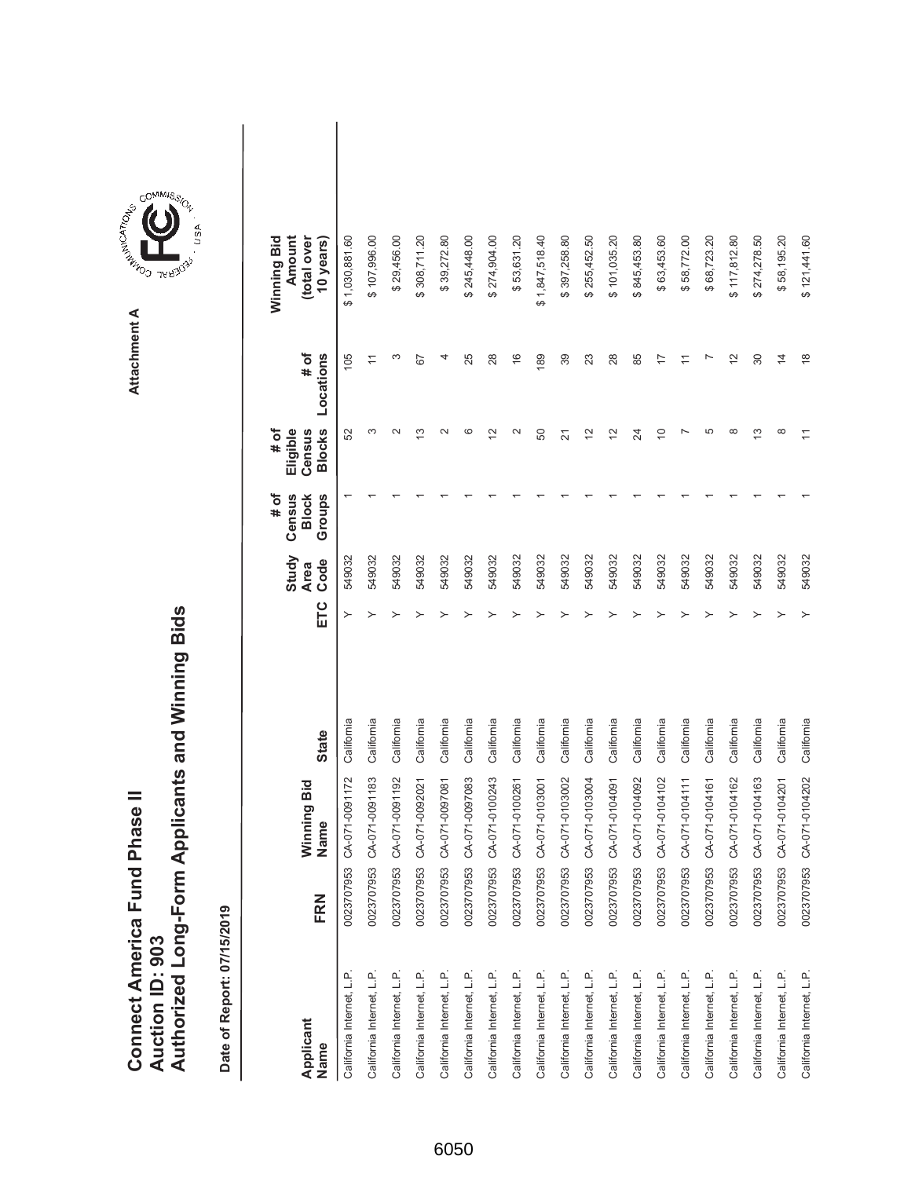# Connect America Fund Phase II
# Auction ID: 903
# Authorized Long-Form Applicants and Winning Bids

Attachment A

**Date of Report: 07/15/2019**

| Applicant Name | FRN | Winning Bid Name | State | ETC | Study Area Code | # of Census Block Groups | # of Eligible Census Blocks | # of Locations | Winning Bid Amount (total over 10 years) |
|---|---|---|---|---|---|---|---|---|---|
| California Internet, L.P. | 0023707953 | CA-071-0091172 | California | Y | 549032 | 1 | 52 | 105 | $ 1,030,881.60 |
| California Internet, L.P. | 0023707953 | CA-071-0091183 | California | Y | 549032 | 1 | 3 | 11 | $ 107,996.00 |
| California Internet, L.P. | 0023707953 | CA-071-0091192 | California | Y | 549032 | 1 | 2 | 3 | $ 29,456.00 |
| California Internet, L.P. | 0023707953 | CA-071-0092021 | California | Y | 549032 | 1 | 13 | 67 | $ 308,711.20 |
| California Internet, L.P. | 0023707953 | CA-071-0097081 | California | Y | 549032 | 1 | 2 | 4 | $ 39,272.80 |
| California Internet, L.P. | 0023707953 | CA-071-0097083 | California | Y | 549032 | 1 | 6 | 25 | $ 245,448.00 |
| California Internet, L.P. | 0023707953 | CA-071-0100243 | California | Y | 549032 | 1 | 12 | 28 | $ 274,904.00 |
| California Internet, L.P. | 0023707953 | CA-071-0100261 | California | Y | 549032 | 1 | 2 | 16 | $ 53,631.20 |
| California Internet, L.P. | 0023707953 | CA-071-0103001 | California | Y | 549032 | 1 | 50 | 189 | $ 1,847,518.40 |
| California Internet, L.P. | 0023707953 | CA-071-0103002 | California | Y | 549032 | 1 | 21 | 39 | $ 397,258.80 |
| California Internet, L.P. | 0023707953 | CA-071-0103004 | California | Y | 549032 | 1 | 12 | 23 | $ 255,452.50 |
| California Internet, L.P. | 0023707953 | CA-071-0104091 | California | Y | 549032 | 1 | 12 | 28 | $ 101,035.20 |
| California Internet, L.P. | 0023707953 | CA-071-0104092 | California | Y | 549032 | 1 | 24 | 85 | $ 845,453.80 |
| California Internet, L.P. | 0023707953 | CA-071-0104102 | California | Y | 549032 | 1 | 10 | 17 | $ 63,453.60 |
| California Internet, L.P. | 0023707953 | CA-071-0104111 | California | Y | 549032 | 1 | 7 | 11 | $ 58,772.00 |
| California Internet, L.P. | 0023707953 | CA-071-0104161 | California | Y | 549032 | 1 | 5 | 7 | $ 68,723.20 |
| California Internet, L.P. | 0023707953 | CA-071-0104162 | California | Y | 549032 | 1 | 8 | 12 | $ 117,812.80 |
| California Internet, L.P. | 0023707953 | CA-071-0104163 | California | Y | 549032 | 1 | 13 | 30 | $ 274,278.50 |
| California Internet, L.P. | 0023707953 | CA-071-0104201 | California | Y | 549032 | 1 | 8 | 14 | $ 58,195.20 |
| California Internet, L.P. | 0023707953 | CA-071-0104202 | California | Y | 549032 | 1 | 11 | 18 | $ 121,441.60 |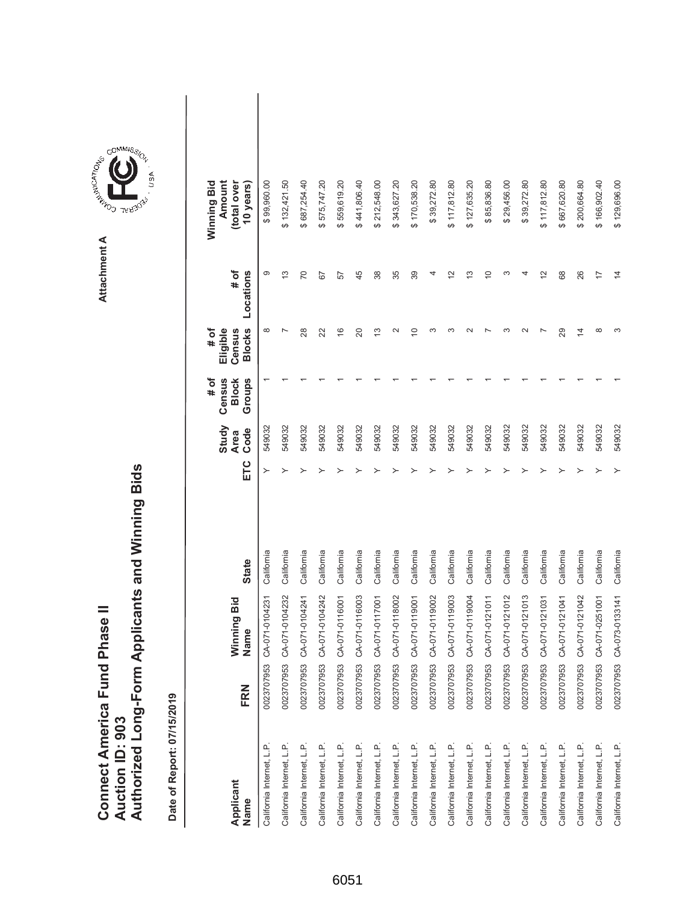# Connect America Fund Phase II
# Auction ID: 903
# Authorized Long-Form Applicants and Winning Bids

Attachment A

**Date of Report: 07/15/2019**

| Applicant Name | FRN | Winning Bid Name | State | ETC | Study Area Code | # of Census Block Groups | # of Eligible Census Blocks | # of Locations | Winning Bid Amount (total over 10 years) |
|---|---|---|---|---|---|---|---|---|---|
| California Internet, L.P. | 0023707953 | CA-071-0104231 | California | Y | 549032 | 1 | 8 | 9 | $ 99,960.00 |
| California Internet, L.P. | 0023707953 | CA-071-0104232 | California | Y | 549032 | 1 | 7 | 13 | $ 132,421.50 |
| California Internet, L.P. | 0023707953 | CA-071-0104241 | California | Y | 549032 | 1 | 28 | 70 | $ 687,254.40 |
| California Internet, L.P. | 0023707953 | CA-071-0104242 | California | Y | 549032 | 1 | 22 | 67 | $ 575,747.20 |
| California Internet, L.P. | 0023707953 | CA-071-0116001 | California | Y | 549032 | 1 | 16 | 57 | $ 559,619.20 |
| California Internet, L.P. | 0023707953 | CA-071-0116003 | California | Y | 549032 | 1 | 20 | 45 | $ 441,806.40 |
| California Internet, L.P. | 0023707953 | CA-071-0117001 | California | Y | 549032 | 1 | 13 | 38 | $ 212,548.00 |
| California Internet, L.P. | 0023707953 | CA-071-0118002 | California | Y | 549032 | 1 | 2 | 35 | $ 343,627.20 |
| California Internet, L.P. | 0023707953 | CA-071-0119001 | California | Y | 549032 | 1 | 10 | 39 | $ 170,538.20 |
| California Internet, L.P. | 0023707953 | CA-071-0119002 | California | Y | 549032 | 1 | 3 | 4 | $ 39,272.80 |
| California Internet, L.P. | 0023707953 | CA-071-0119003 | California | Y | 549032 | 1 | 3 | 12 | $ 117,812.80 |
| California Internet, L.P. | 0023707953 | CA-071-0119004 | California | Y | 549032 | 1 | 2 | 13 | $ 127,635.20 |
| California Internet, L.P. | 0023707953 | CA-071-0121011 | California | Y | 549032 | 1 | 7 | 10 | $ 85,836.80 |
| California Internet, L.P. | 0023707953 | CA-071-0121012 | California | Y | 549032 | 1 | 3 | 3 | $ 29,456.00 |
| California Internet, L.P. | 0023707953 | CA-071-0121013 | California | Y | 549032 | 1 | 2 | 4 | $ 39,272.80 |
| California Internet, L.P. | 0023707953 | CA-071-0121031 | California | Y | 549032 | 1 | 7 | 12 | $ 117,812.80 |
| California Internet, L.P. | 0023707953 | CA-071-0121041 | California | Y | 549032 | 1 | 29 | 68 | $ 667,620.80 |
| California Internet, L.P. | 0023707953 | CA-071-0121042 | California | Y | 549032 | 1 | 14 | 26 | $ 200,664.80 |
| California Internet, L.P. | 0023707953 | CA-071-0251001 | California | Y | 549032 | 1 | 8 | 17 | $ 166,902.40 |
| California Internet, L.P. | 0023707953 | CA-073-0133141 | California | Y | 549032 | 1 | 3 | 14 | $ 129,696.00 |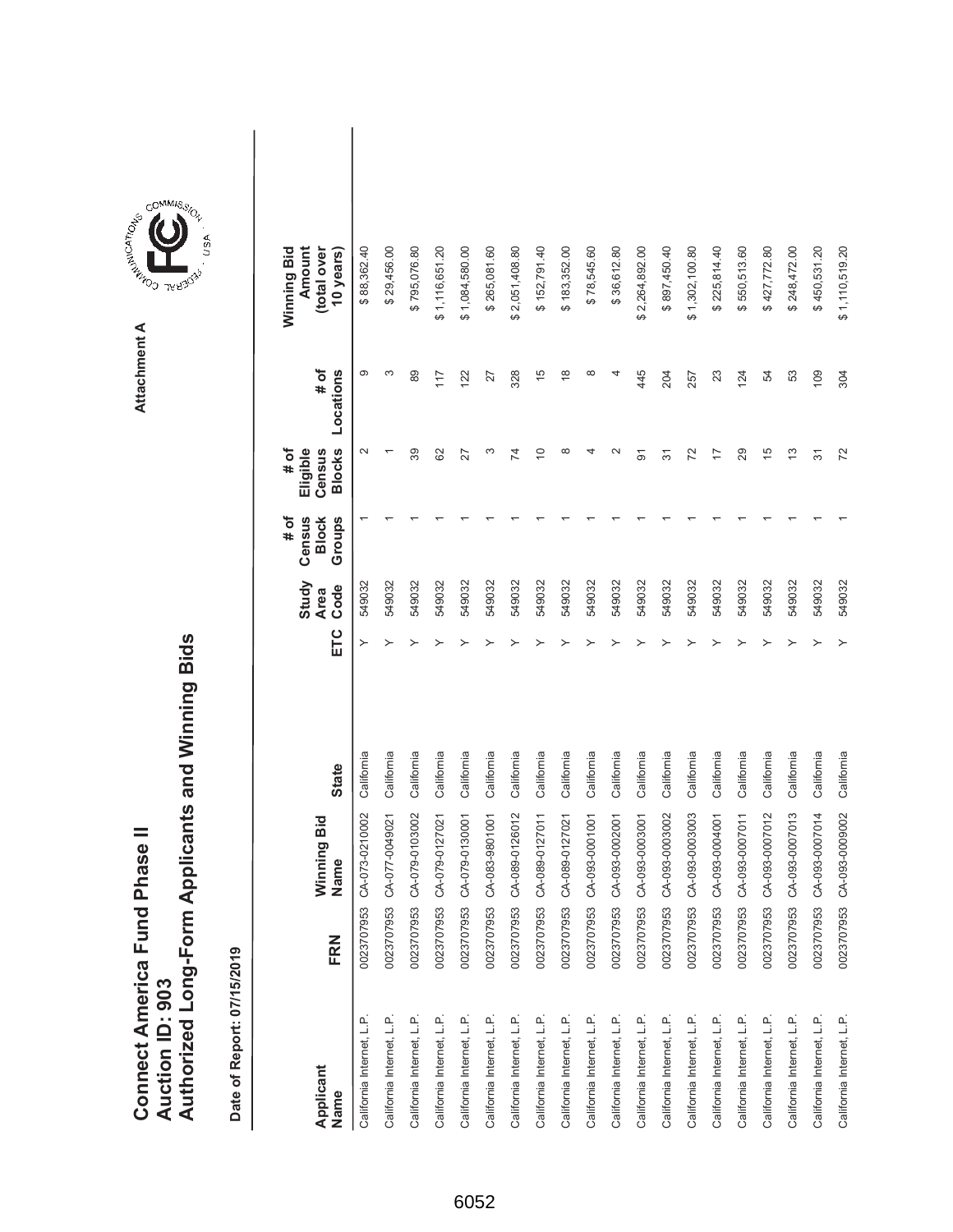# Connect America Fund Phase II
# Auction ID: 903
# Authorized Long-Form Applicants and Winning Bids

**Attachment A**

**Date of Report: 07/15/2019**

| Applicant Name | FRN | Winning Bid Name | State | ETC | Study Area Code | # of Census Block Groups | # of Eligible Census Blocks | # of Locations | Winning Bid Amount (total over 10 years) |
|---|---|---|---|---|---|---|---|---|---|
| California Internet, L.P. | 0023707953 | CA-073-0210002 | California | Y | 549032 | 1 | 2 | 9 | $ 88,362.40 |
| California Internet, L.P. | 0023707953 | CA-077-0049021 | California | Y | 549032 | 1 | 1 | 3 | $ 29,456.00 |
| California Internet, L.P. | 0023707953 | CA-079-0103002 | California | Y | 549032 | 1 | 39 | 89 | $ 795,076.80 |
| California Internet, L.P. | 0023707953 | CA-079-0127021 | California | Y | 549032 | 1 | 62 | 117 | $ 1,116,651.20 |
| California Internet, L.P. | 0023707953 | CA-079-0130001 | California | Y | 549032 | 1 | 27 | 122 | $ 1,084,580.00 |
| California Internet, L.P. | 0023707953 | CA-083-9801001 | California | Y | 549032 | 1 | 3 | 27 | $ 265,081.60 |
| California Internet, L.P. | 0023707953 | CA-089-0126012 | California | Y | 549032 | 1 | 74 | 328 | $ 2,051,408.80 |
| California Internet, L.P. | 0023707953 | CA-089-0127011 | California | Y | 549032 | 1 | 10 | 15 | $ 152,791.40 |
| California Internet, L.P. | 0023707953 | CA-089-0127021 | California | Y | 549032 | 1 | 8 | 18 | $ 183,352.00 |
| California Internet, L.P. | 0023707953 | CA-093-0001001 | California | Y | 549032 | 1 | 4 | 8 | $ 78,545.60 |
| California Internet, L.P. | 0023707953 | CA-093-0002001 | California | Y | 549032 | 1 | 2 | 4 | $ 36,612.80 |
| California Internet, L.P. | 0023707953 | CA-093-0003001 | California | Y | 549032 | 1 | 91 | 445 | $ 2,264,892.00 |
| California Internet, L.P. | 0023707953 | CA-093-0003002 | California | Y | 549032 | 1 | 31 | 204 | $ 897,450.40 |
| California Internet, L.P. | 0023707953 | CA-093-0003003 | California | Y | 549032 | 1 | 72 | 257 | $ 1,302,100.80 |
| California Internet, L.P. | 0023707953 | CA-093-0004001 | California | Y | 549032 | 1 | 17 | 23 | $ 225,814.40 |
| California Internet, L.P. | 0023707953 | CA-093-0007011 | California | Y | 549032 | 1 | 29 | 124 | $ 550,513.60 |
| California Internet, L.P. | 0023707953 | CA-093-0007012 | California | Y | 549032 | 1 | 15 | 54 | $ 427,772.80 |
| California Internet, L.P. | 0023707953 | CA-093-0007013 | California | Y | 549032 | 1 | 13 | 53 | $ 248,472.00 |
| California Internet, L.P. | 0023707953 | CA-093-0007014 | California | Y | 549032 | 1 | 31 | 109 | $ 450,531.20 |
| California Internet, L.P. | 0023707953 | CA-093-0009002 | California | Y | 549032 | 1 | 72 | 304 | $ 1,110,519.20 |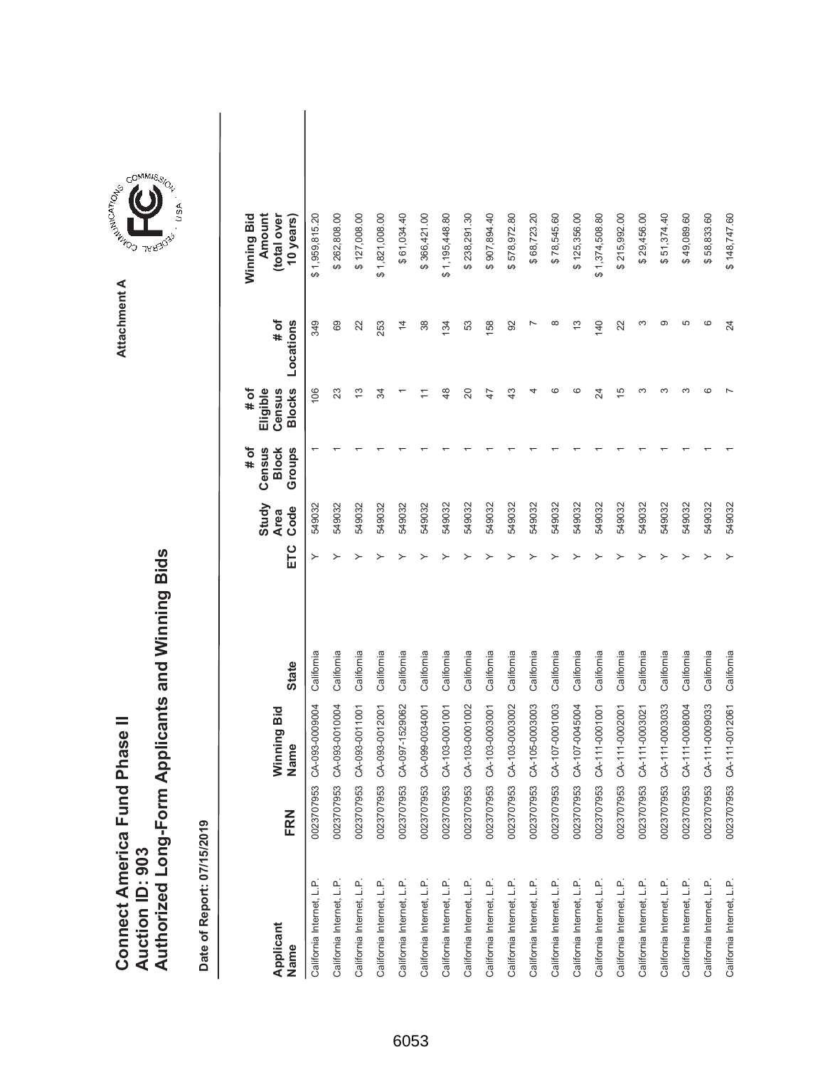# Connect America Fund Phase II
## Auction ID: 903
## Authorized Long-Form Applicants and Winning Bids

Attachment A

Date of Report: 07/15/2019

| Applicant Name | FRN | Winning Bid Name | State | ETC | Study Area Code | # of Census Block Groups | # of Eligible Census Blocks | # of Locations | Winning Bid Amount (total over 10 years) |
|---|---|---|---|---|---|---|---|---|---|
| California Internet, L.P. | 0023707953 | CA-093-0009004 | California | Y | 549032 | 1 | 106 | 349 | $ 1,959,815.20 |
| California Internet, L.P. | 0023707953 | CA-093-0010004 | California | Y | 549032 | 1 | 23 | 69 | $ 262,808.00 |
| California Internet, L.P. | 0023707953 | CA-093-0011001 | California | Y | 549032 | 1 | 13 | 22 | $ 127,008.00 |
| California Internet, L.P. | 0023707953 | CA-093-0012001 | California | Y | 549032 | 1 | 34 | 253 | $ 1,821,008.00 |
| California Internet, L.P. | 0023707953 | CA-097-1529062 | California | Y | 549032 | 1 | 1 | 14 | $ 61,034.40 |
| California Internet, L.P. | 0023707953 | CA-099-0034001 | California | Y | 549032 | 1 | 11 | 38 | $ 366,421.00 |
| California Internet, L.P. | 0023707953 | CA-103-0001001 | California | Y | 549032 | 1 | 48 | 134 | $ 1,195,448.80 |
| California Internet, L.P. | 0023707953 | CA-103-0001002 | California | Y | 549032 | 1 | 20 | 53 | $ 238,291.30 |
| California Internet, L.P. | 0023707953 | CA-103-0003001 | California | Y | 549032 | 1 | 47 | 158 | $ 907,894.40 |
| California Internet, L.P. | 0023707953 | CA-103-0003002 | California | Y | 549032 | 1 | 43 | 92 | $ 578,972.80 |
| California Internet, L.P. | 0023707953 | CA-105-0003003 | California | Y | 549032 | 1 | 4 | 7 | $ 68,723.20 |
| California Internet, L.P. | 0023707953 | CA-107-0001003 | California | Y | 549032 | 1 | 6 | 8 | $ 78,545.60 |
| California Internet, L.P. | 0023707953 | CA-107-0045004 | California | Y | 549032 | 1 | 6 | 13 | $ 125,356.00 |
| California Internet, L.P. | 0023707953 | CA-111-0001001 | California | Y | 549032 | 1 | 24 | 140 | $ 1,374,508.80 |
| California Internet, L.P. | 0023707953 | CA-111-0002001 | California | Y | 549032 | 1 | 15 | 22 | $ 215,992.00 |
| California Internet, L.P. | 0023707953 | CA-111-0003021 | California | Y | 549032 | 1 | 3 | 3 | $ 29,456.00 |
| California Internet, L.P. | 0023707953 | CA-111-0003033 | California | Y | 549032 | 1 | 3 | 9 | $ 51,374.40 |
| California Internet, L.P. | 0023707953 | CA-111-0008004 | California | Y | 549032 | 1 | 3 | 5 | $ 49,089.60 |
| California Internet, L.P. | 0023707953 | CA-111-0009033 | California | Y | 549032 | 1 | 6 | 6 | $ 58,833.60 |
| California Internet, L.P. | 0023707953 | CA-111-0012061 | California | Y | 549032 | 1 | 7 | 24 | $ 148,747.60 |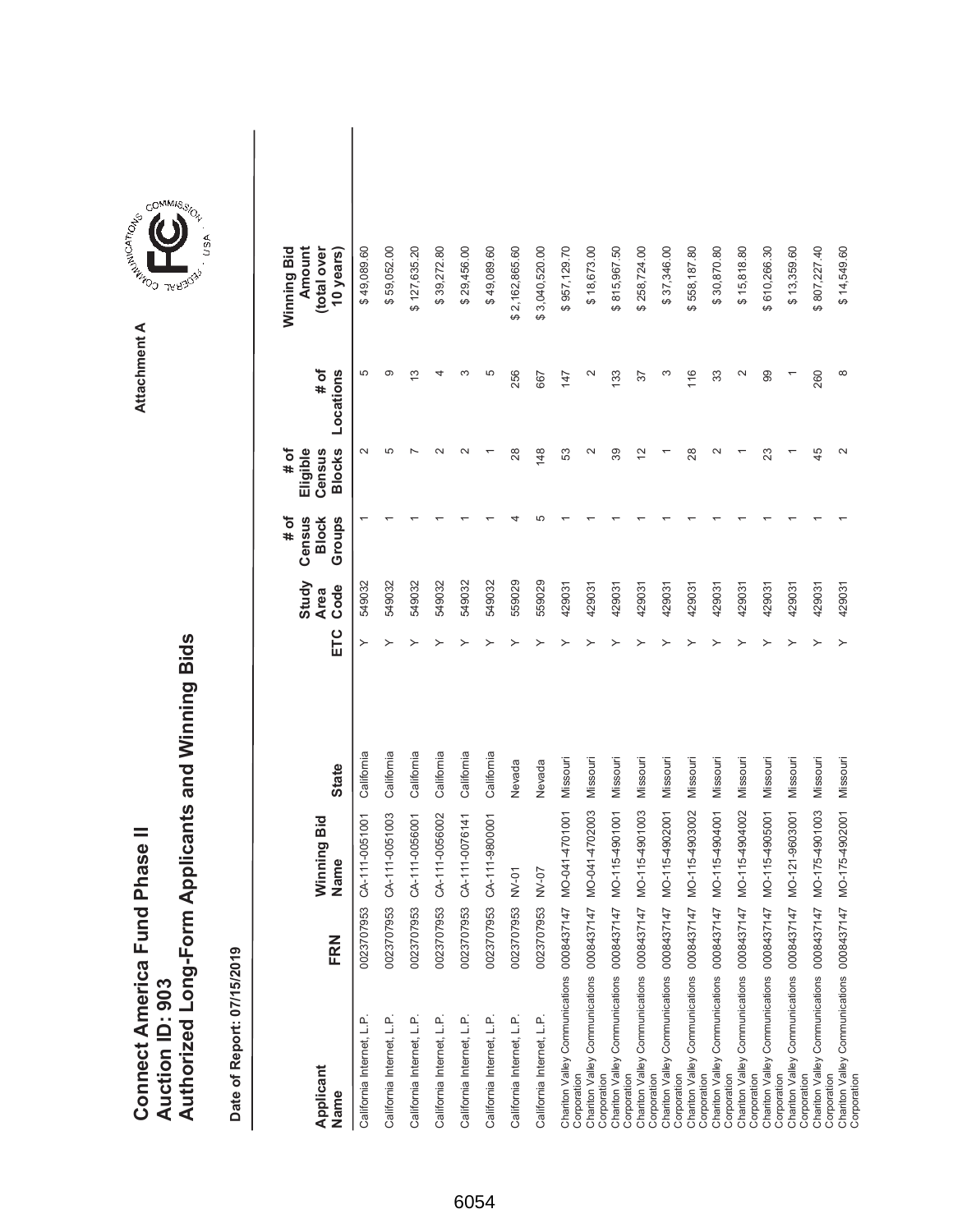# Connect America Fund Phase II
# Auction ID: 903
# Authorized Long-Form Applicants and Winning Bids

Attachment A

**Date of Report: 07/15/2019**

| Applicant Name | FRN | Winning Bid Name | State | ETC | Study Area Code | # of Census Block Groups | # of Eligible Census Blocks | # of Locations | Winning Bid Amount (total over 10 years) |
|---|---|---|---|---|---|---|---|---|---|
| California Internet, L.P. | 0023707953 | CA-111-0051001 | California | Y | 549032 | 1 | 2 | 5 | $ 49,089.60 |
| California Internet, L.P. | 0023707953 | CA-111-0051003 | California | Y | 549032 | 1 | 5 | 9 | $ 59,052.00 |
| California Internet, L.P. | 0023707953 | CA-111-0056001 | California | Y | 549032 | 1 | 7 | 13 | $ 127,635.20 |
| California Internet, L.P. | 0023707953 | CA-111-0056002 | California | Y | 549032 | 1 | 2 | 4 | $ 39,272.80 |
| California Internet, L.P. | 0023707953 | CA-111-0076141 | California | Y | 549032 | 1 | 2 | 3 | $ 29,456.00 |
| California Internet, L.P. | 0023707953 | CA-111-9800001 | California | Y | 549032 | 1 | 1 | 5 | $ 49,089.60 |
| California Internet, L.P. | 0023707953 | NV-01 | Nevada | Y | 559029 | 4 | 28 | 256 | $ 2,162,865.60 |
| California Internet, L.P. | 0023707953 | NV-07 | Nevada | Y | 559029 | 5 | 148 | 667 | $ 3,040,520.00 |
| Chariton Valley Communications Corporation | 0008437147 | MO-041-4701001 | Missouri | Y | 429031 | 1 | 53 | 147 | $ 957,129.70 |
| Chariton Valley Communications Corporation | 0008437147 | MO-041-4702003 | Missouri | Y | 429031 | 1 | 2 | 2 | $ 18,673.00 |
| Chariton Valley Communications Corporation | 0008437147 | MO-115-4901001 | Missouri | Y | 429031 | 1 | 39 | 133 | $ 815,967.50 |
| Chariton Valley Communications Corporation | 0008437147 | MO-115-4901003 | Missouri | Y | 429031 | 1 | 12 | 37 | $ 258,724.00 |
| Chariton Valley Communications Corporation | 0008437147 | MO-115-4902001 | Missouri | Y | 429031 | 1 | 1 | 3 | $ 37,346.00 |
| Chariton Valley Communications Corporation | 0008437147 | MO-115-4903002 | Missouri | Y | 429031 | 1 | 28 | 116 | $ 558,187.80 |
| Chariton Valley Communications Corporation | 0008437147 | MO-115-4904001 | Missouri | Y | 429031 | 1 | 2 | 33 | $ 30,870.80 |
| Chariton Valley Communications Corporation | 0008437147 | MO-115-4904002 | Missouri | Y | 429031 | 1 | 1 | 2 | $ 15,818.80 |
| Chariton Valley Communications Corporation | 0008437147 | MO-115-4905001 | Missouri | Y | 429031 | 1 | 23 | 99 | $ 610,266.30 |
| Chariton Valley Communications Corporation | 0008437147 | MO-121-9603001 | Missouri | Y | 429031 | 1 | 1 | 1 | $ 13,359.60 |
| Chariton Valley Communications Corporation | 0008437147 | MO-175-4901003 | Missouri | Y | 429031 | 1 | 45 | 260 | $ 807,227.40 |
| Chariton Valley Communications Corporation | 0008437147 | MO-175-4902001 | Missouri | Y | 429031 | 1 | 2 | 8 | $ 14,549.60 |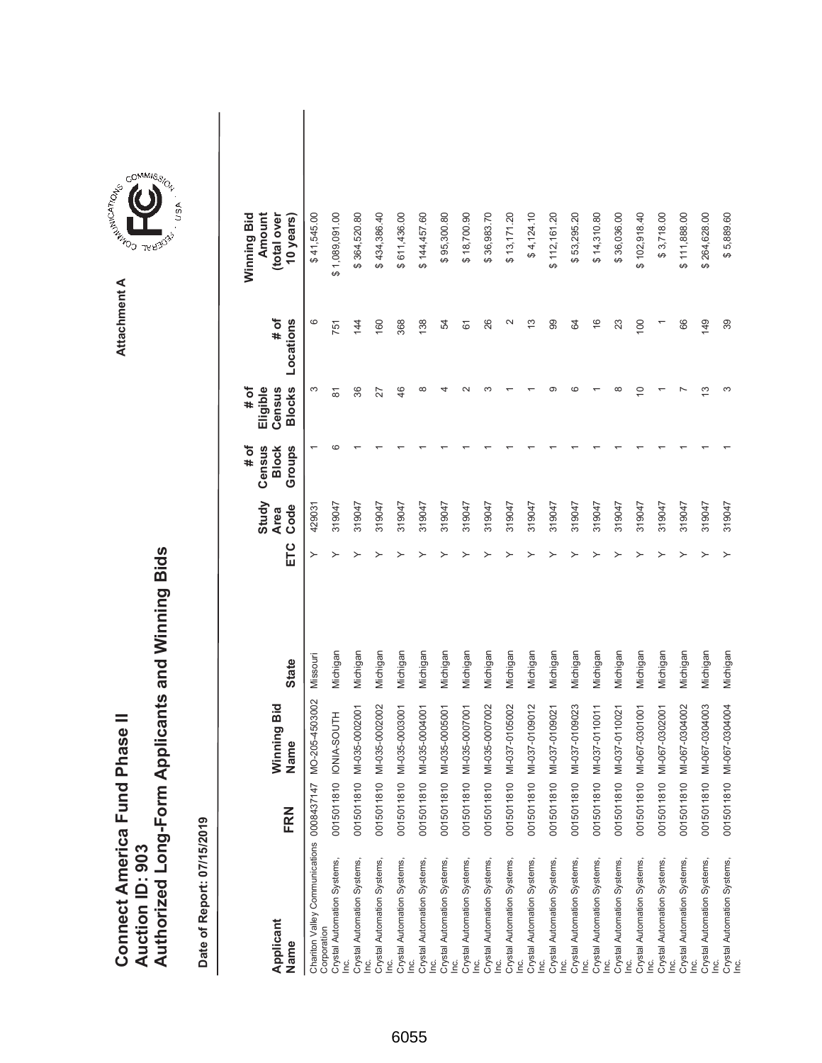# Connect America Fund Phase II
# Auction ID: 903
# Authorized Long-Form Applicants and Winning Bids

Attachment A

**Date of Report: 07/15/2019**

| Applicant Name | FRN | Winning Bid Name | State | ETC | Study Area Code | # of Census Block Groups | # of Eligible Census Blocks | # of Locations | Winning Bid Amount (total over 10 years) |
|---|---|---|---|---|---|---|---|---|---|
| Chariton Valley Communications Corporation | 0008437147 | MO-205-4503002 | Missouri | Y | 429031 | 1 | 3 | 6 | $ 41,545.00 |
| Crystal Automation Systems, Inc. | 0015011810 | IONIA-SOUTH | Michigan | Y | 319047 | 6 | 81 | 751 | $ 1,089,091.00 |
| Crystal Automation Systems, Inc. | 0015011810 | MI-035-0002001 | Michigan | Y | 319047 | 1 | 36 | 144 | $ 364,520.80 |
| Crystal Automation Systems, Inc. | 0015011810 | MI-035-0002002 | Michigan | Y | 319047 | 1 | 27 | 160 | $ 434,386.40 |
| Crystal Automation Systems, Inc. | 0015011810 | MI-035-0003001 | Michigan | Y | 319047 | 1 | 46 | 368 | $ 611,436.00 |
| Crystal Automation Systems, Inc. | 0015011810 | MI-035-0004001 | Michigan | Y | 319047 | 1 | 8 | 138 | $ 144,457.60 |
| Crystal Automation Systems, Inc. | 0015011810 | MI-035-0005001 | Michigan | Y | 319047 | 1 | 4 | 54 | $ 95,300.80 |
| Crystal Automation Systems, Inc. | 0015011810 | MI-035-0007001 | Michigan | Y | 319047 | 1 | 2 | 61 | $ 18,700.90 |
| Crystal Automation Systems, Inc. | 0015011810 | MI-035-0007002 | Michigan | Y | 319047 | 1 | 3 | 26 | $ 36,983.70 |
| Crystal Automation Systems, Inc. | 0015011810 | MI-037-0105002 | Michigan | Y | 319047 | 1 | 1 | 2 | $ 13,171.20 |
| Crystal Automation Systems, Inc. | 0015011810 | MI-037-0109012 | Michigan | Y | 319047 | 1 | 1 | 13 | $ 4,124.10 |
| Crystal Automation Systems, Inc. | 0015011810 | MI-037-0109021 | Michigan | Y | 319047 | 1 | 9 | 99 | $ 112,161.20 |
| Crystal Automation Systems, Inc. | 0015011810 | MI-037-0109023 | Michigan | Y | 319047 | 1 | 6 | 64 | $ 53,295.20 |
| Crystal Automation Systems, Inc. | 0015011810 | MI-037-0110011 | Michigan | Y | 319047 | 1 | 1 | 16 | $ 14,310.80 |
| Crystal Automation Systems, Inc. | 0015011810 | MI-037-0110021 | Michigan | Y | 319047 | 1 | 8 | 23 | $ 36,036.00 |
| Crystal Automation Systems, Inc. | 0015011810 | MI-067-0301001 | Michigan | Y | 319047 | 1 | 10 | 100 | $ 102,918.40 |
| Crystal Automation Systems, Inc. | 0015011810 | MI-067-0302001 | Michigan | Y | 319047 | 1 | 1 | 1 | $ 3,718.00 |
| Crystal Automation Systems, Inc. | 0015011810 | MI-067-0304002 | Michigan | Y | 319047 | 1 | 7 | 66 | $ 111,888.00 |
| Crystal Automation Systems, Inc. | 0015011810 | MI-067-0304003 | Michigan | Y | 319047 | 1 | 13 | 149 | $ 264,628.00 |
| Crystal Automation Systems, Inc. | 0015011810 | MI-067-0304004 | Michigan | Y | 319047 | 1 | 3 | 39 | $ 5,889.60 |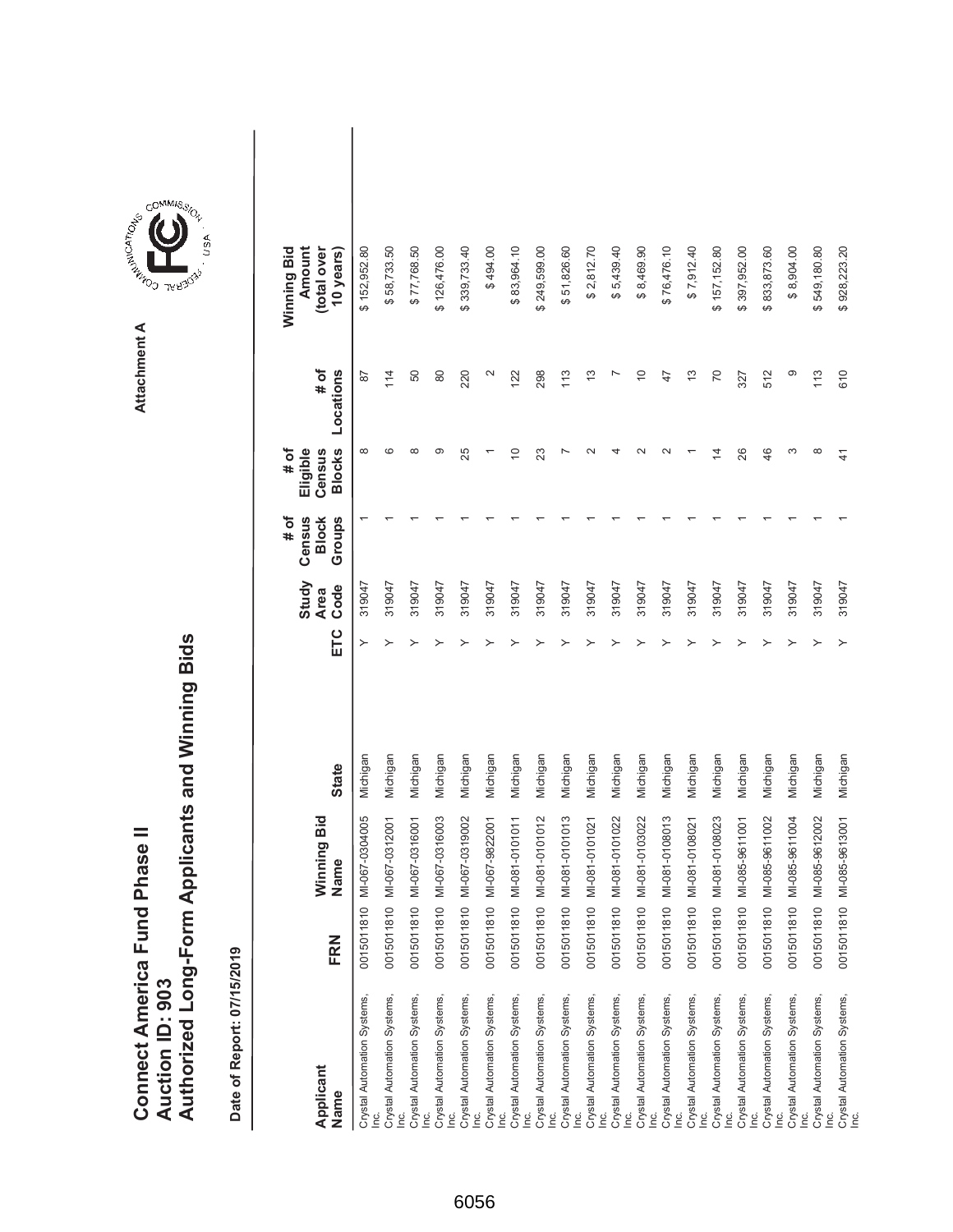# Connect America Fund Phase II
## Auction ID: 903
## Authorized Long-Form Applicants and Winning Bids

Attachment A

**Date of Report: 07/15/2019**

| Applicant Name | FRN | Winning Bid Name | State | ETC | Study Area Code | # of Census Block Groups | # of Eligible Census Blocks | # of Locations | Winning Bid Amount (total over 10 years) |
|---|---|---|---|---|---|---|---|---|---|
| Crystal Automation Systems, Inc. | 0015011810 | MI-067-0304005 | Michigan | Y | 319047 | 1 | 8 | 87 | $ 152,952.80 |
| Crystal Automation Systems, Inc. | 0015011810 | MI-067-0312001 | Michigan | Y | 319047 | 1 | 6 | 114 | $ 58,733.50 |
| Crystal Automation Systems, Inc. | 0015011810 | MI-067-0316001 | Michigan | Y | 319047 | 1 | 8 | 50 | $ 77,768.50 |
| Crystal Automation Systems, Inc. | 0015011810 | MI-067-0316003 | Michigan | Y | 319047 | 1 | 9 | 80 | $ 126,476.00 |
| Crystal Automation Systems, Inc. | 0015011810 | MI-067-0319002 | Michigan | Y | 319047 | 1 | 25 | 220 | $ 339,733.40 |
| Crystal Automation Systems, Inc. | 0015011810 | MI-067-9822001 | Michigan | Y | 319047 | 1 | 1 | 2 | $ 494.00 |
| Crystal Automation Systems, Inc. | 0015011810 | MI-081-0101011 | Michigan | Y | 319047 | 1 | 10 | 122 | $ 83,964.10 |
| Crystal Automation Systems, Inc. | 0015011810 | MI-081-0101012 | Michigan | Y | 319047 | 1 | 23 | 298 | $ 249,599.00 |
| Crystal Automation Systems, Inc. | 0015011810 | MI-081-0101013 | Michigan | Y | 319047 | 1 | 7 | 113 | $ 51,826.60 |
| Crystal Automation Systems, Inc. | 0015011810 | MI-081-0101021 | Michigan | Y | 319047 | 1 | 2 | 13 | $ 2,812.70 |
| Crystal Automation Systems, Inc. | 0015011810 | MI-081-0101022 | Michigan | Y | 319047 | 1 | 4 | 7 | $ 5,439.40 |
| Crystal Automation Systems, Inc. | 0015011810 | MI-081-0103022 | Michigan | Y | 319047 | 1 | 2 | 10 | $ 8,469.90 |
| Crystal Automation Systems, Inc. | 0015011810 | MI-081-0108013 | Michigan | Y | 319047 | 1 | 2 | 47 | $ 76,476.10 |
| Crystal Automation Systems, Inc. | 0015011810 | MI-081-0108021 | Michigan | Y | 319047 | 1 | 1 | 13 | $ 7,912.40 |
| Crystal Automation Systems, Inc. | 0015011810 | MI-081-0108023 | Michigan | Y | 319047 | 1 | 14 | 70 | $ 157,152.80 |
| Crystal Automation Systems, Inc. | 0015011810 | MI-085-9611001 | Michigan | Y | 319047 | 1 | 26 | 327 | $ 397,952.00 |
| Crystal Automation Systems, Inc. | 0015011810 | MI-085-9611002 | Michigan | Y | 319047 | 1 | 46 | 512 | $ 833,873.60 |
| Crystal Automation Systems, Inc. | 0015011810 | MI-085-9611004 | Michigan | Y | 319047 | 1 | 3 | 9 | $ 8,904.00 |
| Crystal Automation Systems, Inc. | 0015011810 | MI-085-9612002 | Michigan | Y | 319047 | 1 | 8 | 113 | $ 549,180.80 |
| Crystal Automation Systems, Inc. | 0015011810 | MI-085-9613001 | Michigan | Y | 319047 | 1 | 41 | 610 | $ 928,223.20 |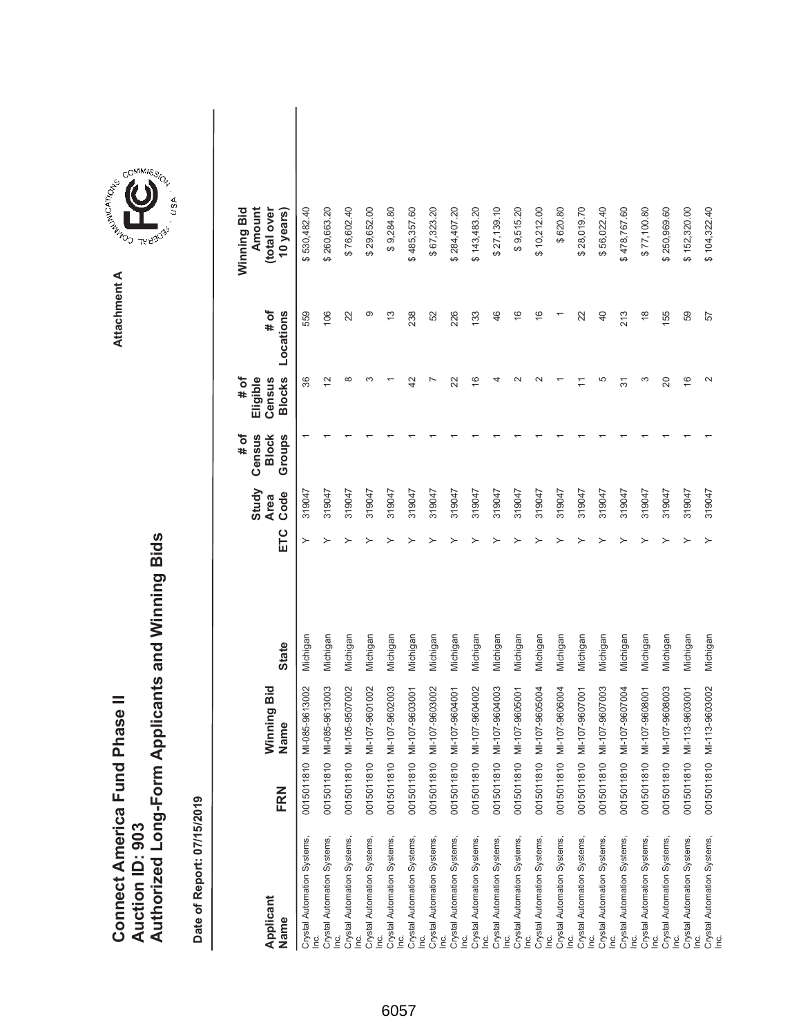# Connect America Fund Phase II
# Auction ID: 903
# Authorized Long-Form Applicants and Winning Bids

Attachment A

**Date of Report: 07/15/2019**

| Applicant Name | FRN | Winning Bid Name | State | ETC | Study Area Code | # of Census Block Groups | # of Eligible Census Blocks | # of Locations | Winning Bid Amount (total over 10 years) |
|---|---|---|---|---|---|---|---|---|---|
| Crystal Automation Systems, Inc. | 0015011810 | MI-085-9613002 | Michigan | Y | 319047 | 1 | 36 | 559 | $ 530,482.40 |
| Crystal Automation Systems, Inc. | 0015011810 | MI-085-9613003 | Michigan | Y | 319047 | 1 | 12 | 106 | $ 260,663.20 |
| Crystal Automation Systems, Inc. | 0015011810 | MI-105-9507002 | Michigan | Y | 319047 | 1 | 8 | 22 | $ 76,602.40 |
| Crystal Automation Systems, Inc. | 0015011810 | MI-107-9601002 | Michigan | Y | 319047 | 1 | 3 | 9 | $ 29,652.00 |
| Crystal Automation Systems, Inc. | 0015011810 | MI-107-9602003 | Michigan | Y | 319047 | 1 | 1 | 13 | $ 9,284.80 |
| Crystal Automation Systems, Inc. | 0015011810 | MI-107-9603001 | Michigan | Y | 319047 | 1 | 42 | 238 | $ 485,357.60 |
| Crystal Automation Systems, Inc. | 0015011810 | MI-107-9603002 | Michigan | Y | 319047 | 1 | 7 | 52 | $ 67,323.20 |
| Crystal Automation Systems, Inc. | 0015011810 | MI-107-9604001 | Michigan | Y | 319047 | 1 | 22 | 226 | $ 284,407.20 |
| Crystal Automation Systems, Inc. | 0015011810 | MI-107-9604002 | Michigan | Y | 319047 | 1 | 16 | 133 | $ 143,483.20 |
| Crystal Automation Systems, Inc. | 0015011810 | MI-107-9604003 | Michigan | Y | 319047 | 1 | 4 | 46 | $ 27,139.10 |
| Crystal Automation Systems, Inc. | 0015011810 | MI-107-9605001 | Michigan | Y | 319047 | 1 | 2 | 16 | $ 9,515.20 |
| Crystal Automation Systems, Inc. | 0015011810 | MI-107-9605004 | Michigan | Y | 319047 | 1 | 2 | 16 | $ 10,212.00 |
| Crystal Automation Systems, Inc. | 0015011810 | MI-107-9606004 | Michigan | Y | 319047 | 1 | 1 | 1 | $ 620.80 |
| Crystal Automation Systems, Inc. | 0015011810 | MI-107-9607001 | Michigan | Y | 319047 | 1 | 11 | 22 | $ 28,019.70 |
| Crystal Automation Systems, Inc. | 0015011810 | MI-107-9607003 | Michigan | Y | 319047 | 1 | 5 | 40 | $ 56,022.40 |
| Crystal Automation Systems, Inc. | 0015011810 | MI-107-9607004 | Michigan | Y | 319047 | 1 | 31 | 213 | $ 478,767.60 |
| Crystal Automation Systems, Inc. | 0015011810 | MI-107-9608001 | Michigan | Y | 319047 | 1 | 3 | 18 | $ 77,100.80 |
| Crystal Automation Systems, Inc. | 0015011810 | MI-107-9608003 | Michigan | Y | 319047 | 1 | 20 | 155 | $ 250,969.60 |
| Crystal Automation Systems, Inc. | 0015011810 | MI-113-9603001 | Michigan | Y | 319047 | 1 | 16 | 59 | $ 152,320.00 |
| Crystal Automation Systems, Inc. | 0015011810 | MI-113-9603002 | Michigan | Y | 319047 | 1 | 2 | 57 | $ 104,322.40 |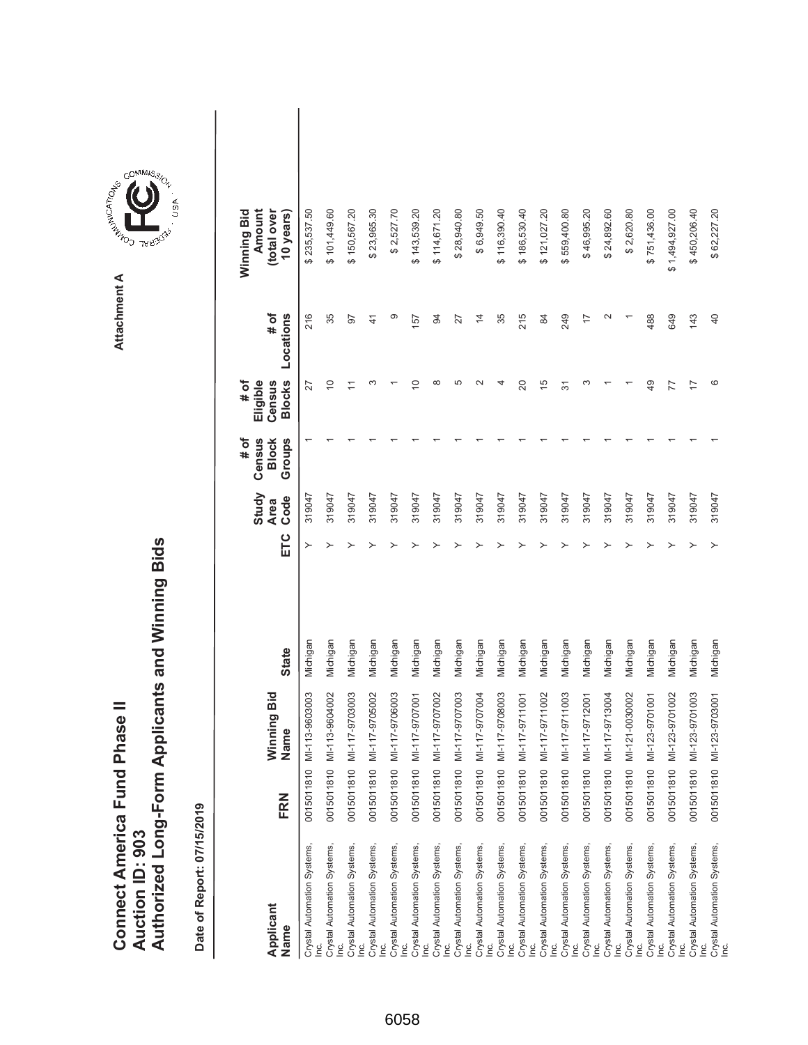# Connect America Fund Phase II
# Auction ID: 903
# Authorized Long-Form Applicants and Winning Bids

Attachment A

**Date of Report: 07/15/2019**

| Applicant Name | FRN | Winning Bid Name | State | ETC | Study Area Code | # of Census Block Groups | # of Eligible Census Blocks | # of Locations | Winning Bid Amount (total over 10 years) |
|---|---|---|---|---|---|---|---|---|---|
| Crystal Automation Systems, Inc. | 0015011810 | MI-113-9603003 | Michigan | Y | 319047 | 1 | 27 | 216 | $ 235,537.50 |
| Crystal Automation Systems, Inc. | 0015011810 | MI-113-9604002 | Michigan | Y | 319047 | 1 | 10 | 35 | $ 101,449.60 |
| Crystal Automation Systems, Inc. | 0015011810 | MI-117-9703003 | Michigan | Y | 319047 | 1 | 11 | 97 | $ 150,567.20 |
| Crystal Automation Systems, Inc. | 0015011810 | MI-117-9705002 | Michigan | Y | 319047 | 1 | 3 | 41 | $ 23,965.30 |
| Crystal Automation Systems, Inc. | 0015011810 | MI-117-9706003 | Michigan | Y | 319047 | 1 | 1 | 9 | $ 2,527.70 |
| Crystal Automation Systems, Inc. | 0015011810 | MI-117-9707001 | Michigan | Y | 319047 | 1 | 10 | 157 | $ 143,539.20 |
| Crystal Automation Systems, Inc. | 0015011810 | MI-117-9707002 | Michigan | Y | 319047 | 1 | 8 | 94 | $ 114,671.20 |
| Crystal Automation Systems, Inc. | 0015011810 | MI-117-9707003 | Michigan | Y | 319047 | 1 | 5 | 27 | $ 28,940.80 |
| Crystal Automation Systems, Inc. | 0015011810 | MI-117-9707004 | Michigan | Y | 319047 | 1 | 2 | 14 | $ 6,949.50 |
| Crystal Automation Systems, Inc. | 0015011810 | MI-117-9708003 | Michigan | Y | 319047 | 1 | 4 | 35 | $ 116,390.40 |
| Crystal Automation Systems, Inc. | 0015011810 | MI-117-9711001 | Michigan | Y | 319047 | 1 | 20 | 215 | $ 186,530.40 |
| Crystal Automation Systems, Inc. | 0015011810 | MI-117-9711002 | Michigan | Y | 319047 | 1 | 15 | 84 | $ 121,027.20 |
| Crystal Automation Systems, Inc. | 0015011810 | MI-117-9711003 | Michigan | Y | 319047 | 1 | 31 | 249 | $ 559,400.80 |
| Crystal Automation Systems, Inc. | 0015011810 | MI-117-9712001 | Michigan | Y | 319047 | 1 | 3 | 17 | $ 46,995.20 |
| Crystal Automation Systems, Inc. | 0015011810 | MI-117-9713004 | Michigan | Y | 319047 | 1 | 1 | 2 | $ 24,892.60 |
| Crystal Automation Systems, Inc. | 0015011810 | MI-121-0030002 | Michigan | Y | 319047 | 1 | 1 | 1 | $ 2,620.80 |
| Crystal Automation Systems, Inc. | 0015011810 | MI-123-9701001 | Michigan | Y | 319047 | 1 | 49 | 488 | $ 751,436.00 |
| Crystal Automation Systems, Inc. | 0015011810 | MI-123-9701002 | Michigan | Y | 319047 | 1 | 77 | 649 | $ 1,494,927.00 |
| Crystal Automation Systems, Inc. | 0015011810 | MI-123-9701003 | Michigan | Y | 319047 | 1 | 17 | 143 | $ 450,206.40 |
| Crystal Automation Systems, Inc. | 0015011810 | MI-123-9703001 | Michigan | Y | 319047 | 1 | 6 | 40 | $ 62,227.20 |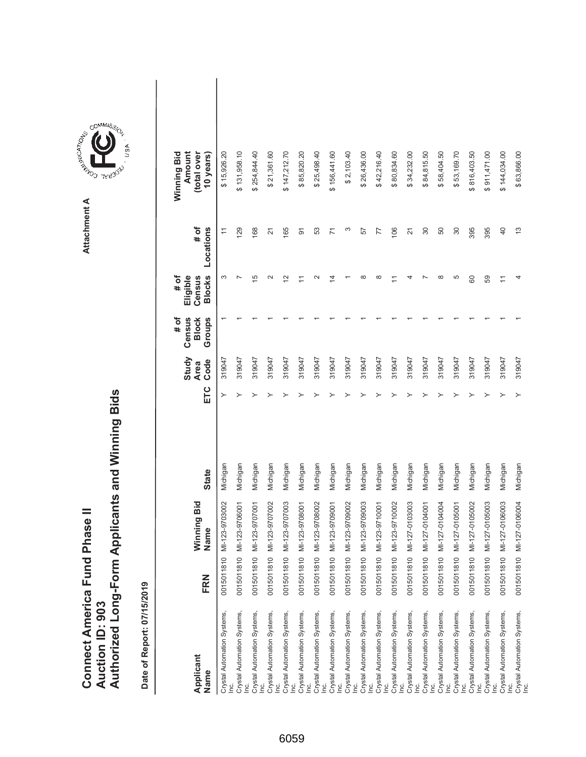# Connect America Fund Phase II
# Auction ID: 903
# Authorized Long-Form Applicants and Winning Bids

Attachment A

**Date of Report: 07/15/2019**

| Applicant Name | FRN | Winning Bid Name | State | ETC | Study Area Code | # of Census Block Groups | # of Eligible Census Blocks | # of Locations | Winning Bid Amount (total over 10 years) |
|---|---|---|---|---|---|---|---|---|---|
| Crystal Automation Systems, Inc. | 0015011810 | MI-123-9703002 | Michigan | Y | 319047 | 1 | 3 | 11 | $ 15,926.20 |
| Crystal Automation Systems, Inc. | 0015011810 | MI-123-9706001 | Michigan | Y | 319047 | 1 | 7 | 129 | $ 131,958.10 |
| Crystal Automation Systems, Inc. | 0015011810 | MI-123-9707001 | Michigan | Y | 319047 | 1 | 15 | 168 | $ 254,844.40 |
| Crystal Automation Systems, Inc. | 0015011810 | MI-123-9707002 | Michigan | Y | 319047 | 1 | 2 | 21 | $ 21,361.60 |
| Crystal Automation Systems, Inc. | 0015011810 | MI-123-9707003 | Michigan | Y | 319047 | 1 | 12 | 165 | $ 147,212.70 |
| Crystal Automation Systems, Inc. | 0015011810 | MI-123-9708001 | Michigan | Y | 319047 | 1 | 11 | 91 | $ 85,820.20 |
| Crystal Automation Systems, Inc. | 0015011810 | MI-123-9708002 | Michigan | Y | 319047 | 1 | 2 | 53 | $ 25,498.40 |
| Crystal Automation Systems, Inc. | 0015011810 | MI-123-9709001 | Michigan | Y | 319047 | 1 | 14 | 71 | $ 156,441.60 |
| Crystal Automation Systems, Inc. | 0015011810 | MI-123-9709002 | Michigan | Y | 319047 | 1 | 1 | 3 | $ 2,103.40 |
| Crystal Automation Systems, Inc. | 0015011810 | MI-123-9709003 | Michigan | Y | 319047 | 1 | 8 | 57 | $ 26,436.00 |
| Crystal Automation Systems, Inc. | 0015011810 | MI-123-9710001 | Michigan | Y | 319047 | 1 | 8 | 77 | $ 42,216.40 |
| Crystal Automation Systems, Inc. | 0015011810 | MI-123-9710002 | Michigan | Y | 319047 | 1 | 11 | 106 | $ 80,834.60 |
| Crystal Automation Systems, Inc. | 0015011810 | MI-127-0103003 | Michigan | Y | 319047 | 1 | 4 | 21 | $ 34,232.00 |
| Crystal Automation Systems, Inc. | 0015011810 | MI-127-0104001 | Michigan | Y | 319047 | 1 | 7 | 30 | $ 84,815.50 |
| Crystal Automation Systems, Inc. | 0015011810 | MI-127-0104004 | Michigan | Y | 319047 | 1 | 8 | 50 | $ 58,404.50 |
| Crystal Automation Systems, Inc. | 0015011810 | MI-127-0105001 | Michigan | Y | 319047 | 1 | 5 | 30 | $ 53,169.70 |
| Crystal Automation Systems, Inc. | 0015011810 | MI-127-0105002 | Michigan | Y | 319047 | 1 | 60 | 395 | $ 816,403.50 |
| Crystal Automation Systems, Inc. | 0015011810 | MI-127-0105003 | Michigan | Y | 319047 | 1 | 59 | 395 | $ 911,471.00 |
| Crystal Automation Systems, Inc. | 0015011810 | MI-127-0106003 | Michigan | Y | 319047 | 1 | 11 | 40 | $ 144,034.00 |
| Crystal Automation Systems, Inc. | 0015011810 | MI-127-0106004 | Michigan | Y | 319047 | 1 | 4 | 13 | $ 63,866.00 |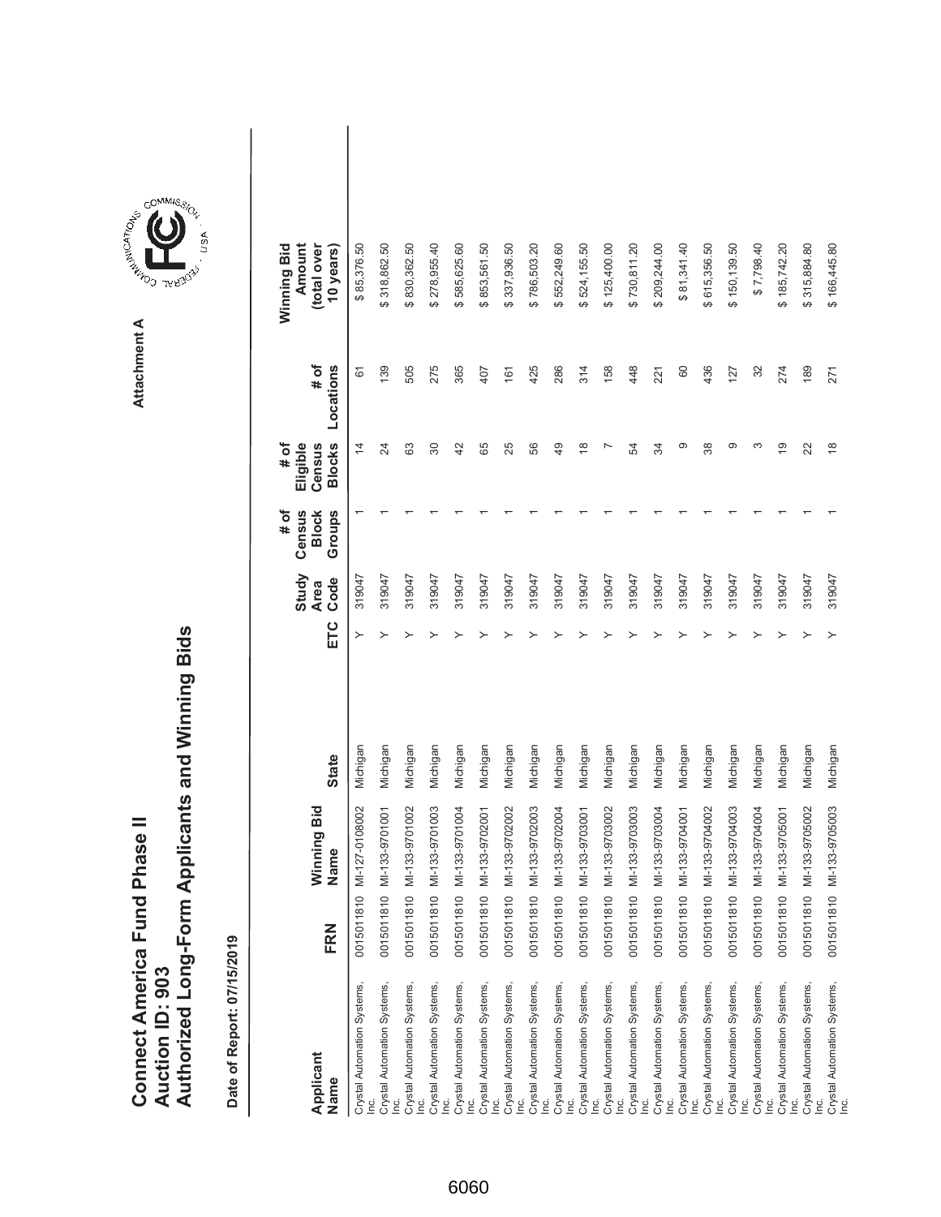# Connect America Fund Phase II
# Auction ID: 903
# Authorized Long-Form Applicants and Winning Bids

**Date of Report: 07/15/2019**

Attachment A

| Applicant Name | FRN | Winning Bid Name | State | ETC | Study Area Code | # of Census Block Groups | # of Eligible Census Blocks | # of Locations | Winning Bid Amount (total over 10 years) |
|---|---|---|---|---|---|---|---|---|---|
| Crystal Automation Systems, Inc. | 0015011810 | MI-127-0108002 | Michigan | Y | 319047 | 1 | 14 | 61 | $ 85,376.50 |
| Crystal Automation Systems, Inc. | 0015011810 | MI-133-9701001 | Michigan | Y | 319047 | 1 | 24 | 139 | $ 318,862.50 |
| Crystal Automation Systems, Inc. | 0015011810 | MI-133-9701002 | Michigan | Y | 319047 | 1 | 63 | 505 | $ 830,362.50 |
| Crystal Automation Systems, Inc. | 0015011810 | MI-133-9701003 | Michigan | Y | 319047 | 1 | 30 | 275 | $ 278,955.40 |
| Crystal Automation Systems, Inc. | 0015011810 | MI-133-9701004 | Michigan | Y | 319047 | 1 | 42 | 365 | $ 585,625.60 |
| Crystal Automation Systems, Inc. | 0015011810 | MI-133-9702001 | Michigan | Y | 319047 | 1 | 65 | 407 | $ 853,561.50 |
| Crystal Automation Systems, Inc. | 0015011810 | MI-133-9702002 | Michigan | Y | 319047 | 1 | 25 | 161 | $ 337,936.50 |
| Crystal Automation Systems, Inc. | 0015011810 | MI-133-9702003 | Michigan | Y | 319047 | 1 | 56 | 425 | $ 786,503.20 |
| Crystal Automation Systems, Inc. | 0015011810 | MI-133-9702004 | Michigan | Y | 319047 | 1 | 49 | 286 | $ 552,249.60 |
| Crystal Automation Systems, Inc. | 0015011810 | MI-133-9703001 | Michigan | Y | 319047 | 1 | 18 | 314 | $ 524,155.50 |
| Crystal Automation Systems, Inc. | 0015011810 | MI-133-9703002 | Michigan | Y | 319047 | 1 | 7 | 158 | $ 125,400.00 |
| Crystal Automation Systems, Inc. | 0015011810 | MI-133-9703003 | Michigan | Y | 319047 | 1 | 54 | 448 | $ 730,811.20 |
| Crystal Automation Systems, Inc. | 0015011810 | MI-133-9703004 | Michigan | Y | 319047 | 1 | 34 | 221 | $ 209,244.00 |
| Crystal Automation Systems, Inc. | 0015011810 | MI-133-9704001 | Michigan | Y | 319047 | 1 | 9 | 60 | $ 81,341.40 |
| Crystal Automation Systems, Inc. | 0015011810 | MI-133-9704002 | Michigan | Y | 319047 | 1 | 38 | 436 | $ 615,356.50 |
| Crystal Automation Systems, Inc. | 0015011810 | MI-133-9704003 | Michigan | Y | 319047 | 1 | 9 | 127 | $ 150,139.50 |
| Crystal Automation Systems, Inc. | 0015011810 | MI-133-9704004 | Michigan | Y | 319047 | 1 | 3 | 32 | $ 7,798.40 |
| Crystal Automation Systems, Inc. | 0015011810 | MI-133-9705001 | Michigan | Y | 319047 | 1 | 19 | 274 | $ 185,742.20 |
| Crystal Automation Systems, Inc. | 0015011810 | MI-133-9705002 | Michigan | Y | 319047 | 1 | 22 | 189 | $ 315,884.80 |
| Crystal Automation Systems, Inc. | 0015011810 | MI-133-9705003 | Michigan | Y | 319047 | 1 | 18 | 271 | $ 166,445.80 |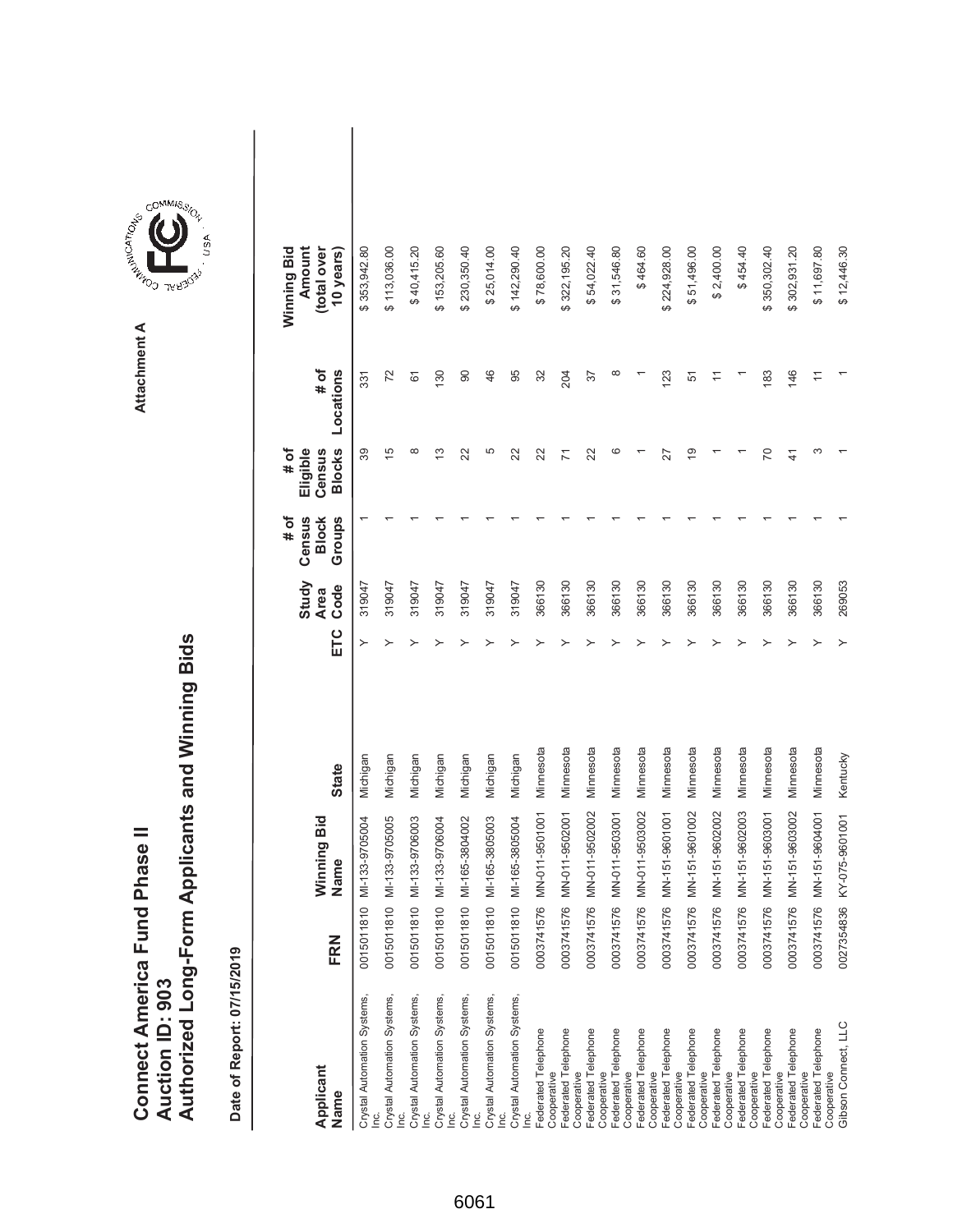# Connect America Fund Phase II
# Auction ID: 903
# Authorized Long-Form Applicants and Winning Bids

Attachment A

**Date of Report: 07/15/2019**

| Applicant Name | FRN | Winning Bid Name | State | ETC | Study Area Code | # of Census Block Groups | # of Eligible Census Blocks | # of Locations | Winning Bid Amount (total over 10 years) |
|---|---|---|---|---|---|---|---|---|---|
| Crystal Automation Systems, Inc. | 0015011810 | MI-133-9705004 | Michigan | Y | 319047 | 1 | 39 | 331 | $ 353,942.80 |
| Crystal Automation Systems, Inc. | 0015011810 | MI-133-9705005 | Michigan | Y | 319047 | 1 | 15 | 72 | $ 113,036.00 |
| Crystal Automation Systems, Inc. | 0015011810 | MI-133-9706003 | Michigan | Y | 319047 | 1 | 8 | 61 | $ 40,415.20 |
| Crystal Automation Systems, Inc. | 0015011810 | MI-133-9706004 | Michigan | Y | 319047 | 1 | 13 | 130 | $ 153,205.60 |
| Crystal Automation Systems, Inc. | 0015011810 | MI-165-3804002 | Michigan | Y | 319047 | 1 | 22 | 90 | $ 230,350.40 |
| Crystal Automation Systems, Inc. | 0015011810 | MI-165-3805003 | Michigan | Y | 319047 | 1 | 5 | 46 | $ 25,014.00 |
| Crystal Automation Systems, Inc. | 0015011810 | MI-165-3805004 | Michigan | Y | 319047 | 1 | 22 | 95 | $ 142,290.40 |
| Federated Telephone Cooperative | 0003741576 | MN-011-9501001 | Minnesota | Y | 366130 | 1 | 22 | 32 | $ 78,600.00 |
| Federated Telephone Cooperative | 0003741576 | MN-011-9502001 | Minnesota | Y | 366130 | 1 | 71 | 204 | $ 322,195.20 |
| Federated Telephone Cooperative | 0003741576 | MN-011-9502002 | Minnesota | Y | 366130 | 1 | 22 | 37 | $ 54,022.40 |
| Federated Telephone Cooperative | 0003741576 | MN-011-9503001 | Minnesota | Y | 366130 | 1 | 6 | 8 | $ 31,546.80 |
| Federated Telephone Cooperative | 0003741576 | MN-011-9503002 | Minnesota | Y | 366130 | 1 | 1 | 1 | $ 464.60 |
| Federated Telephone Cooperative | 0003741576 | MN-151-9601001 | Minnesota | Y | 366130 | 1 | 27 | 123 | $ 224,928.00 |
| Federated Telephone Cooperative | 0003741576 | MN-151-9601002 | Minnesota | Y | 366130 | 1 | 19 | 51 | $ 51,496.00 |
| Federated Telephone Cooperative | 0003741576 | MN-151-9602002 | Minnesota | Y | 366130 | 1 | 1 | 11 | $ 2,400.00 |
| Federated Telephone Cooperative | 0003741576 | MN-151-9602003 | Minnesota | Y | 366130 | 1 | 1 | 1 | $ 454.40 |
| Federated Telephone Cooperative | 0003741576 | MN-151-9603001 | Minnesota | Y | 366130 | 1 | 70 | 183 | $ 350,302.40 |
| Federated Telephone Cooperative | 0003741576 | MN-151-9603002 | Minnesota | Y | 366130 | 1 | 41 | 146 | $ 302,931.20 |
| Federated Telephone Cooperative | 0003741576 | MN-151-9604001 | Minnesota | Y | 366130 | 1 | 3 | 11 | $ 11,697.80 |
| Gibson Connect, LLC | 0027354836 | KY-075-9601001 | Kentucky | Y | 269053 | 1 | 1 | 1 | $ 12,446.30 |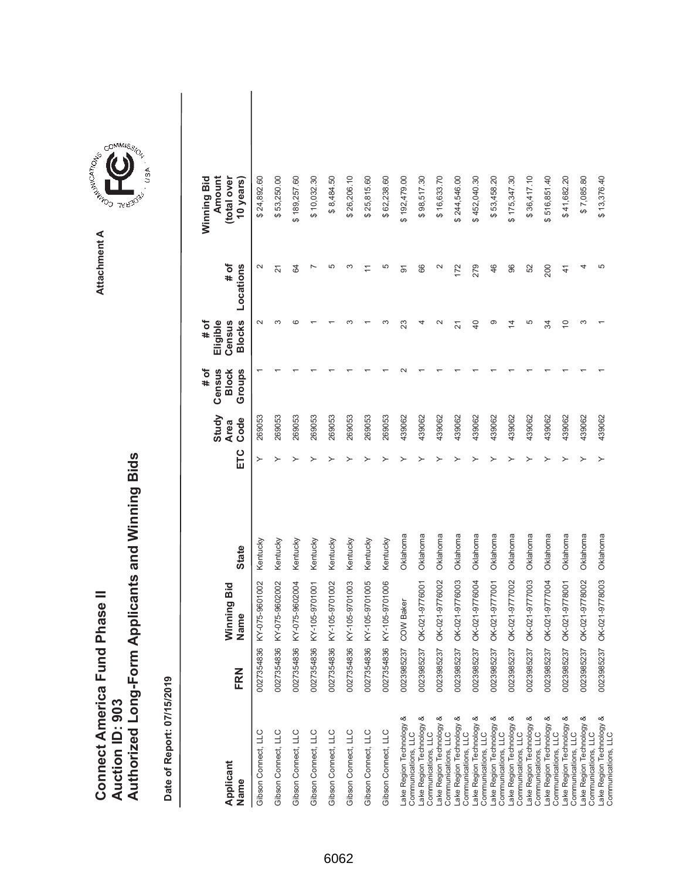# Connect America Fund Phase II
# Auction ID: 903
# Authorized Long-Form Applicants and Winning Bids

Attachment A

**Date of Report: 07/15/2019**

| Applicant Name | FRN | Winning Bid Name | State | ETC | Study Area Code | # of Census Block Groups | # of Eligible Census Blocks | # of Locations | Winning Bid Amount (total over 10 years) |
|---|---|---|---|---|---|---|---|---|---|
| Gibson Connect, LLC | 0027354836 | KY-075-9601002 | Kentucky | Y | 269053 | 1 | 2 | 2 | $ 24,892.60 |
| Gibson Connect, LLC | 0027354836 | KY-075-9602002 | Kentucky | Y | 269053 | 1 | 3 | 21 | $ 53,250.00 |
| Gibson Connect, LLC | 0027354836 | KY-075-9602004 | Kentucky | Y | 269053 | 1 | 6 | 64 | $ 189,257.60 |
| Gibson Connect, LLC | 0027354836 | KY-105-9701001 | Kentucky | Y | 269053 | 1 | 1 | 7 | $ 10,032.30 |
| Gibson Connect, LLC | 0027354836 | KY-105-9701002 | Kentucky | Y | 269053 | 1 | 1 | 5 | $ 8,484.50 |
| Gibson Connect, LLC | 0027354836 | KY-105-9701003 | Kentucky | Y | 269053 | 1 | 3 | 3 | $ 26,206.10 |
| Gibson Connect, LLC | 0027354836 | KY-105-9701005 | Kentucky | Y | 269053 | 1 | 1 | 11 | $ 25,815.60 |
| Gibson Connect, LLC | 0027354836 | KY-105-9701006 | Kentucky | Y | 269053 | 1 | 3 | 5 | $ 62,238.60 |
| Lake Region Technology & Communications, LLC | 0023985237 | COW Baker | Oklahoma | Y | 439062 | 2 | 23 | 91 | $ 192,479.00 |
| Lake Region Technology & Communications, LLC | 0023985237 | OK-021-9776001 | Oklahoma | Y | 439062 | 1 | 4 | 66 | $ 98,517.30 |
| Lake Region Technology & Communications, LLC | 0023985237 | OK-021-9776002 | Oklahoma | Y | 439062 | 1 | 2 | 2 | $ 16,633.70 |
| Lake Region Technology & Communications, LLC | 0023985237 | OK-021-9776003 | Oklahoma | Y | 439062 | 1 | 21 | 172 | $ 244,546.00 |
| Lake Region Technology & Communications, LLC | 0023985237 | OK-021-9776004 | Oklahoma | Y | 439062 | 1 | 40 | 279 | $ 452,040.30 |
| Lake Region Technology & Communications, LLC | 0023985237 | OK-021-9777001 | Oklahoma | Y | 439062 | 1 | 9 | 46 | $ 53,458.20 |
| Lake Region Technology & Communications, LLC | 0023985237 | OK-021-9777002 | Oklahoma | Y | 439062 | 1 | 14 | 96 | $ 175,347.30 |
| Lake Region Technology & Communications, LLC | 0023985237 | OK-021-9777003 | Oklahoma | Y | 439062 | 1 | 5 | 52 | $ 36,417.10 |
| Lake Region Technology & Communications, LLC | 0023985237 | OK-021-9777004 | Oklahoma | Y | 439062 | 1 | 34 | 200 | $ 516,851.40 |
| Lake Region Technology & Communications, LLC | 0023985237 | OK-021-9778001 | Oklahoma | Y | 439062 | 1 | 10 | 41 | $ 41,682.20 |
| Lake Region Technology & Communications, LLC | 0023985237 | OK-021-9778002 | Oklahoma | Y | 439062 | 1 | 3 | 4 | $ 7,085.80 |
| Lake Region Technology & Communications, LLC | 0023985237 | OK-021-9778003 | Oklahoma | Y | 439062 | 1 | 1 | 5 | $ 13,376.40 |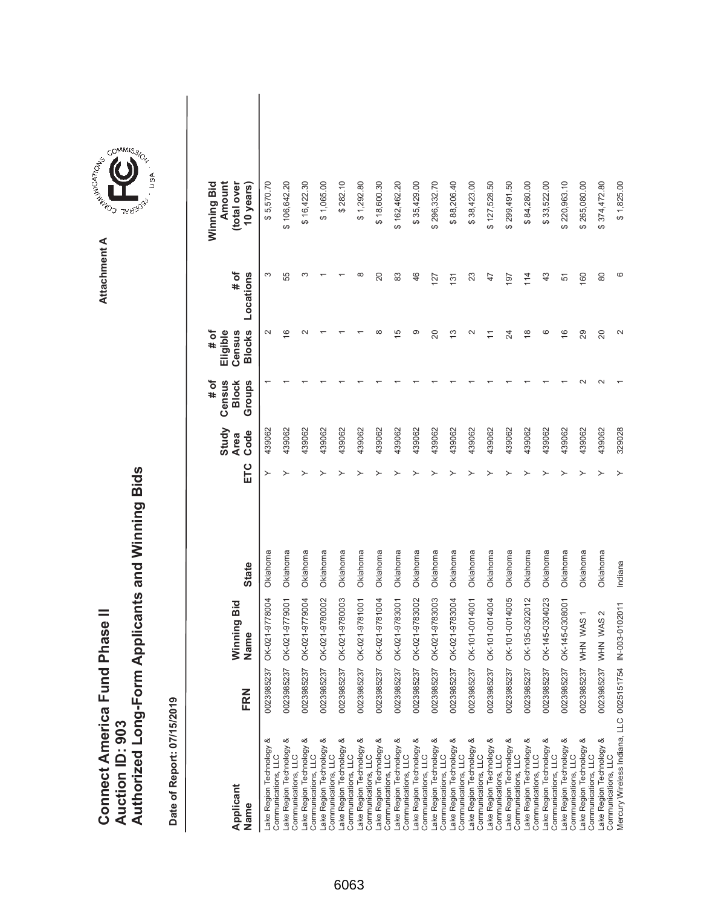# Connect America Fund Phase II
# Auction ID: 903
# Authorized Long-Form Applicants and Winning Bids

Attachment A

**Date of Report: 07/15/2019**

| Applicant Name | FRN | Winning Bid Name | State | ETC | Study Area Code | # of Census Block Groups | # of Eligible Census Blocks | # of Locations | Winning Bid Amount (total over 10 years) |
|---|---|---|---|---|---|---|---|---|---|
| Lake Region Technology & Communications, LLC | 0023985237 | OK-021-9778004 | Oklahoma | Y | 439062 | 1 | 2 | 3 | $ 5,570.70 |
| Lake Region Technology & Communications, LLC | 0023985237 | OK-021-9779001 | Oklahoma | Y | 439062 | 1 | 16 | 55 | $ 106,642.20 |
| Lake Region Technology & Communications, LLC | 0023985237 | OK-021-9779004 | Oklahoma | Y | 439062 | 1 | 2 | 3 | $ 16,422.30 |
| Lake Region Technology & Communications, LLC | 0023985237 | OK-021-9780002 | Oklahoma | Y | 439062 | 1 | 1 | 1 | $ 1,065.00 |
| Lake Region Technology & Communications, LLC | 0023985237 | OK-021-9780003 | Oklahoma | Y | 439062 | 1 | 1 | 1 | $ 282.10 |
| Lake Region Technology & Communications, LLC | 0023985237 | OK-021-9781001 | Oklahoma | Y | 439062 | 1 | 1 | 8 | $ 1,292.80 |
| Lake Region Technology & Communications, LLC | 0023985237 | OK-021-9781004 | Oklahoma | Y | 439062 | 1 | 8 | 20 | $ 18,600.30 |
| Lake Region Technology & Communications, LLC | 0023985237 | OK-021-9783001 | Oklahoma | Y | 439062 | 1 | 15 | 83 | $ 162,462.20 |
| Lake Region Technology & Communications, LLC | 0023985237 | OK-021-9783002 | Oklahoma | Y | 439062 | 1 | 9 | 46 | $ 35,429.00 |
| Lake Region Technology & Communications, LLC | 0023985237 | OK-021-9783003 | Oklahoma | Y | 439062 | 1 | 20 | 127 | $ 296,332.70 |
| Lake Region Technology & Communications, LLC | 0023985237 | OK-021-9783004 | Oklahoma | Y | 439062 | 1 | 13 | 131 | $ 88,206.40 |
| Lake Region Technology & Communications, LLC | 0023985237 | OK-101-0014001 | Oklahoma | Y | 439062 | 1 | 2 | 23 | $ 38,423.00 |
| Lake Region Technology & Communications, LLC | 0023985237 | OK-101-0014004 | Oklahoma | Y | 439062 | 1 | 11 | 47 | $ 127,528.50 |
| Lake Region Technology & Communications, LLC | 0023985237 | OK-101-0014005 | Oklahoma | Y | 439062 | 1 | 24 | 197 | $ 299,491.50 |
| Lake Region Technology & Communications, LLC | 0023985237 | OK-135-0302012 | Oklahoma | Y | 439062 | 1 | 18 | 114 | $ 84,280.00 |
| Lake Region Technology & Communications, LLC | 0023985237 | OK-145-0304023 | Oklahoma | Y | 439062 | 1 | 6 | 43 | $ 33,522.00 |
| Lake Region Technology & Communications, LLC | 0023985237 | OK-145-0308001 | Oklahoma | Y | 439062 | 1 | 16 | 51 | $ 220,963.10 |
| Lake Region Technology & Communications, LLC | 0023985237 | WHN WAS 1 | Oklahoma | Y | 439062 | 2 | 29 | 160 | $ 265,080.00 |
| Lake Region Technology & Communications, LLC | 0023985237 | WHN WAS 2 | Oklahoma | Y | 439062 | 2 | 20 | 80 | $ 374,472.80 |
| Mercury Wireless Indiana, LLC | 0025151754 | IN-003-0102011 | Indiana | Y | 329028 | 1 | 2 | 6 | $ 1,825.00 |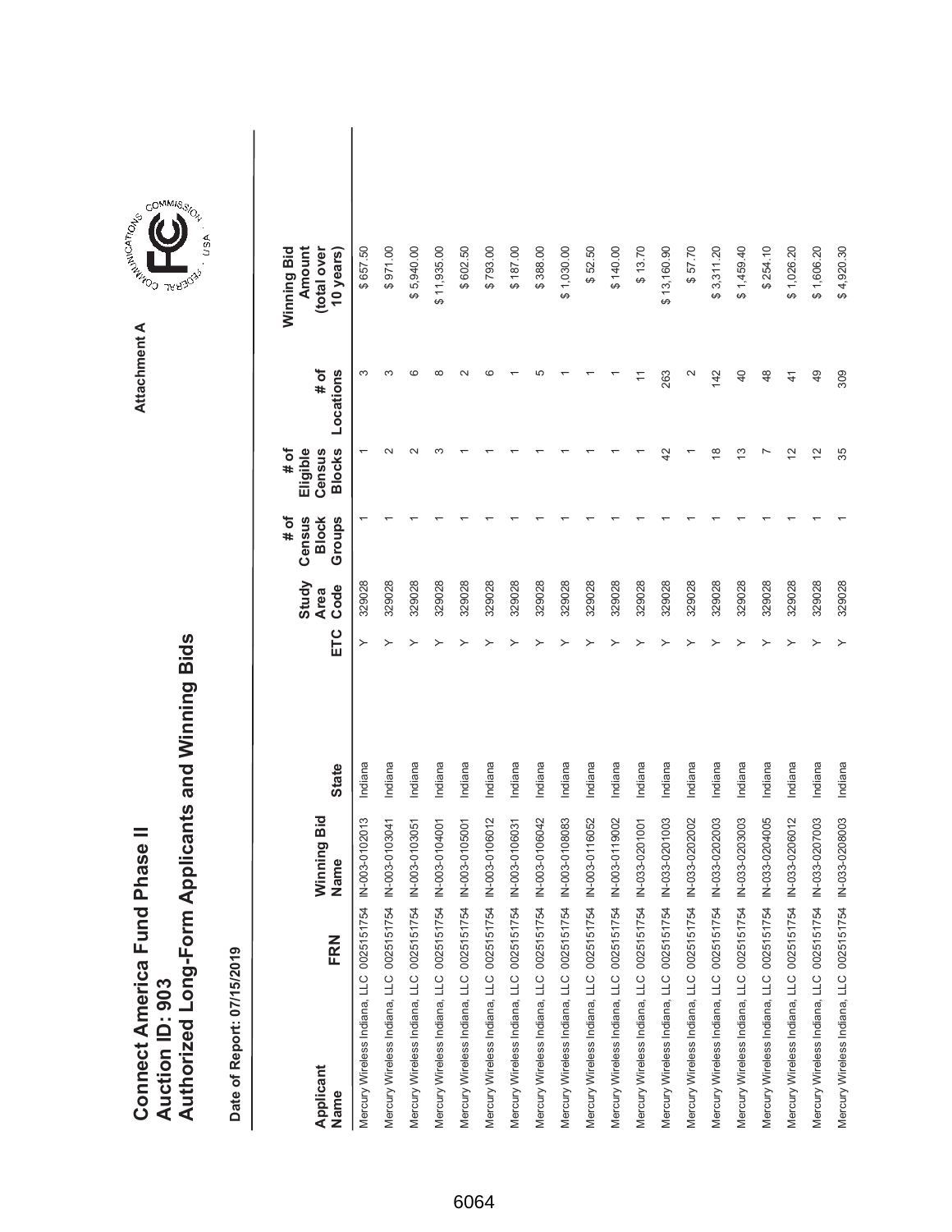# Connect America Fund Phase II
# Auction ID: 903
# Authorized Long-Form Applicants and Winning Bids

Attachment A

Date of Report: 07/15/2019

| Applicant Name | FRN | Winning Bid Name | State | ETC | Study Area Code | # of Census Block Groups | # of Eligible Census Blocks | # of Locations | Winning Bid Amount (total over 10 years) |
|---|---|---|---|---|---|---|---|---|---|
| Mercury Wireless Indiana, LLC | 0025151754 | IN-003-0102013 | Indiana | Y | 329028 | 1 | 1 | 3 | $ 657.50 |
| Mercury Wireless Indiana, LLC | 0025151754 | IN-003-0103041 | Indiana | Y | 329028 | 1 | 2 | 3 | $ 971.00 |
| Mercury Wireless Indiana, LLC | 0025151754 | IN-003-0103051 | Indiana | Y | 329028 | 1 | 2 | 6 | $ 5,940.00 |
| Mercury Wireless Indiana, LLC | 0025151754 | IN-003-0104001 | Indiana | Y | 329028 | 1 | 3 | 8 | $ 11,935.00 |
| Mercury Wireless Indiana, LLC | 0025151754 | IN-003-0105001 | Indiana | Y | 329028 | 1 | 1 | 2 | $ 602.50 |
| Mercury Wireless Indiana, LLC | 0025151754 | IN-003-0106012 | Indiana | Y | 329028 | 1 | 1 | 6 | $ 793.00 |
| Mercury Wireless Indiana, LLC | 0025151754 | IN-003-0106031 | Indiana | Y | 329028 | 1 | 1 | 1 | $ 187.00 |
| Mercury Wireless Indiana, LLC | 0025151754 | IN-003-0106042 | Indiana | Y | 329028 | 1 | 1 | 5 | $ 388.00 |
| Mercury Wireless Indiana, LLC | 0025151754 | IN-003-0108083 | Indiana | Y | 329028 | 1 | 1 | 1 | $ 1,030.00 |
| Mercury Wireless Indiana, LLC | 0025151754 | IN-003-0116052 | Indiana | Y | 329028 | 1 | 1 | 1 | $ 52.50 |
| Mercury Wireless Indiana, LLC | 0025151754 | IN-003-0119002 | Indiana | Y | 329028 | 1 | 1 | 1 | $ 140.00 |
| Mercury Wireless Indiana, LLC | 0025151754 | IN-033-0201001 | Indiana | Y | 329028 | 1 | 1 | 11 | $ 13.70 |
| Mercury Wireless Indiana, LLC | 0025151754 | IN-033-0201003 | Indiana | Y | 329028 | 1 | 42 | 263 | $ 13,160.90 |
| Mercury Wireless Indiana, LLC | 0025151754 | IN-033-0202002 | Indiana | Y | 329028 | 1 | 1 | 2 | $ 57.70 |
| Mercury Wireless Indiana, LLC | 0025151754 | IN-033-0202003 | Indiana | Y | 329028 | 1 | 18 | 142 | $ 3,311.20 |
| Mercury Wireless Indiana, LLC | 0025151754 | IN-033-0203003 | Indiana | Y | 329028 | 1 | 13 | 40 | $ 1,459.40 |
| Mercury Wireless Indiana, LLC | 0025151754 | IN-033-0204005 | Indiana | Y | 329028 | 1 | 7 | 48 | $ 254.10 |
| Mercury Wireless Indiana, LLC | 0025151754 | IN-033-0206012 | Indiana | Y | 329028 | 1 | 12 | 41 | $ 1,026.20 |
| Mercury Wireless Indiana, LLC | 0025151754 | IN-033-0207003 | Indiana | Y | 329028 | 1 | 12 | 49 | $ 1,606.20 |
| Mercury Wireless Indiana, LLC | 0025151754 | IN-033-0208003 | Indiana | Y | 329028 | 1 | 35 | 309 | $ 4,920.30 |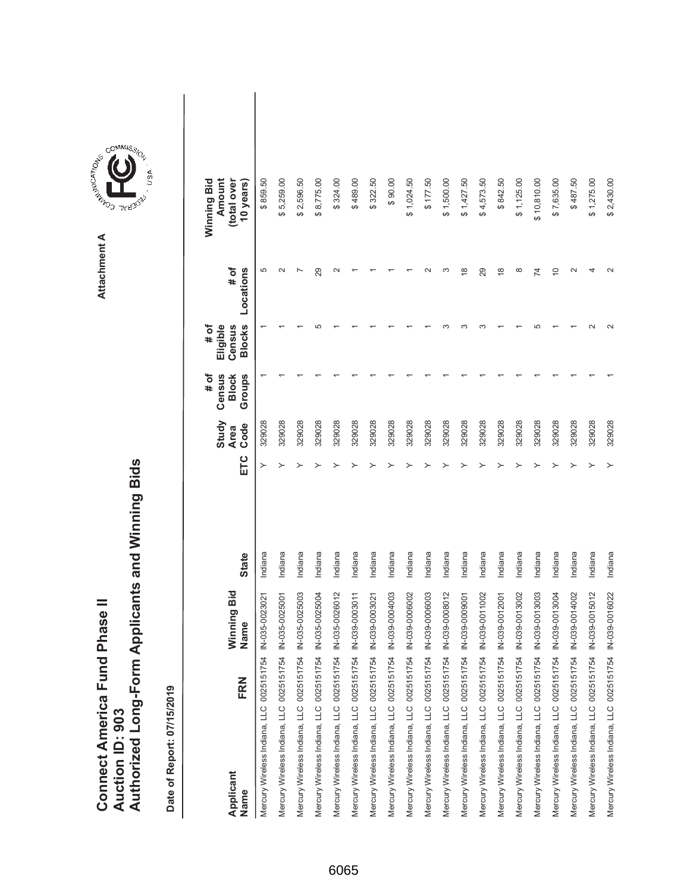# Connect America Fund Phase II
# Auction ID: 903
# Authorized Long-Form Applicants and Winning Bids

Attachment A

Date of Report: 07/15/2019

| Applicant Name | FRN | Winning Bid Name | State | ETC | Study Area Code | # of Census Block Groups | # of Eligible Census Blocks | # of Locations | Winning Bid Amount (total over 10 years) |
|---|---|---|---|---|---|---|---|---|---|
| Mercury Wireless Indiana, LLC | 0025151754 | IN-035-0023021 | Indiana | Y | 329028 | 1 | 1 | 5 | $ 859.50 |
| Mercury Wireless Indiana, LLC | 0025151754 | IN-035-0025001 | Indiana | Y | 329028 | 1 | 1 | 2 | $ 5,259.00 |
| Mercury Wireless Indiana, LLC | 0025151754 | IN-035-0025003 | Indiana | Y | 329028 | 1 | 1 | 7 | $ 2,596.50 |
| Mercury Wireless Indiana, LLC | 0025151754 | IN-035-0025004 | Indiana | Y | 329028 | 1 | 5 | 29 | $ 8,775.00 |
| Mercury Wireless Indiana, LLC | 0025151754 | IN-035-0026012 | Indiana | Y | 329028 | 1 | 1 | 2 | $ 324.00 |
| Mercury Wireless Indiana, LLC | 0025151754 | IN-039-0003011 | Indiana | Y | 329028 | 1 | 1 | 1 | $ 489.00 |
| Mercury Wireless Indiana, LLC | 0025151754 | IN-039-0003021 | Indiana | Y | 329028 | 1 | 1 | 1 | $ 322.50 |
| Mercury Wireless Indiana, LLC | 0025151754 | IN-039-0004003 | Indiana | Y | 329028 | 1 | 1 | 1 | $ 90.00 |
| Mercury Wireless Indiana, LLC | 0025151754 | IN-039-0006002 | Indiana | Y | 329028 | 1 | 1 | 1 | $ 1,024.50 |
| Mercury Wireless Indiana, LLC | 0025151754 | IN-039-0006003 | Indiana | Y | 329028 | 1 | 1 | 2 | $ 177.50 |
| Mercury Wireless Indiana, LLC | 0025151754 | IN-039-0008012 | Indiana | Y | 329028 | 1 | 3 | 3 | $ 1,500.00 |
| Mercury Wireless Indiana, LLC | 0025151754 | IN-039-0009001 | Indiana | Y | 329028 | 1 | 3 | 18 | $ 1,427.50 |
| Mercury Wireless Indiana, LLC | 0025151754 | IN-039-0011002 | Indiana | Y | 329028 | 1 | 3 | 29 | $ 4,573.50 |
| Mercury Wireless Indiana, LLC | 0025151754 | IN-039-0012001 | Indiana | Y | 329028 | 1 | 1 | 18 | $ 842.50 |
| Mercury Wireless Indiana, LLC | 0025151754 | IN-039-0013002 | Indiana | Y | 329028 | 1 | 1 | 8 | $ 1,125.00 |
| Mercury Wireless Indiana, LLC | 0025151754 | IN-039-0013003 | Indiana | Y | 329028 | 1 | 5 | 74 | $ 10,810.00 |
| Mercury Wireless Indiana, LLC | 0025151754 | IN-039-0013004 | Indiana | Y | 329028 | 1 | 1 | 10 | $ 7,635.00 |
| Mercury Wireless Indiana, LLC | 0025151754 | IN-039-0014002 | Indiana | Y | 329028 | 1 | 1 | 2 | $ 487.50 |
| Mercury Wireless Indiana, LLC | 0025151754 | IN-039-0015012 | Indiana | Y | 329028 | 1 | 2 | 4 | $ 1,275.00 |
| Mercury Wireless Indiana, LLC | 0025151754 | IN-039-0016022 | Indiana | Y | 329028 | 1 | 2 | 2 | $ 2,430.00 |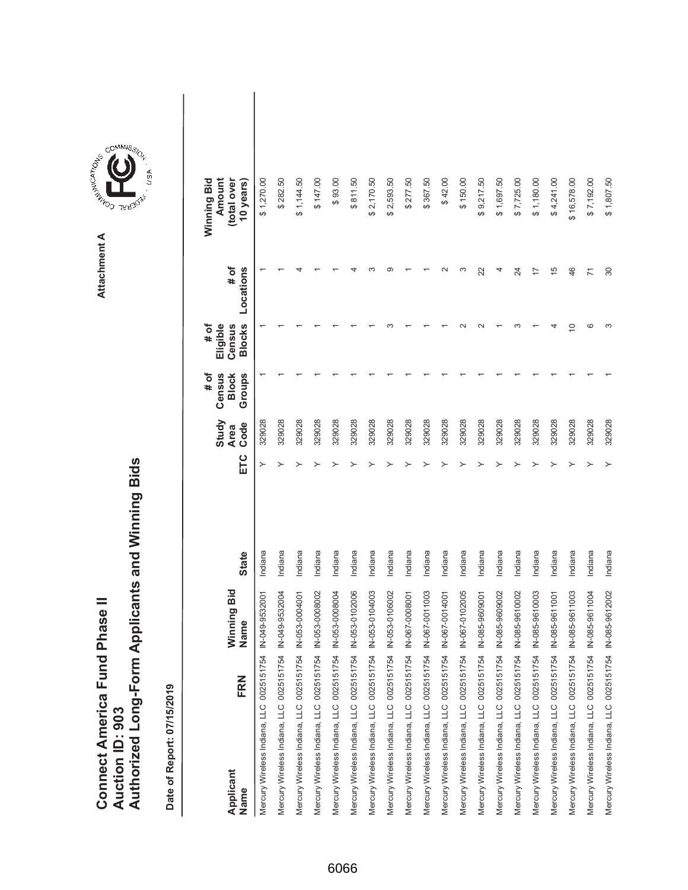# Connect America Fund Phase II
# Auction ID: 903
# Authorized Long-Form Applicants and Winning Bids

Attachment A

**Date of Report: 07/15/2019**

| Applicant Name | FRN | Winning Bid Name | State | ETC | Study Area Code | # of Census Block Groups | # of Eligible Census Blocks | # of Locations | Winning Bid Amount (total over 10 years) |
|---|---|---|---|---|---|---|---|---|---|
| Mercury Wireless Indiana, LLC | 0025151754 | IN-049-9532001 | Indiana | Y | 329028 | 1 | 1 | 1 | $ 1,270.00 |
| Mercury Wireless Indiana, LLC | 0025151754 | IN-049-9532004 | Indiana | Y | 329028 | 1 | 1 | 1 | $ 282.50 |
| Mercury Wireless Indiana, LLC | 0025151754 | IN-053-0004001 | Indiana | Y | 329028 | 1 | 1 | 4 | $ 1,144.50 |
| Mercury Wireless Indiana, LLC | 0025151754 | IN-053-0008002 | Indiana | Y | 329028 | 1 | 1 | 1 | $ 147.00 |
| Mercury Wireless Indiana, LLC | 0025151754 | IN-053-0008004 | Indiana | Y | 329028 | 1 | 1 | 1 | $ 93.00 |
| Mercury Wireless Indiana, LLC | 0025151754 | IN-053-0102006 | Indiana | Y | 329028 | 1 | 1 | 4 | $ 811.50 |
| Mercury Wireless Indiana, LLC | 0025151754 | IN-053-0104003 | Indiana | Y | 329028 | 1 | 1 | 3 | $ 2,170.50 |
| Mercury Wireless Indiana, LLC | 0025151754 | IN-053-0106002 | Indiana | Y | 329028 | 1 | 3 | 9 | $ 2,593.50 |
| Mercury Wireless Indiana, LLC | 0025151754 | IN-067-0008001 | Indiana | Y | 329028 | 1 | 1 | 1 | $ 277.50 |
| Mercury Wireless Indiana, LLC | 0025151754 | IN-067-0011003 | Indiana | Y | 329028 | 1 | 1 | 1 | $ 367.50 |
| Mercury Wireless Indiana, LLC | 0025151754 | IN-067-0014001 | Indiana | Y | 329028 | 1 | 1 | 2 | $ 42.00 |
| Mercury Wireless Indiana, LLC | 0025151754 | IN-067-0102005 | Indiana | Y | 329028 | 1 | 2 | 3 | $ 150.00 |
| Mercury Wireless Indiana, LLC | 0025151754 | IN-085-9609001 | Indiana | Y | 329028 | 1 | 2 | 22 | $ 9,217.50 |
| Mercury Wireless Indiana, LLC | 0025151754 | IN-085-9609002 | Indiana | Y | 329028 | 1 | 1 | 4 | $ 1,697.50 |
| Mercury Wireless Indiana, LLC | 0025151754 | IN-085-9610002 | Indiana | Y | 329028 | 1 | 3 | 24 | $ 7,725.00 |
| Mercury Wireless Indiana, LLC | 0025151754 | IN-085-9610003 | Indiana | Y | 329028 | 1 | 1 | 17 | $ 1,180.00 |
| Mercury Wireless Indiana, LLC | 0025151754 | IN-085-9611001 | Indiana | Y | 329028 | 1 | 4 | 15 | $ 4,241.00 |
| Mercury Wireless Indiana, LLC | 0025151754 | IN-085-9611003 | Indiana | Y | 329028 | 1 | 10 | 46 | $ 16,578.00 |
| Mercury Wireless Indiana, LLC | 0025151754 | IN-085-9611004 | Indiana | Y | 329028 | 1 | 6 | 71 | $ 7,192.00 |
| Mercury Wireless Indiana, LLC | 0025151754 | IN-085-9612002 | Indiana | Y | 329028 | 1 | 3 | 30 | $ 1,807.50 |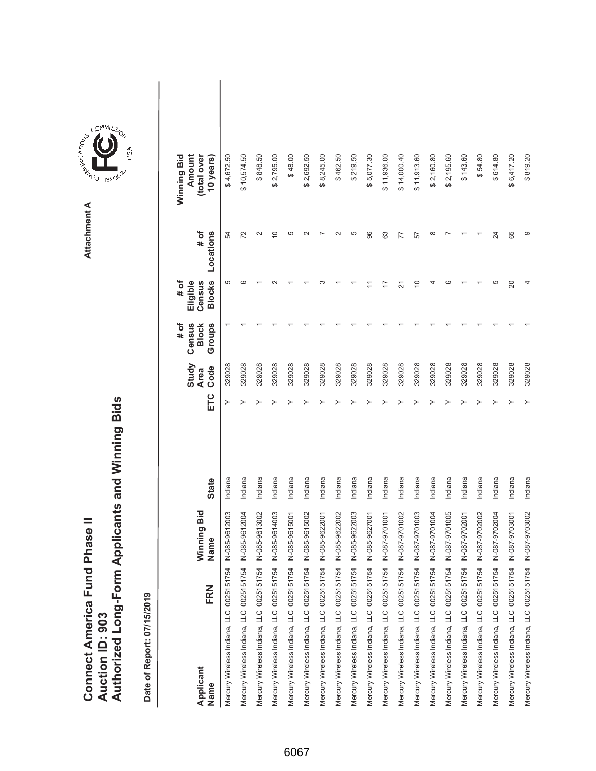# Connect America Fund Phase II
## Auction ID: 903
## Authorized Long-Form Applicants and Winning Bids

Attachment A

**Date of Report: 07/15/2019**

| Applicant Name | FRN | Winning Bid Name | State | ETC | Study Area Code | # of Census Block Groups | # of Eligible Census Blocks | # of Locations | Winning Bid Amount (total over 10 years) |
|---|---|---|---|---|---|---|---|---|---|
| Mercury Wireless Indiana, LLC | 0025151754 | IN-085-9612003 | Indiana | Y | 329028 | 1 | 5 | 54 | $ 4,672.50 |
| Mercury Wireless Indiana, LLC | 0025151754 | IN-085-9612004 | Indiana | Y | 329028 | 1 | 6 | 72 | $ 10,574.50 |
| Mercury Wireless Indiana, LLC | 0025151754 | IN-085-9613002 | Indiana | Y | 329028 | 1 | 1 | 2 | $ 848.50 |
| Mercury Wireless Indiana, LLC | 0025151754 | IN-085-9614003 | Indiana | Y | 329028 | 1 | 2 | 10 | $ 2,795.00 |
| Mercury Wireless Indiana, LLC | 0025151754 | IN-085-9615001 | Indiana | Y | 329028 | 1 | 1 | 5 | $ 48.00 |
| Mercury Wireless Indiana, LLC | 0025151754 | IN-085-9615002 | Indiana | Y | 329028 | 1 | 1 | 2 | $ 2,692.50 |
| Mercury Wireless Indiana, LLC | 0025151754 | IN-085-9622001 | Indiana | Y | 329028 | 1 | 3 | 7 | $ 8,245.00 |
| Mercury Wireless Indiana, LLC | 0025151754 | IN-085-9622002 | Indiana | Y | 329028 | 1 | 1 | 2 | $ 462.50 |
| Mercury Wireless Indiana, LLC | 0025151754 | IN-085-9622003 | Indiana | Y | 329028 | 1 | 1 | 5 | $ 219.50 |
| Mercury Wireless Indiana, LLC | 0025151754 | IN-085-9627001 | Indiana | Y | 329028 | 1 | 11 | 96 | $ 5,077.30 |
| Mercury Wireless Indiana, LLC | 0025151754 | IN-087-9701001 | Indiana | Y | 329028 | 1 | 17 | 63 | $ 11,936.00 |
| Mercury Wireless Indiana, LLC | 0025151754 | IN-087-9701002 | Indiana | Y | 329028 | 1 | 21 | 77 | $ 14,000.40 |
| Mercury Wireless Indiana, LLC | 0025151754 | IN-087-9701003 | Indiana | Y | 329028 | 1 | 10 | 57 | $ 11,913.60 |
| Mercury Wireless Indiana, LLC | 0025151754 | IN-087-9701004 | Indiana | Y | 329028 | 1 | 4 | 8 | $ 2,160.80 |
| Mercury Wireless Indiana, LLC | 0025151754 | IN-087-9701005 | Indiana | Y | 329028 | 1 | 6 | 7 | $ 2,195.60 |
| Mercury Wireless Indiana, LLC | 0025151754 | IN-087-9702001 | Indiana | Y | 329028 | 1 | 1 | 1 | $ 143.60 |
| Mercury Wireless Indiana, LLC | 0025151754 | IN-087-9702002 | Indiana | Y | 329028 | 1 | 1 | 1 | $ 54.80 |
| Mercury Wireless Indiana, LLC | 0025151754 | IN-087-9702004 | Indiana | Y | 329028 | 1 | 5 | 24 | $ 614.80 |
| Mercury Wireless Indiana, LLC | 0025151754 | IN-087-9703001 | Indiana | Y | 329028 | 1 | 20 | 65 | $ 6,417.20 |
| Mercury Wireless Indiana, LLC | 0025151754 | IN-087-9703002 | Indiana | Y | 329028 | 1 | 4 | 9 | $ 819.20 |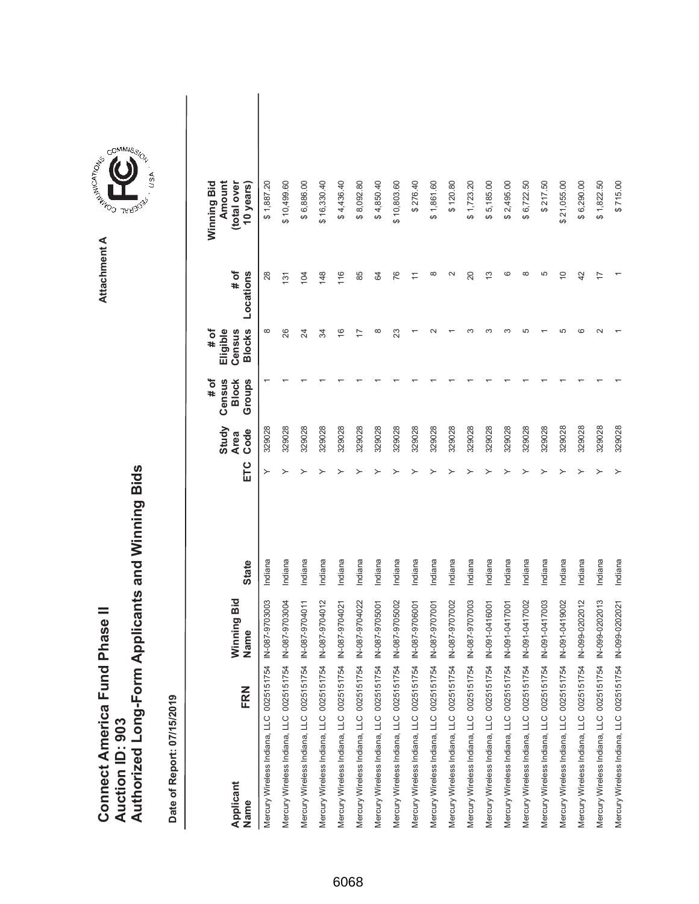# Connect America Fund Phase II
# Auction ID: 903
# Authorized Long-Form Applicants and Winning Bids

Attachment A

Date of Report: 07/15/2019

| Applicant Name | FRN | Winning Bid Name | State | ETC | Study Area Code | # of Census Block Groups | # of Eligible Census Blocks | # of Locations | Winning Bid Amount (total over 10 years) |
|---|---|---|---|---|---|---|---|---|---|
| Mercury Wireless Indiana, LLC | 0025151754 | IN-087-9703003 | Indiana | Y | 329028 | 1 | 8 | 28 | $ 1,887.20 |
| Mercury Wireless Indiana, LLC | 0025151754 | IN-087-9703004 | Indiana | Y | 329028 | 1 | 26 | 131 | $ 10,499.60 |
| Mercury Wireless Indiana, LLC | 0025151754 | IN-087-9704011 | Indiana | Y | 329028 | 1 | 24 | 104 | $ 6,886.00 |
| Mercury Wireless Indiana, LLC | 0025151754 | IN-087-9704012 | Indiana | Y | 329028 | 1 | 34 | 148 | $ 16,330.40 |
| Mercury Wireless Indiana, LLC | 0025151754 | IN-087-9704021 | Indiana | Y | 329028 | 1 | 16 | 116 | $ 4,436.40 |
| Mercury Wireless Indiana, LLC | 0025151754 | IN-087-9704022 | Indiana | Y | 329028 | 1 | 17 | 85 | $ 8,092.80 |
| Mercury Wireless Indiana, LLC | 0025151754 | IN-087-9705001 | Indiana | Y | 329028 | 1 | 8 | 64 | $ 4,850.40 |
| Mercury Wireless Indiana, LLC | 0025151754 | IN-087-9705002 | Indiana | Y | 329028 | 1 | 23 | 76 | $ 10,803.60 |
| Mercury Wireless Indiana, LLC | 0025151754 | IN-087-9706001 | Indiana | Y | 329028 | 1 | 1 | 11 | $ 276.40 |
| Mercury Wireless Indiana, LLC | 0025151754 | IN-087-9707001 | Indiana | Y | 329028 | 1 | 2 | 8 | $ 1,861.60 |
| Mercury Wireless Indiana, LLC | 0025151754 | IN-087-9707002 | Indiana | Y | 329028 | 1 | 1 | 2 | $ 120.80 |
| Mercury Wireless Indiana, LLC | 0025151754 | IN-087-9707003 | Indiana | Y | 329028 | 1 | 3 | 20 | $ 1,723.20 |
| Mercury Wireless Indiana, LLC | 0025151754 | IN-091-0416001 | Indiana | Y | 329028 | 1 | 3 | 13 | $ 5,185.00 |
| Mercury Wireless Indiana, LLC | 0025151754 | IN-091-0417001 | Indiana | Y | 329028 | 1 | 3 | 6 | $ 2,495.00 |
| Mercury Wireless Indiana, LLC | 0025151754 | IN-091-0417002 | Indiana | Y | 329028 | 1 | 5 | 8 | $ 6,722.50 |
| Mercury Wireless Indiana, LLC | 0025151754 | IN-091-0417003 | Indiana | Y | 329028 | 1 | 1 | 5 | $ 217.50 |
| Mercury Wireless Indiana, LLC | 0025151754 | IN-091-0419002 | Indiana | Y | 329028 | 1 | 5 | 10 | $ 21,055.00 |
| Mercury Wireless Indiana, LLC | 0025151754 | IN-099-0202012 | Indiana | Y | 329028 | 1 | 6 | 42 | $ 6,290.00 |
| Mercury Wireless Indiana, LLC | 0025151754 | IN-099-0202013 | Indiana | Y | 329028 | 1 | 2 | 17 | $ 1,822.50 |
| Mercury Wireless Indiana, LLC | 0025151754 | IN-099-0202021 | Indiana | Y | 329028 | 1 | 1 | 1 | $ 715.00 |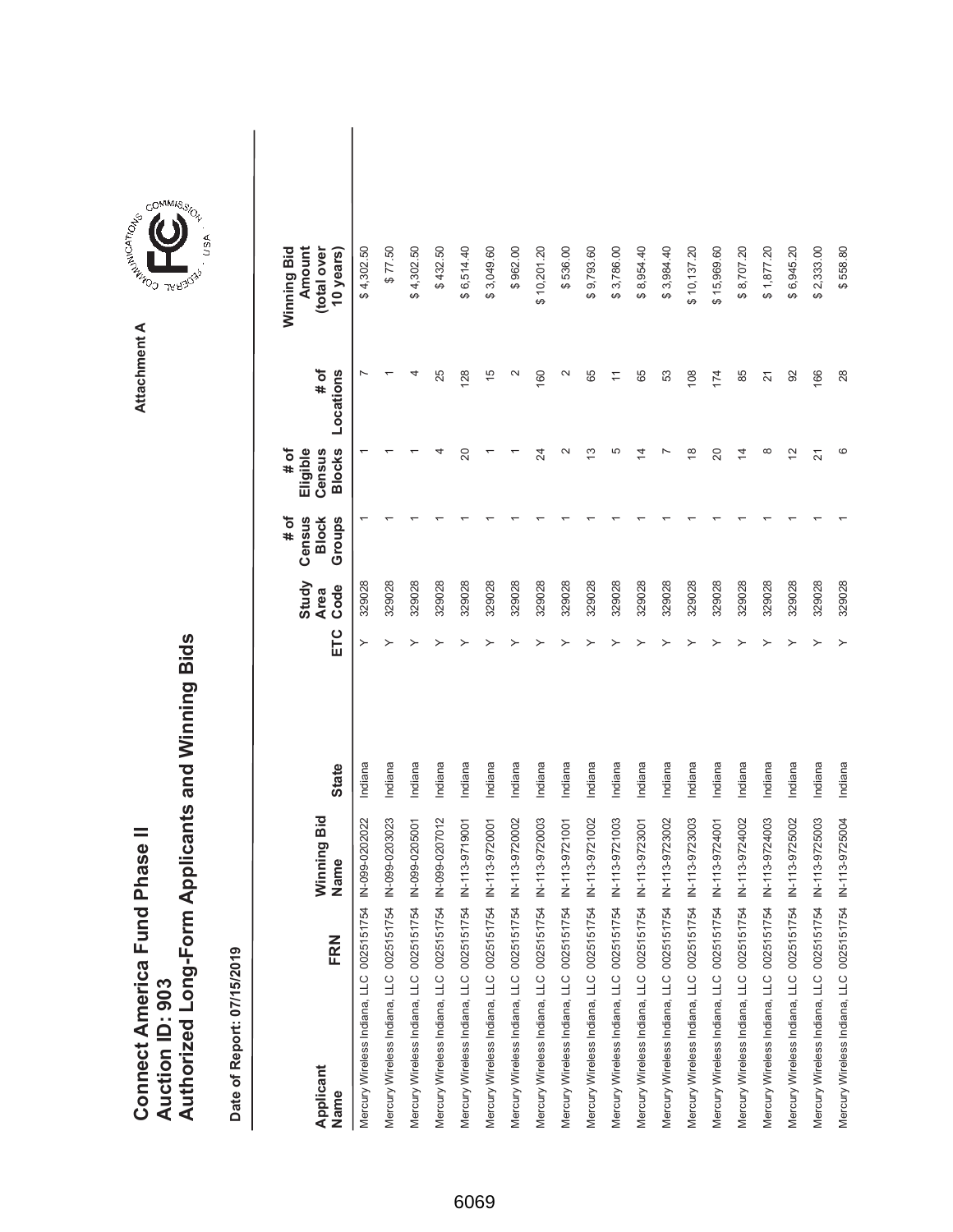# Connect America Fund Phase II
# Auction ID: 903
# Authorized Long-Form Applicants and Winning Bids

Attachment A

Date of Report: 07/15/2019

| Applicant Name | FRN | Winning Bid Name | State | ETC | Study Area Code | # of Census Block Groups | # of Eligible Census Blocks | # of Locations | Winning Bid Amount (total over 10 years) |
|---|---|---|---|---|---|---|---|---|---|
| Mercury Wireless Indiana, LLC | 0025151754 | IN-099-0202022 | Indiana | Y | 329028 | 1 | 1 | 7 | $ 4,302.50 |
| Mercury Wireless Indiana, LLC | 0025151754 | IN-099-0203023 | Indiana | Y | 329028 | 1 | 1 | 1 | $ 77.50 |
| Mercury Wireless Indiana, LLC | 0025151754 | IN-099-0205001 | Indiana | Y | 329028 | 1 | 1 | 4 | $ 4,302.50 |
| Mercury Wireless Indiana, LLC | 0025151754 | IN-099-0207012 | Indiana | Y | 329028 | 1 | 4 | 25 | $ 432.50 |
| Mercury Wireless Indiana, LLC | 0025151754 | IN-113-9719001 | Indiana | Y | 329028 | 1 | 20 | 128 | $ 6,514.40 |
| Mercury Wireless Indiana, LLC | 0025151754 | IN-113-9720001 | Indiana | Y | 329028 | 1 | 1 | 15 | $ 3,049.60 |
| Mercury Wireless Indiana, LLC | 0025151754 | IN-113-9720002 | Indiana | Y | 329028 | 1 | 1 | 2 | $ 962.00 |
| Mercury Wireless Indiana, LLC | 0025151754 | IN-113-9720003 | Indiana | Y | 329028 | 1 | 24 | 160 | $ 10,201.20 |
| Mercury Wireless Indiana, LLC | 0025151754 | IN-113-9721001 | Indiana | Y | 329028 | 1 | 2 | 2 | $ 536.00 |
| Mercury Wireless Indiana, LLC | 0025151754 | IN-113-9721002 | Indiana | Y | 329028 | 1 | 13 | 65 | $ 9,793.60 |
| Mercury Wireless Indiana, LLC | 0025151754 | IN-113-9721003 | Indiana | Y | 329028 | 1 | 5 | 11 | $ 3,786.00 |
| Mercury Wireless Indiana, LLC | 0025151754 | IN-113-9723001 | Indiana | Y | 329028 | 1 | 14 | 65 | $ 8,954.40 |
| Mercury Wireless Indiana, LLC | 0025151754 | IN-113-9723002 | Indiana | Y | 329028 | 1 | 7 | 53 | $ 3,984.40 |
| Mercury Wireless Indiana, LLC | 0025151754 | IN-113-9723003 | Indiana | Y | 329028 | 1 | 18 | 108 | $ 10,137.20 |
| Mercury Wireless Indiana, LLC | 0025151754 | IN-113-9724001 | Indiana | Y | 329028 | 1 | 20 | 174 | $ 15,969.60 |
| Mercury Wireless Indiana, LLC | 0025151754 | IN-113-9724002 | Indiana | Y | 329028 | 1 | 14 | 85 | $ 8,707.20 |
| Mercury Wireless Indiana, LLC | 0025151754 | IN-113-9724003 | Indiana | Y | 329028 | 1 | 8 | 21 | $ 1,877.20 |
| Mercury Wireless Indiana, LLC | 0025151754 | IN-113-9725002 | Indiana | Y | 329028 | 1 | 12 | 92 | $ 6,945.20 |
| Mercury Wireless Indiana, LLC | 0025151754 | IN-113-9725003 | Indiana | Y | 329028 | 1 | 21 | 166 | $ 2,333.00 |
| Mercury Wireless Indiana, LLC | 0025151754 | IN-113-9725004 | Indiana | Y | 329028 | 1 | 6 | 28 | $ 558.80 |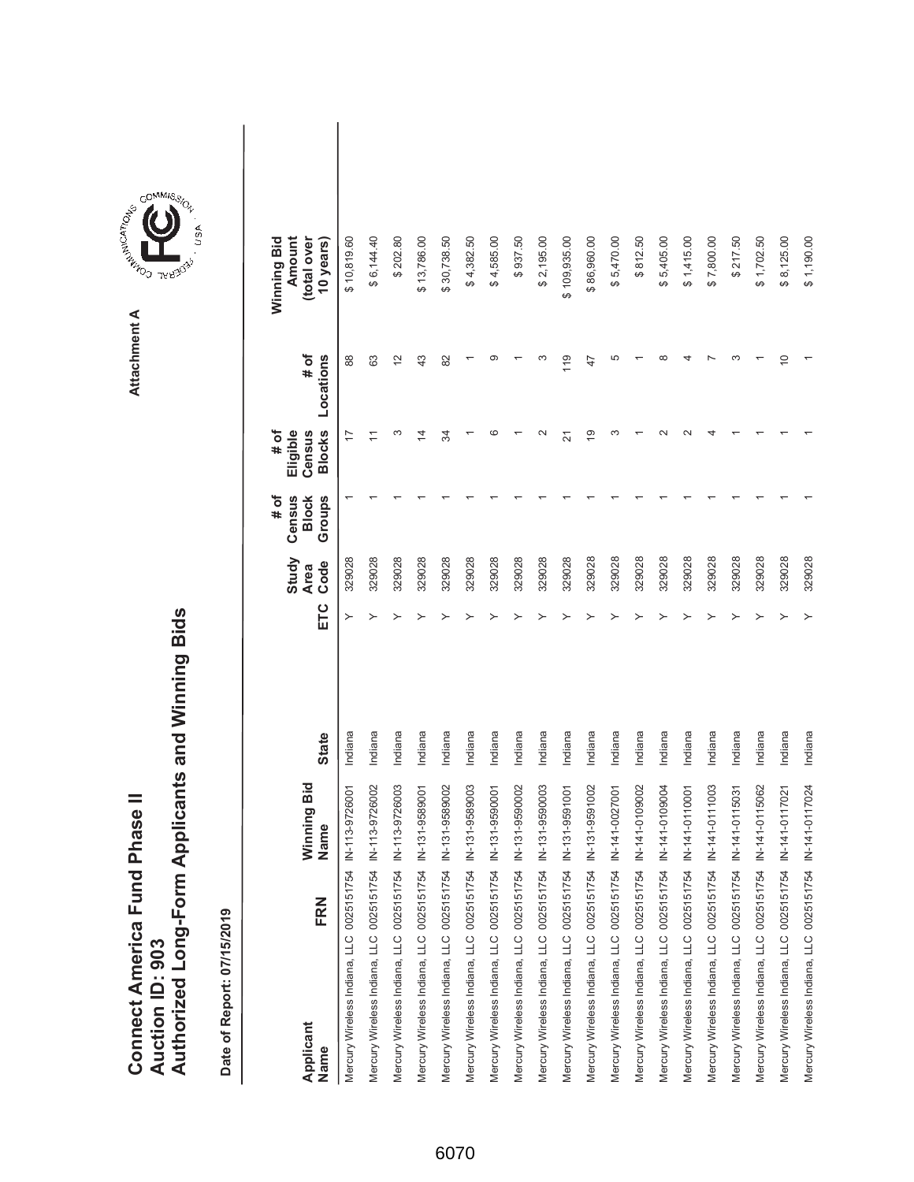# Connect America Fund Phase II
# Auction ID: 903
# Authorized Long-Form Applicants and Winning Bids

Attachment A

Date of Report: 07/15/2019

| Applicant Name | FRN | Winning Bid Name | State | ETC | Study Area Code | # of Census Block Groups | # of Eligible Census Blocks | # of Locations | Winning Bid Amount (total over 10 years) |
|---|---|---|---|---|---|---|---|---|---|
| Mercury Wireless Indiana, LLC | 0025151754 | IN-113-9726001 | Indiana | Y | 329028 | 1 | 17 | 88 | $ 10,819.60 |
| Mercury Wireless Indiana, LLC | 0025151754 | IN-113-9726002 | Indiana | Y | 329028 | 1 | 11 | 63 | $ 6,144.40 |
| Mercury Wireless Indiana, LLC | 0025151754 | IN-113-9726003 | Indiana | Y | 329028 | 1 | 3 | 12 | $ 202.80 |
| Mercury Wireless Indiana, LLC | 0025151754 | IN-131-9589001 | Indiana | Y | 329028 | 1 | 14 | 43 | $ 13,786.00 |
| Mercury Wireless Indiana, LLC | 0025151754 | IN-131-9589002 | Indiana | Y | 329028 | 1 | 34 | 82 | $ 30,738.50 |
| Mercury Wireless Indiana, LLC | 0025151754 | IN-131-9589003 | Indiana | Y | 329028 | 1 | 1 | 1 | $ 4,382.50 |
| Mercury Wireless Indiana, LLC | 0025151754 | IN-131-9590001 | Indiana | Y | 329028 | 1 | 6 | 9 | $ 4,585.00 |
| Mercury Wireless Indiana, LLC | 0025151754 | IN-131-9590002 | Indiana | Y | 329028 | 1 | 1 | 1 | $ 937.50 |
| Mercury Wireless Indiana, LLC | 0025151754 | IN-131-9590003 | Indiana | Y | 329028 | 1 | 2 | 3 | $ 2,195.00 |
| Mercury Wireless Indiana, LLC | 0025151754 | IN-131-9591001 | Indiana | Y | 329028 | 1 | 21 | 119 | $ 109,935.00 |
| Mercury Wireless Indiana, LLC | 0025151754 | IN-131-9591002 | Indiana | Y | 329028 | 1 | 19 | 47 | $ 86,960.00 |
| Mercury Wireless Indiana, LLC | 0025151754 | IN-141-0027001 | Indiana | Y | 329028 | 1 | 3 | 5 | $ 5,470.00 |
| Mercury Wireless Indiana, LLC | 0025151754 | IN-141-0109002 | Indiana | Y | 329028 | 1 | 1 | 1 | $ 812.50 |
| Mercury Wireless Indiana, LLC | 0025151754 | IN-141-0109004 | Indiana | Y | 329028 | 1 | 2 | 8 | $ 5,405.00 |
| Mercury Wireless Indiana, LLC | 0025151754 | IN-141-0110001 | Indiana | Y | 329028 | 1 | 2 | 4 | $ 1,415.00 |
| Mercury Wireless Indiana, LLC | 0025151754 | IN-141-0111003 | Indiana | Y | 329028 | 1 | 4 | 7 | $ 7,800.00 |
| Mercury Wireless Indiana, LLC | 0025151754 | IN-141-0115031 | Indiana | Y | 329028 | 1 | 1 | 3 | $ 217.50 |
| Mercury Wireless Indiana, LLC | 0025151754 | IN-141-0115062 | Indiana | Y | 329028 | 1 | 1 | 1 | $ 1,702.50 |
| Mercury Wireless Indiana, LLC | 0025151754 | IN-141-0117021 | Indiana | Y | 329028 | 1 | 1 | 10 | $ 8,125.00 |
| Mercury Wireless Indiana, LLC | 0025151754 | IN-141-0117024 | Indiana | Y | 329028 | 1 | 1 | 1 | $ 1,190.00 |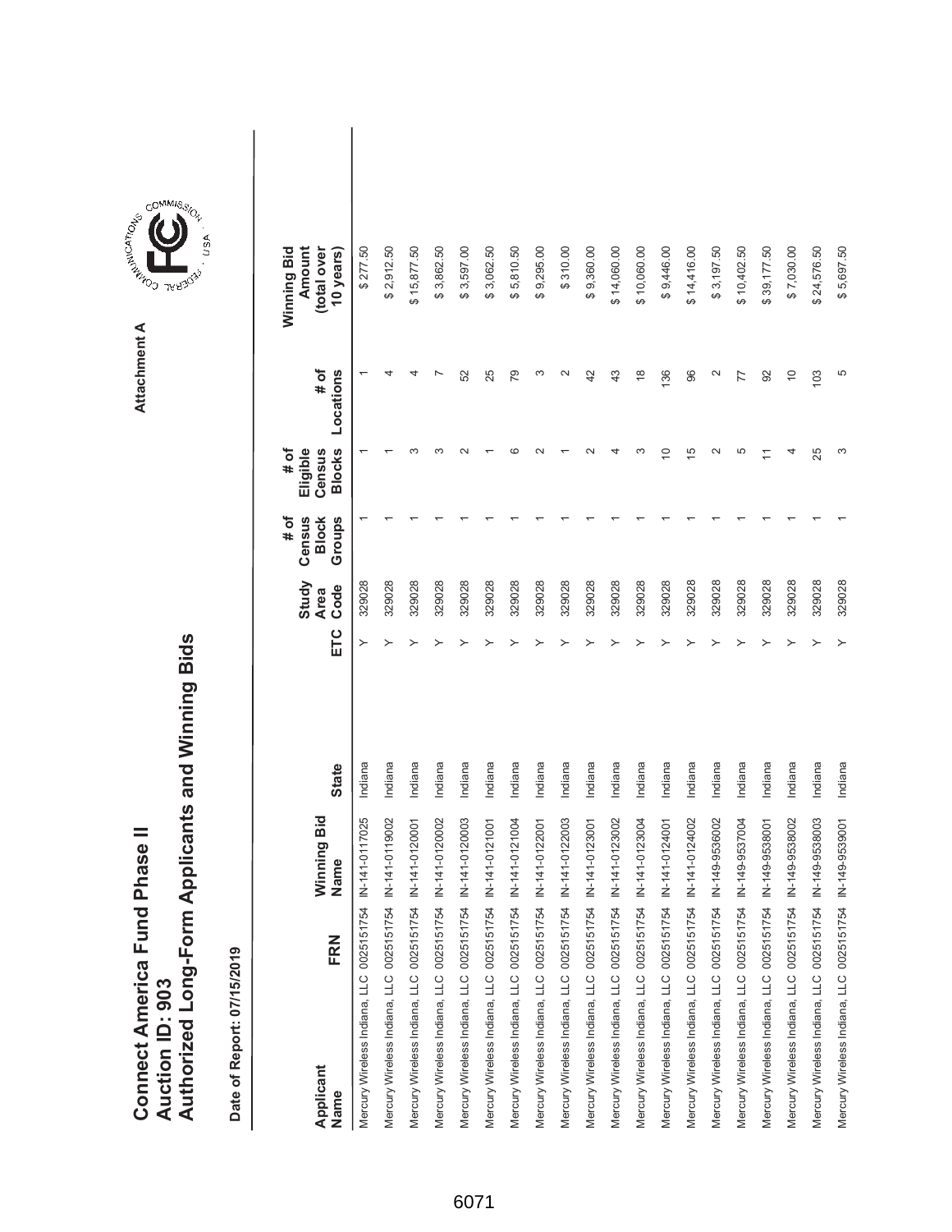# Connect America Fund Phase II
# Auction ID: 903
# Authorized Long-Form Applicants and Winning Bids

Attachment A

**Date of Report: 07/15/2019**

| Applicant Name | FRN | Winning Bid Name | State | ETC | Study Area Code | # of Census Block Groups | # of Eligible Census Blocks | # of Locations | Winning Bid Amount (total over 10 years) |
|---|---|---|---|---|---|---|---|---|---|
| Mercury Wireless Indiana, LLC | 0025151754 | IN-141-0117025 | Indiana | Y | 329028 | 1 | 1 | 1 | $ 277.50 |
| Mercury Wireless Indiana, LLC | 0025151754 | IN-141-0119002 | Indiana | Y | 329028 | 1 | 1 | 4 | $ 2,912.50 |
| Mercury Wireless Indiana, LLC | 0025151754 | IN-141-0120001 | Indiana | Y | 329028 | 1 | 3 | 4 | $ 15,877.50 |
| Mercury Wireless Indiana, LLC | 0025151754 | IN-141-0120002 | Indiana | Y | 329028 | 1 | 3 | 7 | $ 3,862.50 |
| Mercury Wireless Indiana, LLC | 0025151754 | IN-141-0120003 | Indiana | Y | 329028 | 1 | 2 | 52 | $ 3,597.00 |
| Mercury Wireless Indiana, LLC | 0025151754 | IN-141-0121001 | Indiana | Y | 329028 | 1 | 1 | 25 | $ 3,062.50 |
| Mercury Wireless Indiana, LLC | 0025151754 | IN-141-0121004 | Indiana | Y | 329028 | 1 | 6 | 79 | $ 5,810.50 |
| Mercury Wireless Indiana, LLC | 0025151754 | IN-141-0122001 | Indiana | Y | 329028 | 1 | 2 | 3 | $ 9,295.00 |
| Mercury Wireless Indiana, LLC | 0025151754 | IN-141-0122003 | Indiana | Y | 329028 | 1 | 1 | 2 | $ 310.00 |
| Mercury Wireless Indiana, LLC | 0025151754 | IN-141-0123001 | Indiana | Y | 329028 | 1 | 2 | 42 | $ 9,360.00 |
| Mercury Wireless Indiana, LLC | 0025151754 | IN-141-0123002 | Indiana | Y | 329028 | 1 | 4 | 43 | $ 14,060.00 |
| Mercury Wireless Indiana, LLC | 0025151754 | IN-141-0123004 | Indiana | Y | 329028 | 1 | 3 | 18 | $ 10,060.00 |
| Mercury Wireless Indiana, LLC | 0025151754 | IN-141-0124001 | Indiana | Y | 329028 | 1 | 10 | 136 | $ 9,446.00 |
| Mercury Wireless Indiana, LLC | 0025151754 | IN-141-0124002 | Indiana | Y | 329028 | 1 | 15 | 96 | $ 14,416.00 |
| Mercury Wireless Indiana, LLC | 0025151754 | IN-149-9536002 | Indiana | Y | 329028 | 1 | 2 | 2 | $ 3,197.50 |
| Mercury Wireless Indiana, LLC | 0025151754 | IN-149-9537004 | Indiana | Y | 329028 | 1 | 5 | 77 | $ 10,402.50 |
| Mercury Wireless Indiana, LLC | 0025151754 | IN-149-9538001 | Indiana | Y | 329028 | 1 | 11 | 92 | $ 39,177.50 |
| Mercury Wireless Indiana, LLC | 0025151754 | IN-149-9538002 | Indiana | Y | 329028 | 1 | 4 | 10 | $ 7,030.00 |
| Mercury Wireless Indiana, LLC | 0025151754 | IN-149-9538003 | Indiana | Y | 329028 | 1 | 25 | 103 | $ 24,576.50 |
| Mercury Wireless Indiana, LLC | 0025151754 | IN-149-9539001 | Indiana | Y | 329028 | 1 | 3 | 5 | $ 5,697.50 |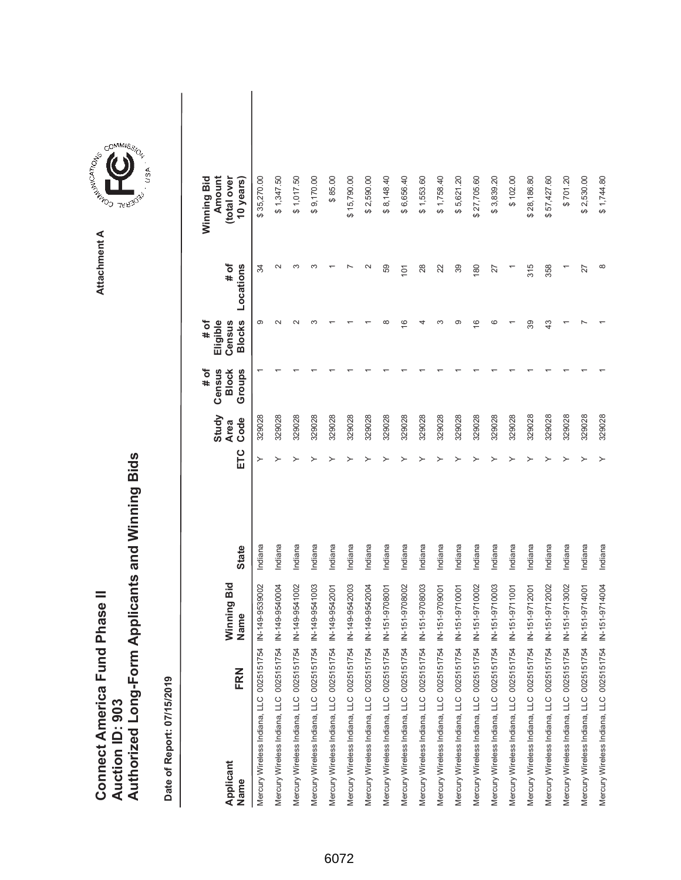# Connect America Fund Phase II
# Auction ID: 903
# Authorized Long-Form Applicants and Winning Bids

Attachment A

**Date of Report: 07/15/2019**

| Applicant Name | FRN | Winning Bid Name | State | ETC | Study Area Code | # of Census Block Groups | # of Eligible Census Blocks | # of Locations | Winning Bid Amount (total over 10 years) |
|---|---|---|---|---|---|---|---|---|---|
| Mercury Wireless Indiana, LLC | 0025151754 | IN-149-9539002 | Indiana | Y | 329028 | 1 | 9 | 34 | $ 35,270.00 |
| Mercury Wireless Indiana, LLC | 0025151754 | IN-149-9540004 | Indiana | Y | 329028 | 1 | 2 | 2 | $ 1,347.50 |
| Mercury Wireless Indiana, LLC | 0025151754 | IN-149-9541002 | Indiana | Y | 329028 | 1 | 2 | 3 | $ 1,017.50 |
| Mercury Wireless Indiana, LLC | 0025151754 | IN-149-9541003 | Indiana | Y | 329028 | 1 | 3 | 3 | $ 9,170.00 |
| Mercury Wireless Indiana, LLC | 0025151754 | IN-149-9542001 | Indiana | Y | 329028 | 1 | 1 | 1 | $ 85.00 |
| Mercury Wireless Indiana, LLC | 0025151754 | IN-149-9542003 | Indiana | Y | 329028 | 1 | 1 | 7 | $ 15,790.00 |
| Mercury Wireless Indiana, LLC | 0025151754 | IN-149-9542004 | Indiana | Y | 329028 | 1 | 1 | 2 | $ 2,590.00 |
| Mercury Wireless Indiana, LLC | 0025151754 | IN-151-9708001 | Indiana | Y | 329028 | 1 | 8 | 59 | $ 8,148.40 |
| Mercury Wireless Indiana, LLC | 0025151754 | IN-151-9708002 | Indiana | Y | 329028 | 1 | 16 | 101 | $ 6,656.40 |
| Mercury Wireless Indiana, LLC | 0025151754 | IN-151-9708003 | Indiana | Y | 329028 | 1 | 4 | 28 | $ 1,553.60 |
| Mercury Wireless Indiana, LLC | 0025151754 | IN-151-9709001 | Indiana | Y | 329028 | 1 | 3 | 22 | $ 1,758.40 |
| Mercury Wireless Indiana, LLC | 0025151754 | IN-151-9710001 | Indiana | Y | 329028 | 1 | 9 | 39 | $ 5,621.20 |
| Mercury Wireless Indiana, LLC | 0025151754 | IN-151-9710002 | Indiana | Y | 329028 | 1 | 16 | 180 | $ 27,705.60 |
| Mercury Wireless Indiana, LLC | 0025151754 | IN-151-9710003 | Indiana | Y | 329028 | 1 | 6 | 27 | $ 3,839.20 |
| Mercury Wireless Indiana, LLC | 0025151754 | IN-151-9711001 | Indiana | Y | 329028 | 1 | 1 | 1 | $ 102.00 |
| Mercury Wireless Indiana, LLC | 0025151754 | IN-151-9712001 | Indiana | Y | 329028 | 1 | 39 | 315 | $ 28,186.80 |
| Mercury Wireless Indiana, LLC | 0025151754 | IN-151-9712002 | Indiana | Y | 329028 | 1 | 43 | 358 | $ 57,427.60 |
| Mercury Wireless Indiana, LLC | 0025151754 | IN-151-9713002 | Indiana | Y | 329028 | 1 | 1 | 1 | $ 701.20 |
| Mercury Wireless Indiana, LLC | 0025151754 | IN-151-9714001 | Indiana | Y | 329028 | 1 | 7 | 27 | $ 2,530.00 |
| Mercury Wireless Indiana, LLC | 0025151754 | IN-151-9714004 | Indiana | Y | 329028 | 1 | 1 | 8 | $ 1,744.80 |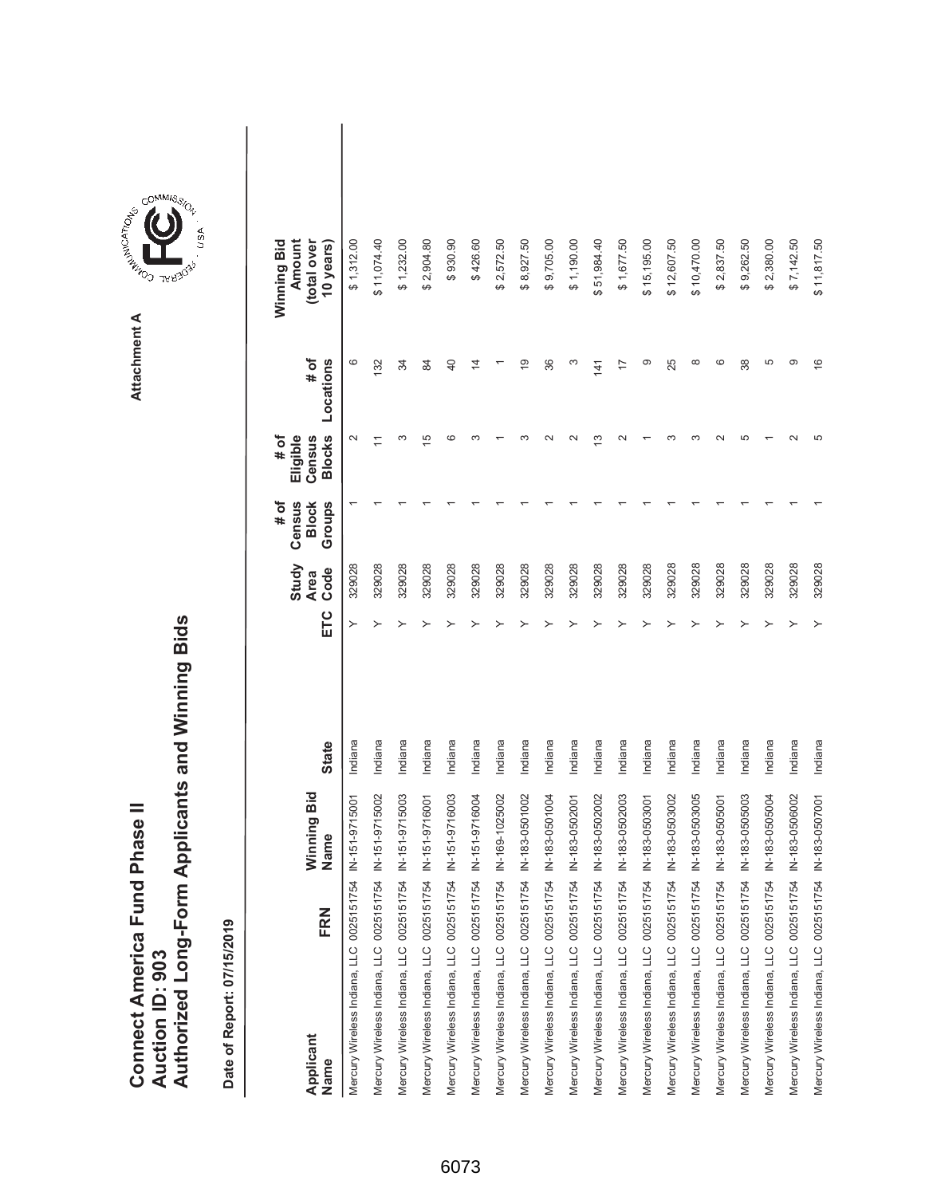# Connect America Fund Phase II
# Auction ID: 903
# Authorized Long-Form Applicants and Winning Bids

**Date of Report: 07/15/2019**

Attachment A

| Applicant Name | FRN | Winning Bid Name | State | ETC | Study Area Code | # of Census Block Groups | # of Eligible Census Blocks | # of Locations | Winning Bid Amount (total over 10 years) |
|---|---|---|---|---|---|---|---|---|---|
| Mercury Wireless Indiana, LLC | 0025151754 | IN-151-9715001 | Indiana | Y | 329028 | 1 | 2 | 6 | $ 1,312.00 |
| Mercury Wireless Indiana, LLC | 0025151754 | IN-151-9715002 | Indiana | Y | 329028 | 1 | 11 | 132 | $ 11,074.40 |
| Mercury Wireless Indiana, LLC | 0025151754 | IN-151-9715003 | Indiana | Y | 329028 | 1 | 3 | 34 | $ 1,232.00 |
| Mercury Wireless Indiana, LLC | 0025151754 | IN-151-9716001 | Indiana | Y | 329028 | 1 | 15 | 84 | $ 2,904.80 |
| Mercury Wireless Indiana, LLC | 0025151754 | IN-151-9716003 | Indiana | Y | 329028 | 1 | 6 | 40 | $ 930.90 |
| Mercury Wireless Indiana, LLC | 0025151754 | IN-151-9716004 | Indiana | Y | 329028 | 1 | 3 | 14 | $ 426.60 |
| Mercury Wireless Indiana, LLC | 0025151754 | IN-169-1025002 | Indiana | Y | 329028 | 1 | 1 | 1 | $ 2,572.50 |
| Mercury Wireless Indiana, LLC | 0025151754 | IN-183-0501002 | Indiana | Y | 329028 | 1 | 3 | 19 | $ 8,927.50 |
| Mercury Wireless Indiana, LLC | 0025151754 | IN-183-0501004 | Indiana | Y | 329028 | 1 | 2 | 36 | $ 9,705.00 |
| Mercury Wireless Indiana, LLC | 0025151754 | IN-183-0502001 | Indiana | Y | 329028 | 1 | 2 | 3 | $ 1,190.00 |
| Mercury Wireless Indiana, LLC | 0025151754 | IN-183-0502002 | Indiana | Y | 329028 | 1 | 13 | 141 | $ 51,984.40 |
| Mercury Wireless Indiana, LLC | 0025151754 | IN-183-0502003 | Indiana | Y | 329028 | 1 | 2 | 17 | $ 1,677.50 |
| Mercury Wireless Indiana, LLC | 0025151754 | IN-183-0503001 | Indiana | Y | 329028 | 1 | 1 | 9 | $ 15,195.00 |
| Mercury Wireless Indiana, LLC | 0025151754 | IN-183-0503002 | Indiana | Y | 329028 | 1 | 3 | 25 | $ 12,607.50 |
| Mercury Wireless Indiana, LLC | 0025151754 | IN-183-0503005 | Indiana | Y | 329028 | 1 | 3 | 8 | $ 10,470.00 |
| Mercury Wireless Indiana, LLC | 0025151754 | IN-183-0505001 | Indiana | Y | 329028 | 1 | 2 | 6 | $ 2,837.50 |
| Mercury Wireless Indiana, LLC | 0025151754 | IN-183-0505003 | Indiana | Y | 329028 | 1 | 5 | 38 | $ 9,262.50 |
| Mercury Wireless Indiana, LLC | 0025151754 | IN-183-0505004 | Indiana | Y | 329028 | 1 | 1 | 5 | $ 2,380.00 |
| Mercury Wireless Indiana, LLC | 0025151754 | IN-183-0506002 | Indiana | Y | 329028 | 1 | 2 | 9 | $ 7,142.50 |
| Mercury Wireless Indiana, LLC | 0025151754 | IN-183-0507001 | Indiana | Y | 329028 | 1 | 5 | 16 | $ 11,817.50 |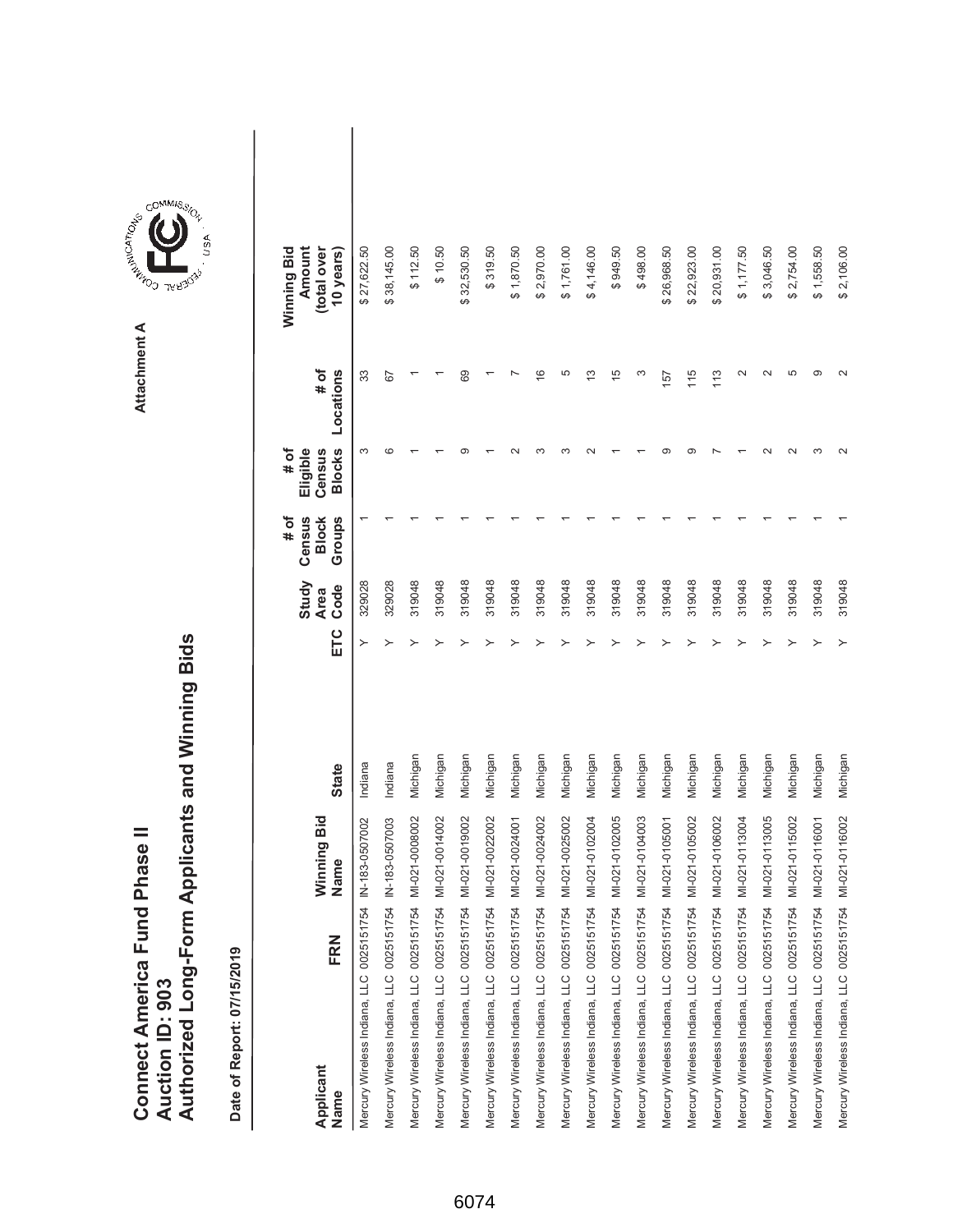# Connect America Fund Phase II
# Auction ID: 903
# Authorized Long-Form Applicants and Winning Bids

Attachment A

**Date of Report: 07/15/2019**

| Applicant Name | FRN | Winning Bid Name | State | ETC | Study Area Code | # of Census Block Groups | # of Eligible Census Blocks | # of Locations | Winning Bid Amount (total over 10 years) |
|---|---|---|---|---|---|---|---|---|---|
| Mercury Wireless Indiana, LLC | 0025151754 | IN-183-0507002 | Indiana | Y | 329028 | 1 | 3 | 33 | $ 27,622.50 |
| Mercury Wireless Indiana, LLC | 0025151754 | IN-183-0507003 | Indiana | Y | 329028 | 1 | 6 | 67 | $ 38,145.00 |
| Mercury Wireless Indiana, LLC | 0025151754 | MI-021-0008002 | Michigan | Y | 319048 | 1 | 1 | 1 | $ 112.50 |
| Mercury Wireless Indiana, LLC | 0025151754 | MI-021-0014002 | Michigan | Y | 319048 | 1 | 1 | 1 | $ 10.50 |
| Mercury Wireless Indiana, LLC | 0025151754 | MI-021-0019002 | Michigan | Y | 319048 | 1 | 9 | 69 | $ 32,530.50 |
| Mercury Wireless Indiana, LLC | 0025151754 | MI-021-0022002 | Michigan | Y | 319048 | 1 | 1 | 1 | $ 319.50 |
| Mercury Wireless Indiana, LLC | 0025151754 | MI-021-0024001 | Michigan | Y | 319048 | 1 | 2 | 7 | $ 1,870.50 |
| Mercury Wireless Indiana, LLC | 0025151754 | MI-021-0024002 | Michigan | Y | 319048 | 1 | 3 | 16 | $ 2,970.00 |
| Mercury Wireless Indiana, LLC | 0025151754 | MI-021-0025002 | Michigan | Y | 319048 | 1 | 3 | 5 | $ 1,761.00 |
| Mercury Wireless Indiana, LLC | 0025151754 | MI-021-0102004 | Michigan | Y | 319048 | 1 | 2 | 13 | $ 4,146.00 |
| Mercury Wireless Indiana, LLC | 0025151754 | MI-021-0102005 | Michigan | Y | 319048 | 1 | 1 | 15 | $ 949.50 |
| Mercury Wireless Indiana, LLC | 0025151754 | MI-021-0104003 | Michigan | Y | 319048 | 1 | 1 | 3 | $ 498.00 |
| Mercury Wireless Indiana, LLC | 0025151754 | MI-021-0105001 | Michigan | Y | 319048 | 1 | 9 | 157 | $ 26,968.50 |
| Mercury Wireless Indiana, LLC | 0025151754 | MI-021-0105002 | Michigan | Y | 319048 | 1 | 9 | 115 | $ 22,923.00 |
| Mercury Wireless Indiana, LLC | 0025151754 | MI-021-0106002 | Michigan | Y | 319048 | 1 | 7 | 113 | $ 20,931.00 |
| Mercury Wireless Indiana, LLC | 0025151754 | MI-021-0113004 | Michigan | Y | 319048 | 1 | 1 | 2 | $ 1,177.50 |
| Mercury Wireless Indiana, LLC | 0025151754 | MI-021-0113005 | Michigan | Y | 319048 | 1 | 2 | 2 | $ 3,046.50 |
| Mercury Wireless Indiana, LLC | 0025151754 | MI-021-0115002 | Michigan | Y | 319048 | 1 | 2 | 5 | $ 2,754.00 |
| Mercury Wireless Indiana, LLC | 0025151754 | MI-021-0116001 | Michigan | Y | 319048 | 1 | 3 | 9 | $ 1,558.50 |
| Mercury Wireless Indiana, LLC | 0025151754 | MI-021-0116002 | Michigan | Y | 319048 | 1 | 2 | 2 | $ 2,106.00 |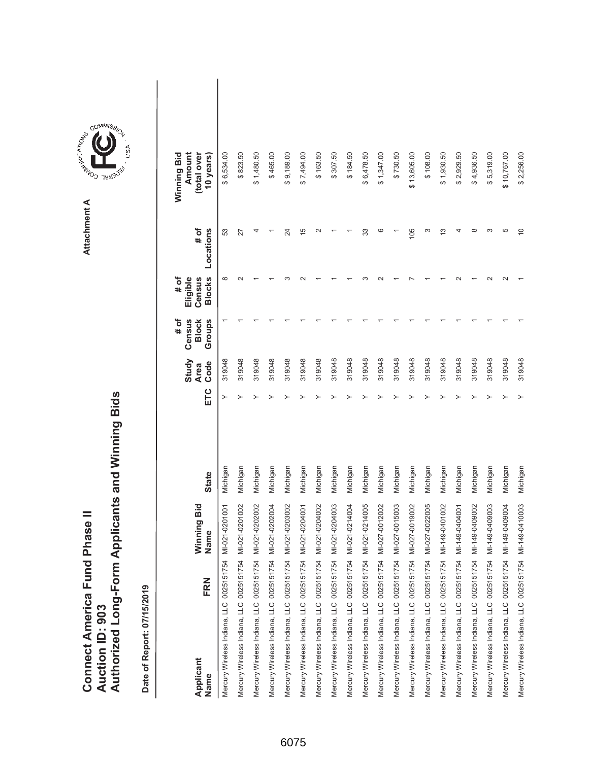# Connect America Fund Phase II
# Auction ID: 903
# Authorized Long-Form Applicants and Winning Bids

Attachment A

**Date of Report: 07/15/2019**

| Applicant Name | FRN | Winning Bid Name | State | ETC | Study Area Code | # of Census Block Groups | # of Eligible Census Blocks | # of Locations | Winning Bid Amount (total over 10 years) |
|---|---|---|---|---|---|---|---|---|---|
| Mercury Wireless Indiana, LLC | 0025151754 | MI-021-0201001 | Michigan | Y | 319048 | 1 | 8 | 53 | $ 6,534.00 |
| Mercury Wireless Indiana, LLC | 0025151754 | MI-021-0201002 | Michigan | Y | 319048 | 1 | 2 | 27 | $ 823.50 |
| Mercury Wireless Indiana, LLC | 0025151754 | MI-021-0202002 | Michigan | Y | 319048 | 1 | 1 | 4 | $ 1,480.50 |
| Mercury Wireless Indiana, LLC | 0025151754 | MI-021-0202004 | Michigan | Y | 319048 | 1 | 1 | 1 | $ 465.00 |
| Mercury Wireless Indiana, LLC | 0025151754 | MI-021-0203002 | Michigan | Y | 319048 | 1 | 3 | 24 | $ 9,189.00 |
| Mercury Wireless Indiana, LLC | 0025151754 | MI-021-0204001 | Michigan | Y | 319048 | 1 | 2 | 15 | $ 7,494.00 |
| Mercury Wireless Indiana, LLC | 0025151754 | MI-021-0204002 | Michigan | Y | 319048 | 1 | 1 | 2 | $ 163.50 |
| Mercury Wireless Indiana, LLC | 0025151754 | MI-021-0204003 | Michigan | Y | 319048 | 1 | 1 | 1 | $ 307.50 |
| Mercury Wireless Indiana, LLC | 0025151754 | MI-021-0214004 | Michigan | Y | 319048 | 1 | 1 | 1 | $ 184.50 |
| Mercury Wireless Indiana, LLC | 0025151754 | MI-021-0214005 | Michigan | Y | 319048 | 1 | 3 | 33 | $ 6,478.50 |
| Mercury Wireless Indiana, LLC | 0025151754 | MI-027-0012002 | Michigan | Y | 319048 | 1 | 2 | 6 | $ 1,347.00 |
| Mercury Wireless Indiana, LLC | 0025151754 | MI-027-0015003 | Michigan | Y | 319048 | 1 | 1 | 1 | $ 730.50 |
| Mercury Wireless Indiana, LLC | 0025151754 | MI-027-0019002 | Michigan | Y | 319048 | 1 | 7 | 105 | $ 13,605.00 |
| Mercury Wireless Indiana, LLC | 0025151754 | MI-027-0022005 | Michigan | Y | 319048 | 1 | 1 | 3 | $ 108.00 |
| Mercury Wireless Indiana, LLC | 0025151754 | MI-149-0401002 | Michigan | Y | 319048 | 1 | 1 | 13 | $ 1,930.50 |
| Mercury Wireless Indiana, LLC | 0025151754 | MI-149-0404001 | Michigan | Y | 319048 | 1 | 2 | 4 | $ 2,929.50 |
| Mercury Wireless Indiana, LLC | 0025151754 | MI-149-0409002 | Michigan | Y | 319048 | 1 | 1 | 8 | $ 4,936.50 |
| Mercury Wireless Indiana, LLC | 0025151754 | MI-149-0409003 | Michigan | Y | 319048 | 1 | 2 | 3 | $ 5,319.00 |
| Mercury Wireless Indiana, LLC | 0025151754 | MI-149-0409004 | Michigan | Y | 319048 | 1 | 2 | 5 | $ 10,767.00 |
| Mercury Wireless Indiana, LLC | 0025151754 | MI-149-0410003 | Michigan | Y | 319048 | 1 | 1 | 10 | $ 2,256.00 |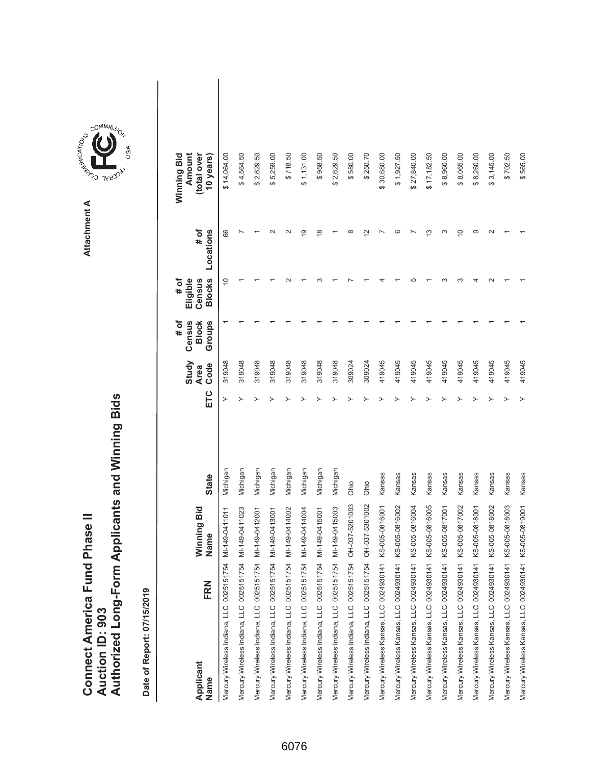# Connect America Fund Phase II
# Auction ID: 903
# Authorized Long-Form Applicants and Winning Bids

Attachment A

**Date of Report: 07/15/2019**

| Applicant Name | FRN | Winning Bid Name | State | ETC | Study Area Code | # of Census Block Groups | # of Eligible Census Blocks | # of Locations | Winning Bid Amount (total over 10 years) |
|---|---|---|---|---|---|---|---|---|---|
| Mercury Wireless Indiana, LLC | 0025151754 | MI-149-0411011 | Michigan | Y | 319048 | 1 | 10 | 66 | $ 14,064.00 |
| Mercury Wireless Indiana, LLC | 0025151754 | MI-149-0411023 | Michigan | Y | 319048 | 1 | 1 | 7 | $ 4,564.50 |
| Mercury Wireless Indiana, LLC | 0025151754 | MI-149-0412001 | Michigan | Y | 319048 | 1 | 1 | 1 | $ 2,629.50 |
| Mercury Wireless Indiana, LLC | 0025151754 | MI-149-0413001 | Michigan | Y | 319048 | 1 | 1 | 2 | $ 5,259.00 |
| Mercury Wireless Indiana, LLC | 0025151754 | MI-149-0414002 | Michigan | Y | 319048 | 1 | 2 | 2 | $ 718.50 |
| Mercury Wireless Indiana, LLC | 0025151754 | MI-149-0414004 | Michigan | Y | 319048 | 1 | 1 | 19 | $ 1,131.00 |
| Mercury Wireless Indiana, LLC | 0025151754 | MI-149-0415001 | Michigan | Y | 319048 | 1 | 3 | 18 | $ 958.50 |
| Mercury Wireless Indiana, LLC | 0025151754 | MI-149-0415003 | Michigan | Y | 319048 | 1 | 1 | 1 | $ 2,629.50 |
| Mercury Wireless Indiana, LLC | 0025151754 | OH-037-5201003 | Ohio | Y | 309024 | 1 | 7 | 8 | $ 580.00 |
| Mercury Wireless Indiana, LLC | 0025151754 | OH-037-5301002 | Ohio | Y | 309024 | 1 | 1 | 12 | $ 250.70 |
| Mercury Wireless Kansas, LLC | 0024930141 | KS-005-0816001 | Kansas | Y | 419045 | 1 | 4 | 7 | $ 30,680.00 |
| Mercury Wireless Kansas, LLC | 0024930141 | KS-005-0816002 | Kansas | Y | 419045 | 1 | 1 | 6 | $ 1,927.50 |
| Mercury Wireless Kansas, LLC | 0024930141 | KS-005-0816004 | Kansas | Y | 419045 | 1 | 5 | 7 | $ 27,840.00 |
| Mercury Wireless Kansas, LLC | 0024930141 | KS-005-0816005 | Kansas | Y | 419045 | 1 | 1 | 13 | $ 17,182.50 |
| Mercury Wireless Kansas, LLC | 0024930141 | KS-005-0817001 | Kansas | Y | 419045 | 1 | 3 | 3 | $ 8,960.00 |
| Mercury Wireless Kansas, LLC | 0024930141 | KS-005-0817002 | Kansas | Y | 419045 | 1 | 3 | 10 | $ 8,065.00 |
| Mercury Wireless Kansas, LLC | 0024930141 | KS-005-0818001 | Kansas | Y | 419045 | 1 | 4 | 9 | $ 8,260.00 |
| Mercury Wireless Kansas, LLC | 0024930141 | KS-005-0818002 | Kansas | Y | 419045 | 1 | 2 | 2 | $ 3,145.00 |
| Mercury Wireless Kansas, LLC | 0024930141 | KS-005-0818003 | Kansas | Y | 419045 | 1 | 1 | 1 | $ 702.50 |
| Mercury Wireless Kansas, LLC | 0024930141 | KS-005-0819001 | Kansas | Y | 419045 | 1 | 1 | 1 | $ 565.00 |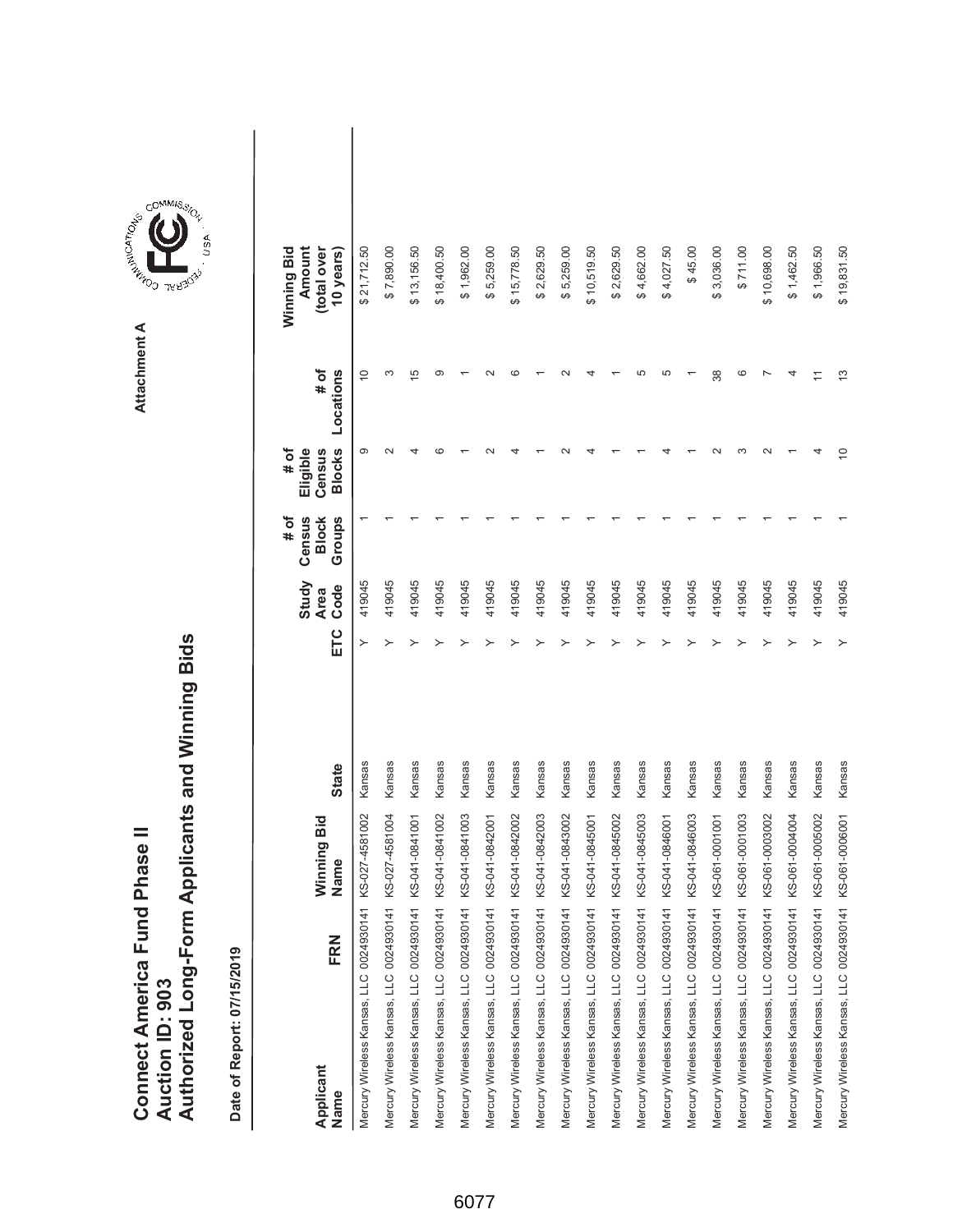# Connect America Fund Phase II
# Auction ID: 903
# Authorized Long-Form Applicants and Winning Bids

Attachment A

Date of Report: 07/15/2019

| Applicant Name | FRN | Winning Bid Name | State | ETC | Study Area Code | # of Census Block Groups | # of Eligible Census Blocks | # of Locations | Winning Bid Amount (total over 10 years) |
|---|---|---|---|---|---|---|---|---|---|
| Mercury Wireless Kansas, LLC | 0024930141 | KS-027-4581002 | Kansas | Y | 419045 | 1 | 9 | 10 | $ 21,712.50 |
| Mercury Wireless Kansas, LLC | 0024930141 | KS-027-4581004 | Kansas | Y | 419045 | 1 | 2 | 3 | $ 7,890.00 |
| Mercury Wireless Kansas, LLC | 0024930141 | KS-041-0841001 | Kansas | Y | 419045 | 1 | 4 | 15 | $ 13,156.50 |
| Mercury Wireless Kansas, LLC | 0024930141 | KS-041-0841002 | Kansas | Y | 419045 | 1 | 6 | 9 | $ 18,400.50 |
| Mercury Wireless Kansas, LLC | 0024930141 | KS-041-0841003 | Kansas | Y | 419045 | 1 | 1 | 1 | $ 1,962.00 |
| Mercury Wireless Kansas, LLC | 0024930141 | KS-041-0842001 | Kansas | Y | 419045 | 1 | 2 | 2 | $ 5,259.00 |
| Mercury Wireless Kansas, LLC | 0024930141 | KS-041-0842002 | Kansas | Y | 419045 | 1 | 4 | 6 | $ 15,778.50 |
| Mercury Wireless Kansas, LLC | 0024930141 | KS-041-0842003 | Kansas | Y | 419045 | 1 | 1 | 1 | $ 2,629.50 |
| Mercury Wireless Kansas, LLC | 0024930141 | KS-041-0843002 | Kansas | Y | 419045 | 1 | 2 | 2 | $ 5,259.00 |
| Mercury Wireless Kansas, LLC | 0024930141 | KS-041-0845001 | Kansas | Y | 419045 | 1 | 4 | 4 | $ 10,519.50 |
| Mercury Wireless Kansas, LLC | 0024930141 | KS-041-0845002 | Kansas | Y | 419045 | 1 | 1 | 1 | $ 2,629.50 |
| Mercury Wireless Kansas, LLC | 0024930141 | KS-041-0845003 | Kansas | Y | 419045 | 1 | 1 | 5 | $ 4,662.00 |
| Mercury Wireless Kansas, LLC | 0024930141 | KS-041-0846001 | Kansas | Y | 419045 | 1 | 4 | 5 | $ 4,027.50 |
| Mercury Wireless Kansas, LLC | 0024930141 | KS-041-0846003 | Kansas | Y | 419045 | 1 | 1 | 1 | $ 45.00 |
| Mercury Wireless Kansas, LLC | 0024930141 | KS-061-0001001 | Kansas | Y | 419045 | 1 | 2 | 38 | $ 3,036.00 |
| Mercury Wireless Kansas, LLC | 0024930141 | KS-061-0001003 | Kansas | Y | 419045 | 1 | 3 | 6 | $ 711.00 |
| Mercury Wireless Kansas, LLC | 0024930141 | KS-061-0003002 | Kansas | Y | 419045 | 1 | 2 | 7 | $ 10,698.00 |
| Mercury Wireless Kansas, LLC | 0024930141 | KS-061-0004004 | Kansas | Y | 419045 | 1 | 1 | 4 | $ 1,462.50 |
| Mercury Wireless Kansas, LLC | 0024930141 | KS-061-0005002 | Kansas | Y | 419045 | 1 | 4 | 11 | $ 1,966.50 |
| Mercury Wireless Kansas, LLC | 0024930141 | KS-061-0006001 | Kansas | Y | 419045 | 1 | 10 | 13 | $ 19,831.50 |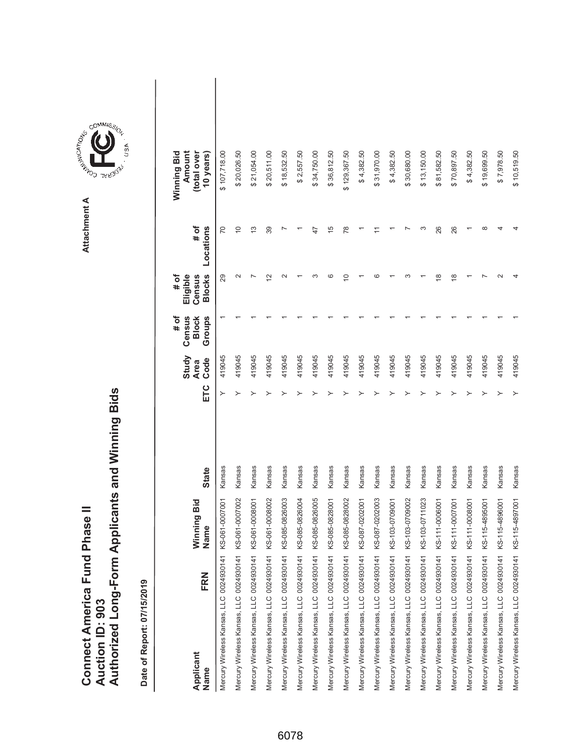# Connect America Fund Phase II
# Auction ID: 903
# Authorized Long-Form Applicants and Winning Bids

Attachment A

Date of Report: 07/15/2019

| Applicant Name | FRN | Winning Bid Name | State | ETC | Study Area Code | # of Census Block Groups | # of Eligible Census Blocks | # of Locations | Winning Bid Amount (total over 10 years) |
|---|---|---|---|---|---|---|---|---|---|
| Mercury Wireless Kansas, LLC | 0024930141 | KS-061-0007001 | Kansas | Y | 419045 | 1 | 29 | 70 | $ 107,718.00 |
| Mercury Wireless Kansas, LLC | 0024930141 | KS-061-0007002 | Kansas | Y | 419045 | 1 | 2 | 10 | $ 20,026.50 |
| Mercury Wireless Kansas, LLC | 0024930141 | KS-061-0008001 | Kansas | Y | 419045 | 1 | 7 | 13 | $ 21,054.00 |
| Mercury Wireless Kansas, LLC | 0024930141 | KS-061-0008002 | Kansas | Y | 419045 | 1 | 12 | 39 | $ 20,511.00 |
| Mercury Wireless Kansas, LLC | 0024930141 | KS-085-0826003 | Kansas | Y | 419045 | 1 | 2 | 7 | $ 18,532.50 |
| Mercury Wireless Kansas, LLC | 0024930141 | KS-085-0826004 | Kansas | Y | 419045 | 1 | 1 | 1 | $ 2,557.50 |
| Mercury Wireless Kansas, LLC | 0024930141 | KS-085-0826005 | Kansas | Y | 419045 | 1 | 3 | 47 | $ 34,750.00 |
| Mercury Wireless Kansas, LLC | 0024930141 | KS-085-0828001 | Kansas | Y | 419045 | 1 | 6 | 15 | $ 36,812.50 |
| Mercury Wireless Kansas, LLC | 0024930141 | KS-085-0828002 | Kansas | Y | 419045 | 1 | 10 | 78 | $ 129,367.50 |
| Mercury Wireless Kansas, LLC | 0024930141 | KS-087-0202001 | Kansas | Y | 419045 | 1 | 1 | 1 | $ 4,382.50 |
| Mercury Wireless Kansas, LLC | 0024930141 | KS-087-0202003 | Kansas | Y | 419045 | 1 | 6 | 11 | $ 31,970.00 |
| Mercury Wireless Kansas, LLC | 0024930141 | KS-103-0709001 | Kansas | Y | 419045 | 1 | 1 | 1 | $ 4,382.50 |
| Mercury Wireless Kansas, LLC | 0024930141 | KS-103-0709002 | Kansas | Y | 419045 | 1 | 3 | 7 | $ 30,680.00 |
| Mercury Wireless Kansas, LLC | 0024930141 | KS-103-0711023 | Kansas | Y | 419045 | 1 | 1 | 3 | $ 13,150.00 |
| Mercury Wireless Kansas, LLC | 0024930141 | KS-111-0006001 | Kansas | Y | 419045 | 1 | 18 | 26 | $ 81,582.50 |
| Mercury Wireless Kansas, LLC | 0024930141 | KS-111-0007001 | Kansas | Y | 419045 | 1 | 18 | 26 | $ 70,897.50 |
| Mercury Wireless Kansas, LLC | 0024930141 | KS-111-0008001 | Kansas | Y | 419045 | 1 | 1 | 1 | $ 4,382.50 |
| Mercury Wireless Kansas, LLC | 0024930141 | KS-115-4895001 | Kansas | Y | 419045 | 1 | 7 | 8 | $ 19,699.50 |
| Mercury Wireless Kansas, LLC | 0024930141 | KS-115-4896001 | Kansas | Y | 419045 | 1 | 2 | 4 | $ 7,978.50 |
| Mercury Wireless Kansas, LLC | 0024930141 | KS-115-4897001 | Kansas | Y | 419045 | 1 | 4 | 4 | $ 10,519.50 |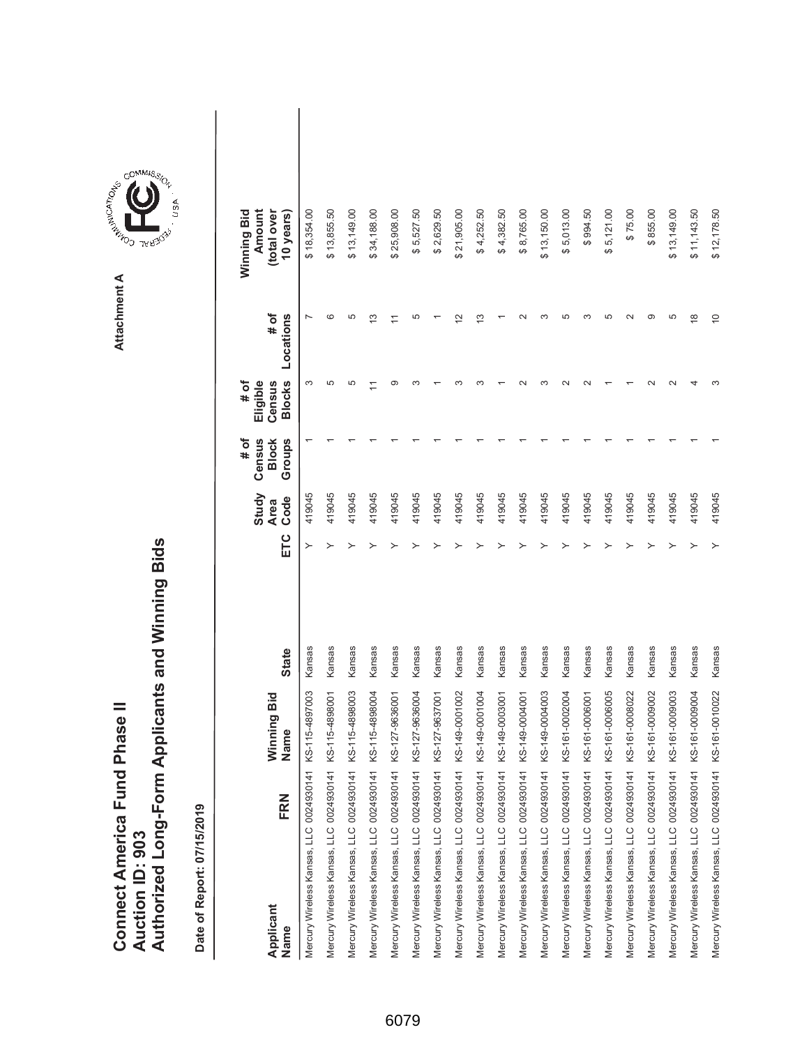# Connect America Fund Phase II
# Auction ID: 903
# Authorized Long-Form Applicants and Winning Bids

Attachment A

**Date of Report: 07/15/2019**

| Applicant Name | FRN | Winning Bid Name | State | ETC | Study Area Code | # of Census Block Groups | # of Eligible Census Blocks | # of Locations | Winning Bid Amount (total over 10 years) |
|---|---|---|---|---|---|---|---|---|---|
| Mercury Wireless Kansas, LLC | 0024930141 | KS-115-4897003 | Kansas | Y | 419045 | 1 | 3 | 7 | $ 18,354.00 |
| Mercury Wireless Kansas, LLC | 0024930141 | KS-115-4898001 | Kansas | Y | 419045 | 1 | 5 | 6 | $ 13,855.50 |
| Mercury Wireless Kansas, LLC | 0024930141 | KS-115-4898003 | Kansas | Y | 419045 | 1 | 5 | 5 | $ 13,149.00 |
| Mercury Wireless Kansas, LLC | 0024930141 | KS-115-4898004 | Kansas | Y | 419045 | 1 | 11 | 13 | $ 34,188.00 |
| Mercury Wireless Kansas, LLC | 0024930141 | KS-127-9636001 | Kansas | Y | 419045 | 1 | 9 | 11 | $ 25,908.00 |
| Mercury Wireless Kansas, LLC | 0024930141 | KS-127-9636004 | Kansas | Y | 419045 | 1 | 3 | 5 | $ 5,527.50 |
| Mercury Wireless Kansas, LLC | 0024930141 | KS-127-9637001 | Kansas | Y | 419045 | 1 | 1 | 1 | $ 2,629.50 |
| Mercury Wireless Kansas, LLC | 0024930141 | KS-149-0001002 | Kansas | Y | 419045 | 1 | 3 | 12 | $ 21,905.00 |
| Mercury Wireless Kansas, LLC | 0024930141 | KS-149-0001004 | Kansas | Y | 419045 | 1 | 3 | 13 | $ 4,252.50 |
| Mercury Wireless Kansas, LLC | 0024930141 | KS-149-0003001 | Kansas | Y | 419045 | 1 | 1 | 1 | $ 4,382.50 |
| Mercury Wireless Kansas, LLC | 0024930141 | KS-149-0004001 | Kansas | Y | 419045 | 1 | 2 | 2 | $ 8,765.00 |
| Mercury Wireless Kansas, LLC | 0024930141 | KS-149-0004003 | Kansas | Y | 419045 | 1 | 3 | 3 | $ 13,150.00 |
| Mercury Wireless Kansas, LLC | 0024930141 | KS-161-0002004 | Kansas | Y | 419045 | 1 | 2 | 5 | $ 5,013.00 |
| Mercury Wireless Kansas, LLC | 0024930141 | KS-161-0006001 | Kansas | Y | 419045 | 1 | 2 | 3 | $ 994.50 |
| Mercury Wireless Kansas, LLC | 0024930141 | KS-161-0006005 | Kansas | Y | 419045 | 1 | 1 | 5 | $ 5,121.00 |
| Mercury Wireless Kansas, LLC | 0024930141 | KS-161-0008022 | Kansas | Y | 419045 | 1 | 1 | 2 | $ 75.00 |
| Mercury Wireless Kansas, LLC | 0024930141 | KS-161-0009002 | Kansas | Y | 419045 | 1 | 2 | 9 | $ 855.00 |
| Mercury Wireless Kansas, LLC | 0024930141 | KS-161-0009003 | Kansas | Y | 419045 | 1 | 2 | 5 | $ 13,149.00 |
| Mercury Wireless Kansas, LLC | 0024930141 | KS-161-0009004 | Kansas | Y | 419045 | 1 | 4 | 18 | $ 11,143.50 |
| Mercury Wireless Kansas, LLC | 0024930141 | KS-161-0010022 | Kansas | Y | 419045 | 1 | 3 | 10 | $ 12,178.50 |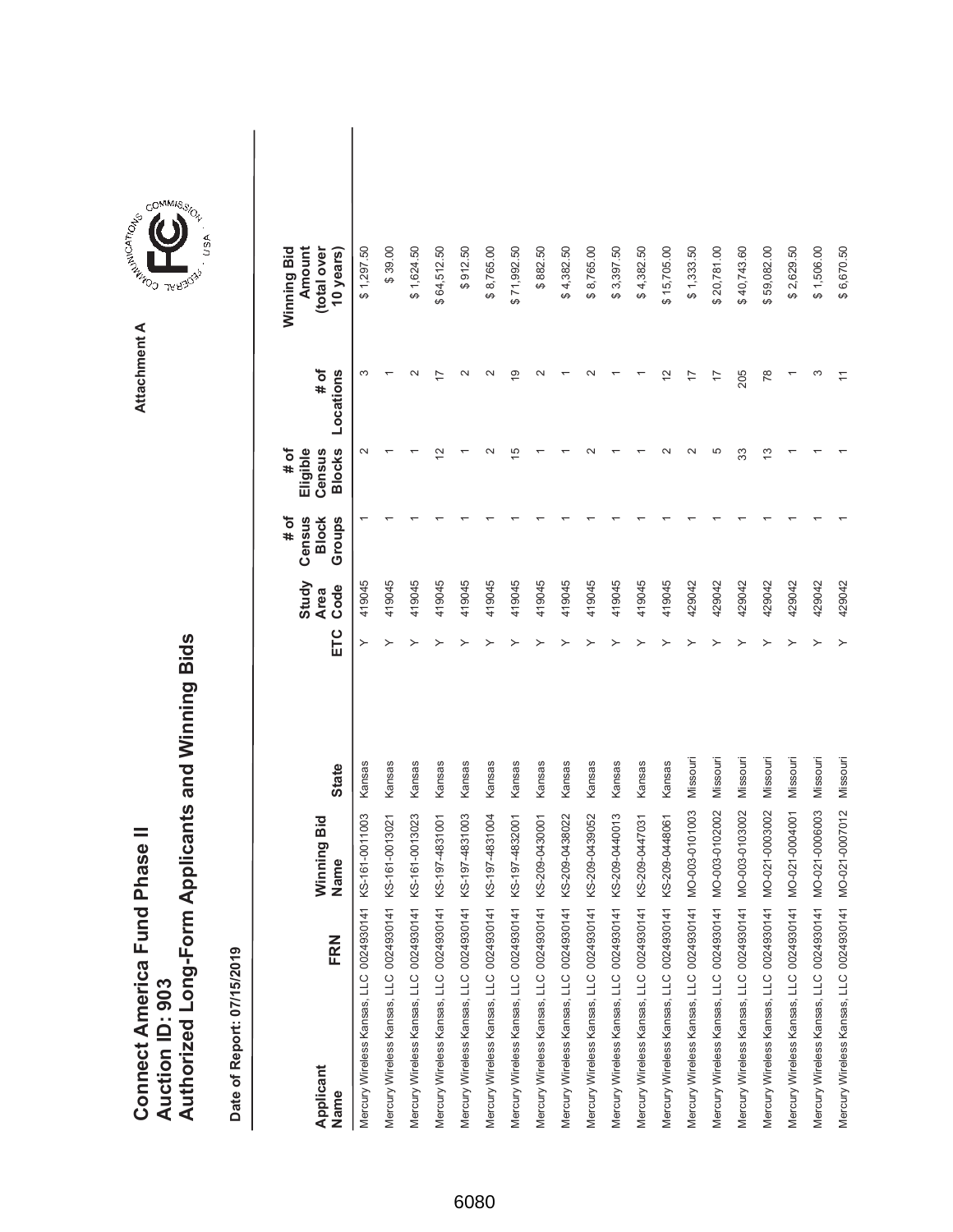# Connect America Fund Phase II
## Auction ID: 903
## Authorized Long-Form Applicants and Winning Bids

Attachment A

**Date of Report: 07/15/2019**

| Applicant Name | FRN | Winning Bid Name | State | ETC | Study Area Code | # of Census Block Groups | # of Eligible Census Blocks | # of Locations | Winning Bid Amount (total over 10 years) |
|---|---|---|---|---|---|---|---|---|---|
| Mercury Wireless Kansas, LLC | 0024930141 | KS-161-0011003 | Kansas | Y | 419045 | 1 | 2 | 3 | $ 1,297.50 |
| Mercury Wireless Kansas, LLC | 0024930141 | KS-161-0013021 | Kansas | Y | 419045 | 1 | 1 | 1 | $ 39.00 |
| Mercury Wireless Kansas, LLC | 0024930141 | KS-161-0013023 | Kansas | Y | 419045 | 1 | 1 | 2 | $ 1,624.50 |
| Mercury Wireless Kansas, LLC | 0024930141 | KS-197-4831001 | Kansas | Y | 419045 | 1 | 12 | 17 | $ 64,512.50 |
| Mercury Wireless Kansas, LLC | 0024930141 | KS-197-4831003 | Kansas | Y | 419045 | 1 | 1 | 2 | $ 912.50 |
| Mercury Wireless Kansas, LLC | 0024930141 | KS-197-4831004 | Kansas | Y | 419045 | 1 | 2 | 2 | $ 8,765.00 |
| Mercury Wireless Kansas, LLC | 0024930141 | KS-197-4832001 | Kansas | Y | 419045 | 1 | 15 | 19 | $ 71,992.50 |
| Mercury Wireless Kansas, LLC | 0024930141 | KS-209-0430001 | Kansas | Y | 419045 | 1 | 1 | 2 | $ 882.50 |
| Mercury Wireless Kansas, LLC | 0024930141 | KS-209-0438022 | Kansas | Y | 419045 | 1 | 1 | 1 | $ 4,382.50 |
| Mercury Wireless Kansas, LLC | 0024930141 | KS-209-0439052 | Kansas | Y | 419045 | 1 | 2 | 2 | $ 8,765.00 |
| Mercury Wireless Kansas, LLC | 0024930141 | KS-209-0440013 | Kansas | Y | 419045 | 1 | 1 | 1 | $ 3,397.50 |
| Mercury Wireless Kansas, LLC | 0024930141 | KS-209-0447031 | Kansas | Y | 419045 | 1 | 1 | 1 | $ 4,382.50 |
| Mercury Wireless Kansas, LLC | 0024930141 | KS-209-0448061 | Kansas | Y | 419045 | 1 | 2 | 12 | $ 15,705.00 |
| Mercury Wireless Kansas, LLC | 0024930141 | MO-003-0101003 | Missouri | Y | 429042 | 1 | 2 | 17 | $ 1,333.50 |
| Mercury Wireless Kansas, LLC | 0024930141 | MO-003-0102002 | Missouri | Y | 429042 | 1 | 5 | 17 | $ 20,781.00 |
| Mercury Wireless Kansas, LLC | 0024930141 | MO-003-0103002 | Missouri | Y | 429042 | 1 | 33 | 205 | $ 40,743.60 |
| Mercury Wireless Kansas, LLC | 0024930141 | MO-021-0003002 | Missouri | Y | 429042 | 1 | 13 | 78 | $ 59,082.00 |
| Mercury Wireless Kansas, LLC | 0024930141 | MO-021-0004001 | Missouri | Y | 429042 | 1 | 1 | 1 | $ 2,629.50 |
| Mercury Wireless Kansas, LLC | 0024930141 | MO-021-0006003 | Missouri | Y | 429042 | 1 | 1 | 3 | $ 1,506.00 |
| Mercury Wireless Kansas, LLC | 0024930141 | MO-021-0007012 | Missouri | Y | 429042 | 1 | 1 | 11 | $ 6,670.50 |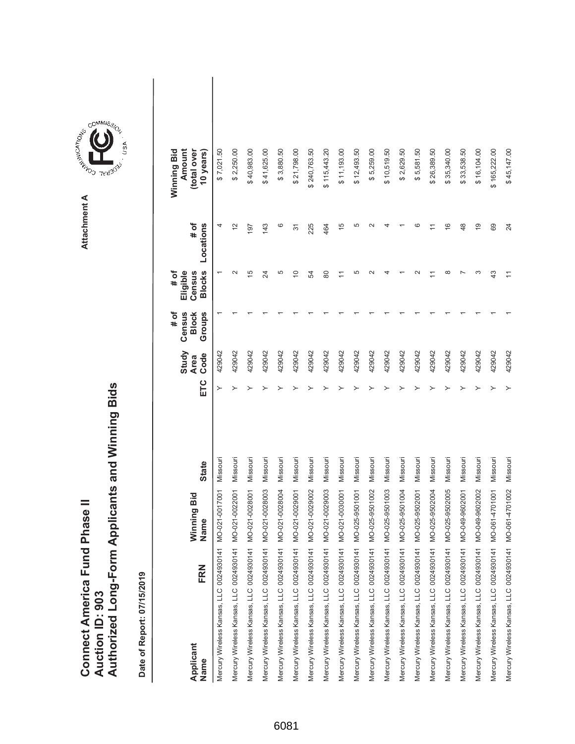# Connect America Fund Phase II
## Auction ID: 903
## Authorized Long-Form Applicants and Winning Bids

Attachment A

**Date of Report: 07/15/2019**

| Applicant Name | FRN | Winning Bid Name | State | ETC | Study Area Code | # of Census Block Groups | # of Eligible Census Blocks | # of Locations | Winning Bid Amount (total over 10 years) |
|---|---|---|---|---|---|---|---|---|---|
| Mercury Wireless Kansas, LLC | 0024930141 | MO-021-0017001 | Missouri | Y | 429042 | 1 | 1 | 4 | $ 7,021.50 |
| Mercury Wireless Kansas, LLC | 0024930141 | MO-021-0022001 | Missouri | Y | 429042 | 1 | 2 | 12 | $ 2,250.00 |
| Mercury Wireless Kansas, LLC | 0024930141 | MO-021-0028001 | Missouri | Y | 429042 | 1 | 15 | 197 | $ 40,983.00 |
| Mercury Wireless Kansas, LLC | 0024930141 | MO-021-0028003 | Missouri | Y | 429042 | 1 | 24 | 143 | $ 41,625.00 |
| Mercury Wireless Kansas, LLC | 0024930141 | MO-021-0028004 | Missouri | Y | 429042 | 1 | 5 | 6 | $ 3,880.50 |
| Mercury Wireless Kansas, LLC | 0024930141 | MO-021-0029001 | Missouri | Y | 429042 | 1 | 10 | 31 | $ 21,798.00 |
| Mercury Wireless Kansas, LLC | 0024930141 | MO-021-0029002 | Missouri | Y | 429042 | 1 | 54 | 225 | $ 240,763.50 |
| Mercury Wireless Kansas, LLC | 0024930141 | MO-021-0029003 | Missouri | Y | 429042 | 1 | 80 | 464 | $ 115,443.20 |
| Mercury Wireless Kansas, LLC | 0024930141 | MO-021-0030001 | Missouri | Y | 429042 | 1 | 11 | 15 | $ 11,193.00 |
| Mercury Wireless Kansas, LLC | 0024930141 | MO-025-9501001 | Missouri | Y | 429042 | 1 | 5 | 5 | $ 12,493.50 |
| Mercury Wireless Kansas, LLC | 0024930141 | MO-025-9501002 | Missouri | Y | 429042 | 1 | 2 | 2 | $ 5,259.00 |
| Mercury Wireless Kansas, LLC | 0024930141 | MO-025-9501003 | Missouri | Y | 429042 | 1 | 4 | 4 | $ 10,519.50 |
| Mercury Wireless Kansas, LLC | 0024930141 | MO-025-9501004 | Missouri | Y | 429042 | 1 | 1 | 1 | $ 2,629.50 |
| Mercury Wireless Kansas, LLC | 0024930141 | MO-025-9502001 | Missouri | Y | 429042 | 1 | 2 | 6 | $ 5,581.50 |
| Mercury Wireless Kansas, LLC | 0024930141 | MO-025-9502004 | Missouri | Y | 429042 | 1 | 11 | 11 | $ 26,389.50 |
| Mercury Wireless Kansas, LLC | 0024930141 | MO-025-9502005 | Missouri | Y | 429042 | 1 | 8 | 16 | $ 35,340.00 |
| Mercury Wireless Kansas, LLC | 0024930141 | MO-049-9602001 | Missouri | Y | 429042 | 1 | 7 | 48 | $ 33,538.50 |
| Mercury Wireless Kansas, LLC | 0024930141 | MO-049-9602002 | Missouri | Y | 429042 | 1 | 3 | 19 | $ 16,104.00 |
| Mercury Wireless Kansas, LLC | 0024930141 | MO-061-4701001 | Missouri | Y | 429042 | 1 | 43 | 69 | $ 165,222.00 |
| Mercury Wireless Kansas, LLC | 0024930141 | MO-061-4701002 | Missouri | Y | 429042 | 1 | 11 | 24 | $ 45,147.00 |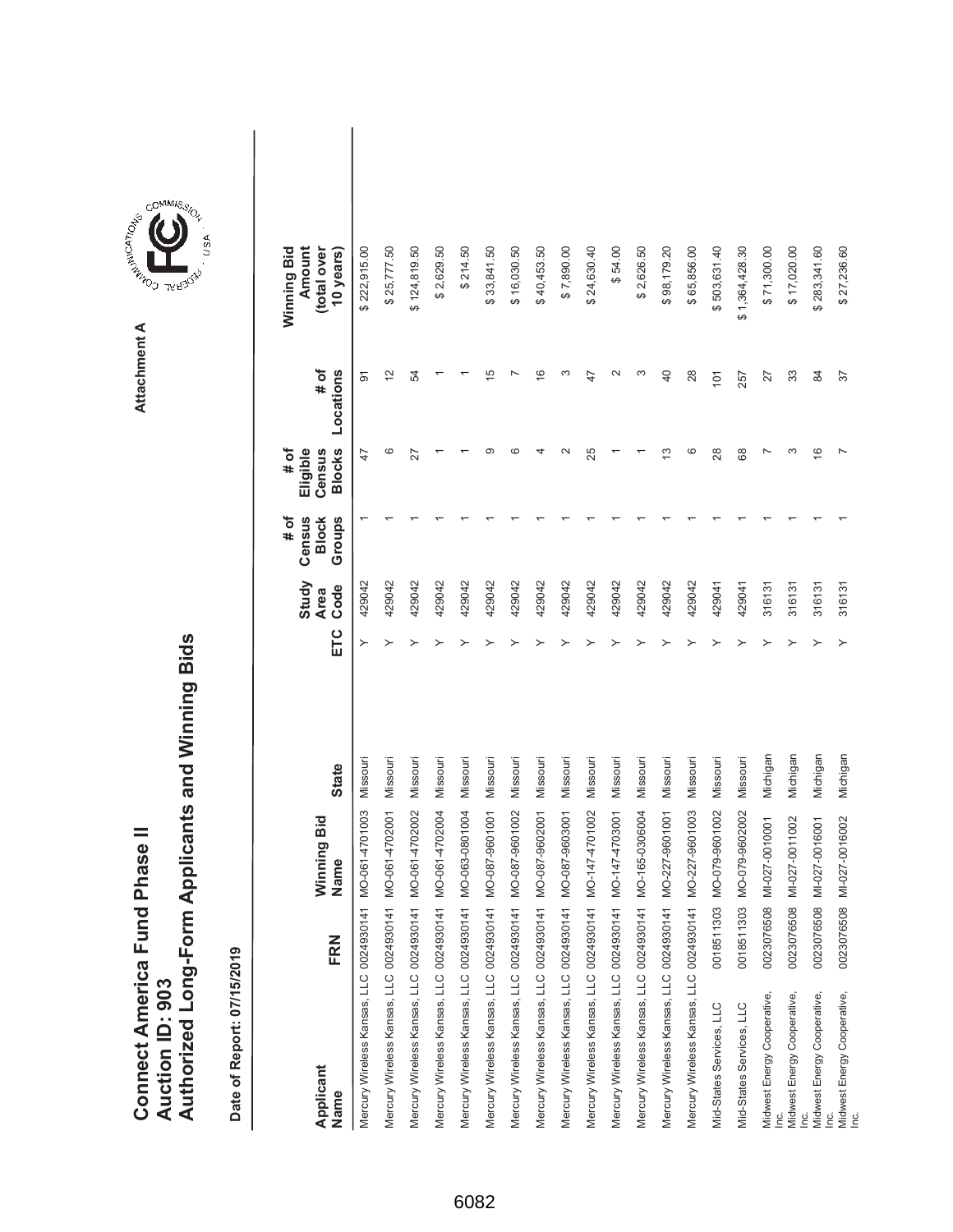# Connect America Fund Phase II
# Auction ID: 903
# Authorized Long-Form Applicants and Winning Bids

**Attachment A**

**Date of Report: 07/15/2019**

| Applicant Name | FRN | Winning Bid Name | State | ETC | Study Area Code | # of Census Block Groups | # of Eligible Census Blocks | # of Locations | Winning Bid Amount (total over 10 years) |
|---|---|---|---|---|---|---|---|---|---|
| Mercury Wireless Kansas, LLC | 0024930141 | MO-061-4701003 | Missouri | Y | 429042 | 1 | 47 | 91 | $ 222,915.00 |
| Mercury Wireless Kansas, LLC | 0024930141 | MO-061-4702001 | Missouri | Y | 429042 | 1 | 6 | 12 | $ 25,777.50 |
| Mercury Wireless Kansas, LLC | 0024930141 | MO-061-4702002 | Missouri | Y | 429042 | 1 | 27 | 54 | $ 124,819.50 |
| Mercury Wireless Kansas, LLC | 0024930141 | MO-061-4702004 | Missouri | Y | 429042 | 1 | 1 | 1 | $ 2,629.50 |
| Mercury Wireless Kansas, LLC | 0024930141 | MO-063-0801004 | Missouri | Y | 429042 | 1 | 1 | 1 | $ 214.50 |
| Mercury Wireless Kansas, LLC | 0024930141 | MO-087-9601001 | Missouri | Y | 429042 | 1 | 9 | 15 | $ 33,841.50 |
| Mercury Wireless Kansas, LLC | 0024930141 | MO-087-9601002 | Missouri | Y | 429042 | 1 | 6 | 7 | $ 16,030.50 |
| Mercury Wireless Kansas, LLC | 0024930141 | MO-087-9602001 | Missouri | Y | 429042 | 1 | 4 | 16 | $ 40,453.50 |
| Mercury Wireless Kansas, LLC | 0024930141 | MO-087-9603001 | Missouri | Y | 429042 | 1 | 2 | 3 | $ 7,890.00 |
| Mercury Wireless Kansas, LLC | 0024930141 | MO-147-4701002 | Missouri | Y | 429042 | 1 | 25 | 47 | $ 24,630.40 |
| Mercury Wireless Kansas, LLC | 0024930141 | MO-147-4703001 | Missouri | Y | 429042 | 1 | 1 | 2 | $ 54.00 |
| Mercury Wireless Kansas, LLC | 0024930141 | MO-165-0306004 | Missouri | Y | 429042 | 1 | 1 | 3 | $ 2,626.50 |
| Mercury Wireless Kansas, LLC | 0024930141 | MO-227-9601001 | Missouri | Y | 429042 | 1 | 13 | 40 | $ 98,179.20 |
| Mercury Wireless Kansas, LLC | 0024930141 | MO-227-9601003 | Missouri | Y | 429042 | 1 | 6 | 28 | $ 65,856.00 |
| Mid-States Services, LLC | 0018511303 | MO-079-9601002 | Missouri | Y | 429041 | 1 | 28 | 101 | $ 503,631.40 |
| Mid-States Services, LLC | 0018511303 | MO-079-9602002 | Missouri | Y | 429041 | 1 | 68 | 257 | $ 1,364,428.30 |
| Midwest Energy Cooperative, Inc. | 0023076508 | MI-027-0010001 | Michigan | Y | 316131 | 1 | 7 | 27 | $ 71,300.00 |
| Midwest Energy Cooperative, Inc. | 0023076508 | MI-027-0011002 | Michigan | Y | 316131 | 1 | 3 | 33 | $ 17,020.00 |
| Midwest Energy Cooperative, Inc. | 0023076508 | MI-027-0016001 | Michigan | Y | 316131 | 1 | 16 | 84 | $ 283,341.60 |
| Midwest Energy Cooperative, Inc. | 0023076508 | MI-027-0016002 | Michigan | Y | 316131 | 1 | 7 | 37 | $ 27,236.60 |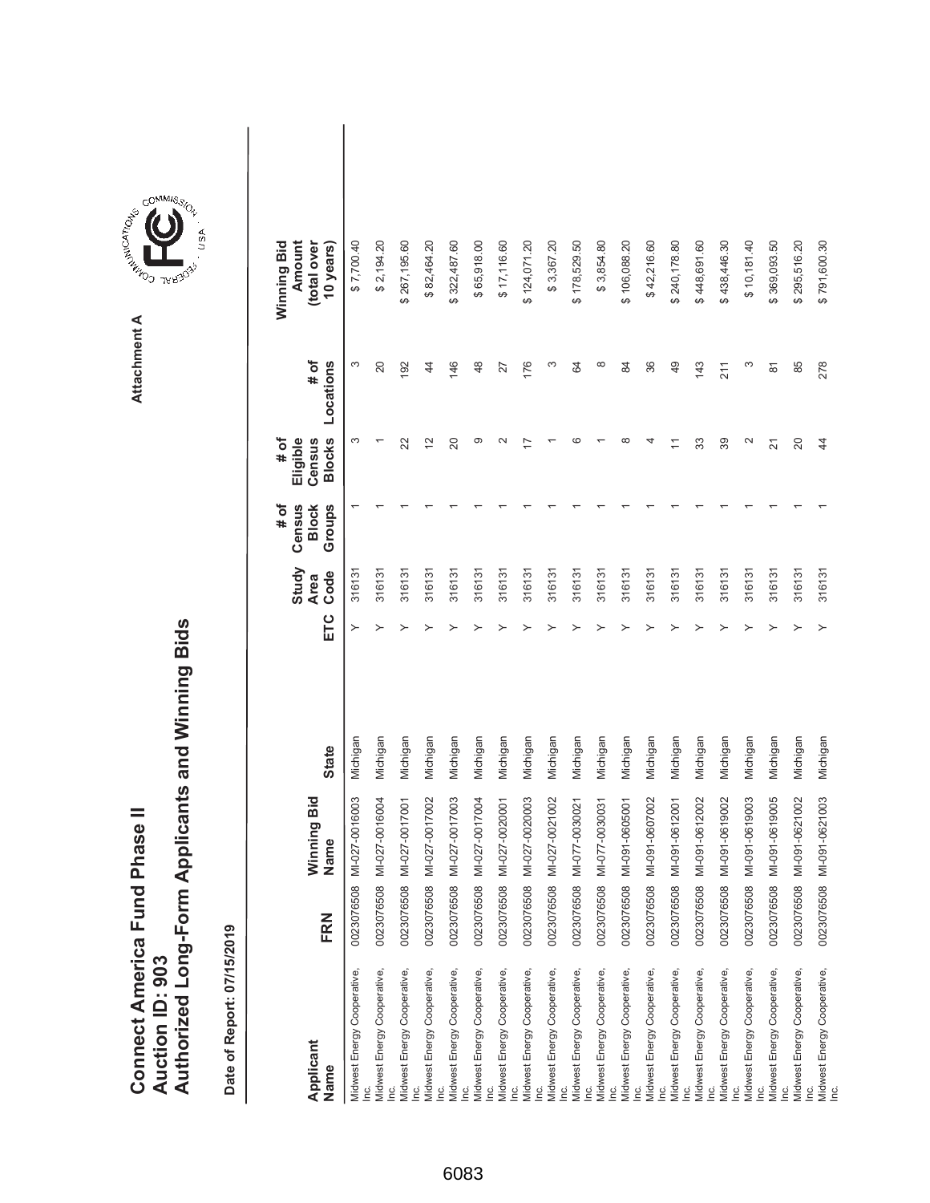# Connect America Fund Phase II
## Auction ID: 903
## Authorized Long-Form Applicants and Winning Bids

Attachment A

**Date of Report: 07/15/2019**

| Applicant Name | FRN | Winning Bid Name | State | ETC | Study Area Code | # of Census Block Groups | # of Eligible Census Blocks | # of Locations | Winning Bid Amount (total over 10 years) |
|---|---|---|---|---|---|---|---|---|---|
| Midwest Energy Cooperative, Inc. | 0023076508 | MI-027-0016003 | Michigan | Y | 316131 | 1 | 3 | 3 | $ 7,700.40 |
| Midwest Energy Cooperative, Inc. | 0023076508 | MI-027-0016004 | Michigan | Y | 316131 | 1 | 1 | 20 | $ 2,194.20 |
| Midwest Energy Cooperative, Inc. | 0023076508 | MI-027-0017001 | Michigan | Y | 316131 | 1 | 22 | 192 | $ 267,195.60 |
| Midwest Energy Cooperative, Inc. | 0023076508 | MI-027-0017002 | Michigan | Y | 316131 | 1 | 12 | 44 | $ 82,464.20 |
| Midwest Energy Cooperative, Inc. | 0023076508 | MI-027-0017003 | Michigan | Y | 316131 | 1 | 20 | 146 | $ 322,487.60 |
| Midwest Energy Cooperative, Inc. | 0023076508 | MI-027-0017004 | Michigan | Y | 316131 | 1 | 9 | 48 | $ 65,918.00 |
| Midwest Energy Cooperative, Inc. | 0023076508 | MI-027-0020001 | Michigan | Y | 316131 | 1 | 2 | 27 | $ 17,116.60 |
| Midwest Energy Cooperative, Inc. | 0023076508 | MI-027-0020003 | Michigan | Y | 316131 | 1 | 17 | 176 | $ 124,071.20 |
| Midwest Energy Cooperative, Inc. | 0023076508 | MI-027-0021002 | Michigan | Y | 316131 | 1 | 1 | 3 | $ 3,367.20 |
| Midwest Energy Cooperative, Inc. | 0023076508 | MI-077-0030021 | Michigan | Y | 316131 | 1 | 6 | 64 | $ 178,529.50 |
| Midwest Energy Cooperative, Inc. | 0023076508 | MI-077-0030031 | Michigan | Y | 316131 | 1 | 1 | 8 | $ 3,854.80 |
| Midwest Energy Cooperative, Inc. | 0023076508 | MI-091-0605001 | Michigan | Y | 316131 | 1 | 8 | 84 | $ 106,088.20 |
| Midwest Energy Cooperative, Inc. | 0023076508 | MI-091-0607002 | Michigan | Y | 316131 | 1 | 4 | 36 | $ 42,216.60 |
| Midwest Energy Cooperative, Inc. | 0023076508 | MI-091-0612001 | Michigan | Y | 316131 | 1 | 11 | 49 | $ 240,178.80 |
| Midwest Energy Cooperative, Inc. | 0023076508 | MI-091-0612002 | Michigan | Y | 316131 | 1 | 33 | 143 | $ 448,691.60 |
| Midwest Energy Cooperative, Inc. | 0023076508 | MI-091-0619002 | Michigan | Y | 316131 | 1 | 39 | 211 | $ 438,446.30 |
| Midwest Energy Cooperative, Inc. | 0023076508 | MI-091-0619003 | Michigan | Y | 316131 | 1 | 2 | 3 | $ 10,181.40 |
| Midwest Energy Cooperative, Inc. | 0023076508 | MI-091-0619005 | Michigan | Y | 316131 | 1 | 21 | 81 | $ 369,093.50 |
| Midwest Energy Cooperative, Inc. | 0023076508 | MI-091-0621002 | Michigan | Y | 316131 | 1 | 20 | 85 | $ 295,516.20 |
| Midwest Energy Cooperative, Inc. | 0023076508 | MI-091-0621003 | Michigan | Y | 316131 | 1 | 44 | 278 | $ 791,600.30 |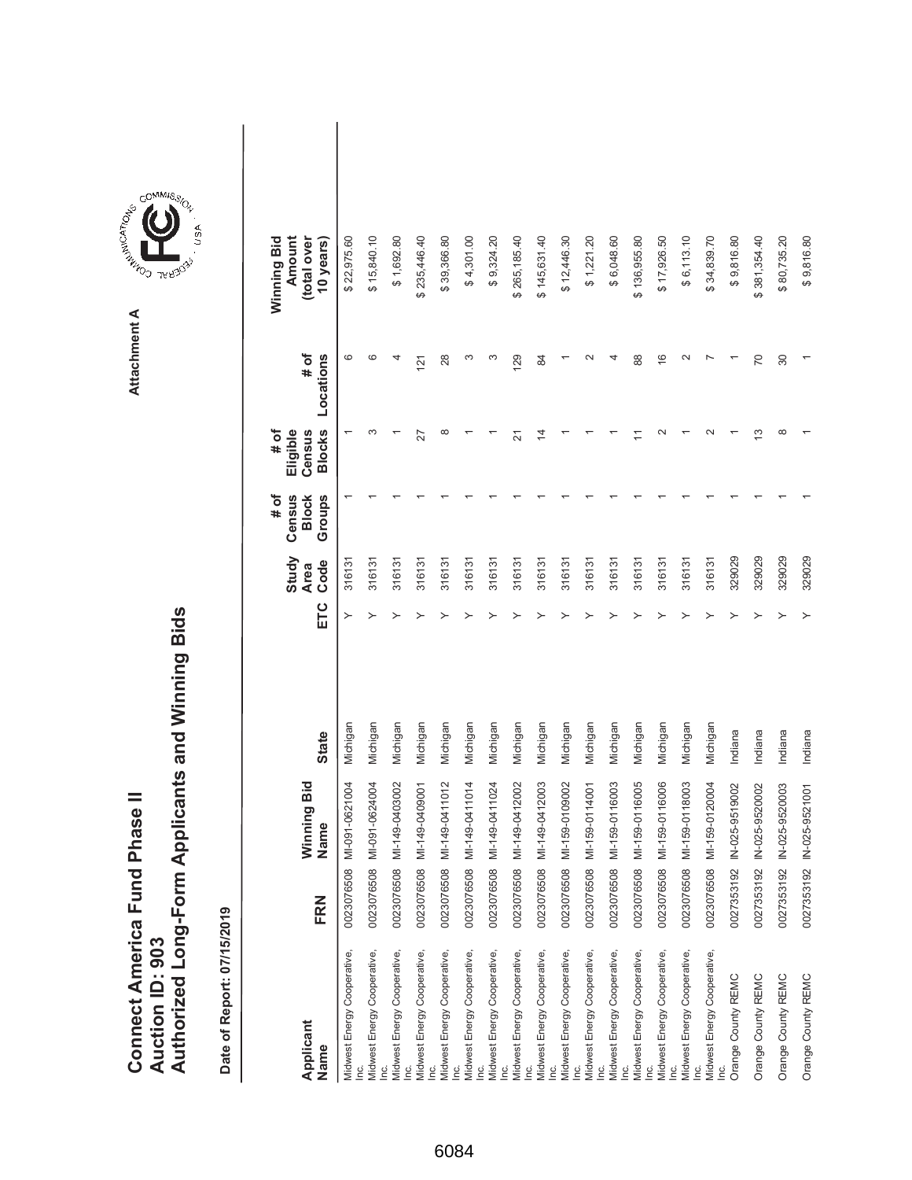# Connect America Fund Phase II
# Auction ID: 903
# Authorized Long-Form Applicants and Winning Bids

**Attachment A**

**Date of Report: 07/15/2019**

| Applicant Name | FRN | Winning Bid Name | State | ETC | Study Area Code | # of Census Block Groups | # of Eligible Census Blocks | # of Locations | Winning Bid Amount (total over 10 years) |
|---|---|---|---|---|---|---|---|---|---|
| Midwest Energy Cooperative, Inc. | 0023076508 | MI-091-0621004 | Michigan | Y | 316131 | 1 | 1 | 6 | $ 22,975.60 |
| Midwest Energy Cooperative, Inc. | 0023076508 | MI-091-0624004 | Michigan | Y | 316131 | 1 | 3 | 6 | $ 15,840.10 |
| Midwest Energy Cooperative, Inc. | 0023076508 | MI-149-0403002 | Michigan | Y | 316131 | 1 | 1 | 4 | $ 1,692.80 |
| Midwest Energy Cooperative, Inc. | 0023076508 | MI-149-0409001 | Michigan | Y | 316131 | 1 | 27 | 121 | $ 235,446.40 |
| Midwest Energy Cooperative, Inc. | 0023076508 | MI-149-0411012 | Michigan | Y | 316131 | 1 | 8 | 28 | $ 39,366.80 |
| Midwest Energy Cooperative, Inc. | 0023076508 | MI-149-0411014 | Michigan | Y | 316131 | 1 | 1 | 3 | $ 4,301.00 |
| Midwest Energy Cooperative, Inc. | 0023076508 | MI-149-0411024 | Michigan | Y | 316131 | 1 | 1 | 3 | $ 9,324.20 |
| Midwest Energy Cooperative, Inc. | 0023076508 | MI-149-0412002 | Michigan | Y | 316131 | 1 | 21 | 129 | $ 265,185.40 |
| Midwest Energy Cooperative, Inc. | 0023076508 | MI-149-0412003 | Michigan | Y | 316131 | 1 | 14 | 84 | $ 145,631.40 |
| Midwest Energy Cooperative, Inc. | 0023076508 | MI-159-0109002 | Michigan | Y | 316131 | 1 | 1 | 1 | $ 12,446.30 |
| Midwest Energy Cooperative, Inc. | 0023076508 | MI-159-0114001 | Michigan | Y | 316131 | 1 | 1 | 2 | $ 1,221.20 |
| Midwest Energy Cooperative, Inc. | 0023076508 | MI-159-0116003 | Michigan | Y | 316131 | 1 | 1 | 4 | $ 6,048.60 |
| Midwest Energy Cooperative, Inc. | 0023076508 | MI-159-0116005 | Michigan | Y | 316131 | 1 | 11 | 88 | $ 136,955.80 |
| Midwest Energy Cooperative, Inc. | 0023076508 | MI-159-0116006 | Michigan | Y | 316131 | 1 | 2 | 16 | $ 17,926.50 |
| Midwest Energy Cooperative, Inc. | 0023076508 | MI-159-0118003 | Michigan | Y | 316131 | 1 | 1 | 2 | $ 6,113.10 |
| Midwest Energy Cooperative, Inc. | 0023076508 | MI-159-0120004 | Michigan | Y | 316131 | 1 | 2 | 7 | $ 34,839.70 |
| Orange County REMC | 0027353192 | IN-025-9519002 | Indiana | Y | 329029 | 1 | 1 | 1 | $ 9,816.80 |
| Orange County REMC | 0027353192 | IN-025-9520002 | Indiana | Y | 329029 | 1 | 13 | 70 | $ 381,354.40 |
| Orange County REMC | 0027353192 | IN-025-9520003 | Indiana | Y | 329029 | 1 | 8 | 30 | $ 80,735.20 |
| Orange County REMC | 0027353192 | IN-025-9521001 | Indiana | Y | 329029 | 1 | 1 | 1 | $ 9,816.80 |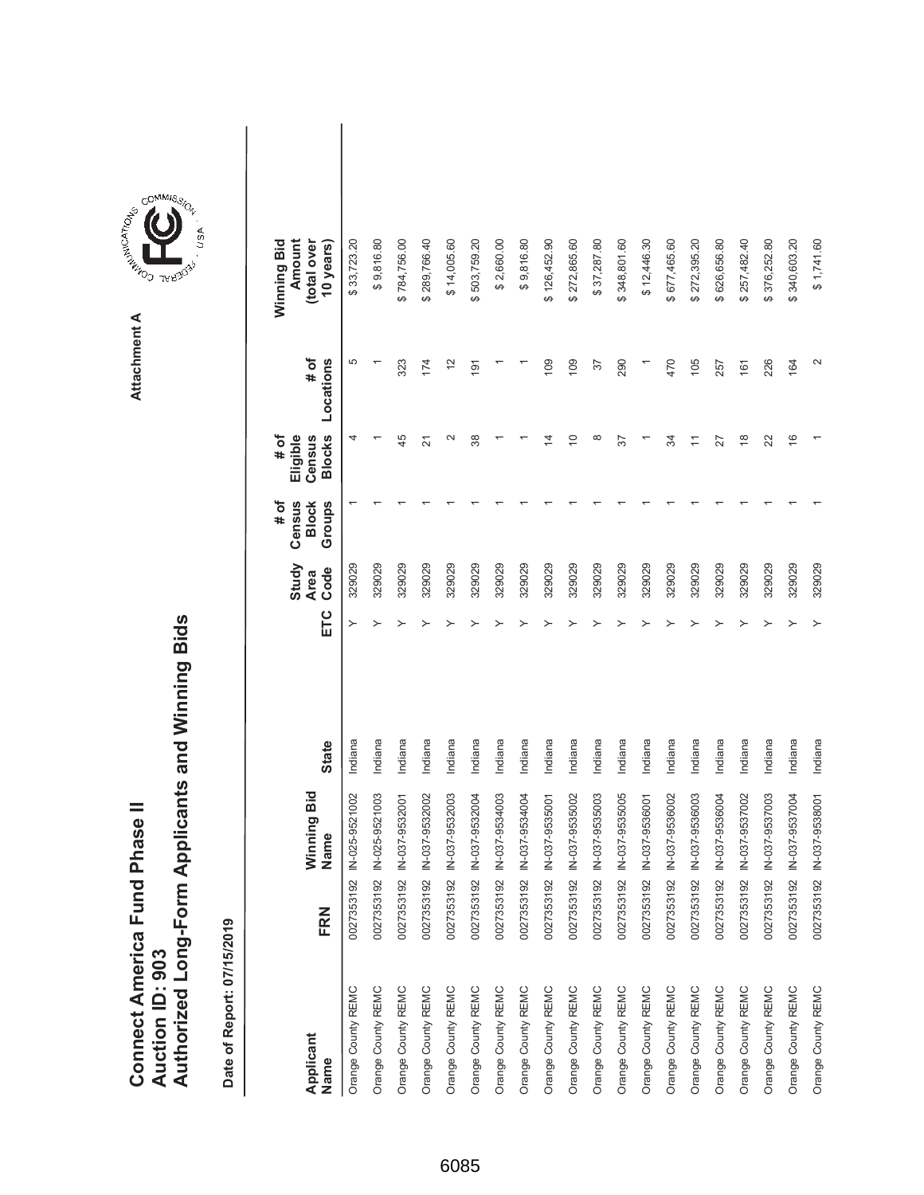# Connect America Fund Phase II
# Auction ID: 903
# Authorized Long-Form Applicants and Winning Bids

Attachment A

**Date of Report: 07/15/2019**

| Applicant Name | FRN | Winning Bid Name | State | ETC | Study Area Code | # of Census Block Groups | # of Eligible Census Blocks | # of Locations | Winning Bid Amount (total over 10 years) |
|---|---|---|---|---|---|---|---|---|---|
| Orange County REMC | 0027353192 | IN-025-9521002 | Indiana | Y | 329029 | 1 | 4 | 5 | $ 33,723.20 |
| Orange County REMC | 0027353192 | IN-025-9521003 | Indiana | Y | 329029 | 1 | 1 | 1 | $ 9,816.80 |
| Orange County REMC | 0027353192 | IN-037-9532001 | Indiana | Y | 329029 | 1 | 45 | 323 | $ 784,756.00 |
| Orange County REMC | 0027353192 | IN-037-9532002 | Indiana | Y | 329029 | 1 | 21 | 174 | $ 289,766.40 |
| Orange County REMC | 0027353192 | IN-037-9532003 | Indiana | Y | 329029 | 1 | 2 | 12 | $ 14,005.60 |
| Orange County REMC | 0027353192 | IN-037-9532004 | Indiana | Y | 329029 | 1 | 38 | 191 | $ 503,759.20 |
| Orange County REMC | 0027353192 | IN-037-9534003 | Indiana | Y | 329029 | 1 | 1 | 1 | $ 2,660.00 |
| Orange County REMC | 0027353192 | IN-037-9534004 | Indiana | Y | 329029 | 1 | 1 | 1 | $ 9,816.80 |
| Orange County REMC | 0027353192 | IN-037-9535001 | Indiana | Y | 329029 | 1 | 14 | 109 | $ 126,452.90 |
| Orange County REMC | 0027353192 | IN-037-9535002 | Indiana | Y | 329029 | 1 | 10 | 109 | $ 272,865.60 |
| Orange County REMC | 0027353192 | IN-037-9535003 | Indiana | Y | 329029 | 1 | 8 | 37 | $ 37,287.80 |
| Orange County REMC | 0027353192 | IN-037-9535005 | Indiana | Y | 329029 | 1 | 37 | 290 | $ 348,801.60 |
| Orange County REMC | 0027353192 | IN-037-9536001 | Indiana | Y | 329029 | 1 | 1 | 1 | $ 12,446.30 |
| Orange County REMC | 0027353192 | IN-037-9536002 | Indiana | Y | 329029 | 1 | 34 | 470 | $ 677,465.60 |
| Orange County REMC | 0027353192 | IN-037-9536003 | Indiana | Y | 329029 | 1 | 11 | 105 | $ 272,395.20 |
| Orange County REMC | 0027353192 | IN-037-9536004 | Indiana | Y | 329029 | 1 | 27 | 257 | $ 626,656.80 |
| Orange County REMC | 0027353192 | IN-037-9537002 | Indiana | Y | 329029 | 1 | 18 | 161 | $ 257,482.40 |
| Orange County REMC | 0027353192 | IN-037-9537003 | Indiana | Y | 329029 | 1 | 22 | 226 | $ 376,252.80 |
| Orange County REMC | 0027353192 | IN-037-9537004 | Indiana | Y | 329029 | 1 | 16 | 164 | $ 340,603.20 |
| Orange County REMC | 0027353192 | IN-037-9538001 | Indiana | Y | 329029 | 1 | 1 | 2 | $ 1,741.60 |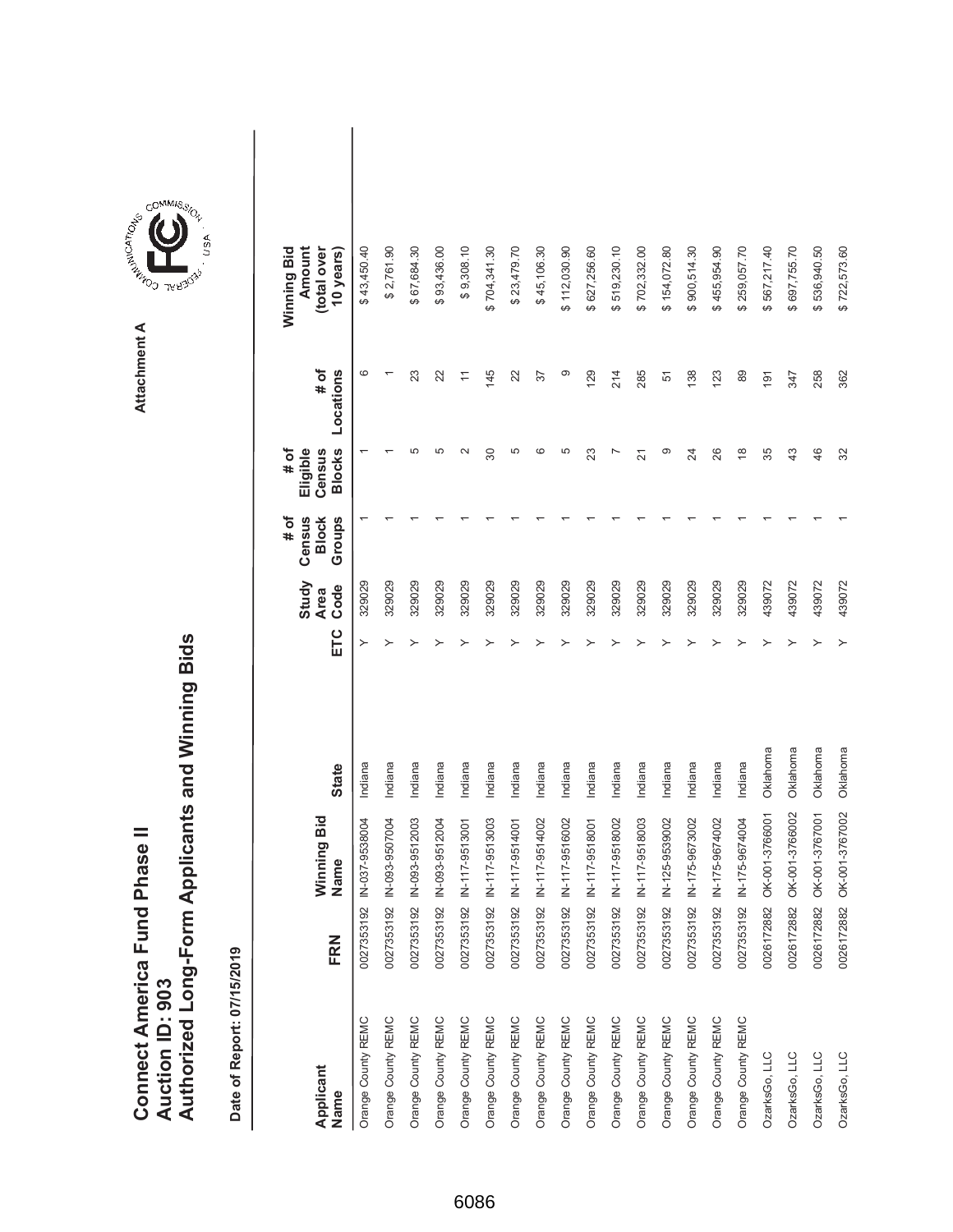# Connect America Fund Phase II
# Auction ID: 903
# Authorized Long-Form Applicants and Winning Bids

Attachment A

**Date of Report: 07/15/2019**

| Applicant Name | FRN | Winning Bid Name | State | ETC | Study Area Code | # of Census Block Groups | # of Eligible Census Blocks | # of Locations | Winning Bid Amount (total over 10 years) |
|---|---|---|---|---|---|---|---|---|---|
| Orange County REMC | 0027353192 | IN-037-9538004 | Indiana | Y | 329029 | 1 | 1 | 6 | $ 43,450.40 |
| Orange County REMC | 0027353192 | IN-093-9507004 | Indiana | Y | 329029 | 1 | 1 | 1 | $ 2,761.90 |
| Orange County REMC | 0027353192 | IN-093-9512003 | Indiana | Y | 329029 | 1 | 5 | 23 | $ 67,684.30 |
| Orange County REMC | 0027353192 | IN-093-9512004 | Indiana | Y | 329029 | 1 | 5 | 22 | $ 93,436.00 |
| Orange County REMC | 0027353192 | IN-117-9513001 | Indiana | Y | 329029 | 1 | 2 | 11 | $ 9,308.10 |
| Orange County REMC | 0027353192 | IN-117-9513003 | Indiana | Y | 329029 | 1 | 30 | 145 | $ 704,341.30 |
| Orange County REMC | 0027353192 | IN-117-9514001 | Indiana | Y | 329029 | 1 | 5 | 22 | $ 23,479.70 |
| Orange County REMC | 0027353192 | IN-117-9514002 | Indiana | Y | 329029 | 1 | 6 | 37 | $ 45,106.30 |
| Orange County REMC | 0027353192 | IN-117-9516002 | Indiana | Y | 329029 | 1 | 5 | 9 | $ 112,030.90 |
| Orange County REMC | 0027353192 | IN-117-9518001 | Indiana | Y | 329029 | 1 | 23 | 129 | $ 627,256.60 |
| Orange County REMC | 0027353192 | IN-117-9518002 | Indiana | Y | 329029 | 1 | 7 | 214 | $ 519,230.10 |
| Orange County REMC | 0027353192 | IN-117-9518003 | Indiana | Y | 329029 | 1 | 21 | 285 | $ 702,332.00 |
| Orange County REMC | 0027353192 | IN-125-9539002 | Indiana | Y | 329029 | 1 | 9 | 51 | $ 154,072.80 |
| Orange County REMC | 0027353192 | IN-175-9673002 | Indiana | Y | 329029 | 1 | 24 | 138 | $ 900,514.30 |
| Orange County REMC | 0027353192 | IN-175-9674002 | Indiana | Y | 329029 | 1 | 26 | 123 | $ 455,954.90 |
| Orange County REMC | 0027353192 | IN-175-9674004 | Indiana | Y | 329029 | 1 | 18 | 89 | $ 259,057.70 |
| OzarksGo, LLC | 0026172882 | OK-001-3766001 | Oklahoma | Y | 439072 | 1 | 35 | 191 | $ 567,217.40 |
| OzarksGo, LLC | 0026172882 | OK-001-3766002 | Oklahoma | Y | 439072 | 1 | 43 | 347 | $ 697,755.70 |
| OzarksGo, LLC | 0026172882 | OK-001-3767001 | Oklahoma | Y | 439072 | 1 | 46 | 258 | $ 536,940.50 |
| OzarksGo, LLC | 0026172882 | OK-001-3767002 | Oklahoma | Y | 439072 | 1 | 32 | 362 | $ 722,573.60 |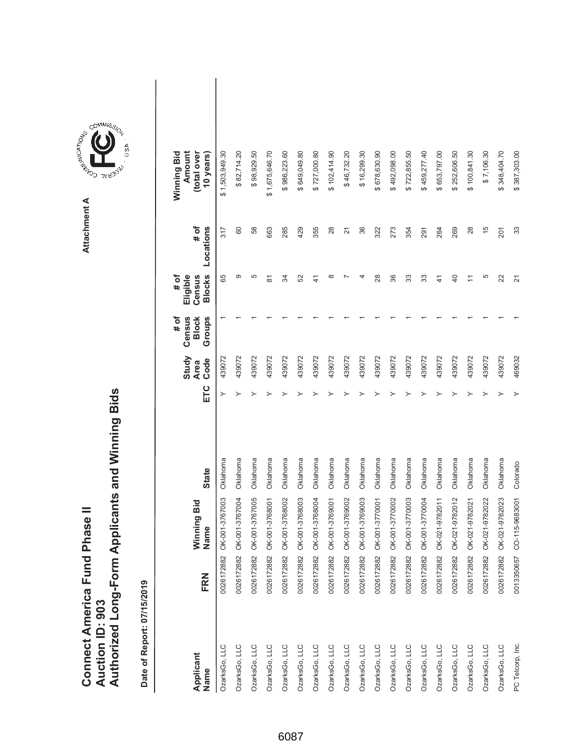# Connect America Fund Phase II
# Auction ID: 903
# Authorized Long-Form Applicants and Winning Bids

Attachment A

**Date of Report: 07/15/2019**

| Applicant Name | FRN | Winning Bid Name | State | ETC | Study Area Code | # of Census Block Groups | # of Eligible Census Blocks | # of Locations | Winning Bid Amount (total over 10 years) |
|---|---|---|---|---|---|---|---|---|---|
| OzarksGo, LLC | 0026172882 | OK-001-3767003 | Oklahoma | Y | 439072 | 1 | 65 | 317 | $ 1,503,949.30 |
| OzarksGo, LLC | 0026172882 | OK-001-3767004 | Oklahoma | Y | 439072 | 1 | 9 | 60 | $ 82,714.20 |
| OzarksGo, LLC | 0026172882 | OK-001-3767005 | Oklahoma | Y | 439072 | 1 | 5 | 58 | $ 98,929.50 |
| OzarksGo, LLC | 0026172882 | OK-001-3768001 | Oklahoma | Y | 439072 | 1 | 81 | 663 | $ 1,675,646.70 |
| OzarksGo, LLC | 0026172882 | OK-001-3768002 | Oklahoma | Y | 439072 | 1 | 34 | 285 | $ 986,223.60 |
| OzarksGo, LLC | 0026172882 | OK-001-3768003 | Oklahoma | Y | 439072 | 1 | 52 | 429 | $ 649,049.80 |
| OzarksGo, LLC | 0026172882 | OK-001-3768004 | Oklahoma | Y | 439072 | 1 | 41 | 355 | $ 727,000.80 |
| OzarksGo, LLC | 0026172882 | OK-001-3769001 | Oklahoma | Y | 439072 | 1 | 8 | 28 | $ 102,414.90 |
| OzarksGo, LLC | 0026172882 | OK-001-3769002 | Oklahoma | Y | 439072 | 1 | 7 | 21 | $ 46,732.20 |
| OzarksGo, LLC | 0026172882 | OK-001-3769003 | Oklahoma | Y | 439072 | 1 | 4 | 36 | $ 16,299.30 |
| OzarksGo, LLC | 0026172882 | OK-001-3770001 | Oklahoma | Y | 439072 | 1 | 28 | 322 | $ 678,630.90 |
| OzarksGo, LLC | 0026172882 | OK-001-3770002 | Oklahoma | Y | 439072 | 1 | 36 | 273 | $ 492,098.00 |
| OzarksGo, LLC | 0026172882 | OK-001-3770003 | Oklahoma | Y | 439072 | 1 | 33 | 354 | $ 722,855.50 |
| OzarksGo, LLC | 0026172882 | OK-001-3770004 | Oklahoma | Y | 439072 | 1 | 33 | 291 | $ 459,277.40 |
| OzarksGo, LLC | 0026172882 | OK-021-9782011 | Oklahoma | Y | 439072 | 1 | 41 | 264 | $ 653,797.00 |
| OzarksGo, LLC | 0026172882 | OK-021-9782012 | Oklahoma | Y | 439072 | 1 | 40 | 269 | $ 252,606.50 |
| OzarksGo, LLC | 0026172882 | OK-021-9782021 | Oklahoma | Y | 439072 | 1 | 11 | 28 | $ 100,841.30 |
| OzarksGo, LLC | 0026172882 | OK-021-9782022 | Oklahoma | Y | 439072 | 1 | 5 | 15 | $ 7,106.30 |
| OzarksGo, LLC | 0026172882 | OK-021-9782023 | Oklahoma | Y | 439072 | 1 | 22 | 201 | $ 348,404.70 |
| PC Telcorp, Inc. | 0013350657 | CO-115-9683001 | Colorado | Y | 469032 | 1 | 21 | 33 | $ 387,303.00 |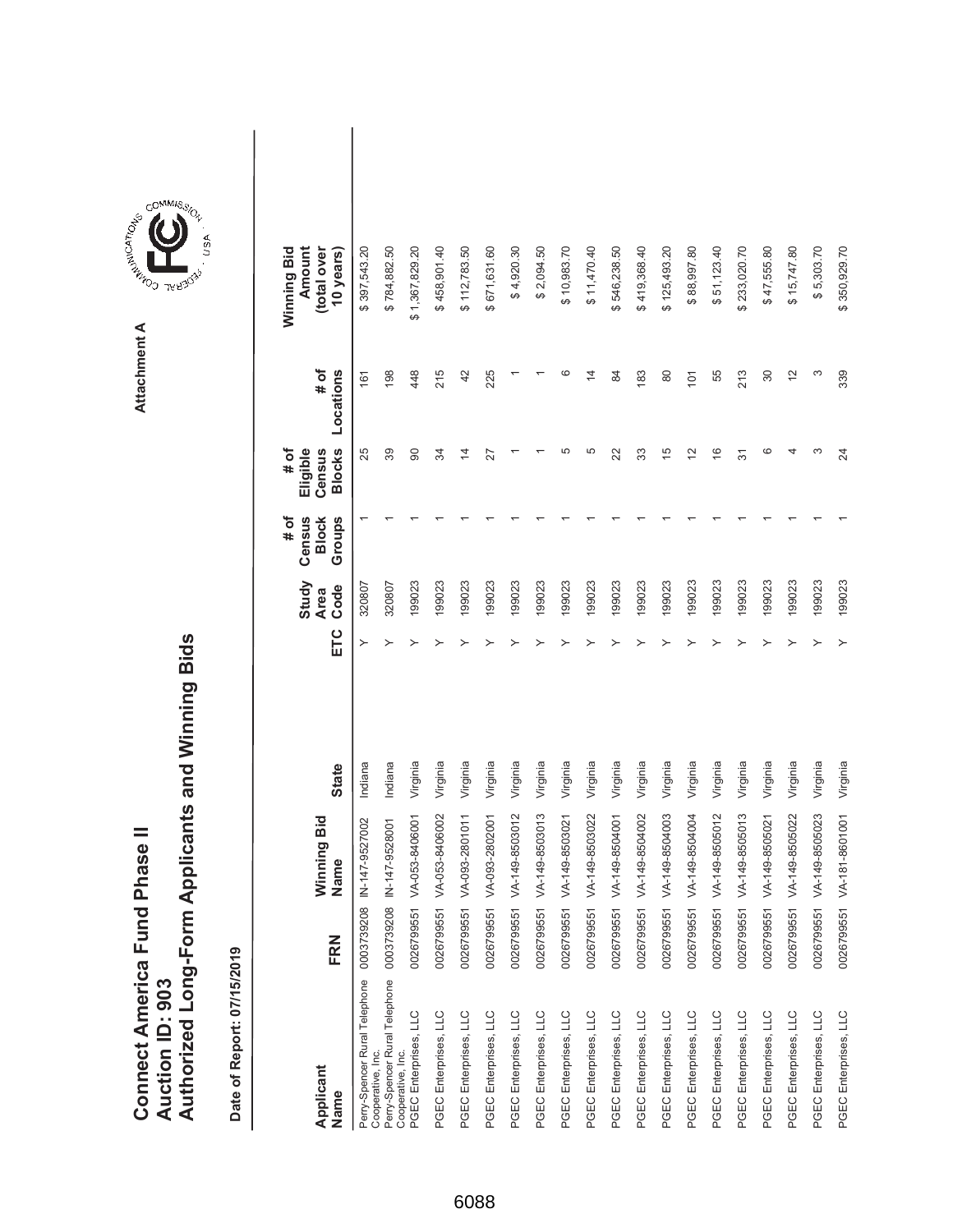# Connect America Fund Phase II
# Auction ID: 903
# Authorized Long-Form Applicants and Winning Bids

Attachment A

Date of Report: 07/15/2019

| Applicant Name | FRN | Winning Bid Name | State | ETC | Study Area Code | # of Census Block Groups | # of Eligible Census Blocks | # of Locations | Winning Bid Amount (total over 10 years) |
|---|---|---|---|---|---|---|---|---|---|
| Perry-Spencer Rural Telephone Cooperative, Inc. | 0003739208 | IN-147-9527002 | Indiana | Y | 320807 | 1 | 25 | 161 | $ 397,543.20 |
| Perry-Spencer Rural Telephone Cooperative, Inc. | 0003739208 | IN-147-9528001 | Indiana | Y | 320807 | 1 | 39 | 198 | $ 784,882.50 |
| PGEC Enterprises, LLC | 0026799551 | VA-053-8406001 | Virginia | Y | 199023 | 1 | 90 | 448 | $ 1,367,829.20 |
| PGEC Enterprises, LLC | 0026799551 | VA-053-8406002 | Virginia | Y | 199023 | 1 | 34 | 215 | $ 458,901.40 |
| PGEC Enterprises, LLC | 0026799551 | VA-093-2801011 | Virginia | Y | 199023 | 1 | 14 | 42 | $ 112,783.50 |
| PGEC Enterprises, LLC | 0026799551 | VA-093-2802001 | Virginia | Y | 199023 | 1 | 27 | 225 | $ 671,631.60 |
| PGEC Enterprises, LLC | 0026799551 | VA-149-8503012 | Virginia | Y | 199023 | 1 | 1 | 1 | $ 4,920.30 |
| PGEC Enterprises, LLC | 0026799551 | VA-149-8503013 | Virginia | Y | 199023 | 1 | 1 | 1 | $ 2,094.50 |
| PGEC Enterprises, LLC | 0026799551 | VA-149-8503021 | Virginia | Y | 199023 | 1 | 5 | 6 | $ 10,983.70 |
| PGEC Enterprises, LLC | 0026799551 | VA-149-8503022 | Virginia | Y | 199023 | 1 | 5 | 14 | $ 11,470.40 |
| PGEC Enterprises, LLC | 0026799551 | VA-149-8504001 | Virginia | Y | 199023 | 1 | 22 | 84 | $ 546,238.50 |
| PGEC Enterprises, LLC | 0026799551 | VA-149-8504002 | Virginia | Y | 199023 | 1 | 33 | 183 | $ 419,368.40 |
| PGEC Enterprises, LLC | 0026799551 | VA-149-8504003 | Virginia | Y | 199023 | 1 | 15 | 80 | $ 125,493.20 |
| PGEC Enterprises, LLC | 0026799551 | VA-149-8504004 | Virginia | Y | 199023 | 1 | 12 | 101 | $ 88,997.80 |
| PGEC Enterprises, LLC | 0026799551 | VA-149-8505012 | Virginia | Y | 199023 | 1 | 16 | 55 | $ 51,123.40 |
| PGEC Enterprises, LLC | 0026799551 | VA-149-8505013 | Virginia | Y | 199023 | 1 | 31 | 213 | $ 233,020.70 |
| PGEC Enterprises, LLC | 0026799551 | VA-149-8505021 | Virginia | Y | 199023 | 1 | 6 | 30 | $ 47,555.80 |
| PGEC Enterprises, LLC | 0026799551 | VA-149-8505022 | Virginia | Y | 199023 | 1 | 4 | 12 | $ 15,747.80 |
| PGEC Enterprises, LLC | 0026799551 | VA-149-8505023 | Virginia | Y | 199023 | 1 | 3 | 3 | $ 5,303.70 |
| PGEC Enterprises, LLC | 0026799551 | VA-181-8601001 | Virginia | Y | 199023 | 1 | 24 | 339 | $ 350,929.70 |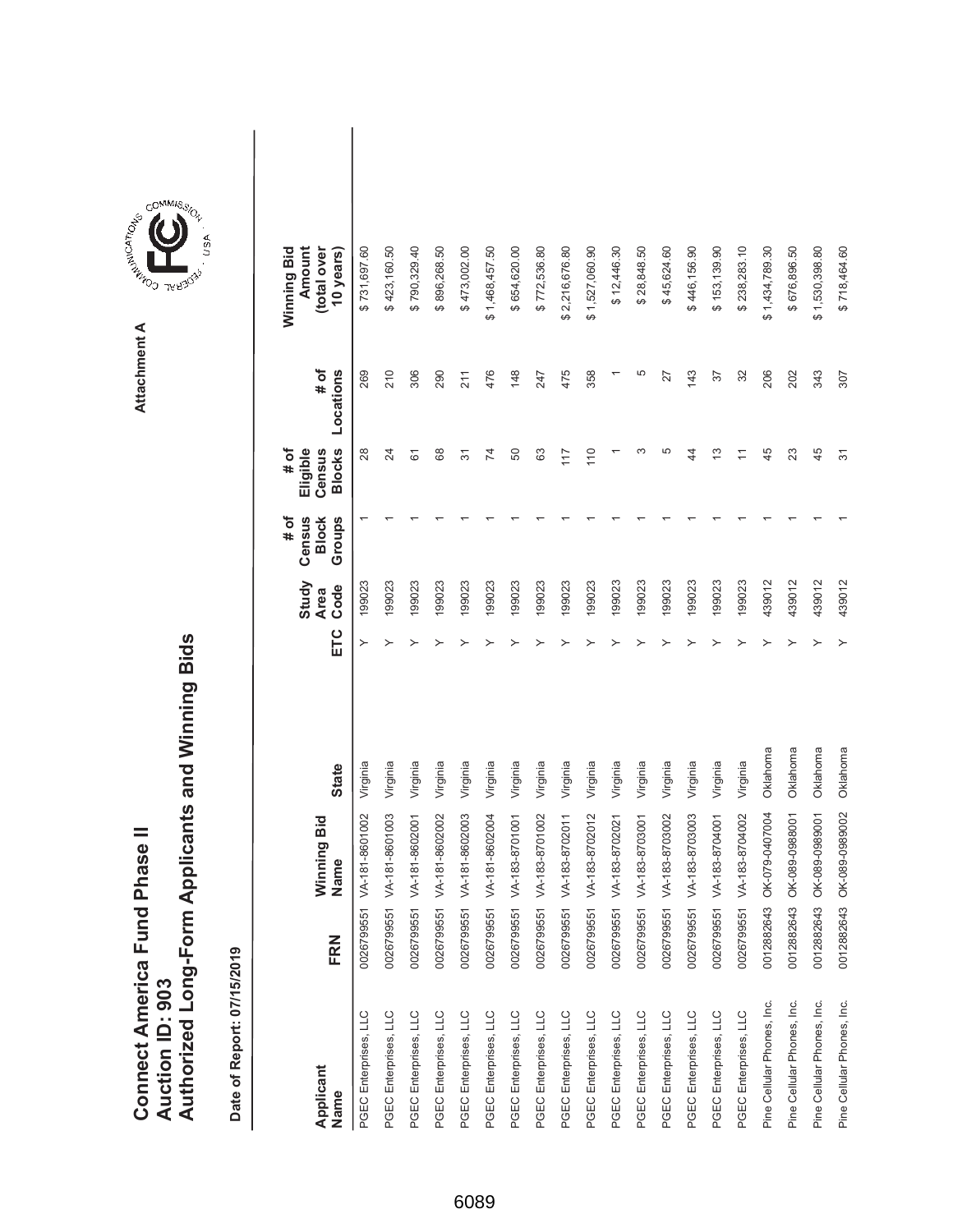# Connect America Fund Phase II
## Auction ID: 903
## Authorized Long-Form Applicants and Winning Bids

Attachment A

**Date of Report: 07/15/2019**

| Applicant Name | FRN | Winning Bid Name | State | ETC | Study Area Code | # of Census Block Groups | # of Eligible Census Blocks | # of Locations | Winning Bid Amount (total over 10 years) |
|---|---|---|---|---|---|---|---|---|---|
| PGEC Enterprises, LLC | 0026799551 | VA-181-8601002 | Virginia | Y | 199023 | 1 | 28 | 269 | $ 731,697.60 |
| PGEC Enterprises, LLC | 0026799551 | VA-181-8601003 | Virginia | Y | 199023 | 1 | 24 | 210 | $ 423,160.50 |
| PGEC Enterprises, LLC | 0026799551 | VA-181-8602001 | Virginia | Y | 199023 | 1 | 61 | 306 | $ 790,329.40 |
| PGEC Enterprises, LLC | 0026799551 | VA-181-8602002 | Virginia | Y | 199023 | 1 | 68 | 290 | $ 896,268.50 |
| PGEC Enterprises, LLC | 0026799551 | VA-181-8602003 | Virginia | Y | 199023 | 1 | 31 | 211 | $ 473,002.00 |
| PGEC Enterprises, LLC | 0026799551 | VA-181-8602004 | Virginia | Y | 199023 | 1 | 74 | 476 | $ 1,468,457.50 |
| PGEC Enterprises, LLC | 0026799551 | VA-183-8701001 | Virginia | Y | 199023 | 1 | 50 | 148 | $ 654,620.00 |
| PGEC Enterprises, LLC | 0026799551 | VA-183-8701002 | Virginia | Y | 199023 | 1 | 63 | 247 | $ 772,536.80 |
| PGEC Enterprises, LLC | 0026799551 | VA-183-8702011 | Virginia | Y | 199023 | 1 | 117 | 475 | $ 2,216,676.80 |
| PGEC Enterprises, LLC | 0026799551 | VA-183-8702012 | Virginia | Y | 199023 | 1 | 110 | 358 | $ 1,527,060.90 |
| PGEC Enterprises, LLC | 0026799551 | VA-183-8702021 | Virginia | Y | 199023 | 1 | 1 | 1 | $ 12,446.30 |
| PGEC Enterprises, LLC | 0026799551 | VA-183-8703001 | Virginia | Y | 199023 | 1 | 3 | 5 | $ 28,848.50 |
| PGEC Enterprises, LLC | 0026799551 | VA-183-8703002 | Virginia | Y | 199023 | 1 | 5 | 27 | $ 45,624.60 |
| PGEC Enterprises, LLC | 0026799551 | VA-183-8703003 | Virginia | Y | 199023 | 1 | 44 | 143 | $ 446,156.90 |
| PGEC Enterprises, LLC | 0026799551 | VA-183-8704001 | Virginia | Y | 199023 | 1 | 13 | 37 | $ 153,139.90 |
| PGEC Enterprises, LLC | 0026799551 | VA-183-8704002 | Virginia | Y | 199023 | 1 | 11 | 32 | $ 238,283.10 |
| Pine Cellular Phones, Inc. | 0012882643 | OK-079-0407004 | Oklahoma | Y | 439012 | 1 | 45 | 206 | $ 1,434,789.30 |
| Pine Cellular Phones, Inc. | 0012882643 | OK-089-0988001 | Oklahoma | Y | 439012 | 1 | 23 | 202 | $ 676,896.50 |
| Pine Cellular Phones, Inc. | 0012882643 | OK-089-0989001 | Oklahoma | Y | 439012 | 1 | 45 | 343 | $ 1,530,398.80 |
| Pine Cellular Phones, Inc. | 0012882643 | OK-089-0989002 | Oklahoma | Y | 439012 | 1 | 31 | 307 | $ 718,464.60 |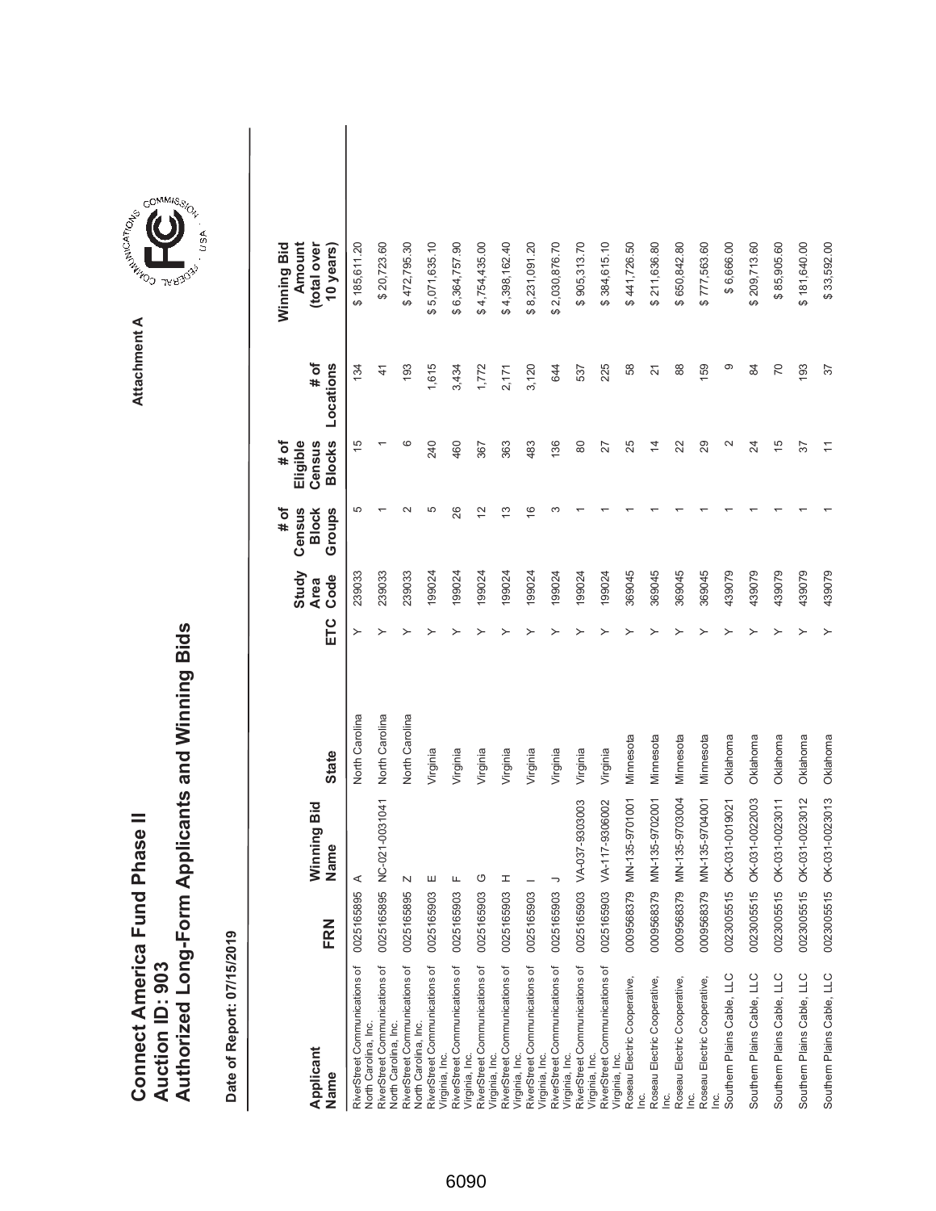# Connect America Fund Phase II
## Auction ID: 903
## Authorized Long-Form Applicants and Winning Bids

Attachment A

**Date of Report: 07/15/2019**

| Applicant Name | FRN | Winning Bid Name | State | ETC | Study Area Code | # of Census Block Groups | # of Eligible Census Blocks | # of Locations | Winning Bid Amount (total over 10 years) |
|---|---|---|---|---|---|---|---|---|---|
| RiverStreet Communications of North Carolina, Inc. | 0025165895 | A | North Carolina | Y | 239033 | 5 | 15 | 134 | $ 185,611.20 |
| RiverStreet Communications of North Carolina, Inc. | 0025165895 | NC-021-0031041 | North Carolina | Y | 239033 | 1 | 1 | 41 | $ 20,723.60 |
| RiverStreet Communications of North Carolina, Inc. | 0025165895 | N | North Carolina | Y | 239033 | 2 | 6 | 193 | $ 472,795.30 |
| RiverStreet Communications of Virginia, Inc. | 0025165903 | E | Virginia | Y | 199024 | 5 | 240 | 1,615 | $ 5,071,635.10 |
| RiverStreet Communications of Virginia, Inc. | 0025165903 | F | Virginia | Y | 199024 | 26 | 460 | 3,434 | $ 6,364,757.90 |
| RiverStreet Communications of Virginia, Inc. | 0025165903 | G | Virginia | Y | 199024 | 12 | 367 | 1,772 | $ 4,754,435.00 |
| RiverStreet Communications of Virginia, Inc. | 0025165903 | H | Virginia | Y | 199024 | 13 | 363 | 2,171 | $ 4,398,162.40 |
| RiverStreet Communications of Virginia, Inc. | 0025165903 | I | Virginia | Y | 199024 | 16 | 483 | 3,120 | $ 8,231,091.20 |
| RiverStreet Communications of Virginia, Inc. | 0025165903 | J | Virginia | Y | 199024 | 3 | 136 | 644 | $ 2,030,876.70 |
| RiverStreet Communications of Virginia, Inc. | 0025165903 | VA-037-9303003 | Virginia | Y | 199024 | 1 | 80 | 537 | $ 905,313.70 |
| RiverStreet Communications of Virginia, Inc. | 0025165903 | VA-117-9306002 | Virginia | Y | 199024 | 1 | 27 | 225 | $ 384,615.10 |
| Roseau Electric Cooperative, Inc. | 0009568379 | MN-135-9701001 | Minnesota | Y | 369045 | 1 | 25 | 58 | $ 441,726.50 |
| Roseau Electric Cooperative, Inc. | 0009568379 | MN-135-9702001 | Minnesota | Y | 369045 | 1 | 14 | 21 | $ 211,636.80 |
| Roseau Electric Cooperative, Inc. | 0009568379 | MN-135-9703004 | Minnesota | Y | 369045 | 1 | 22 | 88 | $ 650,842.80 |
| Roseau Electric Cooperative, Inc. | 0009568379 | MN-135-9704001 | Minnesota | Y | 369045 | 1 | 29 | 159 | $ 777,563.60 |
| Southern Plains Cable, LLC | 0023005515 | OK-031-0019021 | Oklahoma | Y | 439079 | 1 | 2 | 9 | $ 6,666.00 |
| Southern Plains Cable, LLC | 0023005515 | OK-031-0022003 | Oklahoma | Y | 439079 | 1 | 24 | 84 | $ 209,713.60 |
| Southern Plains Cable, LLC | 0023005515 | OK-031-0023011 | Oklahoma | Y | 439079 | 1 | 15 | 70 | $ 85,905.60 |
| Southern Plains Cable, LLC | 0023005515 | OK-031-0023012 | Oklahoma | Y | 439079 | 1 | 37 | 193 | $ 181,640.00 |
| Southern Plains Cable, LLC | 0023005515 | OK-031-0023013 | Oklahoma | Y | 439079 | 1 | 11 | 37 | $ 33,592.00 |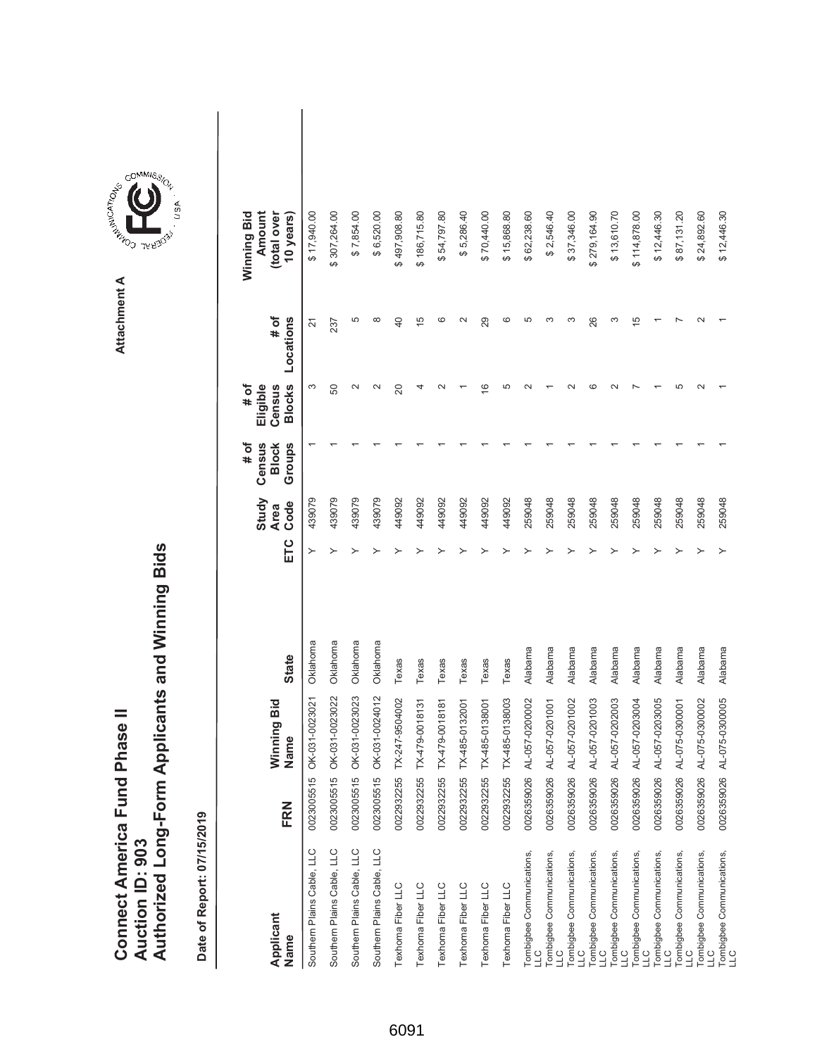# Connect America Fund Phase II
# Auction ID: 903
# Authorized Long-Form Applicants and Winning Bids

Attachment A

**Date of Report: 07/15/2019**

| Applicant Name | FRN | Winning Bid Name | State | ETC | Study Area Code | # of Census Block Groups | # of Eligible Census Blocks | # of Locations | Winning Bid Amount (total over 10 years) |
|---|---|---|---|---|---|---|---|---|---|
| Southern Plains Cable, LLC | 0023005515 | OK-031-0023021 | Oklahoma | Y | 439079 | 1 | 3 | 21 | $ 17,940.00 |
| Southern Plains Cable, LLC | 0023005515 | OK-031-0023022 | Oklahoma | Y | 439079 | 1 | 50 | 237 | $ 307,264.00 |
| Southern Plains Cable, LLC | 0023005515 | OK-031-0023023 | Oklahoma | Y | 439079 | 1 | 2 | 5 | $ 7,854.00 |
| Southern Plains Cable, LLC | 0023005515 | OK-031-0024012 | Oklahoma | Y | 439079 | 1 | 2 | 8 | $ 6,520.00 |
| Texhoma Fiber LLC | 0022932255 | TX-247-9504002 | Texas | Y | 449092 | 1 | 20 | 40 | $ 497,908.80 |
| Texhoma Fiber LLC | 0022932255 | TX-479-0018131 | Texas | Y | 449092 | 1 | 4 | 15 | $ 186,715.80 |
| Texhoma Fiber LLC | 0022932255 | TX-479-0018181 | Texas | Y | 449092 | 1 | 2 | 6 | $ 54,797.80 |
| Texhoma Fiber LLC | 0022932255 | TX-485-0132001 | Texas | Y | 449092 | 1 | 1 | 2 | $ 5,286.40 |
| Texhoma Fiber LLC | 0022932255 | TX-485-0138001 | Texas | Y | 449092 | 1 | 16 | 29 | $ 70,440.00 |
| Texhoma Fiber LLC | 0022932255 | TX-485-0138003 | Texas | Y | 449092 | 1 | 5 | 6 | $ 15,868.80 |
| Tombigbee Communications, LLC | 0026359026 | AL-057-0200002 | Alabama | Y | 259048 | 1 | 2 | 5 | $ 62,238.60 |
| Tombigbee Communications, LLC | 0026359026 | AL-057-0201001 | Alabama | Y | 259048 | 1 | 1 | 3 | $ 2,546.40 |
| Tombigbee Communications, LLC | 0026359026 | AL-057-0201002 | Alabama | Y | 259048 | 1 | 2 | 3 | $ 37,346.00 |
| Tombigbee Communications, LLC | 0026359026 | AL-057-0201003 | Alabama | Y | 259048 | 1 | 6 | 26 | $ 279,164.90 |
| Tombigbee Communications, LLC | 0026359026 | AL-057-0202003 | Alabama | Y | 259048 | 1 | 2 | 3 | $ 13,610.70 |
| Tombigbee Communications, LLC | 0026359026 | AL-057-0203004 | Alabama | Y | 259048 | 1 | 7 | 15 | $ 114,878.00 |
| Tombigbee Communications, LLC | 0026359026 | AL-057-0203005 | Alabama | Y | 259048 | 1 | 1 | 1 | $ 12,446.30 |
| Tombigbee Communications, LLC | 0026359026 | AL-075-0300001 | Alabama | Y | 259048 | 1 | 5 | 7 | $ 87,131.20 |
| Tombigbee Communications, LLC | 0026359026 | AL-075-0300002 | Alabama | Y | 259048 | 1 | 2 | 2 | $ 24,892.60 |
| Tombigbee Communications, LLC | 0026359026 | AL-075-0300005 | Alabama | Y | 259048 | 1 | 1 | 1 | $ 12,446.30 |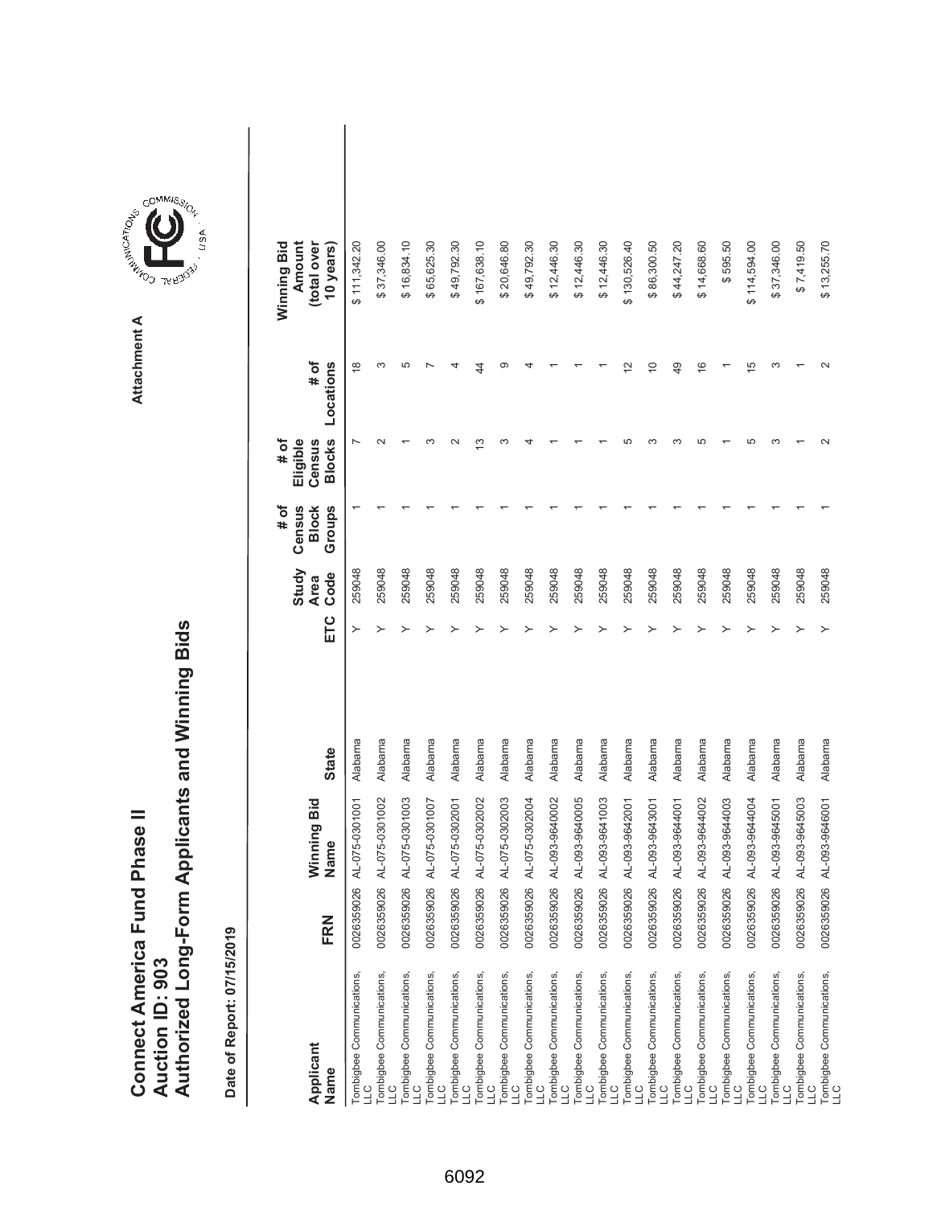# Connect America Fund Phase II
# Auction ID: 903
# Authorized Long-Form Applicants and Winning Bids

Attachment A

Date of Report: 07/15/2019

| Applicant Name | FRN | Winning Bid Name | State | ETC | Study Area Code | # of Census Block Groups | # of Eligible Census Blocks | # of Locations | Winning Bid Amount (total over 10 years) |
|---|---|---|---|---|---|---|---|---|---|
| Tombigbee Communications, LLC | 0026359026 | AL-075-0301001 | Alabama | Y | 259048 | 1 | 7 | 18 | $ 111,342.20 |
| Tombigbee Communications, LLC | 0026359026 | AL-075-0301002 | Alabama | Y | 259048 | 1 | 2 | 3 | $ 37,346.00 |
| Tombigbee Communications, LLC | 0026359026 | AL-075-0301003 | Alabama | Y | 259048 | 1 | 1 | 5 | $ 16,834.10 |
| Tombigbee Communications, LLC | 0026359026 | AL-075-0301007 | Alabama | Y | 259048 | 1 | 3 | 7 | $ 65,625.30 |
| Tombigbee Communications, LLC | 0026359026 | AL-075-0302001 | Alabama | Y | 259048 | 1 | 2 | 4 | $ 49,792.30 |
| Tombigbee Communications, LLC | 0026359026 | AL-075-0302002 | Alabama | Y | 259048 | 1 | 13 | 44 | $ 167,638.10 |
| Tombigbee Communications, LLC | 0026359026 | AL-075-0302003 | Alabama | Y | 259048 | 1 | 3 | 9 | $ 20,646.80 |
| Tombigbee Communications, LLC | 0026359026 | AL-075-0302004 | Alabama | Y | 259048 | 1 | 4 | 4 | $ 49,792.30 |
| Tombigbee Communications, LLC | 0026359026 | AL-093-9640002 | Alabama | Y | 259048 | 1 | 1 | 1 | $ 12,446.30 |
| Tombigbee Communications, LLC | 0026359026 | AL-093-9640005 | Alabama | Y | 259048 | 1 | 1 | 1 | $ 12,446.30 |
| Tombigbee Communications, LLC | 0026359026 | AL-093-9641003 | Alabama | Y | 259048 | 1 | 1 | 1 | $ 12,446.30 |
| Tombigbee Communications, LLC | 0026359026 | AL-093-9642001 | Alabama | Y | 259048 | 1 | 5 | 12 | $ 130,526.40 |
| Tombigbee Communications, LLC | 0026359026 | AL-093-9643001 | Alabama | Y | 259048 | 1 | 3 | 10 | $ 86,300.50 |
| Tombigbee Communications, LLC | 0026359026 | AL-093-9644001 | Alabama | Y | 259048 | 1 | 3 | 49 | $ 44,247.20 |
| Tombigbee Communications, LLC | 0026359026 | AL-093-9644002 | Alabama | Y | 259048 | 1 | 5 | 16 | $ 14,668.60 |
| Tombigbee Communications, LLC | 0026359026 | AL-093-9644003 | Alabama | Y | 259048 | 1 | 1 | 1 | $ 595.50 |
| Tombigbee Communications, LLC | 0026359026 | AL-093-9644004 | Alabama | Y | 259048 | 1 | 5 | 15 | $ 114,594.00 |
| Tombigbee Communications, LLC | 0026359026 | AL-093-9645001 | Alabama | Y | 259048 | 1 | 3 | 3 | $ 37,346.00 |
| Tombigbee Communications, LLC | 0026359026 | AL-093-9645003 | Alabama | Y | 259048 | 1 | 1 | 1 | $ 7,419.50 |
| Tombigbee Communications, LLC | 0026359026 | AL-093-9646001 | Alabama | Y | 259048 | 1 | 2 | 2 | $ 13,255.70 |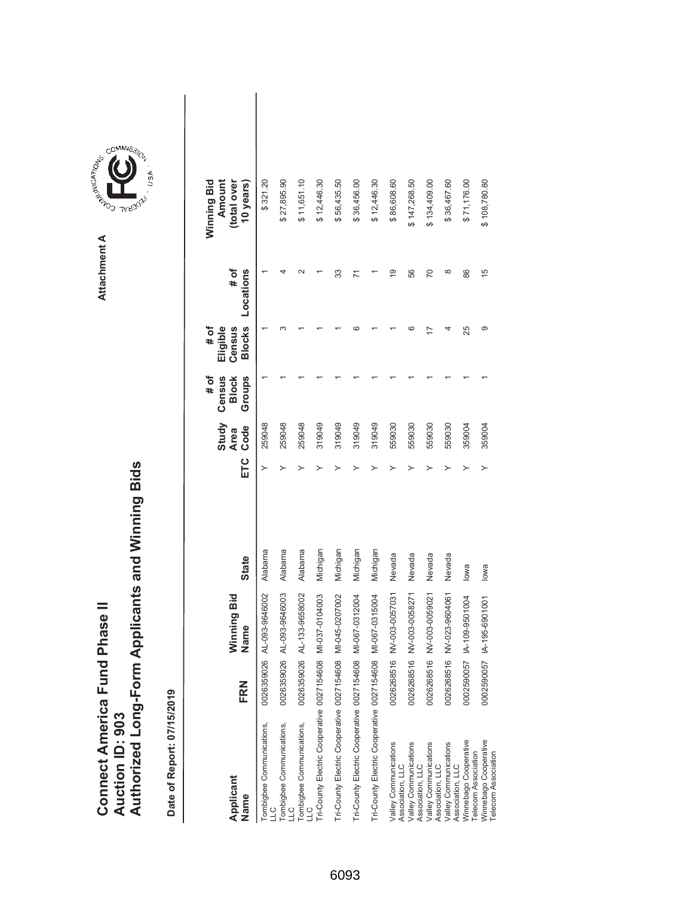# Connect America Fund Phase II
## Auction ID: 903
## Authorized Long-Form Applicants and Winning Bids

Attachment A

**Date of Report: 07/15/2019**

| Applicant Name | FRN | Winning Bid Name | State | ETC | Study Area Code | # of Census Block Groups | # of Eligible Census Blocks | # of Locations | Winning Bid Amount (total over 10 years) |
|---|---|---|---|---|---|---|---|---|---|
| Tombigbee Communications, LLC | 0026359026 | AL-093-9646002 | Alabama | Y | 259048 | 1 | 1 | 1 | $ 321.20 |
| Tombigbee Communications, LLC | 0026359026 | AL-093-9646003 | Alabama | Y | 259048 | 1 | 3 | 4 | $ 27,895.90 |
| Tombigbee Communications, LLC | 0026359026 | AL-133-9658002 | Alabama | Y | 259048 | 1 | 1 | 2 | $ 11,651.10 |
| Tri-County Electric Cooperative | 0027154608 | MI-037-0104003 | Michigan | Y | 319049 | 1 | 1 | 1 | $ 12,446.30 |
| Tri-County Electric Cooperative | 0027154608 | MI-045-0207002 | Michigan | Y | 319049 | 1 | 1 | 33 | $ 56,435.50 |
| Tri-County Electric Cooperative | 0027154608 | MI-067-0312004 | Michigan | Y | 319049 | 1 | 6 | 71 | $ 36,456.00 |
| Tri-County Electric Cooperative | 0027154608 | MI-067-0315004 | Michigan | Y | 319049 | 1 | 1 | 1 | $ 12,446.30 |
| Valley Communications Association, LLC | 0026268516 | NV-003-0057031 | Nevada | Y | 559030 | 1 | 1 | 19 | $ 86,608.60 |
| Valley Communications Association, LLC | 0026268516 | NV-003-0058271 | Nevada | Y | 559030 | 1 | 6 | 56 | $ 147,268.50 |
| Valley Communications Association, LLC | 0026268516 | NV-003-0059021 | Nevada | Y | 559030 | 1 | 17 | 70 | $ 134,409.00 |
| Valley Communications Association, LLC | 0026268516 | NV-023-9604061 | Nevada | Y | 559030 | 1 | 4 | 8 | $ 36,467.60 |
| Winnebago Cooperative Telecom Association | 0002590057 | IA-109-9501004 | Iowa | Y | 359004 | 1 | 25 | 86 | $ 71,176.00 |
| Winnebago Cooperative Telecom Association | 0002590057 | IA-195-6901001 | Iowa | Y | 359004 | 1 | 9 | 15 | $ 108,780.80 |